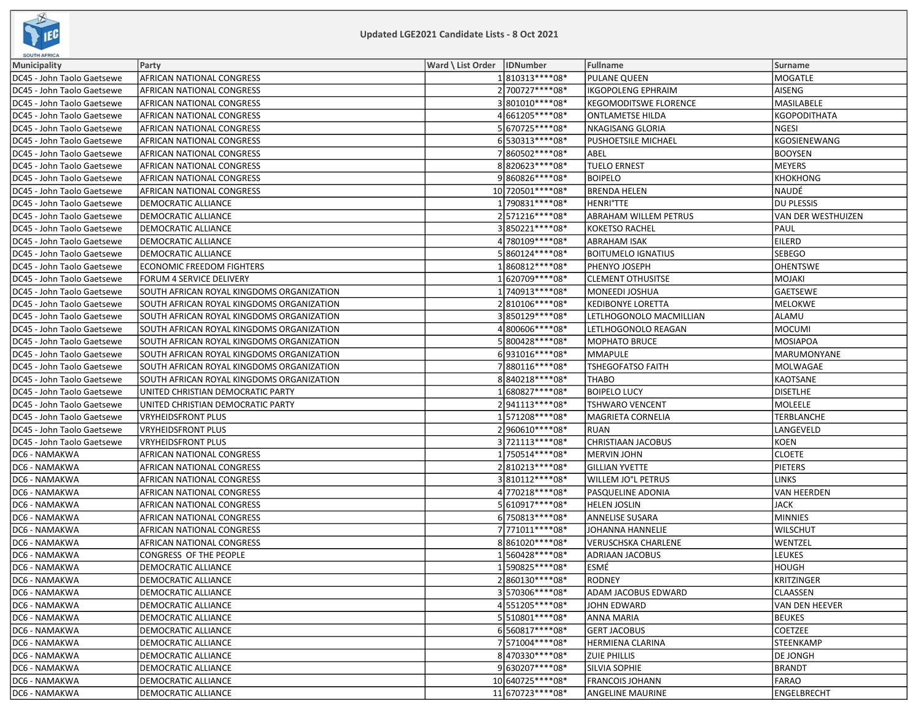# Updated LGE2021 Candidate Lists - 8 Oct 2021

| Municipality | Party | Ward \ List Order | IDNumber | Fullname | Surname |
|---|---|---|---|---|---|
| DC45 - John Taolo Gaetsewe | AFRICAN NATIONAL CONGRESS | 1 | 810313****08* | PULANE QUEEN | MOGATLE |
| DC45 - John Taolo Gaetsewe | AFRICAN NATIONAL CONGRESS | 2 | 700727****08* | IKGOPOLENG EPHRAIM | AISENG |
| DC45 - John Taolo Gaetsewe | AFRICAN NATIONAL CONGRESS | 3 | 801010****08* | KEGOMODITSWE FLORENCE | MASILABELE |
| DC45 - John Taolo Gaetsewe | AFRICAN NATIONAL CONGRESS | 4 | 661205****08* | ONTLAMETSE HILDA | KGOPODITHATA |
| DC45 - John Taolo Gaetsewe | AFRICAN NATIONAL CONGRESS | 5 | 670725****08* | NKAGISANG GLORIA | NGESI |
| DC45 - John Taolo Gaetsewe | AFRICAN NATIONAL CONGRESS | 6 | 530313****08* | PUSHOETSILE MICHAEL | KGOSIENEWANG |
| DC45 - John Taolo Gaetsewe | AFRICAN NATIONAL CONGRESS | 7 | 860502****08* | ABEL | BOOYSEN |
| DC45 - John Taolo Gaetsewe | AFRICAN NATIONAL CONGRESS | 8 | 820623****08* | TUELO ERNEST | MEYERS |
| DC45 - John Taolo Gaetsewe | AFRICAN NATIONAL CONGRESS | 9 | 860826****08* | BOIPELO | KHOKHONG |
| DC45 - John Taolo Gaetsewe | AFRICAN NATIONAL CONGRESS | 10 | 720501****08* | BRENDA HELEN | NAUDÉ |
| DC45 - John Taolo Gaetsewe | DEMOCRATIC ALLIANCE | 1 | 790831****08* | HENRI°TTE | DU PLESSIS |
| DC45 - John Taolo Gaetsewe | DEMOCRATIC ALLIANCE | 2 | 571216****08* | ABRAHAM WILLEM PETRUS | VAN DER WESTHUIZEN |
| DC45 - John Taolo Gaetsewe | DEMOCRATIC ALLIANCE | 3 | 850221****08* | KOKETSO RACHEL | PAUL |
| DC45 - John Taolo Gaetsewe | DEMOCRATIC ALLIANCE | 4 | 780109****08* | ABRAHAM ISAK | EILERD |
| DC45 - John Taolo Gaetsewe | DEMOCRATIC ALLIANCE | 5 | 860124****08* | BOITUMELO IGNATIUS | SEBEGO |
| DC45 - John Taolo Gaetsewe | ECONOMIC FREEDOM FIGHTERS | 1 | 860812****08* | PHENYO JOSEPH | OHENTSWE |
| DC45 - John Taolo Gaetsewe | FORUM 4 SERVICE DELIVERY | 1 | 620709****08* | CLEMENT OTHUSITSE | MOJAKI |
| DC45 - John Taolo Gaetsewe | SOUTH AFRICAN ROYAL KINGDOMS ORGANIZATION | 1 | 740913****08* | MONEEDI JOSHUA | GAETSEWE |
| DC45 - John Taolo Gaetsewe | SOUTH AFRICAN ROYAL KINGDOMS ORGANIZATION | 2 | 810106****08* | KEDIBONYE LORETTA | MELOKWE |
| DC45 - John Taolo Gaetsewe | SOUTH AFRICAN ROYAL KINGDOMS ORGANIZATION | 3 | 850129****08* | LETLHOGONOLO MACMILLIAN | ALAMU |
| DC45 - John Taolo Gaetsewe | SOUTH AFRICAN ROYAL KINGDOMS ORGANIZATION | 4 | 800606****08* | LETLHOGONOLO REAGAN | MOCUMI |
| DC45 - John Taolo Gaetsewe | SOUTH AFRICAN ROYAL KINGDOMS ORGANIZATION | 5 | 800428****08* | MOPHATO BRUCE | MOSIAPOA |
| DC45 - John Taolo Gaetsewe | SOUTH AFRICAN ROYAL KINGDOMS ORGANIZATION | 6 | 931016****08* | MMAPULE | MARUMONYANE |
| DC45 - John Taolo Gaetsewe | SOUTH AFRICAN ROYAL KINGDOMS ORGANIZATION | 7 | 880116****08* | TSHEGOFATSO FAITH | MOLWAGAE |
| DC45 - John Taolo Gaetsewe | SOUTH AFRICAN ROYAL KINGDOMS ORGANIZATION | 8 | 840218****08* | THABO | KAOTSANE |
| DC45 - John Taolo Gaetsewe | UNITED CHRISTIAN DEMOCRATIC PARTY | 1 | 680827****08* | BOIPELO LUCY | DISETLHE |
| DC45 - John Taolo Gaetsewe | UNITED CHRISTIAN DEMOCRATIC PARTY | 2 | 941113****08* | TSHWARO VENCENT | MOLEELE |
| DC45 - John Taolo Gaetsewe | VRYHEIDSFRONT PLUS | 1 | 571208****08* | MAGRIETA CORNELIA | TERBLANCHE |
| DC45 - John Taolo Gaetsewe | VRYHEIDSFRONT PLUS | 2 | 960610****08* | RUAN | LANGEVELD |
| DC45 - John Taolo Gaetsewe | VRYHEIDSFRONT PLUS | 3 | 721113****08* | CHRISTIAAN JACOBUS | KOEN |
| DC6 - NAMAKWA | AFRICAN NATIONAL CONGRESS | 1 | 750514****08* | MERVIN JOHN | CLOETE |
| DC6 - NAMAKWA | AFRICAN NATIONAL CONGRESS | 2 | 810213****08* | GILLIAN YVETTE | PIETERS |
| DC6 - NAMAKWA | AFRICAN NATIONAL CONGRESS | 3 | 810112****08* | WILLEM JO°L PETRUS | LINKS |
| DC6 - NAMAKWA | AFRICAN NATIONAL CONGRESS | 4 | 770218****08* | PASQUELINE ADONIA | VAN HEERDEN |
| DC6 - NAMAKWA | AFRICAN NATIONAL CONGRESS | 5 | 610917****08* | HELEN JOSLIN | JACK |
| DC6 - NAMAKWA | AFRICAN NATIONAL CONGRESS | 6 | 750813****08* | ANNELISE SUSARA | MINNIES |
| DC6 - NAMAKWA | AFRICAN NATIONAL CONGRESS | 7 | 771011****08* | JOHANNA HANNELIE | WILSCHUT |
| DC6 - NAMAKWA | AFRICAN NATIONAL CONGRESS | 8 | 861020****08* | VERUSCHSKA CHARLENE | WENTZEL |
| DC6 - NAMAKWA | CONGRESS  OF THE PEOPLE | 1 | 560428****08* | ADRIAAN JACOBUS | LEUKES |
| DC6 - NAMAKWA | DEMOCRATIC ALLIANCE | 1 | 590825****08* | ESMÉ | HOUGH |
| DC6 - NAMAKWA | DEMOCRATIC ALLIANCE | 2 | 860130****08* | RODNEY | KRITZINGER |
| DC6 - NAMAKWA | DEMOCRATIC ALLIANCE | 3 | 570306****08* | ADAM JACOBUS EDWARD | CLAASSEN |
| DC6 - NAMAKWA | DEMOCRATIC ALLIANCE | 4 | 551205****08* | JOHN EDWARD | VAN DEN HEEVER |
| DC6 - NAMAKWA | DEMOCRATIC ALLIANCE | 5 | 510801****08* | ANNA MARIA | BEUKES |
| DC6 - NAMAKWA | DEMOCRATIC ALLIANCE | 6 | 560817****08* | GERT JACOBUS | COETZEE |
| DC6 - NAMAKWA | DEMOCRATIC ALLIANCE | 7 | 571004****08* | HERMIENA CLARINA | STEENKAMP |
| DC6 - NAMAKWA | DEMOCRATIC ALLIANCE | 8 | 470330****08* | ZUIE PHILLIS | DE JONGH |
| DC6 - NAMAKWA | DEMOCRATIC ALLIANCE | 9 | 630207****08* | SILVIA SOPHIE | BRANDT |
| DC6 - NAMAKWA | DEMOCRATIC ALLIANCE | 10 | 640725****08* | FRANCOIS JOHANN | FARAO |
| DC6 - NAMAKWA | DEMOCRATIC ALLIANCE | 11 | 670723****08* | ANGELINE MAURINE | ENGELBRECHT |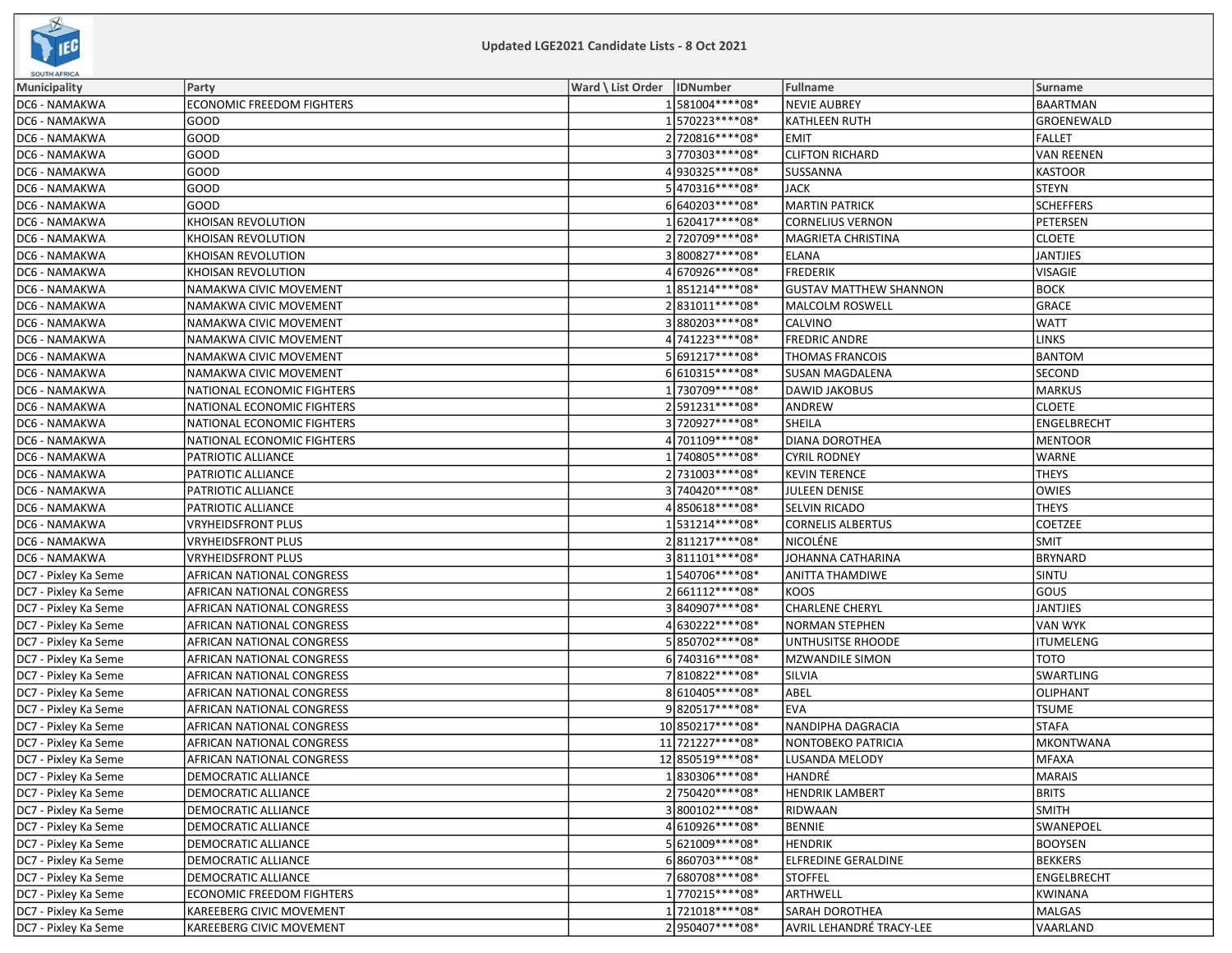Updated LGE2021 Candidate Lists - 8 Oct 2021

| Municipality | Party | Ward \ List Order | IDNumber | Fullname | Surname |
|---|---|---|---|---|---|
| DC6 - NAMAKWA | ECONOMIC FREEDOM FIGHTERS | 1 | 581004****08* | NEVIE AUBREY | BAARTMAN |
| DC6 - NAMAKWA | GOOD | 1 | 570223****08* | KATHLEEN RUTH | GROENEWALD |
| DC6 - NAMAKWA | GOOD | 2 | 720816****08* | EMIT | FALLET |
| DC6 - NAMAKWA | GOOD | 3 | 770303****08* | CLIFTON RICHARD | VAN REENEN |
| DC6 - NAMAKWA | GOOD | 4 | 930325****08* | SUSSANNA | KASTOOR |
| DC6 - NAMAKWA | GOOD | 5 | 470316****08* | JACK | STEYN |
| DC6 - NAMAKWA | GOOD | 6 | 640203****08* | MARTIN PATRICK | SCHEFFERS |
| DC6 - NAMAKWA | KHOISAN REVOLUTION | 1 | 620417****08* | CORNELIUS VERNON | PETERSEN |
| DC6 - NAMAKWA | KHOISAN REVOLUTION | 2 | 720709****08* | MAGRIETA CHRISTINA | CLOETE |
| DC6 - NAMAKWA | KHOISAN REVOLUTION | 3 | 800827****08* | ELANA | JANTJIES |
| DC6 - NAMAKWA | KHOISAN REVOLUTION | 4 | 670926****08* | FREDERIK | VISAGIE |
| DC6 - NAMAKWA | NAMAKWA CIVIC MOVEMENT | 1 | 851214****08* | GUSTAV MATTHEW SHANNON | BOCK |
| DC6 - NAMAKWA | NAMAKWA CIVIC MOVEMENT | 2 | 831011****08* | MALCOLM ROSWELL | GRACE |
| DC6 - NAMAKWA | NAMAKWA CIVIC MOVEMENT | 3 | 880203****08* | CALVINO | WATT |
| DC6 - NAMAKWA | NAMAKWA CIVIC MOVEMENT | 4 | 741223****08* | FREDRIC ANDRE | LINKS |
| DC6 - NAMAKWA | NAMAKWA CIVIC MOVEMENT | 5 | 691217****08* | THOMAS FRANCOIS | BANTOM |
| DC6 - NAMAKWA | NAMAKWA CIVIC MOVEMENT | 6 | 610315****08* | SUSAN MAGDALENA | SECOND |
| DC6 - NAMAKWA | NATIONAL ECONOMIC FIGHTERS | 1 | 730709****08* | DAWID JAKOBUS | MARKUS |
| DC6 - NAMAKWA | NATIONAL ECONOMIC FIGHTERS | 2 | 591231****08* | ANDREW | CLOETE |
| DC6 - NAMAKWA | NATIONAL ECONOMIC FIGHTERS | 3 | 720927****08* | SHEILA | ENGELBRECHT |
| DC6 - NAMAKWA | NATIONAL ECONOMIC FIGHTERS | 4 | 701109****08* | DIANA DOROTHEA | MENTOOR |
| DC6 - NAMAKWA | PATRIOTIC ALLIANCE | 1 | 740805****08* | CYRIL RODNEY | WARNE |
| DC6 - NAMAKWA | PATRIOTIC ALLIANCE | 2 | 731003****08* | KEVIN TERENCE | THEYS |
| DC6 - NAMAKWA | PATRIOTIC ALLIANCE | 3 | 740420****08* | JULEEN DENISE | OWIES |
| DC6 - NAMAKWA | PATRIOTIC ALLIANCE | 4 | 850618****08* | SELVIN RICADO | THEYS |
| DC6 - NAMAKWA | VRYHEIDSFRONT PLUS | 1 | 531214****08* | CORNELIS ALBERTUS | COETZEE |
| DC6 - NAMAKWA | VRYHEIDSFRONT PLUS | 2 | 811217****08* | NICOLÉNE | SMIT |
| DC6 - NAMAKWA | VRYHEIDSFRONT PLUS | 3 | 811101****08* | JOHANNA CATHARINA | BRYNARD |
| DC7 - Pixley Ka Seme | AFRICAN NATIONAL CONGRESS | 1 | 540706****08* | ANITTA THAMDIWE | SINTU |
| DC7 - Pixley Ka Seme | AFRICAN NATIONAL CONGRESS | 2 | 661112****08* | KOOS | GOUS |
| DC7 - Pixley Ka Seme | AFRICAN NATIONAL CONGRESS | 3 | 840907****08* | CHARLENE CHERYL | JANTJIES |
| DC7 - Pixley Ka Seme | AFRICAN NATIONAL CONGRESS | 4 | 630222****08* | NORMAN STEPHEN | VAN WYK |
| DC7 - Pixley Ka Seme | AFRICAN NATIONAL CONGRESS | 5 | 850702****08* | UNTHUSITSE RHOODE | ITUMELENG |
| DC7 - Pixley Ka Seme | AFRICAN NATIONAL CONGRESS | 6 | 740316****08* | MZWANDILE SIMON | TOTO |
| DC7 - Pixley Ka Seme | AFRICAN NATIONAL CONGRESS | 7 | 810822****08* | SILVIA | SWARTLING |
| DC7 - Pixley Ka Seme | AFRICAN NATIONAL CONGRESS | 8 | 610405****08* | ABEL | OLIPHANT |
| DC7 - Pixley Ka Seme | AFRICAN NATIONAL CONGRESS | 9 | 820517****08* | EVA | TSUME |
| DC7 - Pixley Ka Seme | AFRICAN NATIONAL CONGRESS | 10 | 850217****08* | NANDIPHA DAGRACIA | STAFA |
| DC7 - Pixley Ka Seme | AFRICAN NATIONAL CONGRESS | 11 | 721227****08* | NONTOBEKO PATRICIA | MKONTWANA |
| DC7 - Pixley Ka Seme | AFRICAN NATIONAL CONGRESS | 12 | 850519****08* | LUSANDA MELODY | MFAXA |
| DC7 - Pixley Ka Seme | DEMOCRATIC ALLIANCE | 1 | 830306****08* | HANDRÉ | MARAIS |
| DC7 - Pixley Ka Seme | DEMOCRATIC ALLIANCE | 2 | 750420****08* | HENDRIK LAMBERT | BRITS |
| DC7 - Pixley Ka Seme | DEMOCRATIC ALLIANCE | 3 | 800102****08* | RIDWAAN | SMITH |
| DC7 - Pixley Ka Seme | DEMOCRATIC ALLIANCE | 4 | 610926****08* | BENNIE | SWANEPOEL |
| DC7 - Pixley Ka Seme | DEMOCRATIC ALLIANCE | 5 | 621009****08* | HENDRIK | BOOYSEN |
| DC7 - Pixley Ka Seme | DEMOCRATIC ALLIANCE | 6 | 860703****08* | ELFREDINE GERALDINE | BEKKERS |
| DC7 - Pixley Ka Seme | DEMOCRATIC ALLIANCE | 7 | 680708****08* | STOFFEL | ENGELBRECHT |
| DC7 - Pixley Ka Seme | ECONOMIC FREEDOM FIGHTERS | 1 | 770215****08* | ARTHWELL | KWINANA |
| DC7 - Pixley Ka Seme | KAREEBERG CIVIC MOVEMENT | 1 | 721018****08* | SARAH DOROTHEA | MALGAS |
| DC7 - Pixley Ka Seme | KAREEBERG CIVIC MOVEMENT | 2 | 950407****08* | AVRIL LEHANDRÉ TRACY-LEE | VAARLAND |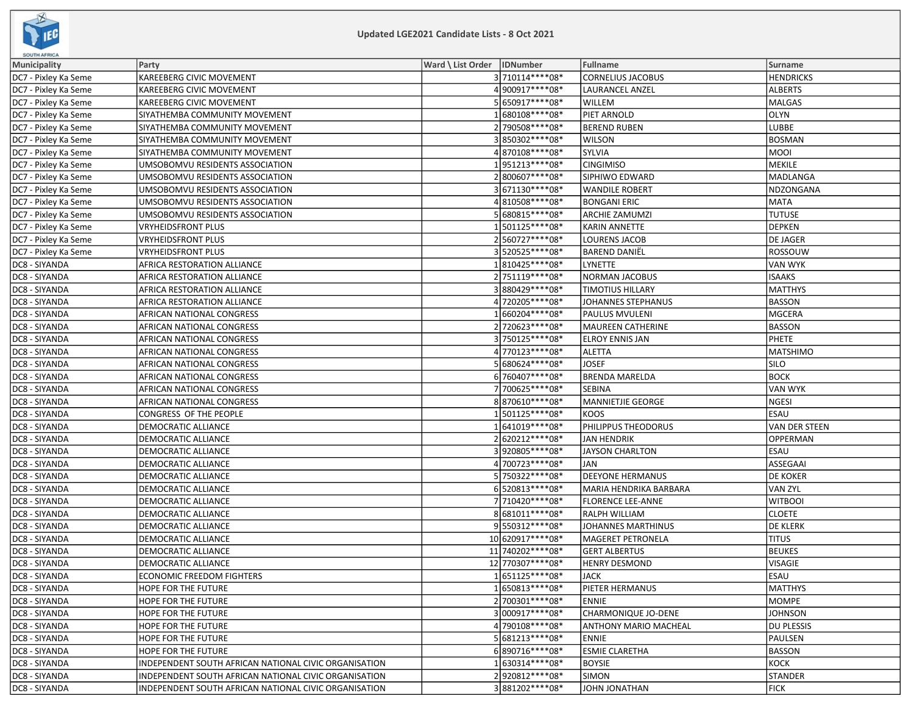**Updated LGE2021 Candidate Lists - 8 Oct 2021**

| Municipality | Party | Ward \ List Order | IDNumber | Fullname | Surname |
|---|---|---|---|---|---|
| DC7 - Pixley Ka Seme | KAREEBERG CIVIC MOVEMENT | 3 | 710114****08* | CORNELIUS JACOBUS | HENDRICKS |
| DC7 - Pixley Ka Seme | KAREEBERG CIVIC MOVEMENT | 4 | 900917****08* | LAURANCEL ANZEL | ALBERTS |
| DC7 - Pixley Ka Seme | KAREEBERG CIVIC MOVEMENT | 5 | 650917****08* | WILLEM | MALGAS |
| DC7 - Pixley Ka Seme | SIYATHEMBA COMMUNITY MOVEMENT | 1 | 680108****08* | PIET ARNOLD | OLYN |
| DC7 - Pixley Ka Seme | SIYATHEMBA COMMUNITY MOVEMENT | 2 | 790508****08* | BEREND RUBEN | LUBBE |
| DC7 - Pixley Ka Seme | SIYATHEMBA COMMUNITY MOVEMENT | 3 | 850302****08* | WILSON | BOSMAN |
| DC7 - Pixley Ka Seme | SIYATHEMBA COMMUNITY MOVEMENT | 4 | 870108****08* | SYLVIA | MOOI |
| DC7 - Pixley Ka Seme | UMSOBOMVU RESIDENTS ASSOCIATION | 1 | 951213****08* | CINGIMISO | MEKILE |
| DC7 - Pixley Ka Seme | UMSOBOMVU RESIDENTS ASSOCIATION | 2 | 800607****08* | SIPHIWO EDWARD | MADLANGA |
| DC7 - Pixley Ka Seme | UMSOBOMVU RESIDENTS ASSOCIATION | 3 | 671130****08* | WANDILE ROBERT | NDZONGANA |
| DC7 - Pixley Ka Seme | UMSOBOMVU RESIDENTS ASSOCIATION | 4 | 810508****08* | BONGANI ERIC | MATA |
| DC7 - Pixley Ka Seme | UMSOBOMVU RESIDENTS ASSOCIATION | 5 | 680815****08* | ARCHIE ZAMUMZI | TUTUSE |
| DC7 - Pixley Ka Seme | VRYHEIDSFRONT PLUS | 1 | 501125****08* | KARIN ANNETTE | DEPKEN |
| DC7 - Pixley Ka Seme | VRYHEIDSFRONT PLUS | 2 | 560727****08* | LOURENS JACOB | DE JAGER |
| DC7 - Pixley Ka Seme | VRYHEIDSFRONT PLUS | 3 | 520525****08* | BAREND DANIËL | ROSSOUW |
| DC8 - SIYANDA | AFRICA RESTORATION ALLIANCE | 1 | 810425****08* | LYNETTE | VAN WYK |
| DC8 - SIYANDA | AFRICA RESTORATION ALLIANCE | 2 | 751119****08* | NORMAN JACOBUS | ISAAKS |
| DC8 - SIYANDA | AFRICA RESTORATION ALLIANCE | 3 | 880429****08* | TIMOTIUS HILLARY | MATTHYS |
| DC8 - SIYANDA | AFRICA RESTORATION ALLIANCE | 4 | 720205****08* | JOHANNES STEPHANUS | BASSON |
| DC8 - SIYANDA | AFRICAN NATIONAL CONGRESS | 1 | 660204****08* | PAULUS MVULENI | MGCERA |
| DC8 - SIYANDA | AFRICAN NATIONAL CONGRESS | 2 | 720623****08* | MAUREEN CATHERINE | BASSON |
| DC8 - SIYANDA | AFRICAN NATIONAL CONGRESS | 3 | 750125****08* | ELROY ENNIS JAN | PHETE |
| DC8 - SIYANDA | AFRICAN NATIONAL CONGRESS | 4 | 770123****08* | ALETTA | MATSHIMO |
| DC8 - SIYANDA | AFRICAN NATIONAL CONGRESS | 5 | 680624****08* | JOSEF | SILO |
| DC8 - SIYANDA | AFRICAN NATIONAL CONGRESS | 6 | 760407****08* | BRENDA MARELDA | BOCK |
| DC8 - SIYANDA | AFRICAN NATIONAL CONGRESS | 7 | 700625****08* | SEBINA | VAN WYK |
| DC8 - SIYANDA | AFRICAN NATIONAL CONGRESS | 8 | 870610****08* | MANNIETJIE GEORGE | NGESI |
| DC8 - SIYANDA | CONGRESS OF THE PEOPLE | 1 | 501125****08* | KOOS | ESAU |
| DC8 - SIYANDA | DEMOCRATIC ALLIANCE | 1 | 641019****08* | PHILIPPUS THEODORUS | VAN DER STEEN |
| DC8 - SIYANDA | DEMOCRATIC ALLIANCE | 2 | 620212****08* | JAN HENDRIK | OPPERMAN |
| DC8 - SIYANDA | DEMOCRATIC ALLIANCE | 3 | 920805****08* | JAYSON CHARLTON | ESAU |
| DC8 - SIYANDA | DEMOCRATIC ALLIANCE | 4 | 700723****08* | JAN | ASSEGAAI |
| DC8 - SIYANDA | DEMOCRATIC ALLIANCE | 5 | 750322****08* | DEEYONE HERMANUS | DE KOKER |
| DC8 - SIYANDA | DEMOCRATIC ALLIANCE | 6 | 520813****08* | MARIA HENDRIKA BARBARA | VAN ZYL |
| DC8 - SIYANDA | DEMOCRATIC ALLIANCE | 7 | 710420****08* | FLORENCE LEE-ANNE | WITBOOI |
| DC8 - SIYANDA | DEMOCRATIC ALLIANCE | 8 | 681011****08* | RALPH WILLIAM | CLOETE |
| DC8 - SIYANDA | DEMOCRATIC ALLIANCE | 9 | 550312****08* | JOHANNES MARTHINUS | DE KLERK |
| DC8 - SIYANDA | DEMOCRATIC ALLIANCE | 10 | 620917****08* | MAGERET PETRONELA | TITUS |
| DC8 - SIYANDA | DEMOCRATIC ALLIANCE | 11 | 740202****08* | GERT ALBERTUS | BEUKES |
| DC8 - SIYANDA | DEMOCRATIC ALLIANCE | 12 | 770307****08* | HENRY DESMOND | VISAGIE |
| DC8 - SIYANDA | ECONOMIC FREEDOM FIGHTERS | 1 | 651125****08* | JACK | ESAU |
| DC8 - SIYANDA | HOPE FOR THE FUTURE | 1 | 650813****08* | PIETER HERMANUS | MATTHYS |
| DC8 - SIYANDA | HOPE FOR THE FUTURE | 2 | 700301****08* | ENNIE | MOMPE |
| DC8 - SIYANDA | HOPE FOR THE FUTURE | 3 | 000917****08* | CHARMONIQUE JO-DENE | JOHNSON |
| DC8 - SIYANDA | HOPE FOR THE FUTURE | 4 | 790108****08* | ANTHONY MARIO MACHEAL | DU PLESSIS |
| DC8 - SIYANDA | HOPE FOR THE FUTURE | 5 | 681213****08* | ENNIE | PAULSEN |
| DC8 - SIYANDA | HOPE FOR THE FUTURE | 6 | 890716****08* | ESMIE CLARETHA | BASSON |
| DC8 - SIYANDA | INDEPENDENT SOUTH AFRICAN NATIONAL CIVIC ORGANISATION | 1 | 630314****08* | BOYSIE | KOCK |
| DC8 - SIYANDA | INDEPENDENT SOUTH AFRICAN NATIONAL CIVIC ORGANISATION | 2 | 920812****08* | SIMON | STANDER |
| DC8 - SIYANDA | INDEPENDENT SOUTH AFRICAN NATIONAL CIVIC ORGANISATION | 3 | 881202****08* | JOHN JONATHAN | FICK |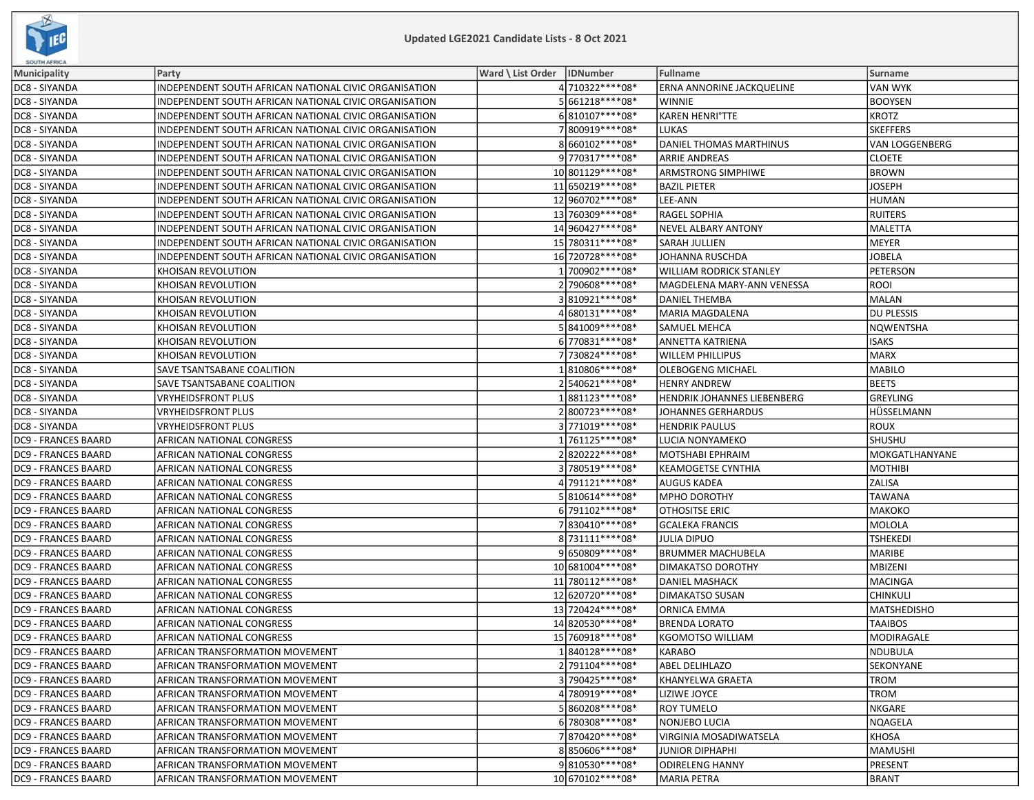| Municipality | Party | Ward \ List Order | IDNumber | Fullname | Surname |
|---|---|---|---|---|---|
| DC8 - SIYANDA | INDEPENDENT SOUTH AFRICAN NATIONAL CIVIC ORGANISATION | 4 | 710322****08* | ERNA ANNORINE JACKQUELINE | VAN WYK |
| DC8 - SIYANDA | INDEPENDENT SOUTH AFRICAN NATIONAL CIVIC ORGANISATION | 5 | 661218****08* | WINNIE | BOOYSEN |
| DC8 - SIYANDA | INDEPENDENT SOUTH AFRICAN NATIONAL CIVIC ORGANISATION | 6 | 810107****08* | KAREN HENRI°TTE | KROTZ |
| DC8 - SIYANDA | INDEPENDENT SOUTH AFRICAN NATIONAL CIVIC ORGANISATION | 7 | 800919****08* | LUKAS | SKEFFERS |
| DC8 - SIYANDA | INDEPENDENT SOUTH AFRICAN NATIONAL CIVIC ORGANISATION | 8 | 660102****08* | DANIEL THOMAS MARTHINUS | VAN LOGGENBERG |
| DC8 - SIYANDA | INDEPENDENT SOUTH AFRICAN NATIONAL CIVIC ORGANISATION | 9 | 770317****08* | ARRIE ANDREAS | CLOETE |
| DC8 - SIYANDA | INDEPENDENT SOUTH AFRICAN NATIONAL CIVIC ORGANISATION | 10 | 801129****08* | ARMSTRONG SIMPHIWE | BROWN |
| DC8 - SIYANDA | INDEPENDENT SOUTH AFRICAN NATIONAL CIVIC ORGANISATION | 11 | 650219****08* | BAZIL PIETER | JOSEPH |
| DC8 - SIYANDA | INDEPENDENT SOUTH AFRICAN NATIONAL CIVIC ORGANISATION | 12 | 960702****08* | LEE-ANN | HUMAN |
| DC8 - SIYANDA | INDEPENDENT SOUTH AFRICAN NATIONAL CIVIC ORGANISATION | 13 | 760309****08* | RAGEL SOPHIA | RUITERS |
| DC8 - SIYANDA | INDEPENDENT SOUTH AFRICAN NATIONAL CIVIC ORGANISATION | 14 | 960427****08* | NEVEL ALBARY ANTONY | MALETTA |
| DC8 - SIYANDA | INDEPENDENT SOUTH AFRICAN NATIONAL CIVIC ORGANISATION | 15 | 780311****08* | SARAH JULLIEN | MEYER |
| DC8 - SIYANDA | INDEPENDENT SOUTH AFRICAN NATIONAL CIVIC ORGANISATION | 16 | 720728****08* | JOHANNA RUSCHDA | JOBELA |
| DC8 - SIYANDA | KHOISAN REVOLUTION | 1 | 700902****08* | WILLIAM RODRICK STANLEY | PETERSON |
| DC8 - SIYANDA | KHOISAN REVOLUTION | 2 | 790608****08* | MAGDELENA MARY-ANN VENESSA | ROOI |
| DC8 - SIYANDA | KHOISAN REVOLUTION | 3 | 810921****08* | DANIEL THEMBA | MALAN |
| DC8 - SIYANDA | KHOISAN REVOLUTION | 4 | 680131****08* | MARIA MAGDALENA | DU PLESSIS |
| DC8 - SIYANDA | KHOISAN REVOLUTION | 5 | 841009****08* | SAMUEL MEHCA | NQWENTSHA |
| DC8 - SIYANDA | KHOISAN REVOLUTION | 6 | 770831****08* | ANNETTA KATRIENA | ISAKS |
| DC8 - SIYANDA | KHOISAN REVOLUTION | 7 | 730824****08* | WILLEM PHILLIPUS | MARX |
| DC8 - SIYANDA | SAVE TSANTSABANE COALITION | 1 | 810806****08* | OLEBOGENG MICHAEL | MABILO |
| DC8 - SIYANDA | SAVE TSANTSABANE COALITION | 2 | 540621****08* | HENRY ANDREW | BEETS |
| DC8 - SIYANDA | VRYHEIDSFRONT PLUS | 1 | 881123****08* | HENDRIK JOHANNES LIEBENBERG | GREYLING |
| DC8 - SIYANDA | VRYHEIDSFRONT PLUS | 2 | 800723****08* | JOHANNES GERHARDUS | HÜSSELMANN |
| DC8 - SIYANDA | VRYHEIDSFRONT PLUS | 3 | 771019****08* | HENDRIK PAULUS | ROUX |
| DC9 - FRANCES BAARD | AFRICAN NATIONAL CONGRESS | 1 | 761125****08* | LUCIA NONYAMEKO | SHUSHU |
| DC9 - FRANCES BAARD | AFRICAN NATIONAL CONGRESS | 2 | 820222****08* | MOTSHABI EPHRAIM | MOKGATLHANYANE |
| DC9 - FRANCES BAARD | AFRICAN NATIONAL CONGRESS | 3 | 780519****08* | KEAMOGETSE CYNTHIA | MOTHIBI |
| DC9 - FRANCES BAARD | AFRICAN NATIONAL CONGRESS | 4 | 791121****08* | AUGUS KADEA | ZALISA |
| DC9 - FRANCES BAARD | AFRICAN NATIONAL CONGRESS | 5 | 810614****08* | MPHO DOROTHY | TAWANA |
| DC9 - FRANCES BAARD | AFRICAN NATIONAL CONGRESS | 6 | 791102****08* | OTHOSITSE ERIC | MAKOKO |
| DC9 - FRANCES BAARD | AFRICAN NATIONAL CONGRESS | 7 | 830410****08* | GCALEKA FRANCIS | MOLOLA |
| DC9 - FRANCES BAARD | AFRICAN NATIONAL CONGRESS | 8 | 731111****08* | JULIA DIPUO | TSHEKEDI |
| DC9 - FRANCES BAARD | AFRICAN NATIONAL CONGRESS | 9 | 650809****08* | BRUMMER MACHUBELA | MARIBE |
| DC9 - FRANCES BAARD | AFRICAN NATIONAL CONGRESS | 10 | 681004****08* | DIMAKATSO DOROTHY | MBIZENI |
| DC9 - FRANCES BAARD | AFRICAN NATIONAL CONGRESS | 11 | 780112****08* | DANIEL MASHACK | MACINGA |
| DC9 - FRANCES BAARD | AFRICAN NATIONAL CONGRESS | 12 | 620720****08* | DIMAKATSO SUSAN | CHINKULI |
| DC9 - FRANCES BAARD | AFRICAN NATIONAL CONGRESS | 13 | 720424****08* | ORNICA EMMA | MATSHEDISHO |
| DC9 - FRANCES BAARD | AFRICAN NATIONAL CONGRESS | 14 | 820530****08* | BRENDA LORATO | TAAIBOS |
| DC9 - FRANCES BAARD | AFRICAN NATIONAL CONGRESS | 15 | 760918****08* | KGOMOTSO WILLIAM | MODIRAGALE |
| DC9 - FRANCES BAARD | AFRICAN TRANSFORMATION MOVEMENT | 1 | 840128****08* | KARABO | NDUBULA |
| DC9 - FRANCES BAARD | AFRICAN TRANSFORMATION MOVEMENT | 2 | 791104****08* | ABEL DELIHLAZO | SEKONYANE |
| DC9 - FRANCES BAARD | AFRICAN TRANSFORMATION MOVEMENT | 3 | 790425****08* | KHANYELWA GRAETA | TROM |
| DC9 - FRANCES BAARD | AFRICAN TRANSFORMATION MOVEMENT | 4 | 780919****08* | LIZIWE JOYCE | TROM |
| DC9 - FRANCES BAARD | AFRICAN TRANSFORMATION MOVEMENT | 5 | 860208****08* | ROY TUMELO | NKGARE |
| DC9 - FRANCES BAARD | AFRICAN TRANSFORMATION MOVEMENT | 6 | 780308****08* | NONJEBO LUCIA | NQAGELA |
| DC9 - FRANCES BAARD | AFRICAN TRANSFORMATION MOVEMENT | 7 | 870420****08* | VIRGINIA MOSADIWATSELA | KHOSA |
| DC9 - FRANCES BAARD | AFRICAN TRANSFORMATION MOVEMENT | 8 | 850606****08* | JUNIOR DIPHAPHI | MAMUSHI |
| DC9 - FRANCES BAARD | AFRICAN TRANSFORMATION MOVEMENT | 9 | 810530****08* | ODIRELENG HANNY | PRESENT |
| DC9 - FRANCES BAARD | AFRICAN TRANSFORMATION MOVEMENT | 10 | 670102****08* | MARIA PETRA | BRANT |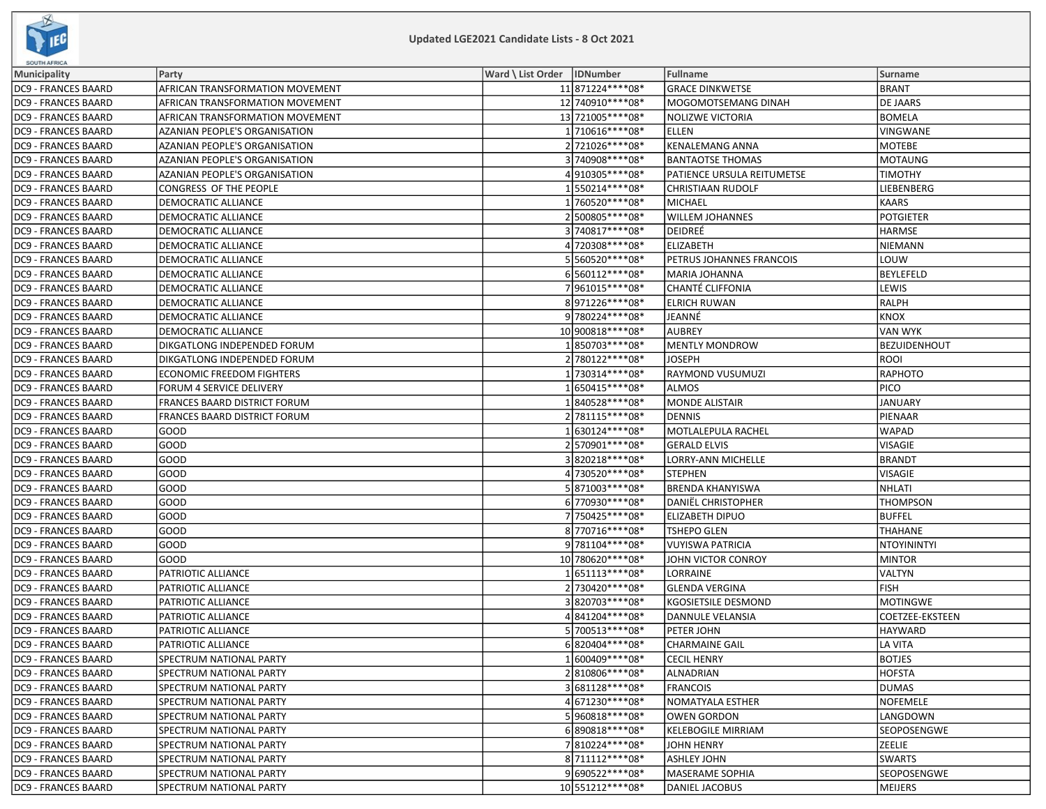# Updated LGE2021 Candidate Lists - 8 Oct 2021

| Municipality | Party | Ward \ List Order | IDNumber | Fullname | Surname |
|---|---|---|---|---|---|
| DC9 - FRANCES BAARD | AFRICAN TRANSFORMATION MOVEMENT | 11 | 871224****08* | GRACE DINKWETSE | BRANT |
| DC9 - FRANCES BAARD | AFRICAN TRANSFORMATION MOVEMENT | 12 | 740910****08* | MOGOMOTSEMANG DINAH | DE JAARS |
| DC9 - FRANCES BAARD | AFRICAN TRANSFORMATION MOVEMENT | 13 | 721005****08* | NOLIZWE VICTORIA | BOMELA |
| DC9 - FRANCES BAARD | AZANIAN PEOPLE'S ORGANISATION | 1 | 710616****08* | ELLEN | VINGWANE |
| DC9 - FRANCES BAARD | AZANIAN PEOPLE'S ORGANISATION | 2 | 721026****08* | KENALEMANG ANNA | MOTEBE |
| DC9 - FRANCES BAARD | AZANIAN PEOPLE'S ORGANISATION | 3 | 740908****08* | BANTAOTSE THOMAS | MOTAUNG |
| DC9 - FRANCES BAARD | AZANIAN PEOPLE'S ORGANISATION | 4 | 910305****08* | PATIENCE URSULA REITUMETSE | TIMOTHY |
| DC9 - FRANCES BAARD | CONGRESS OF THE PEOPLE | 1 | 550214****08* | CHRISTIAAN RUDOLF | LIEBENBERG |
| DC9 - FRANCES BAARD | DEMOCRATIC ALLIANCE | 1 | 760520****08* | MICHAEL | KAARS |
| DC9 - FRANCES BAARD | DEMOCRATIC ALLIANCE | 2 | 500805****08* | WILLEM JOHANNES | POTGIETER |
| DC9 - FRANCES BAARD | DEMOCRATIC ALLIANCE | 3 | 740817****08* | DEIDREÉ | HARMSE |
| DC9 - FRANCES BAARD | DEMOCRATIC ALLIANCE | 4 | 720308****08* | ELIZABETH | NIEMANN |
| DC9 - FRANCES BAARD | DEMOCRATIC ALLIANCE | 5 | 560520****08* | PETRUS JOHANNES FRANCOIS | LOUW |
| DC9 - FRANCES BAARD | DEMOCRATIC ALLIANCE | 6 | 560112****08* | MARIA JOHANNA | BEYLEFELD |
| DC9 - FRANCES BAARD | DEMOCRATIC ALLIANCE | 7 | 961015****08* | CHANTÉ CLIFFONIA | LEWIS |
| DC9 - FRANCES BAARD | DEMOCRATIC ALLIANCE | 8 | 971226****08* | ELRICH RUWAN | RALPH |
| DC9 - FRANCES BAARD | DEMOCRATIC ALLIANCE | 9 | 780224****08* | JEANNÉ | KNOX |
| DC9 - FRANCES BAARD | DEMOCRATIC ALLIANCE | 10 | 900818****08* | AUBREY | VAN WYK |
| DC9 - FRANCES BAARD | DIKGATLONG INDEPENDED FORUM | 1 | 850703****08* | MENTLY MONDROW | BEZUIDENHOUT |
| DC9 - FRANCES BAARD | DIKGATLONG INDEPENDED FORUM | 2 | 780122****08* | JOSEPH | ROOI |
| DC9 - FRANCES BAARD | ECONOMIC FREEDOM FIGHTERS | 1 | 730314****08* | RAYMOND VUSUMUZI | RAPHOTO |
| DC9 - FRANCES BAARD | FORUM 4 SERVICE DELIVERY | 1 | 650415****08* | ALMOS | PICO |
| DC9 - FRANCES BAARD | FRANCES BAARD DISTRICT FORUM | 1 | 840528****08* | MONDE ALISTAIR | JANUARY |
| DC9 - FRANCES BAARD | FRANCES BAARD DISTRICT FORUM | 2 | 781115****08* | DENNIS | PIENAAR |
| DC9 - FRANCES BAARD | GOOD | 1 | 630124****08* | MOTLALEPULA RACHEL | WAPAD |
| DC9 - FRANCES BAARD | GOOD | 2 | 570901****08* | GERALD ELVIS | VISAGIE |
| DC9 - FRANCES BAARD | GOOD | 3 | 820218****08* | LORRY-ANN MICHELLE | BRANDT |
| DC9 - FRANCES BAARD | GOOD | 4 | 730520****08* | STEPHEN | VISAGIE |
| DC9 - FRANCES BAARD | GOOD | 5 | 871003****08* | BRENDA KHANYISWA | NHLATI |
| DC9 - FRANCES BAARD | GOOD | 6 | 770930****08* | DANIËL CHRISTOPHER | THOMPSON |
| DC9 - FRANCES BAARD | GOOD | 7 | 750425****08* | ELIZABETH DIPUO | BUFFEL |
| DC9 - FRANCES BAARD | GOOD | 8 | 770716****08* | TSHEPO GLEN | THAHANE |
| DC9 - FRANCES BAARD | GOOD | 9 | 781104****08* | VUYISWA PATRICIA | NTOYININTYI |
| DC9 - FRANCES BAARD | GOOD | 10 | 780620****08* | JOHN VICTOR CONROY | MINTOR |
| DC9 - FRANCES BAARD | PATRIOTIC ALLIANCE | 1 | 651113****08* | LORRAINE | VALTYN |
| DC9 - FRANCES BAARD | PATRIOTIC ALLIANCE | 2 | 730420****08* | GLENDA VERGINA | FISH |
| DC9 - FRANCES BAARD | PATRIOTIC ALLIANCE | 3 | 820703****08* | KGOSIETSILE DESMOND | MOTINGWE |
| DC9 - FRANCES BAARD | PATRIOTIC ALLIANCE | 4 | 841204****08* | DANNULE VELANSIA | COETZEE-EKSTEEN |
| DC9 - FRANCES BAARD | PATRIOTIC ALLIANCE | 5 | 700513****08* | PETER JOHN | HAYWARD |
| DC9 - FRANCES BAARD | PATRIOTIC ALLIANCE | 6 | 820404****08* | CHARMAINE GAIL | LA VITA |
| DC9 - FRANCES BAARD | SPECTRUM NATIONAL PARTY | 1 | 600409****08* | CECIL HENRY | BOTJES |
| DC9 - FRANCES BAARD | SPECTRUM NATIONAL PARTY | 2 | 810806****08* | ALNADRIAN | HOFSTA |
| DC9 - FRANCES BAARD | SPECTRUM NATIONAL PARTY | 3 | 681128****08* | FRANCOIS | DUMAS |
| DC9 - FRANCES BAARD | SPECTRUM NATIONAL PARTY | 4 | 671230****08* | NOMATYALA ESTHER | NOFEMELE |
| DC9 - FRANCES BAARD | SPECTRUM NATIONAL PARTY | 5 | 960818****08* | OWEN GORDON | LANGDOWN |
| DC9 - FRANCES BAARD | SPECTRUM NATIONAL PARTY | 6 | 890818****08* | KELEBOGILE MIRRIAM | SEOPOSENGWE |
| DC9 - FRANCES BAARD | SPECTRUM NATIONAL PARTY | 7 | 810224****08* | JOHN HENRY | ZEELIE |
| DC9 - FRANCES BAARD | SPECTRUM NATIONAL PARTY | 8 | 711112****08* | ASHLEY JOHN | SWARTS |
| DC9 - FRANCES BAARD | SPECTRUM NATIONAL PARTY | 9 | 690522****08* | MASERAME SOPHIA | SEOPOSENGWE |
| DC9 - FRANCES BAARD | SPECTRUM NATIONAL PARTY | 10 | 551212****08* | DANIEL JACOBUS | MEIJERS |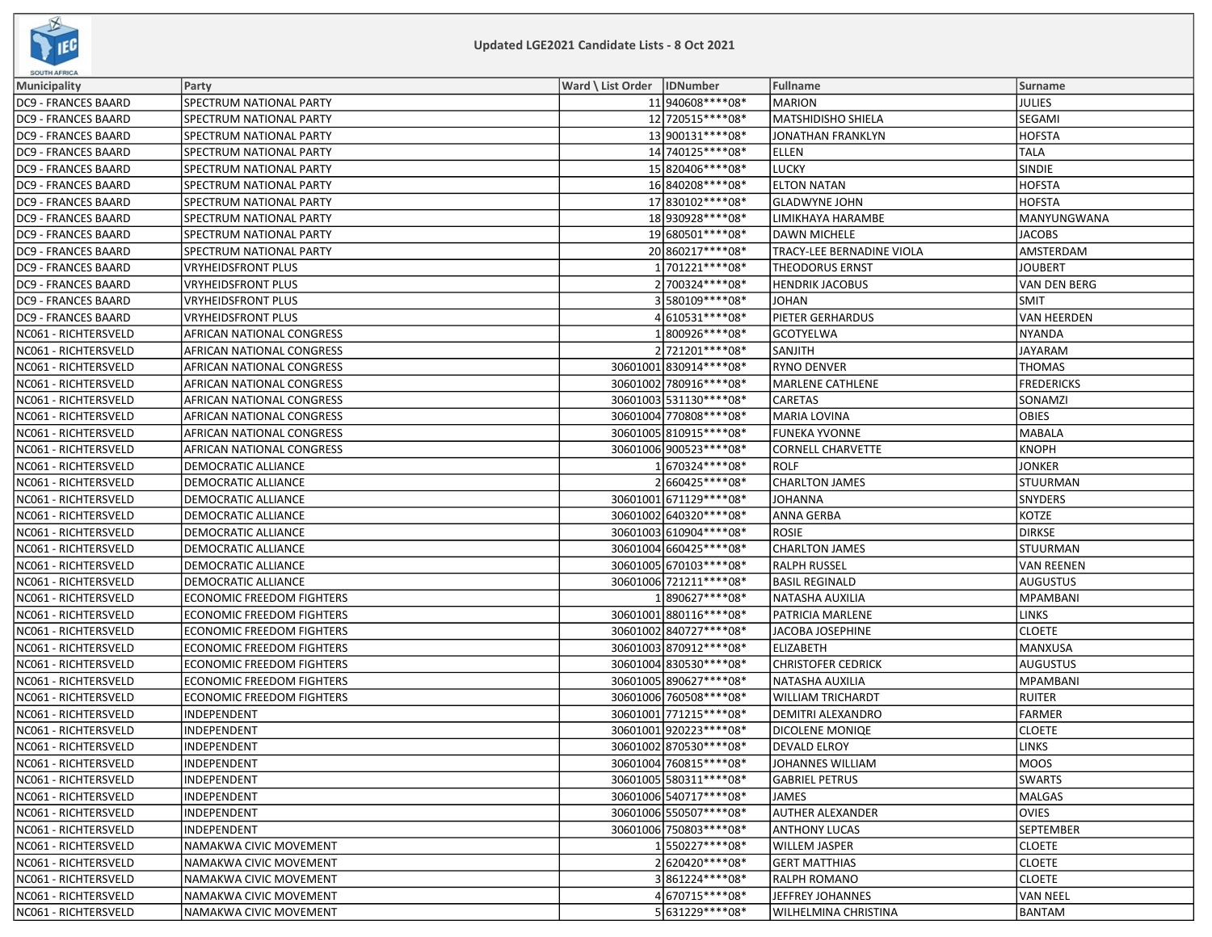Updated LGE2021 Candidate Lists - 8 Oct 2021

| Municipality | Party | Ward \ List Order | IDNumber | Fullname | Surname |
|---|---|---|---|---|---|
| DC9 - FRANCES BAARD | SPECTRUM NATIONAL PARTY | 11 | 940608****08* | MARION | JULIES |
| DC9 - FRANCES BAARD | SPECTRUM NATIONAL PARTY | 12 | 720515****08* | MATSHIDISHO SHIELA | SEGAMI |
| DC9 - FRANCES BAARD | SPECTRUM NATIONAL PARTY | 13 | 900131****08* | JONATHAN FRANKLYN | HOFSTA |
| DC9 - FRANCES BAARD | SPECTRUM NATIONAL PARTY | 14 | 740125****08* | ELLEN | TALA |
| DC9 - FRANCES BAARD | SPECTRUM NATIONAL PARTY | 15 | 820406****08* | LUCKY | SINDIE |
| DC9 - FRANCES BAARD | SPECTRUM NATIONAL PARTY | 16 | 840208****08* | ELTON NATAN | HOFSTA |
| DC9 - FRANCES BAARD | SPECTRUM NATIONAL PARTY | 17 | 830102****08* | GLADWYNE JOHN | HOFSTA |
| DC9 - FRANCES BAARD | SPECTRUM NATIONAL PARTY | 18 | 930928****08* | LIMIKHAYA HARAMBE | MANYUNGWANA |
| DC9 - FRANCES BAARD | SPECTRUM NATIONAL PARTY | 19 | 680501****08* | DAWN MICHELE | JACOBS |
| DC9 - FRANCES BAARD | SPECTRUM NATIONAL PARTY | 20 | 860217****08* | TRACY-LEE BERNADINE VIOLA | AMSTERDAM |
| DC9 - FRANCES BAARD | VRYHEIDSFRONT PLUS | 1 | 701221****08* | THEODORUS ERNST | JOUBERT |
| DC9 - FRANCES BAARD | VRYHEIDSFRONT PLUS | 2 | 700324****08* | HENDRIK JACOBUS | VAN DEN BERG |
| DC9 - FRANCES BAARD | VRYHEIDSFRONT PLUS | 3 | 580109****08* | JOHAN | SMIT |
| DC9 - FRANCES BAARD | VRYHEIDSFRONT PLUS | 4 | 610531****08* | PIETER GERHARDUS | VAN HEERDEN |
| NC061 - RICHTERSVELD | AFRICAN NATIONAL CONGRESS | 1 | 800926****08* | GCOTYELWA | NYANDA |
| NC061 - RICHTERSVELD | AFRICAN NATIONAL CONGRESS | 2 | 721201****08* | SANJITH | JAYARAM |
| NC061 - RICHTERSVELD | AFRICAN NATIONAL CONGRESS | 30601001 | 830914****08* | RYNO DENVER | THOMAS |
| NC061 - RICHTERSVELD | AFRICAN NATIONAL CONGRESS | 30601002 | 780916****08* | MARLENE CATHLENE | FREDERICKS |
| NC061 - RICHTERSVELD | AFRICAN NATIONAL CONGRESS | 30601003 | 531130****08* | CARETAS | SONAMZI |
| NC061 - RICHTERSVELD | AFRICAN NATIONAL CONGRESS | 30601004 | 770808****08* | MARIA LOVINA | OBIES |
| NC061 - RICHTERSVELD | AFRICAN NATIONAL CONGRESS | 30601005 | 810915****08* | FUNEKA YVONNE | MABALA |
| NC061 - RICHTERSVELD | AFRICAN NATIONAL CONGRESS | 30601006 | 900523****08* | CORNELL CHARVETTE | KNOPH |
| NC061 - RICHTERSVELD | DEMOCRATIC ALLIANCE | 1 | 670324****08* | ROLF | JONKER |
| NC061 - RICHTERSVELD | DEMOCRATIC ALLIANCE | 2 | 660425****08* | CHARLTON JAMES | STUURMAN |
| NC061 - RICHTERSVELD | DEMOCRATIC ALLIANCE | 30601001 | 671129****08* | JOHANNA | SNYDERS |
| NC061 - RICHTERSVELD | DEMOCRATIC ALLIANCE | 30601002 | 640320****08* | ANNA GERBA | KOTZE |
| NC061 - RICHTERSVELD | DEMOCRATIC ALLIANCE | 30601003 | 610904****08* | ROSIE | DIRKSE |
| NC061 - RICHTERSVELD | DEMOCRATIC ALLIANCE | 30601004 | 660425****08* | CHARLTON JAMES | STUURMAN |
| NC061 - RICHTERSVELD | DEMOCRATIC ALLIANCE | 30601005 | 670103****08* | RALPH RUSSEL | VAN REENEN |
| NC061 - RICHTERSVELD | DEMOCRATIC ALLIANCE | 30601006 | 721211****08* | BASIL REGINALD | AUGUSTUS |
| NC061 - RICHTERSVELD | ECONOMIC FREEDOM FIGHTERS | 1 | 890627****08* | NATASHA AUXILIA | MPAMBANI |
| NC061 - RICHTERSVELD | ECONOMIC FREEDOM FIGHTERS | 30601001 | 880116****08* | PATRICIA MARLENE | LINKS |
| NC061 - RICHTERSVELD | ECONOMIC FREEDOM FIGHTERS | 30601002 | 840727****08* | JACOBA JOSEPHINE | CLOETE |
| NC061 - RICHTERSVELD | ECONOMIC FREEDOM FIGHTERS | 30601003 | 870912****08* | ELIZABETH | MANXUSA |
| NC061 - RICHTERSVELD | ECONOMIC FREEDOM FIGHTERS | 30601004 | 830530****08* | CHRISTOFER CEDRICK | AUGUSTUS |
| NC061 - RICHTERSVELD | ECONOMIC FREEDOM FIGHTERS | 30601005 | 890627****08* | NATASHA AUXILIA | MPAMBANI |
| NC061 - RICHTERSVELD | ECONOMIC FREEDOM FIGHTERS | 30601006 | 760508****08* | WILLIAM TRICHARDT | RUITER |
| NC061 - RICHTERSVELD | INDEPENDENT | 30601001 | 771215****08* | DEMITRI ALEXANDRO | FARMER |
| NC061 - RICHTERSVELD | INDEPENDENT | 30601001 | 920223****08* | DICOLENE MONIQE | CLOETE |
| NC061 - RICHTERSVELD | INDEPENDENT | 30601002 | 870530****08* | DEVALD ELROY | LINKS |
| NC061 - RICHTERSVELD | INDEPENDENT | 30601004 | 760815****08* | JOHANNES WILLIAM | MOOS |
| NC061 - RICHTERSVELD | INDEPENDENT | 30601005 | 580311****08* | GABRIEL PETRUS | SWARTS |
| NC061 - RICHTERSVELD | INDEPENDENT | 30601006 | 540717****08* | JAMES | MALGAS |
| NC061 - RICHTERSVELD | INDEPENDENT | 30601006 | 550507****08* | AUTHER ALEXANDER | OVIES |
| NC061 - RICHTERSVELD | INDEPENDENT | 30601006 | 750803****08* | ANTHONY LUCAS | SEPTEMBER |
| NC061 - RICHTERSVELD | NAMAKWA CIVIC MOVEMENT | 1 | 550227****08* | WILLEM JASPER | CLOETE |
| NC061 - RICHTERSVELD | NAMAKWA CIVIC MOVEMENT | 2 | 620420****08* | GERT MATTHIAS | CLOETE |
| NC061 - RICHTERSVELD | NAMAKWA CIVIC MOVEMENT | 3 | 861224****08* | RALPH ROMANO | CLOETE |
| NC061 - RICHTERSVELD | NAMAKWA CIVIC MOVEMENT | 4 | 670715****08* | JEFFREY JOHANNES | VAN NEEL |
| NC061 - RICHTERSVELD | NAMAKWA CIVIC MOVEMENT | 5 | 631229****08* | WILHELMINA CHRISTINA | BANTAM |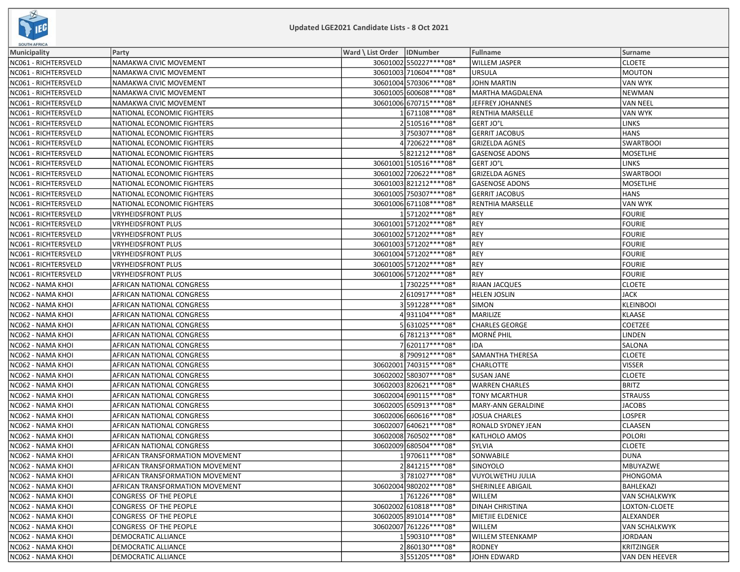Updated LGE2021 Candidate Lists - 8 Oct 2021

| Municipality | Party | Ward \ List Order | IDNumber | Fullname | Surname |
|---|---|---|---|---|---|
| NC061 - RICHTERSVELD | NAMAKWA CIVIC MOVEMENT | 30601002 | 550227****08* | WILLEM JASPER | CLOETE |
| NC061 - RICHTERSVELD | NAMAKWA CIVIC MOVEMENT | 30601003 | 710604****08* | URSULA | MOUTON |
| NC061 - RICHTERSVELD | NAMAKWA CIVIC MOVEMENT | 30601004 | 570306****08* | JOHN MARTIN | VAN WYK |
| NC061 - RICHTERSVELD | NAMAKWA CIVIC MOVEMENT | 30601005 | 600608****08* | MARTHA MAGDALENA | NEWMAN |
| NC061 - RICHTERSVELD | NAMAKWA CIVIC MOVEMENT | 30601006 | 670715****08* | JEFFREY JOHANNES | VAN NEEL |
| NC061 - RICHTERSVELD | NATIONAL ECONOMIC FIGHTERS | 1 | 671108****08* | RENTHIA MARSELLE | VAN WYK |
| NC061 - RICHTERSVELD | NATIONAL ECONOMIC FIGHTERS | 2 | 510516****08* | GERT JO°L | LINKS |
| NC061 - RICHTERSVELD | NATIONAL ECONOMIC FIGHTERS | 3 | 750307****08* | GERRIT JACOBUS | HANS |
| NC061 - RICHTERSVELD | NATIONAL ECONOMIC FIGHTERS | 4 | 720622****08* | GRIZELDA AGNES | SWARTBOOI |
| NC061 - RICHTERSVELD | NATIONAL ECONOMIC FIGHTERS | 5 | 821212****08* | GASENOSE ADONS | MOSETLHE |
| NC061 - RICHTERSVELD | NATIONAL ECONOMIC FIGHTERS | 30601001 | 510516****08* | GERT JO°L | LINKS |
| NC061 - RICHTERSVELD | NATIONAL ECONOMIC FIGHTERS | 30601002 | 720622****08* | GRIZELDA AGNES | SWARTBOOI |
| NC061 - RICHTERSVELD | NATIONAL ECONOMIC FIGHTERS | 30601003 | 821212****08* | GASENOSE ADONS | MOSETLHE |
| NC061 - RICHTERSVELD | NATIONAL ECONOMIC FIGHTERS | 30601005 | 750307****08* | GERRIT JACOBUS | HANS |
| NC061 - RICHTERSVELD | NATIONAL ECONOMIC FIGHTERS | 30601006 | 671108****08* | RENTHIA MARSELLE | VAN WYK |
| NC061 - RICHTERSVELD | VRYHEIDSFRONT PLUS | 1 | 571202****08* | REY | FOURIE |
| NC061 - RICHTERSVELD | VRYHEIDSFRONT PLUS | 30601001 | 571202****08* | REY | FOURIE |
| NC061 - RICHTERSVELD | VRYHEIDSFRONT PLUS | 30601002 | 571202****08* | REY | FOURIE |
| NC061 - RICHTERSVELD | VRYHEIDSFRONT PLUS | 30601003 | 571202****08* | REY | FOURIE |
| NC061 - RICHTERSVELD | VRYHEIDSFRONT PLUS | 30601004 | 571202****08* | REY | FOURIE |
| NC061 - RICHTERSVELD | VRYHEIDSFRONT PLUS | 30601005 | 571202****08* | REY | FOURIE |
| NC061 - RICHTERSVELD | VRYHEIDSFRONT PLUS | 30601006 | 571202****08* | REY | FOURIE |
| NC062 - NAMA KHOI | AFRICAN NATIONAL CONGRESS | 1 | 730225****08* | RIAAN JACQUES | CLOETE |
| NC062 - NAMA KHOI | AFRICAN NATIONAL CONGRESS | 2 | 610917****08* | HELEN JOSLIN | JACK |
| NC062 - NAMA KHOI | AFRICAN NATIONAL CONGRESS | 3 | 591228****08* | SIMON | KLEINBOOI |
| NC062 - NAMA KHOI | AFRICAN NATIONAL CONGRESS | 4 | 931104****08* | MARILIZE | KLAASE |
| NC062 - NAMA KHOI | AFRICAN NATIONAL CONGRESS | 5 | 631025****08* | CHARLES GEORGE | COETZEE |
| NC062 - NAMA KHOI | AFRICAN NATIONAL CONGRESS | 6 | 781213****08* | MORNÉ PHIL | LINDEN |
| NC062 - NAMA KHOI | AFRICAN NATIONAL CONGRESS | 7 | 620117****08* | IDA | SALONA |
| NC062 - NAMA KHOI | AFRICAN NATIONAL CONGRESS | 8 | 790912****08* | SAMANTHA THERESA | CLOETE |
| NC062 - NAMA KHOI | AFRICAN NATIONAL CONGRESS | 30602001 | 740315****08* | CHARLOTTE | VISSER |
| NC062 - NAMA KHOI | AFRICAN NATIONAL CONGRESS | 30602002 | 580307****08* | SUSAN JANE | CLOETE |
| NC062 - NAMA KHOI | AFRICAN NATIONAL CONGRESS | 30602003 | 820621****08* | WARREN CHARLES | BRITZ |
| NC062 - NAMA KHOI | AFRICAN NATIONAL CONGRESS | 30602004 | 690115****08* | TONY MCARTHUR | STRAUSS |
| NC062 - NAMA KHOI | AFRICAN NATIONAL CONGRESS | 30602005 | 650913****08* | MARY-ANN GERALDINE | JACOBS |
| NC062 - NAMA KHOI | AFRICAN NATIONAL CONGRESS | 30602006 | 660616****08* | JOSUA CHARLES | LOSPER |
| NC062 - NAMA KHOI | AFRICAN NATIONAL CONGRESS | 30602007 | 640621****08* | RONALD SYDNEY JEAN | CLAASEN |
| NC062 - NAMA KHOI | AFRICAN NATIONAL CONGRESS | 30602008 | 760502****08* | KATLHOLO AMOS | POLORI |
| NC062 - NAMA KHOI | AFRICAN NATIONAL CONGRESS | 30602009 | 680504****08* | SYLVIA | CLOETE |
| NC062 - NAMA KHOI | AFRICAN TRANSFORMATION MOVEMENT | 1 | 970611****08* | SONWABILE | DUNA |
| NC062 - NAMA KHOI | AFRICAN TRANSFORMATION MOVEMENT | 2 | 841215****08* | SINOYOLO | MBUYAZWE |
| NC062 - NAMA KHOI | AFRICAN TRANSFORMATION MOVEMENT | 3 | 781027****08* | VUYOLWETHU JULIA | PHONGOMA |
| NC062 - NAMA KHOI | AFRICAN TRANSFORMATION MOVEMENT | 30602004 | 980202****08* | SHERINLEE ABIGAIL | BAHLEKAZI |
| NC062 - NAMA KHOI | CONGRESS OF THE PEOPLE | 1 | 761226****08* | WILLEM | VAN SCHALKWYK |
| NC062 - NAMA KHOI | CONGRESS OF THE PEOPLE | 30602002 | 610818****08* | DINAH CHRISTINA | LOXTON-CLOETE |
| NC062 - NAMA KHOI | CONGRESS OF THE PEOPLE | 30602005 | 891014****08* | MIETJIE ELDENICE | ALEXANDER |
| NC062 - NAMA KHOI | CONGRESS OF THE PEOPLE | 30602007 | 761226****08* | WILLEM | VAN SCHALKWYK |
| NC062 - NAMA KHOI | DEMOCRATIC ALLIANCE | 1 | 590310****08* | WILLEM STEENKAMP | JORDAAN |
| NC062 - NAMA KHOI | DEMOCRATIC ALLIANCE | 2 | 860130****08* | RODNEY | KRITZINGER |
| NC062 - NAMA KHOI | DEMOCRATIC ALLIANCE | 3 | 551205****08* | JOHN EDWARD | VAN DEN HEEVER |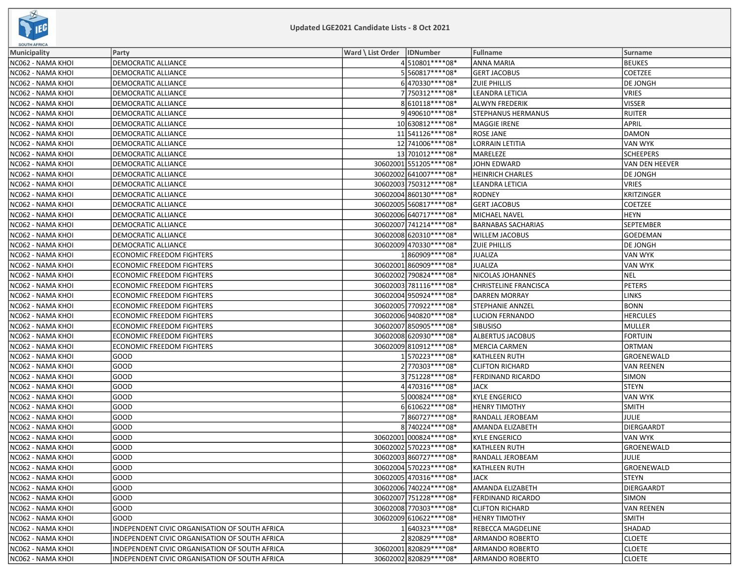## Updated LGE2021 Candidate Lists - 8 Oct 2021

| Municipality | Party | Ward \ List Order | IDNumber | Fullname | Surname |
|---|---|---|---|---|---|
| NC062 - NAMA KHOI | DEMOCRATIC ALLIANCE | 4 | 510801****08* | ANNA MARIA | BEUKES |
| NC062 - NAMA KHOI | DEMOCRATIC ALLIANCE | 5 | 560817****08* | GERT JACOBUS | COETZEE |
| NC062 - NAMA KHOI | DEMOCRATIC ALLIANCE | 6 | 470330****08* | ZUIE PHILLIS | DE JONGH |
| NC062 - NAMA KHOI | DEMOCRATIC ALLIANCE | 7 | 750312****08* | LEANDRA LETICIA | VRIES |
| NC062 - NAMA KHOI | DEMOCRATIC ALLIANCE | 8 | 610118****08* | ALWYN FREDERIK | VISSER |
| NC062 - NAMA KHOI | DEMOCRATIC ALLIANCE | 9 | 490610****08* | STEPHANUS HERMANUS | RUITER |
| NC062 - NAMA KHOI | DEMOCRATIC ALLIANCE | 10 | 630812****08* | MAGGIE IRENE | APRIL |
| NC062 - NAMA KHOI | DEMOCRATIC ALLIANCE | 11 | 541126****08* | ROSE JANE | DAMON |
| NC062 - NAMA KHOI | DEMOCRATIC ALLIANCE | 12 | 741006****08* | LORRAIN LETITIA | VAN WYK |
| NC062 - NAMA KHOI | DEMOCRATIC ALLIANCE | 13 | 701012****08* | MARELEZE | SCHEEPERS |
| NC062 - NAMA KHOI | DEMOCRATIC ALLIANCE | 30602001 | 551205****08* | JOHN EDWARD | VAN DEN HEEVER |
| NC062 - NAMA KHOI | DEMOCRATIC ALLIANCE | 30602002 | 641007****08* | HEINRICH CHARLES | DE JONGH |
| NC062 - NAMA KHOI | DEMOCRATIC ALLIANCE | 30602003 | 750312****08* | LEANDRA LETICIA | VRIES |
| NC062 - NAMA KHOI | DEMOCRATIC ALLIANCE | 30602004 | 860130****08* | RODNEY | KRITZINGER |
| NC062 - NAMA KHOI | DEMOCRATIC ALLIANCE | 30602005 | 560817****08* | GERT JACOBUS | COETZEE |
| NC062 - NAMA KHOI | DEMOCRATIC ALLIANCE | 30602006 | 640717****08* | MICHAEL NAVEL | HEYN |
| NC062 - NAMA KHOI | DEMOCRATIC ALLIANCE | 30602007 | 741214****08* | BARNABAS SACHARIAS | SEPTEMBER |
| NC062 - NAMA KHOI | DEMOCRATIC ALLIANCE | 30602008 | 620310****08* | WILLEM JACOBUS | GOEDEMAN |
| NC062 - NAMA KHOI | DEMOCRATIC ALLIANCE | 30602009 | 470330****08* | ZUIE PHILLIS | DE JONGH |
| NC062 - NAMA KHOI | ECONOMIC FREEDOM FIGHTERS | 1 | 860909****08* | JUALIZA | VAN WYK |
| NC062 - NAMA KHOI | ECONOMIC FREEDOM FIGHTERS | 30602001 | 860909****08* | JUALIZA | VAN WYK |
| NC062 - NAMA KHOI | ECONOMIC FREEDOM FIGHTERS | 30602002 | 790824****08* | NICOLAS JOHANNES | NEL |
| NC062 - NAMA KHOI | ECONOMIC FREEDOM FIGHTERS | 30602003 | 781116****08* | CHRISTELINE FRANCISCA | PETERS |
| NC062 - NAMA KHOI | ECONOMIC FREEDOM FIGHTERS | 30602004 | 950924****08* | DARREN MORRAY | LINKS |
| NC062 - NAMA KHOI | ECONOMIC FREEDOM FIGHTERS | 30602005 | 770922****08* | STEPHANIE ANNZEL | BONN |
| NC062 - NAMA KHOI | ECONOMIC FREEDOM FIGHTERS | 30602006 | 940820****08* | LUCION FERNANDO | HERCULES |
| NC062 - NAMA KHOI | ECONOMIC FREEDOM FIGHTERS | 30602007 | 850905****08* | SIBUSISO | MULLER |
| NC062 - NAMA KHOI | ECONOMIC FREEDOM FIGHTERS | 30602008 | 620930****08* | ALBERTUS JACOBUS | FORTUIN |
| NC062 - NAMA KHOI | ECONOMIC FREEDOM FIGHTERS | 30602009 | 810912****08* | MERCIA CARMEN | ORTMAN |
| NC062 - NAMA KHOI | GOOD | 1 | 570223****08* | KATHLEEN RUTH | GROENEWALD |
| NC062 - NAMA KHOI | GOOD | 2 | 770303****08* | CLIFTON RICHARD | VAN REENEN |
| NC062 - NAMA KHOI | GOOD | 3 | 751228****08* | FERDINAND RICARDO | SIMON |
| NC062 - NAMA KHOI | GOOD | 4 | 470316****08* | JACK | STEYN |
| NC062 - NAMA KHOI | GOOD | 5 | 000824****08* | KYLE ENGERICO | VAN WYK |
| NC062 - NAMA KHOI | GOOD | 6 | 610622****08* | HENRY TIMOTHY | SMITH |
| NC062 - NAMA KHOI | GOOD | 7 | 860727****08* | RANDALL JEROBEAM | JULIE |
| NC062 - NAMA KHOI | GOOD | 8 | 740224****08* | AMANDA ELIZABETH | DIERGAARDT |
| NC062 - NAMA KHOI | GOOD | 30602001 | 000824****08* | KYLE ENGERICO | VAN WYK |
| NC062 - NAMA KHOI | GOOD | 30602002 | 570223****08* | KATHLEEN RUTH | GROENEWALD |
| NC062 - NAMA KHOI | GOOD | 30602003 | 860727****08* | RANDALL JEROBEAM | JULIE |
| NC062 - NAMA KHOI | GOOD | 30602004 | 570223****08* | KATHLEEN RUTH | GROENEWALD |
| NC062 - NAMA KHOI | GOOD | 30602005 | 470316****08* | JACK | STEYN |
| NC062 - NAMA KHOI | GOOD | 30602006 | 740224****08* | AMANDA ELIZABETH | DIERGAARDT |
| NC062 - NAMA KHOI | GOOD | 30602007 | 751228****08* | FERDINAND RICARDO | SIMON |
| NC062 - NAMA KHOI | GOOD | 30602008 | 770303****08* | CLIFTON RICHARD | VAN REENEN |
| NC062 - NAMA KHOI | GOOD | 30602009 | 610622****08* | HENRY TIMOTHY | SMITH |
| NC062 - NAMA KHOI | INDEPENDENT CIVIC ORGANISATION OF SOUTH AFRICA | 1 | 640323****08* | REBECCA MAGDELINE | SHADAD |
| NC062 - NAMA KHOI | INDEPENDENT CIVIC ORGANISATION OF SOUTH AFRICA | 2 | 820829****08* | ARMANDO ROBERTO | CLOETE |
| NC062 - NAMA KHOI | INDEPENDENT CIVIC ORGANISATION OF SOUTH AFRICA | 30602001 | 820829****08* | ARMANDO ROBERTO | CLOETE |
| NC062 - NAMA KHOI | INDEPENDENT CIVIC ORGANISATION OF SOUTH AFRICA | 30602002 | 820829****08* | ARMANDO ROBERTO | CLOETE |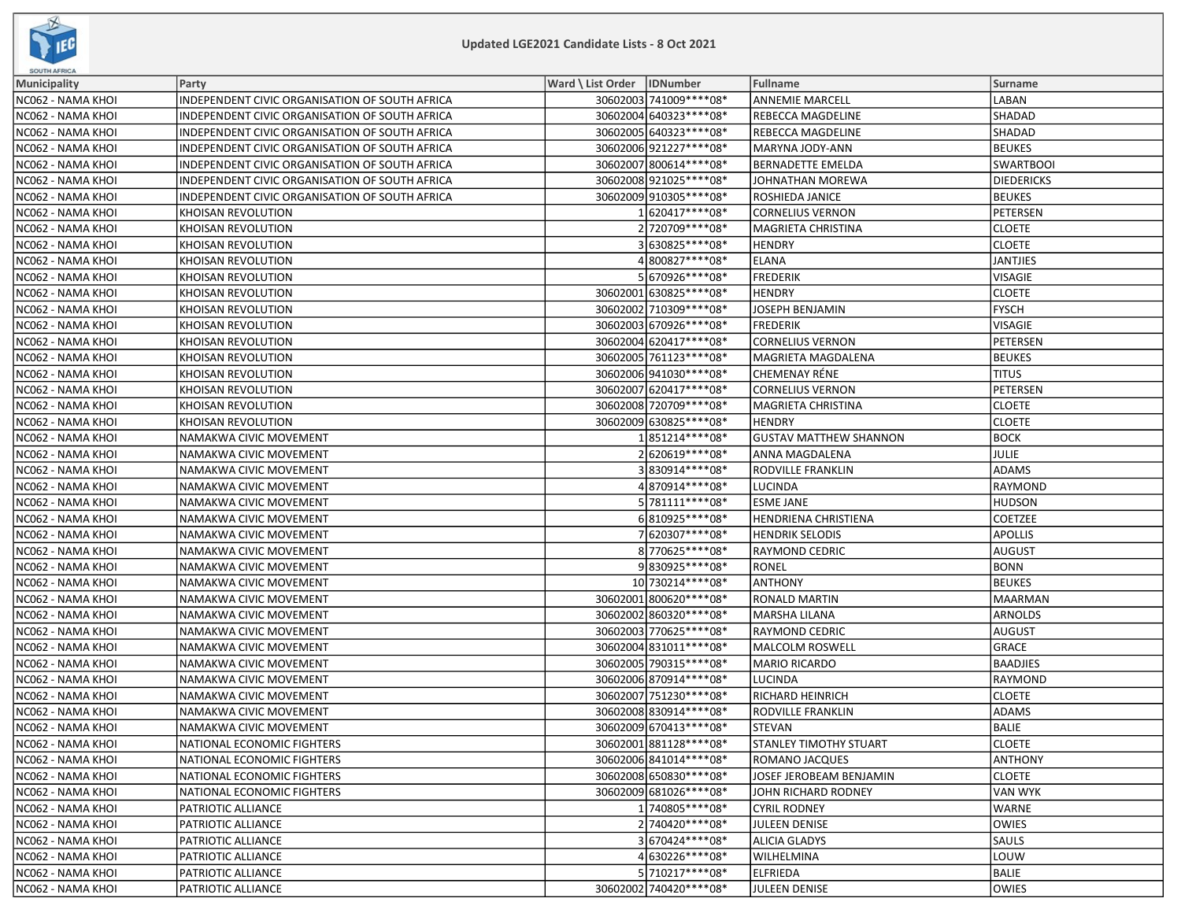Updated LGE2021 Candidate Lists - 8 Oct 2021

| Municipality | Party | Ward \ List Order | IDNumber | Fullname | Surname |
|---|---|---|---|---|---|
| NC062 - NAMA KHOI | INDEPENDENT CIVIC ORGANISATION OF SOUTH AFRICA | 30602003 | 741009****08* | ANNEMIE MARCELL | LABAN |
| NC062 - NAMA KHOI | INDEPENDENT CIVIC ORGANISATION OF SOUTH AFRICA | 30602004 | 640323****08* | REBECCA MAGDELINE | SHADAD |
| NC062 - NAMA KHOI | INDEPENDENT CIVIC ORGANISATION OF SOUTH AFRICA | 30602005 | 640323****08* | REBECCA MAGDELINE | SHADAD |
| NC062 - NAMA KHOI | INDEPENDENT CIVIC ORGANISATION OF SOUTH AFRICA | 30602006 | 921227****08* | MARYNA JODY-ANN | BEUKES |
| NC062 - NAMA KHOI | INDEPENDENT CIVIC ORGANISATION OF SOUTH AFRICA | 30602007 | 800614****08* | BERNADETTE EMELDA | SWARTBOOI |
| NC062 - NAMA KHOI | INDEPENDENT CIVIC ORGANISATION OF SOUTH AFRICA | 30602008 | 921025****08* | JOHNATHAN MOREWA | DIEDERICKS |
| NC062 - NAMA KHOI | INDEPENDENT CIVIC ORGANISATION OF SOUTH AFRICA | 30602009 | 910305****08* | ROSHIEDA JANICE | BEUKES |
| NC062 - NAMA KHOI | KHOISAN REVOLUTION | 1 | 620417****08* | CORNELIUS VERNON | PETERSEN |
| NC062 - NAMA KHOI | KHOISAN REVOLUTION | 2 | 720709****08* | MAGRIETA CHRISTINA | CLOETE |
| NC062 - NAMA KHOI | KHOISAN REVOLUTION | 3 | 630825****08* | HENDRY | CLOETE |
| NC062 - NAMA KHOI | KHOISAN REVOLUTION | 4 | 800827****08* | ELANA | JANTJIES |
| NC062 - NAMA KHOI | KHOISAN REVOLUTION | 5 | 670926****08* | FREDERIK | VISAGIE |
| NC062 - NAMA KHOI | KHOISAN REVOLUTION | 30602001 | 630825****08* | HENDRY | CLOETE |
| NC062 - NAMA KHOI | KHOISAN REVOLUTION | 30602002 | 710309****08* | JOSEPH BENJAMIN | FYSCH |
| NC062 - NAMA KHOI | KHOISAN REVOLUTION | 30602003 | 670926****08* | FREDERIK | VISAGIE |
| NC062 - NAMA KHOI | KHOISAN REVOLUTION | 30602004 | 620417****08* | CORNELIUS VERNON | PETERSEN |
| NC062 - NAMA KHOI | KHOISAN REVOLUTION | 30602005 | 761123****08* | MAGRIETA MAGDALENA | BEUKES |
| NC062 - NAMA KHOI | KHOISAN REVOLUTION | 30602006 | 941030****08* | CHEMENAY RÉNE | TITUS |
| NC062 - NAMA KHOI | KHOISAN REVOLUTION | 30602007 | 620417****08* | CORNELIUS VERNON | PETERSEN |
| NC062 - NAMA KHOI | KHOISAN REVOLUTION | 30602008 | 720709****08* | MAGRIETA CHRISTINA | CLOETE |
| NC062 - NAMA KHOI | KHOISAN REVOLUTION | 30602009 | 630825****08* | HENDRY | CLOETE |
| NC062 - NAMA KHOI | NAMAKWA CIVIC MOVEMENT | 1 | 851214****08* | GUSTAV MATTHEW SHANNON | BOCK |
| NC062 - NAMA KHOI | NAMAKWA CIVIC MOVEMENT | 2 | 620619****08* | ANNA MAGDALENA | JULIE |
| NC062 - NAMA KHOI | NAMAKWA CIVIC MOVEMENT | 3 | 830914****08* | RODVILLE FRANKLIN | ADAMS |
| NC062 - NAMA KHOI | NAMAKWA CIVIC MOVEMENT | 4 | 870914****08* | LUCINDA | RAYMOND |
| NC062 - NAMA KHOI | NAMAKWA CIVIC MOVEMENT | 5 | 781111****08* | ESME JANE | HUDSON |
| NC062 - NAMA KHOI | NAMAKWA CIVIC MOVEMENT | 6 | 810925****08* | HENDRIENA CHRISTIENA | COETZEE |
| NC062 - NAMA KHOI | NAMAKWA CIVIC MOVEMENT | 7 | 620307****08* | HENDRIK SELODIS | APOLLIS |
| NC062 - NAMA KHOI | NAMAKWA CIVIC MOVEMENT | 8 | 770625****08* | RAYMOND CEDRIC | AUGUST |
| NC062 - NAMA KHOI | NAMAKWA CIVIC MOVEMENT | 9 | 830925****08* | RONEL | BONN |
| NC062 - NAMA KHOI | NAMAKWA CIVIC MOVEMENT | 10 | 730214****08* | ANTHONY | BEUKES |
| NC062 - NAMA KHOI | NAMAKWA CIVIC MOVEMENT | 30602001 | 800620****08* | RONALD MARTIN | MAARMAN |
| NC062 - NAMA KHOI | NAMAKWA CIVIC MOVEMENT | 30602002 | 860320****08* | MARSHA LILANA | ARNOLDS |
| NC062 - NAMA KHOI | NAMAKWA CIVIC MOVEMENT | 30602003 | 770625****08* | RAYMOND CEDRIC | AUGUST |
| NC062 - NAMA KHOI | NAMAKWA CIVIC MOVEMENT | 30602004 | 831011****08* | MALCOLM ROSWELL | GRACE |
| NC062 - NAMA KHOI | NAMAKWA CIVIC MOVEMENT | 30602005 | 790315****08* | MARIO RICARDO | BAADJIES |
| NC062 - NAMA KHOI | NAMAKWA CIVIC MOVEMENT | 30602006 | 870914****08* | LUCINDA | RAYMOND |
| NC062 - NAMA KHOI | NAMAKWA CIVIC MOVEMENT | 30602007 | 751230****08* | RICHARD HEINRICH | CLOETE |
| NC062 - NAMA KHOI | NAMAKWA CIVIC MOVEMENT | 30602008 | 830914****08* | RODVILLE FRANKLIN | ADAMS |
| NC062 - NAMA KHOI | NAMAKWA CIVIC MOVEMENT | 30602009 | 670413****08* | STEVAN | BALIE |
| NC062 - NAMA KHOI | NATIONAL ECONOMIC FIGHTERS | 30602001 | 881128****08* | STANLEY TIMOTHY STUART | CLOETE |
| NC062 - NAMA KHOI | NATIONAL ECONOMIC FIGHTERS | 30602006 | 841014****08* | ROMANO JACQUES | ANTHONY |
| NC062 - NAMA KHOI | NATIONAL ECONOMIC FIGHTERS | 30602008 | 650830****08* | JOSEF JEROBEAM BENJAMIN | CLOETE |
| NC062 - NAMA KHOI | NATIONAL ECONOMIC FIGHTERS | 30602009 | 681026****08* | JOHN RICHARD RODNEY | VAN WYK |
| NC062 - NAMA KHOI | PATRIOTIC ALLIANCE | 1 | 740805****08* | CYRIL RODNEY | WARNE |
| NC062 - NAMA KHOI | PATRIOTIC ALLIANCE | 2 | 740420****08* | JULEEN DENISE | OWIES |
| NC062 - NAMA KHOI | PATRIOTIC ALLIANCE | 3 | 670424****08* | ALICIA GLADYS | SAULS |
| NC062 - NAMA KHOI | PATRIOTIC ALLIANCE | 4 | 630226****08* | WILHELMINA | LOUW |
| NC062 - NAMA KHOI | PATRIOTIC ALLIANCE | 5 | 710217****08* | ELFRIEDA | BALIE |
| NC062 - NAMA KHOI | PATRIOTIC ALLIANCE | 30602002 | 740420****08* | JULEEN DENISE | OWIES |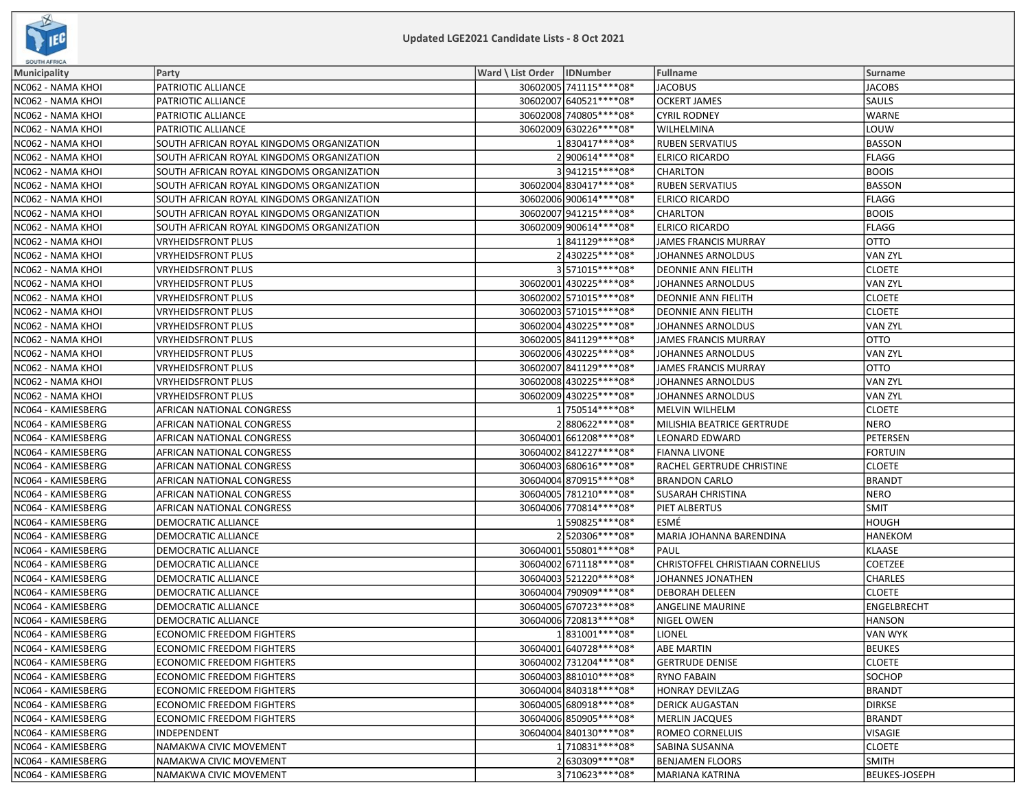## Updated LGE2021 Candidate Lists - 8 Oct 2021

| Municipality | Party | Ward \ List Order | IDNumber | Fullname | Surname |
|---|---|---|---|---|---|
| NC062 - NAMA KHOI | PATRIOTIC ALLIANCE | 30602005 | 741115****08* | JACOBUS | JACOBS |
| NC062 - NAMA KHOI | PATRIOTIC ALLIANCE | 30602007 | 640521****08* | OCKERT JAMES | SAULS |
| NC062 - NAMA KHOI | PATRIOTIC ALLIANCE | 30602008 | 740805****08* | CYRIL RODNEY | WARNE |
| NC062 - NAMA KHOI | PATRIOTIC ALLIANCE | 30602009 | 630226****08* | WILHELMINA | LOUW |
| NC062 - NAMA KHOI | SOUTH AFRICAN ROYAL KINGDOMS ORGANIZATION | 1 | 830417****08* | RUBEN SERVATIUS | BASSON |
| NC062 - NAMA KHOI | SOUTH AFRICAN ROYAL KINGDOMS ORGANIZATION | 2 | 900614****08* | ELRICO RICARDO | FLAGG |
| NC062 - NAMA KHOI | SOUTH AFRICAN ROYAL KINGDOMS ORGANIZATION | 3 | 941215****08* | CHARLTON | BOOIS |
| NC062 - NAMA KHOI | SOUTH AFRICAN ROYAL KINGDOMS ORGANIZATION | 30602004 | 830417****08* | RUBEN SERVATIUS | BASSON |
| NC062 - NAMA KHOI | SOUTH AFRICAN ROYAL KINGDOMS ORGANIZATION | 30602006 | 900614****08* | ELRICO RICARDO | FLAGG |
| NC062 - NAMA KHOI | SOUTH AFRICAN ROYAL KINGDOMS ORGANIZATION | 30602007 | 941215****08* | CHARLTON | BOOIS |
| NC062 - NAMA KHOI | SOUTH AFRICAN ROYAL KINGDOMS ORGANIZATION | 30602009 | 900614****08* | ELRICO RICARDO | FLAGG |
| NC062 - NAMA KHOI | VRYHEIDSFRONT PLUS | 1 | 841129****08* | JAMES FRANCIS MURRAY | OTTO |
| NC062 - NAMA KHOI | VRYHEIDSFRONT PLUS | 2 | 430225****08* | JOHANNES ARNOLDUS | VAN ZYL |
| NC062 - NAMA KHOI | VRYHEIDSFRONT PLUS | 3 | 571015****08* | DEONNIE ANN FIELITH | CLOETE |
| NC062 - NAMA KHOI | VRYHEIDSFRONT PLUS | 30602001 | 430225****08* | JOHANNES ARNOLDUS | VAN ZYL |
| NC062 - NAMA KHOI | VRYHEIDSFRONT PLUS | 30602002 | 571015****08* | DEONNIE ANN FIELITH | CLOETE |
| NC062 - NAMA KHOI | VRYHEIDSFRONT PLUS | 30602003 | 571015****08* | DEONNIE ANN FIELITH | CLOETE |
| NC062 - NAMA KHOI | VRYHEIDSFRONT PLUS | 30602004 | 430225****08* | JOHANNES ARNOLDUS | VAN ZYL |
| NC062 - NAMA KHOI | VRYHEIDSFRONT PLUS | 30602005 | 841129****08* | JAMES FRANCIS MURRAY | OTTO |
| NC062 - NAMA KHOI | VRYHEIDSFRONT PLUS | 30602006 | 430225****08* | JOHANNES ARNOLDUS | VAN ZYL |
| NC062 - NAMA KHOI | VRYHEIDSFRONT PLUS | 30602007 | 841129****08* | JAMES FRANCIS MURRAY | OTTO |
| NC062 - NAMA KHOI | VRYHEIDSFRONT PLUS | 30602008 | 430225****08* | JOHANNES ARNOLDUS | VAN ZYL |
| NC062 - NAMA KHOI | VRYHEIDSFRONT PLUS | 30602009 | 430225****08* | JOHANNES ARNOLDUS | VAN ZYL |
| NC064 - KAMIESBERG | AFRICAN NATIONAL CONGRESS | 1 | 750514****08* | MELVIN WILHELM | CLOETE |
| NC064 - KAMIESBERG | AFRICAN NATIONAL CONGRESS | 2 | 880622****08* | MILISHIA BEATRICE GERTRUDE | NERO |
| NC064 - KAMIESBERG | AFRICAN NATIONAL CONGRESS | 30604001 | 661208****08* | LEONARD EDWARD | PETERSEN |
| NC064 - KAMIESBERG | AFRICAN NATIONAL CONGRESS | 30604002 | 841227****08* | FIANNA LIVONE | FORTUIN |
| NC064 - KAMIESBERG | AFRICAN NATIONAL CONGRESS | 30604003 | 680616****08* | RACHEL GERTRUDE CHRISTINE | CLOETE |
| NC064 - KAMIESBERG | AFRICAN NATIONAL CONGRESS | 30604004 | 870915****08* | BRANDON CARLO | BRANDT |
| NC064 - KAMIESBERG | AFRICAN NATIONAL CONGRESS | 30604005 | 781210****08* | SUSARAH CHRISTINA | NERO |
| NC064 - KAMIESBERG | AFRICAN NATIONAL CONGRESS | 30604006 | 770814****08* | PIET ALBERTUS | SMIT |
| NC064 - KAMIESBERG | DEMOCRATIC ALLIANCE | 1 | 590825****08* | ESMÉ | HOUGH |
| NC064 - KAMIESBERG | DEMOCRATIC ALLIANCE | 2 | 520306****08* | MARIA JOHANNA BARENDINA | HANEKOM |
| NC064 - KAMIESBERG | DEMOCRATIC ALLIANCE | 30604001 | 550801****08* | PAUL | KLAASE |
| NC064 - KAMIESBERG | DEMOCRATIC ALLIANCE | 30604002 | 671118****08* | CHRISTOFFEL CHRISTIAAN CORNELIUS | COETZEE |
| NC064 - KAMIESBERG | DEMOCRATIC ALLIANCE | 30604003 | 521220****08* | JOHANNES JONATHEN | CHARLES |
| NC064 - KAMIESBERG | DEMOCRATIC ALLIANCE | 30604004 | 790909****08* | DEBORAH DELEEN | CLOETE |
| NC064 - KAMIESBERG | DEMOCRATIC ALLIANCE | 30604005 | 670723****08* | ANGELINE MAURINE | ENGELBRECHT |
| NC064 - KAMIESBERG | DEMOCRATIC ALLIANCE | 30604006 | 720813****08* | NIGEL OWEN | HANSON |
| NC064 - KAMIESBERG | ECONOMIC FREEDOM FIGHTERS | 1 | 831001****08* | LIONEL | VAN WYK |
| NC064 - KAMIESBERG | ECONOMIC FREEDOM FIGHTERS | 30604001 | 640728****08* | ABE MARTIN | BEUKES |
| NC064 - KAMIESBERG | ECONOMIC FREEDOM FIGHTERS | 30604002 | 731204****08* | GERTRUDE DENISE | CLOETE |
| NC064 - KAMIESBERG | ECONOMIC FREEDOM FIGHTERS | 30604003 | 881010****08* | RYNO FABAIN | SOCHOP |
| NC064 - KAMIESBERG | ECONOMIC FREEDOM FIGHTERS | 30604004 | 840318****08* | HONRAY DEVILZAG | BRANDT |
| NC064 - KAMIESBERG | ECONOMIC FREEDOM FIGHTERS | 30604005 | 680918****08* | DERICK AUGASTAN | DIRKSE |
| NC064 - KAMIESBERG | ECONOMIC FREEDOM FIGHTERS | 30604006 | 850905****08* | MERLIN JACQUES | BRANDT |
| NC064 - KAMIESBERG | INDEPENDENT | 30604004 | 840130****08* | ROMEO CORNELUIS | VISAGIE |
| NC064 - KAMIESBERG | NAMAKWA CIVIC MOVEMENT | 1 | 710831****08* | SABINA SUSANNA | CLOETE |
| NC064 - KAMIESBERG | NAMAKWA CIVIC MOVEMENT | 2 | 630309****08* | BENJAMEN FLOORS | SMITH |
| NC064 - KAMIESBERG | NAMAKWA CIVIC MOVEMENT | 3 | 710623****08* | MARIANA KATRINA | BEUKES-JOSEPH |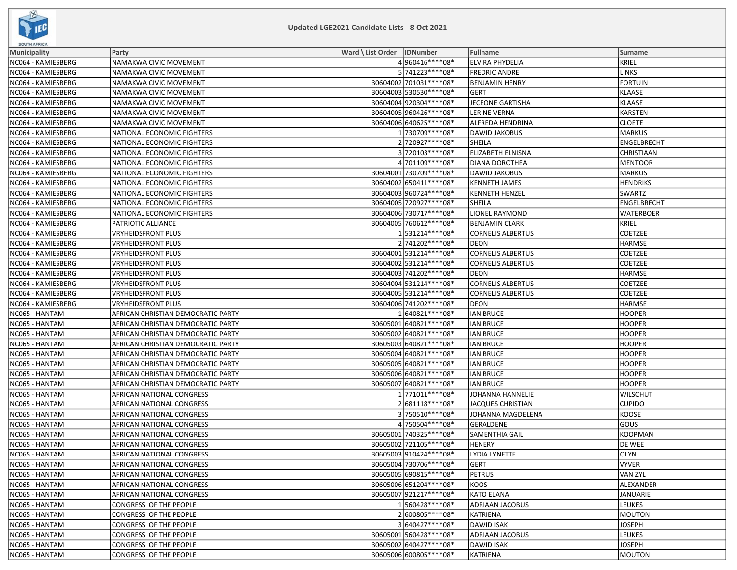**Updated LGE2021 Candidate Lists - 8 Oct 2021**

| Municipality | Party | Ward \ List Order | IDNumber | Fullname | Surname |
|---|---|---|---|---|---|
| NC064 - KAMIESBERG | NAMAKWA CIVIC MOVEMENT | 4 | 960416****08* | ELVIRA PHYDELIA | KRIEL |
| NC064 - KAMIESBERG | NAMAKWA CIVIC MOVEMENT | 5 | 741223****08* | FREDRIC ANDRE | LINKS |
| NC064 - KAMIESBERG | NAMAKWA CIVIC MOVEMENT | 30604002 | 701031****08* | BENJAMIN HENRY | FORTUIN |
| NC064 - KAMIESBERG | NAMAKWA CIVIC MOVEMENT | 30604003 | 530530****08* | GERT | KLAASE |
| NC064 - KAMIESBERG | NAMAKWA CIVIC MOVEMENT | 30604004 | 920304****08* | JECEONE GARTISHA | KLAASE |
| NC064 - KAMIESBERG | NAMAKWA CIVIC MOVEMENT | 30604005 | 960426****08* | LERINE VERNA | KARSTEN |
| NC064 - KAMIESBERG | NAMAKWA CIVIC MOVEMENT | 30604006 | 640625****08* | ALFREDA HENDRINA | CLOETE |
| NC064 - KAMIESBERG | NATIONAL ECONOMIC FIGHTERS | 1 | 730709****08* | DAWID JAKOBUS | MARKUS |
| NC064 - KAMIESBERG | NATIONAL ECONOMIC FIGHTERS | 2 | 720927****08* | SHEILA | ENGELBRECHT |
| NC064 - KAMIESBERG | NATIONAL ECONOMIC FIGHTERS | 3 | 720103****08* | ELIZABETH ELNISNA | CHRISTIAAN |
| NC064 - KAMIESBERG | NATIONAL ECONOMIC FIGHTERS | 4 | 701109****08* | DIANA DOROTHEA | MENTOOR |
| NC064 - KAMIESBERG | NATIONAL ECONOMIC FIGHTERS | 30604001 | 730709****08* | DAWID JAKOBUS | MARKUS |
| NC064 - KAMIESBERG | NATIONAL ECONOMIC FIGHTERS | 30604002 | 650411****08* | KENNETH JAMES | HENDRIKS |
| NC064 - KAMIESBERG | NATIONAL ECONOMIC FIGHTERS | 30604003 | 960724****08* | KENNETH HENZEL | SWARTZ |
| NC064 - KAMIESBERG | NATIONAL ECONOMIC FIGHTERS | 30604005 | 720927****08* | SHEILA | ENGELBRECHT |
| NC064 - KAMIESBERG | NATIONAL ECONOMIC FIGHTERS | 30604006 | 730717****08* | LIONEL RAYMOND | WATERBOER |
| NC064 - KAMIESBERG | PATRIOTIC ALLIANCE | 30604005 | 760612****08* | BENJAMIN CLARK | KRIEL |
| NC064 - KAMIESBERG | VRYHEIDSFRONT PLUS | 1 | 531214****08* | CORNELIS ALBERTUS | COETZEE |
| NC064 - KAMIESBERG | VRYHEIDSFRONT PLUS | 2 | 741202****08* | DEON | HARMSE |
| NC064 - KAMIESBERG | VRYHEIDSFRONT PLUS | 30604001 | 531214****08* | CORNELIS ALBERTUS | COETZEE |
| NC064 - KAMIESBERG | VRYHEIDSFRONT PLUS | 30604002 | 531214****08* | CORNELIS ALBERTUS | COETZEE |
| NC064 - KAMIESBERG | VRYHEIDSFRONT PLUS | 30604003 | 741202****08* | DEON | HARMSE |
| NC064 - KAMIESBERG | VRYHEIDSFRONT PLUS | 30604004 | 531214****08* | CORNELIS ALBERTUS | COETZEE |
| NC064 - KAMIESBERG | VRYHEIDSFRONT PLUS | 30604005 | 531214****08* | CORNELIS ALBERTUS | COETZEE |
| NC064 - KAMIESBERG | VRYHEIDSFRONT PLUS | 30604006 | 741202****08* | DEON | HARMSE |
| NC065 - HANTAM | AFRICAN CHRISTIAN DEMOCRATIC PARTY | 1 | 640821****08* | IAN BRUCE | HOOPER |
| NC065 - HANTAM | AFRICAN CHRISTIAN DEMOCRATIC PARTY | 30605001 | 640821****08* | IAN BRUCE | HOOPER |
| NC065 - HANTAM | AFRICAN CHRISTIAN DEMOCRATIC PARTY | 30605002 | 640821****08* | IAN BRUCE | HOOPER |
| NC065 - HANTAM | AFRICAN CHRISTIAN DEMOCRATIC PARTY | 30605003 | 640821****08* | IAN BRUCE | HOOPER |
| NC065 - HANTAM | AFRICAN CHRISTIAN DEMOCRATIC PARTY | 30605004 | 640821****08* | IAN BRUCE | HOOPER |
| NC065 - HANTAM | AFRICAN CHRISTIAN DEMOCRATIC PARTY | 30605005 | 640821****08* | IAN BRUCE | HOOPER |
| NC065 - HANTAM | AFRICAN CHRISTIAN DEMOCRATIC PARTY | 30605006 | 640821****08* | IAN BRUCE | HOOPER |
| NC065 - HANTAM | AFRICAN CHRISTIAN DEMOCRATIC PARTY | 30605007 | 640821****08* | IAN BRUCE | HOOPER |
| NC065 - HANTAM | AFRICAN NATIONAL CONGRESS | 1 | 771011****08* | JOHANNA HANNELIE | WILSCHUT |
| NC065 - HANTAM | AFRICAN NATIONAL CONGRESS | 2 | 681118****08* | JACQUES CHRISTIAN | CUPIDO |
| NC065 - HANTAM | AFRICAN NATIONAL CONGRESS | 3 | 750510****08* | JOHANNA MAGDELENA | KOOSE |
| NC065 - HANTAM | AFRICAN NATIONAL CONGRESS | 4 | 750504****08* | GERALDENE | GOUS |
| NC065 - HANTAM | AFRICAN NATIONAL CONGRESS | 30605001 | 740325****08* | SAMENTHIA GAIL | KOOPMAN |
| NC065 - HANTAM | AFRICAN NATIONAL CONGRESS | 30605002 | 721105****08* | HENERY | DE WEE |
| NC065 - HANTAM | AFRICAN NATIONAL CONGRESS | 30605003 | 910424****08* | LYDIA LYNETTE | OLYN |
| NC065 - HANTAM | AFRICAN NATIONAL CONGRESS | 30605004 | 730706****08* | GERT | VYVER |
| NC065 - HANTAM | AFRICAN NATIONAL CONGRESS | 30605005 | 690815****08* | PETRUS | VAN ZYL |
| NC065 - HANTAM | AFRICAN NATIONAL CONGRESS | 30605006 | 651204****08* | KOOS | ALEXANDER |
| NC065 - HANTAM | AFRICAN NATIONAL CONGRESS | 30605007 | 921217****08* | KATO ELANA | JANUARIE |
| NC065 - HANTAM | CONGRESS OF THE PEOPLE | 1 | 560428****08* | ADRIAAN JACOBUS | LEUKES |
| NC065 - HANTAM | CONGRESS OF THE PEOPLE | 2 | 600805****08* | KATRIENA | MOUTON |
| NC065 - HANTAM | CONGRESS OF THE PEOPLE | 3 | 640427****08* | DAWID ISAK | JOSEPH |
| NC065 - HANTAM | CONGRESS OF THE PEOPLE | 30605001 | 560428****08* | ADRIAAN JACOBUS | LEUKES |
| NC065 - HANTAM | CONGRESS OF THE PEOPLE | 30605002 | 640427****08* | DAWID ISAK | JOSEPH |
| NC065 - HANTAM | CONGRESS OF THE PEOPLE | 30605006 | 600805****08* | KATRIENA | MOUTON |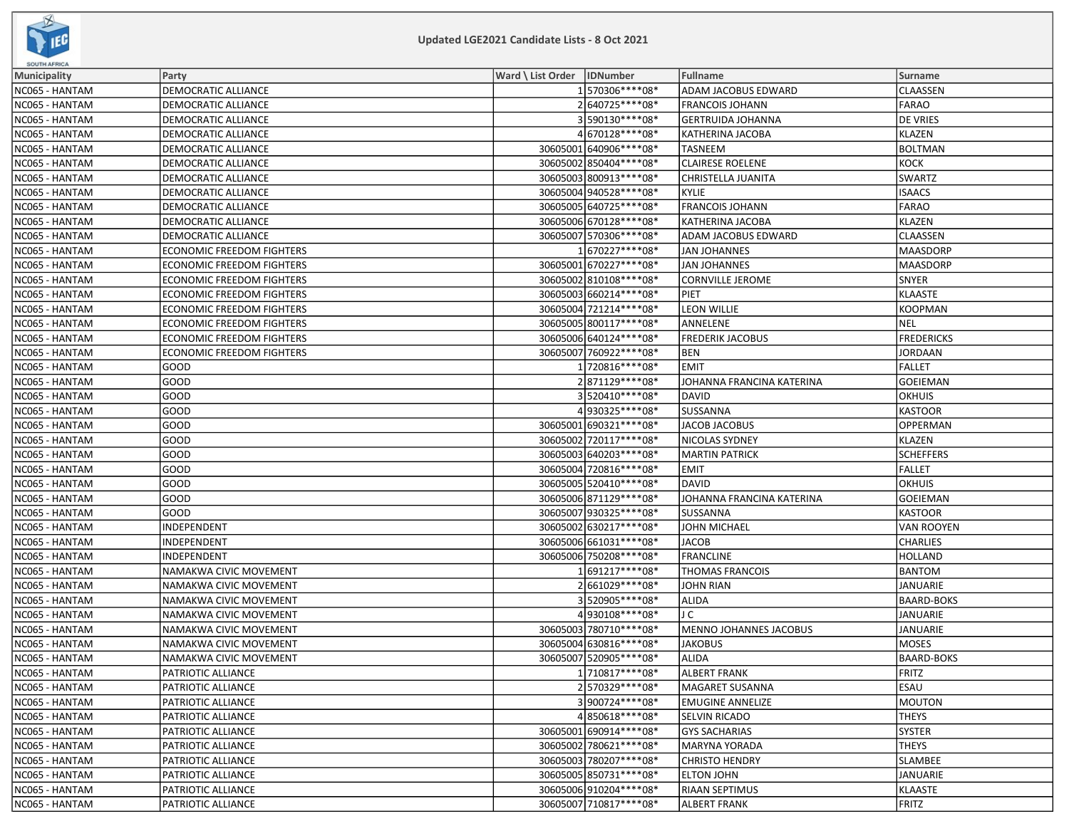# Updated LGE2021 Candidate Lists - 8 Oct 2021

| Municipality | Party | Ward \ List Order | IDNumber | Fullname | Surname |
|---|---|---|---|---|---|
| NC065 - HANTAM | DEMOCRATIC ALLIANCE | 1 | 570306****08* | ADAM JACOBUS EDWARD | CLAASSEN |
| NC065 - HANTAM | DEMOCRATIC ALLIANCE | 2 | 640725****08* | FRANCOIS JOHANN | FARAO |
| NC065 - HANTAM | DEMOCRATIC ALLIANCE | 3 | 590130****08* | GERTRUIDA JOHANNA | DE VRIES |
| NC065 - HANTAM | DEMOCRATIC ALLIANCE | 4 | 670128****08* | KATHERINA JACOBA | KLAZEN |
| NC065 - HANTAM | DEMOCRATIC ALLIANCE | 30605001 | 640906****08* | TASNEEM | BOLTMAN |
| NC065 - HANTAM | DEMOCRATIC ALLIANCE | 30605002 | 850404****08* | CLAIRESE ROELENE | KOCK |
| NC065 - HANTAM | DEMOCRATIC ALLIANCE | 30605003 | 800913****08* | CHRISTELLA JUANITA | SWARTZ |
| NC065 - HANTAM | DEMOCRATIC ALLIANCE | 30605004 | 940528****08* | KYLIE | ISAACS |
| NC065 - HANTAM | DEMOCRATIC ALLIANCE | 30605005 | 640725****08* | FRANCOIS JOHANN | FARAO |
| NC065 - HANTAM | DEMOCRATIC ALLIANCE | 30605006 | 670128****08* | KATHERINA JACOBA | KLAZEN |
| NC065 - HANTAM | DEMOCRATIC ALLIANCE | 30605007 | 570306****08* | ADAM JACOBUS EDWARD | CLAASSEN |
| NC065 - HANTAM | ECONOMIC FREEDOM FIGHTERS | 1 | 670227****08* | JAN JOHANNES | MAASDORP |
| NC065 - HANTAM | ECONOMIC FREEDOM FIGHTERS | 30605001 | 670227****08* | JAN JOHANNES | MAASDORP |
| NC065 - HANTAM | ECONOMIC FREEDOM FIGHTERS | 30605002 | 810108****08* | CORNVILLE JEROME | SNYER |
| NC065 - HANTAM | ECONOMIC FREEDOM FIGHTERS | 30605003 | 660214****08* | PIET | KLAASTE |
| NC065 - HANTAM | ECONOMIC FREEDOM FIGHTERS | 30605004 | 721214****08* | LEON WILLIE | KOOPMAN |
| NC065 - HANTAM | ECONOMIC FREEDOM FIGHTERS | 30605005 | 800117****08* | ANNELENE | NEL |
| NC065 - HANTAM | ECONOMIC FREEDOM FIGHTERS | 30605006 | 640124****08* | FREDERIK JACOBUS | FREDERICKS |
| NC065 - HANTAM | ECONOMIC FREEDOM FIGHTERS | 30605007 | 760922****08* | BEN | JORDAAN |
| NC065 - HANTAM | GOOD | 1 | 720816****08* | EMIT | FALLET |
| NC065 - HANTAM | GOOD | 2 | 871129****08* | JOHANNA FRANCINA KATERINA | GOEIEMAN |
| NC065 - HANTAM | GOOD | 3 | 520410****08* | DAVID | OKHUIS |
| NC065 - HANTAM | GOOD | 4 | 930325****08* | SUSSANNA | KASTOOR |
| NC065 - HANTAM | GOOD | 30605001 | 690321****08* | JACOB JACOBUS | OPPERMAN |
| NC065 - HANTAM | GOOD | 30605002 | 720117****08* | NICOLAS SYDNEY | KLAZEN |
| NC065 - HANTAM | GOOD | 30605003 | 640203****08* | MARTIN PATRICK | SCHEFFERS |
| NC065 - HANTAM | GOOD | 30605004 | 720816****08* | EMIT | FALLET |
| NC065 - HANTAM | GOOD | 30605005 | 520410****08* | DAVID | OKHUIS |
| NC065 - HANTAM | GOOD | 30605006 | 871129****08* | JOHANNA FRANCINA KATERINA | GOEIEMAN |
| NC065 - HANTAM | GOOD | 30605007 | 930325****08* | SUSSANNA | KASTOOR |
| NC065 - HANTAM | INDEPENDENT | 30605002 | 630217****08* | JOHN MICHAEL | VAN ROOYEN |
| NC065 - HANTAM | INDEPENDENT | 30605006 | 661031****08* | JACOB | CHARLIES |
| NC065 - HANTAM | INDEPENDENT | 30605006 | 750208****08* | FRANCLINE | HOLLAND |
| NC065 - HANTAM | NAMAKWA CIVIC MOVEMENT | 1 | 691217****08* | THOMAS FRANCOIS | BANTOM |
| NC065 - HANTAM | NAMAKWA CIVIC MOVEMENT | 2 | 661029****08* | JOHN RIAN | JANUARIE |
| NC065 - HANTAM | NAMAKWA CIVIC MOVEMENT | 3 | 520905****08* | ALIDA | BAARD-BOKS |
| NC065 - HANTAM | NAMAKWA CIVIC MOVEMENT | 4 | 930108****08* | J C | JANUARIE |
| NC065 - HANTAM | NAMAKWA CIVIC MOVEMENT | 30605003 | 780710****08* | MENNO JOHANNES JACOBUS | JANUARIE |
| NC065 - HANTAM | NAMAKWA CIVIC MOVEMENT | 30605004 | 630816****08* | JAKOBUS | MOSES |
| NC065 - HANTAM | NAMAKWA CIVIC MOVEMENT | 30605007 | 520905****08* | ALIDA | BAARD-BOKS |
| NC065 - HANTAM | PATRIOTIC ALLIANCE | 1 | 710817****08* | ALBERT FRANK | FRITZ |
| NC065 - HANTAM | PATRIOTIC ALLIANCE | 2 | 570329****08* | MAGARET SUSANNA | ESAU |
| NC065 - HANTAM | PATRIOTIC ALLIANCE | 3 | 900724****08* | EMUGINE ANNELIZE | MOUTON |
| NC065 - HANTAM | PATRIOTIC ALLIANCE | 4 | 850618****08* | SELVIN RICADO | THEYS |
| NC065 - HANTAM | PATRIOTIC ALLIANCE | 30605001 | 690914****08* | GYS SACHARIAS | SYSTER |
| NC065 - HANTAM | PATRIOTIC ALLIANCE | 30605002 | 780621****08* | MARYNA YORADA | THEYS |
| NC065 - HANTAM | PATRIOTIC ALLIANCE | 30605003 | 780207****08* | CHRISTO HENDRY | SLAMBEE |
| NC065 - HANTAM | PATRIOTIC ALLIANCE | 30605005 | 850731****08* | ELTON JOHN | JANUARIE |
| NC065 - HANTAM | PATRIOTIC ALLIANCE | 30605006 | 910204****08* | RIAAN SEPTIMUS | KLAASTE |
| NC065 - HANTAM | PATRIOTIC ALLIANCE | 30605007 | 710817****08* | ALBERT FRANK | FRITZ |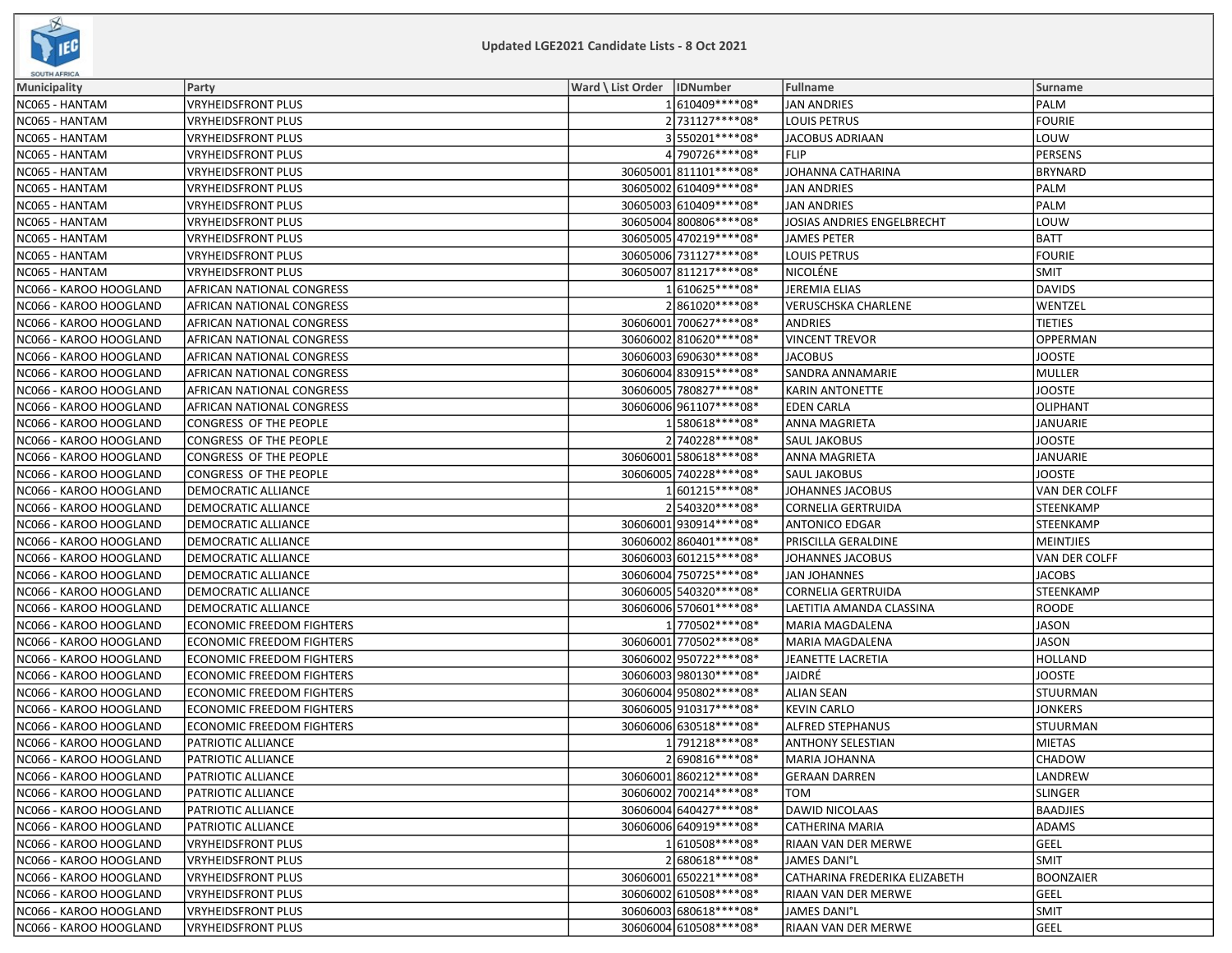## Updated LGE2021 Candidate Lists - 8 Oct 2021

| Municipality | Party | Ward \ List Order | IDNumber | Fullname | Surname |
|---|---|---|---|---|---|
| NC065 - HANTAM | VRYHEIDSFRONT PLUS | 1 | 610409****08* | JAN ANDRIES | PALM |
| NC065 - HANTAM | VRYHEIDSFRONT PLUS | 2 | 731127****08* | LOUIS PETRUS | FOURIE |
| NC065 - HANTAM | VRYHEIDSFRONT PLUS | 3 | 550201****08* | JACOBUS ADRIAAN | LOUW |
| NC065 - HANTAM | VRYHEIDSFRONT PLUS | 4 | 790726****08* | FLIP | PERSENS |
| NC065 - HANTAM | VRYHEIDSFRONT PLUS | 30605001 | 811101****08* | JOHANNA CATHARINA | BRYNARD |
| NC065 - HANTAM | VRYHEIDSFRONT PLUS | 30605002 | 610409****08* | JAN ANDRIES | PALM |
| NC065 - HANTAM | VRYHEIDSFRONT PLUS | 30605003 | 610409****08* | JAN ANDRIES | PALM |
| NC065 - HANTAM | VRYHEIDSFRONT PLUS | 30605004 | 800806****08* | JOSIAS ANDRIES ENGELBRECHT | LOUW |
| NC065 - HANTAM | VRYHEIDSFRONT PLUS | 30605005 | 470219****08* | JAMES PETER | BATT |
| NC065 - HANTAM | VRYHEIDSFRONT PLUS | 30605006 | 731127****08* | LOUIS PETRUS | FOURIE |
| NC065 - HANTAM | VRYHEIDSFRONT PLUS | 30605007 | 811217****08* | NICOLÉNE | SMIT |
| NC066 - KAROO HOOGLAND | AFRICAN NATIONAL CONGRESS | 1 | 610625****08* | JEREMIA ELIAS | DAVIDS |
| NC066 - KAROO HOOGLAND | AFRICAN NATIONAL CONGRESS | 2 | 861020****08* | VERUSCHSKA CHARLENE | WENTZEL |
| NC066 - KAROO HOOGLAND | AFRICAN NATIONAL CONGRESS | 30606001 | 700627****08* | ANDRIES | TIETIES |
| NC066 - KAROO HOOGLAND | AFRICAN NATIONAL CONGRESS | 30606002 | 810620****08* | VINCENT TREVOR | OPPERMAN |
| NC066 - KAROO HOOGLAND | AFRICAN NATIONAL CONGRESS | 30606003 | 690630****08* | JACOBUS | JOOSTE |
| NC066 - KAROO HOOGLAND | AFRICAN NATIONAL CONGRESS | 30606004 | 830915****08* | SANDRA ANNAMARIE | MULLER |
| NC066 - KAROO HOOGLAND | AFRICAN NATIONAL CONGRESS | 30606005 | 780827****08* | KARIN ANTONETTE | JOOSTE |
| NC066 - KAROO HOOGLAND | AFRICAN NATIONAL CONGRESS | 30606006 | 961107****08* | EDEN CARLA | OLIPHANT |
| NC066 - KAROO HOOGLAND | CONGRESS OF THE PEOPLE | 1 | 580618****08* | ANNA MAGRIETA | JANUARIE |
| NC066 - KAROO HOOGLAND | CONGRESS OF THE PEOPLE | 2 | 740228****08* | SAUL JAKOBUS | JOOSTE |
| NC066 - KAROO HOOGLAND | CONGRESS OF THE PEOPLE | 30606001 | 580618****08* | ANNA MAGRIETA | JANUARIE |
| NC066 - KAROO HOOGLAND | CONGRESS OF THE PEOPLE | 30606005 | 740228****08* | SAUL JAKOBUS | JOOSTE |
| NC066 - KAROO HOOGLAND | DEMOCRATIC ALLIANCE | 1 | 601215****08* | JOHANNES JACOBUS | VAN DER COLFF |
| NC066 - KAROO HOOGLAND | DEMOCRATIC ALLIANCE | 2 | 540320****08* | CORNELIA GERTRUIDA | STEENKAMP |
| NC066 - KAROO HOOGLAND | DEMOCRATIC ALLIANCE | 30606001 | 930914****08* | ANTONICO EDGAR | STEENKAMP |
| NC066 - KAROO HOOGLAND | DEMOCRATIC ALLIANCE | 30606002 | 860401****08* | PRISCILLA GERALDINE | MEINTJIES |
| NC066 - KAROO HOOGLAND | DEMOCRATIC ALLIANCE | 30606003 | 601215****08* | JOHANNES JACOBUS | VAN DER COLFF |
| NC066 - KAROO HOOGLAND | DEMOCRATIC ALLIANCE | 30606004 | 750725****08* | JAN JOHANNES | JACOBS |
| NC066 - KAROO HOOGLAND | DEMOCRATIC ALLIANCE | 30606005 | 540320****08* | CORNELIA GERTRUIDA | STEENKAMP |
| NC066 - KAROO HOOGLAND | DEMOCRATIC ALLIANCE | 30606006 | 570601****08* | LAETITIA AMANDA CLASSINA | ROODE |
| NC066 - KAROO HOOGLAND | ECONOMIC FREEDOM FIGHTERS | 1 | 770502****08* | MARIA MAGDALENA | JASON |
| NC066 - KAROO HOOGLAND | ECONOMIC FREEDOM FIGHTERS | 30606001 | 770502****08* | MARIA MAGDALENA | JASON |
| NC066 - KAROO HOOGLAND | ECONOMIC FREEDOM FIGHTERS | 30606002 | 950722****08* | JEANETTE LACRETIA | HOLLAND |
| NC066 - KAROO HOOGLAND | ECONOMIC FREEDOM FIGHTERS | 30606003 | 980130****08* | JAIDRÉ | JOOSTE |
| NC066 - KAROO HOOGLAND | ECONOMIC FREEDOM FIGHTERS | 30606004 | 950802****08* | ALIAN SEAN | STUURMAN |
| NC066 - KAROO HOOGLAND | ECONOMIC FREEDOM FIGHTERS | 30606005 | 910317****08* | KEVIN CARLO | JONKERS |
| NC066 - KAROO HOOGLAND | ECONOMIC FREEDOM FIGHTERS | 30606006 | 630518****08* | ALFRED STEPHANUS | STUURMAN |
| NC066 - KAROO HOOGLAND | PATRIOTIC ALLIANCE | 1 | 791218****08* | ANTHONY SELESTIAN | MIETAS |
| NC066 - KAROO HOOGLAND | PATRIOTIC ALLIANCE | 2 | 690816****08* | MARIA JOHANNA | CHADOW |
| NC066 - KAROO HOOGLAND | PATRIOTIC ALLIANCE | 30606001 | 860212****08* | GERAAN DARREN | LANDREW |
| NC066 - KAROO HOOGLAND | PATRIOTIC ALLIANCE | 30606002 | 700214****08* | TOM | SLINGER |
| NC066 - KAROO HOOGLAND | PATRIOTIC ALLIANCE | 30606004 | 640427****08* | DAWID NICOLAAS | BAADJIES |
| NC066 - KAROO HOOGLAND | PATRIOTIC ALLIANCE | 30606006 | 640919****08* | CATHERINA MARIA | ADAMS |
| NC066 - KAROO HOOGLAND | VRYHEIDSFRONT PLUS | 1 | 610508****08* | RIAAN VAN DER MERWE | GEEL |
| NC066 - KAROO HOOGLAND | VRYHEIDSFRONT PLUS | 2 | 680618****08* | JAMES DANI°L | SMIT |
| NC066 - KAROO HOOGLAND | VRYHEIDSFRONT PLUS | 30606001 | 650221****08* | CATHARINA FREDERIKA ELIZABETH | BOONZAIER |
| NC066 - KAROO HOOGLAND | VRYHEIDSFRONT PLUS | 30606002 | 610508****08* | RIAAN VAN DER MERWE | GEEL |
| NC066 - KAROO HOOGLAND | VRYHEIDSFRONT PLUS | 30606003 | 680618****08* | JAMES DANI°L | SMIT |
| NC066 - KAROO HOOGLAND | VRYHEIDSFRONT PLUS | 30606004 | 610508****08* | RIAAN VAN DER MERWE | GEEL |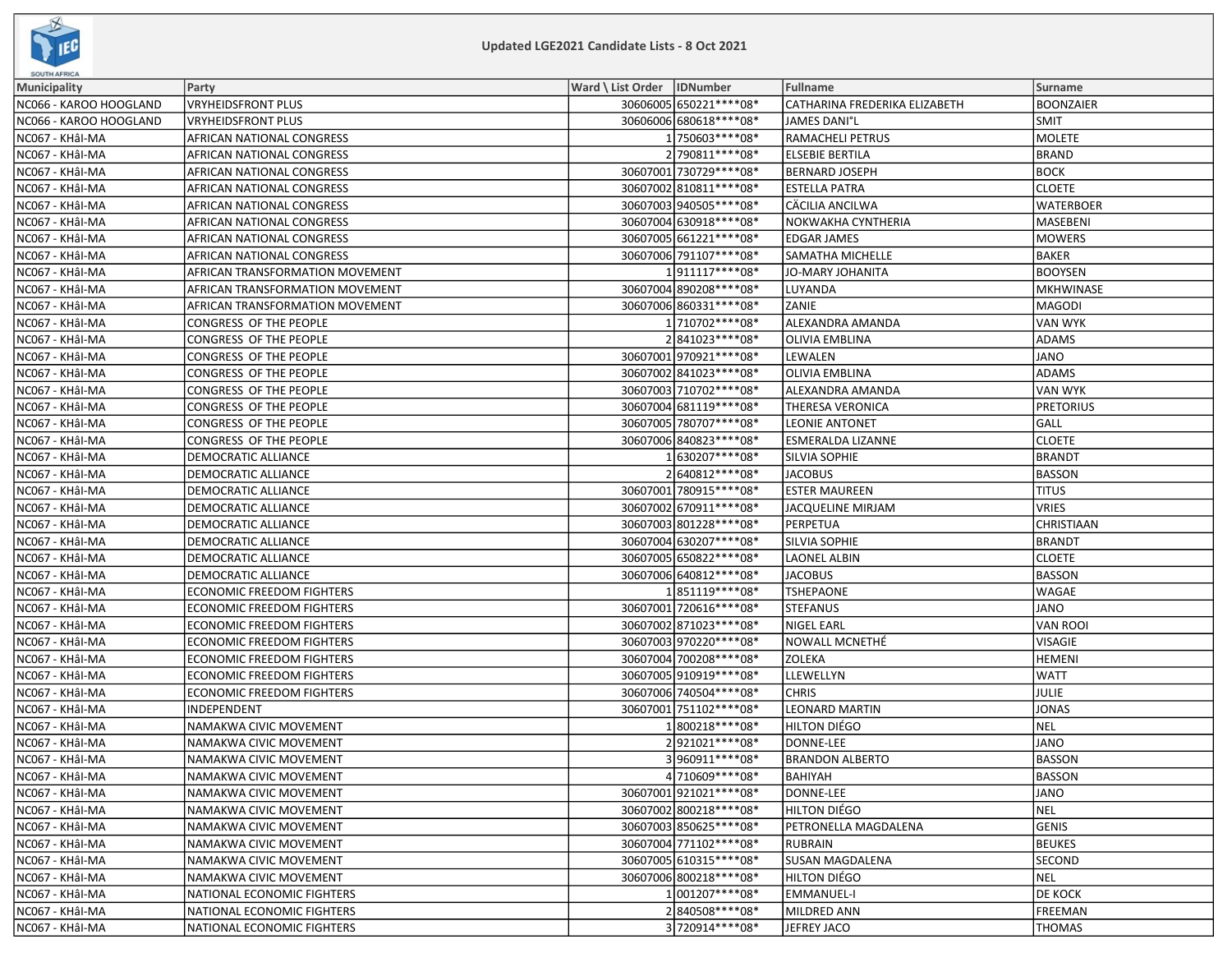Updated LGE2021 Candidate Lists - 8 Oct 2021

| Municipality | Party | Ward \ List Order | IDNumber | Fullname | Surname |
|---|---|---|---|---|---|
| NC066 - KAROO HOOGLAND | VRYHEIDSFRONT PLUS | 30606005 | 650221****08* | CATHARINA FREDERIKA ELIZABETH | BOONZAIER |
| NC066 - KAROO HOOGLAND | VRYHEIDSFRONT PLUS | 30606006 | 680618****08* | JAMES DANI°L | SMIT |
| NC067 - KHâI-MA | AFRICAN NATIONAL CONGRESS | 1 | 750603****08* | RAMACHELI PETRUS | MOLETE |
| NC067 - KHâI-MA | AFRICAN NATIONAL CONGRESS | 2 | 790811****08* | ELSEBIE BERTILA | BRAND |
| NC067 - KHâI-MA | AFRICAN NATIONAL CONGRESS | 30607001 | 730729****08* | BERNARD JOSEPH | BOCK |
| NC067 - KHâI-MA | AFRICAN NATIONAL CONGRESS | 30607002 | 810811****08* | ESTELLA PATRA | CLOETE |
| NC067 - KHâI-MA | AFRICAN NATIONAL CONGRESS | 30607003 | 940505****08* | CÄCILIA ANCILWA | WATERBOER |
| NC067 - KHâI-MA | AFRICAN NATIONAL CONGRESS | 30607004 | 630918****08* | NOKWAKHA CYNTHERIA | MASEBENI |
| NC067 - KHâI-MA | AFRICAN NATIONAL CONGRESS | 30607005 | 661221****08* | EDGAR JAMES | MOWERS |
| NC067 - KHâI-MA | AFRICAN NATIONAL CONGRESS | 30607006 | 791107****08* | SAMATHA MICHELLE | BAKER |
| NC067 - KHâI-MA | AFRICAN TRANSFORMATION MOVEMENT | 1 | 911117****08* | JO-MARY JOHANITA | BOOYSEN |
| NC067 - KHâI-MA | AFRICAN TRANSFORMATION MOVEMENT | 30607004 | 890208****08* | LUYANDA | MKHWINASE |
| NC067 - KHâI-MA | AFRICAN TRANSFORMATION MOVEMENT | 30607006 | 860331****08* | ZANIE | MAGODI |
| NC067 - KHâI-MA | CONGRESS OF THE PEOPLE | 1 | 710702****08* | ALEXANDRA AMANDA | VAN WYK |
| NC067 - KHâI-MA | CONGRESS OF THE PEOPLE | 2 | 841023****08* | OLIVIA EMBLINA | ADAMS |
| NC067 - KHâI-MA | CONGRESS OF THE PEOPLE | 30607001 | 970921****08* | LEWALEN | JANO |
| NC067 - KHâI-MA | CONGRESS OF THE PEOPLE | 30607002 | 841023****08* | OLIVIA EMBLINA | ADAMS |
| NC067 - KHâI-MA | CONGRESS OF THE PEOPLE | 30607003 | 710702****08* | ALEXANDRA AMANDA | VAN WYK |
| NC067 - KHâI-MA | CONGRESS OF THE PEOPLE | 30607004 | 681119****08* | THERESA VERONICA | PRETORIUS |
| NC067 - KHâI-MA | CONGRESS OF THE PEOPLE | 30607005 | 780707****08* | LEONIE ANTONET | GALL |
| NC067 - KHâI-MA | CONGRESS OF THE PEOPLE | 30607006 | 840823****08* | ESMERALDA LIZANNE | CLOETE |
| NC067 - KHâI-MA | DEMOCRATIC ALLIANCE | 1 | 630207****08* | SILVIA SOPHIE | BRANDT |
| NC067 - KHâI-MA | DEMOCRATIC ALLIANCE | 2 | 640812****08* | JACOBUS | BASSON |
| NC067 - KHâI-MA | DEMOCRATIC ALLIANCE | 30607001 | 780915****08* | ESTER MAUREEN | TITUS |
| NC067 - KHâI-MA | DEMOCRATIC ALLIANCE | 30607002 | 670911****08* | JACQUELINE MIRJAM | VRIES |
| NC067 - KHâI-MA | DEMOCRATIC ALLIANCE | 30607003 | 801228****08* | PERPETUA | CHRISTIAAN |
| NC067 - KHâI-MA | DEMOCRATIC ALLIANCE | 30607004 | 630207****08* | SILVIA SOPHIE | BRANDT |
| NC067 - KHâI-MA | DEMOCRATIC ALLIANCE | 30607005 | 650822****08* | LAONEL ALBIN | CLOETE |
| NC067 - KHâI-MA | DEMOCRATIC ALLIANCE | 30607006 | 640812****08* | JACOBUS | BASSON |
| NC067 - KHâI-MA | ECONOMIC FREEDOM FIGHTERS | 1 | 851119****08* | TSHEPAONE | WAGAE |
| NC067 - KHâI-MA | ECONOMIC FREEDOM FIGHTERS | 30607001 | 720616****08* | STEFANUS | JANO |
| NC067 - KHâI-MA | ECONOMIC FREEDOM FIGHTERS | 30607002 | 871023****08* | NIGEL EARL | VAN ROOI |
| NC067 - KHâI-MA | ECONOMIC FREEDOM FIGHTERS | 30607003 | 970220****08* | NOWALL MCNETHÉ | VISAGIE |
| NC067 - KHâI-MA | ECONOMIC FREEDOM FIGHTERS | 30607004 | 700208****08* | ZOLEKA | HEMENI |
| NC067 - KHâI-MA | ECONOMIC FREEDOM FIGHTERS | 30607005 | 910919****08* | LLEWELLYN | WATT |
| NC067 - KHâI-MA | ECONOMIC FREEDOM FIGHTERS | 30607006 | 740504****08* | CHRIS | JULIE |
| NC067 - KHâI-MA | INDEPENDENT | 30607001 | 751102****08* | LEONARD MARTIN | JONAS |
| NC067 - KHâI-MA | NAMAKWA CIVIC MOVEMENT | 1 | 800218****08* | HILTON DIÉGO | NEL |
| NC067 - KHâI-MA | NAMAKWA CIVIC MOVEMENT | 2 | 921021****08* | DONNE-LEE | JANO |
| NC067 - KHâI-MA | NAMAKWA CIVIC MOVEMENT | 3 | 960911****08* | BRANDON ALBERTO | BASSON |
| NC067 - KHâI-MA | NAMAKWA CIVIC MOVEMENT | 4 | 710609****08* | BAHIYAH | BASSON |
| NC067 - KHâI-MA | NAMAKWA CIVIC MOVEMENT | 30607001 | 921021****08* | DONNE-LEE | JANO |
| NC067 - KHâI-MA | NAMAKWA CIVIC MOVEMENT | 30607002 | 800218****08* | HILTON DIÉGO | NEL |
| NC067 - KHâI-MA | NAMAKWA CIVIC MOVEMENT | 30607003 | 850625****08* | PETRONELLA MAGDALENA | GENIS |
| NC067 - KHâI-MA | NAMAKWA CIVIC MOVEMENT | 30607004 | 771102****08* | RUBRAIN | BEUKES |
| NC067 - KHâI-MA | NAMAKWA CIVIC MOVEMENT | 30607005 | 610315****08* | SUSAN MAGDALENA | SECOND |
| NC067 - KHâI-MA | NAMAKWA CIVIC MOVEMENT | 30607006 | 800218****08* | HILTON DIÉGO | NEL |
| NC067 - KHâI-MA | NATIONAL ECONOMIC FIGHTERS | 1 | 001207****08* | EMMANUEL-I | DE KOCK |
| NC067 - KHâI-MA | NATIONAL ECONOMIC FIGHTERS | 2 | 840508****08* | MILDRED ANN | FREEMAN |
| NC067 - KHâI-MA | NATIONAL ECONOMIC FIGHTERS | 3 | 720914****08* | JEFREY JACO | THOMAS |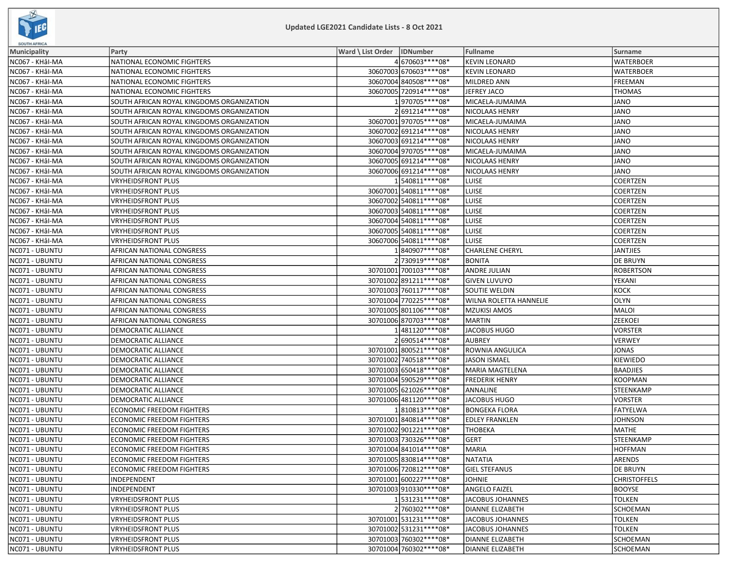## Updated LGE2021 Candidate Lists - 8 Oct 2021

| Municipality | Party | Ward \ List Order | IDNumber | Fullname | Surname |
|---|---|---|---|---|---|
| NC067 - KHâI-MA | NATIONAL ECONOMIC FIGHTERS | 4 | 670603****08* | KEVIN LEONARD | WATERBOER |
| NC067 - KHâI-MA | NATIONAL ECONOMIC FIGHTERS | 30607003 | 670603****08* | KEVIN LEONARD | WATERBOER |
| NC067 - KHâI-MA | NATIONAL ECONOMIC FIGHTERS | 30607004 | 840508****08* | MILDRED ANN | FREEMAN |
| NC067 - KHâI-MA | NATIONAL ECONOMIC FIGHTERS | 30607005 | 720914****08* | JEFREY JACO | THOMAS |
| NC067 - KHâI-MA | SOUTH AFRICAN ROYAL KINGDOMS ORGANIZATION | 1 | 970705****08* | MICAELA-JUMAIMA | JANO |
| NC067 - KHâI-MA | SOUTH AFRICAN ROYAL KINGDOMS ORGANIZATION | 2 | 691214****08* | NICOLAAS HENRY | JANO |
| NC067 - KHâI-MA | SOUTH AFRICAN ROYAL KINGDOMS ORGANIZATION | 30607001 | 970705****08* | MICAELA-JUMAIMA | JANO |
| NC067 - KHâI-MA | SOUTH AFRICAN ROYAL KINGDOMS ORGANIZATION | 30607002 | 691214****08* | NICOLAAS HENRY | JANO |
| NC067 - KHâI-MA | SOUTH AFRICAN ROYAL KINGDOMS ORGANIZATION | 30607003 | 691214****08* | NICOLAAS HENRY | JANO |
| NC067 - KHâI-MA | SOUTH AFRICAN ROYAL KINGDOMS ORGANIZATION | 30607004 | 970705****08* | MICAELA-JUMAIMA | JANO |
| NC067 - KHâI-MA | SOUTH AFRICAN ROYAL KINGDOMS ORGANIZATION | 30607005 | 691214****08* | NICOLAAS HENRY | JANO |
| NC067 - KHâI-MA | SOUTH AFRICAN ROYAL KINGDOMS ORGANIZATION | 30607006 | 691214****08* | NICOLAAS HENRY | JANO |
| NC067 - KHâI-MA | VRYHEIDSFRONT PLUS | 1 | 540811****08* | LUISE | COERTZEN |
| NC067 - KHâI-MA | VRYHEIDSFRONT PLUS | 30607001 | 540811****08* | LUISE | COERTZEN |
| NC067 - KHâI-MA | VRYHEIDSFRONT PLUS | 30607002 | 540811****08* | LUISE | COERTZEN |
| NC067 - KHâI-MA | VRYHEIDSFRONT PLUS | 30607003 | 540811****08* | LUISE | COERTZEN |
| NC067 - KHâI-MA | VRYHEIDSFRONT PLUS | 30607004 | 540811****08* | LUISE | COERTZEN |
| NC067 - KHâI-MA | VRYHEIDSFRONT PLUS | 30607005 | 540811****08* | LUISE | COERTZEN |
| NC067 - KHâI-MA | VRYHEIDSFRONT PLUS | 30607006 | 540811****08* | LUISE | COERTZEN |
| NC071 - UBUNTU | AFRICAN NATIONAL CONGRESS | 1 | 840907****08* | CHARLENE CHERYL | JANTJIES |
| NC071 - UBUNTU | AFRICAN NATIONAL CONGRESS | 2 | 730919****08* | BONITA | DE BRUYN |
| NC071 - UBUNTU | AFRICAN NATIONAL CONGRESS | 30701001 | 700103****08* | ANDRE JULIAN | ROBERTSON |
| NC071 - UBUNTU | AFRICAN NATIONAL CONGRESS | 30701002 | 891211****08* | GIVEN LUVUYO | YEKANI |
| NC071 - UBUNTU | AFRICAN NATIONAL CONGRESS | 30701003 | 760117****08* | SOUTIE WELDIN | KOCK |
| NC071 - UBUNTU | AFRICAN NATIONAL CONGRESS | 30701004 | 770225****08* | WILNA ROLETTA HANNELIE | OLYN |
| NC071 - UBUNTU | AFRICAN NATIONAL CONGRESS | 30701005 | 801106****08* | MZUKISI AMOS | MALOI |
| NC071 - UBUNTU | AFRICAN NATIONAL CONGRESS | 30701006 | 870703****08* | MARTIN | ZEEKOEI |
| NC071 - UBUNTU | DEMOCRATIC ALLIANCE | 1 | 481120****08* | JACOBUS HUGO | VORSTER |
| NC071 - UBUNTU | DEMOCRATIC ALLIANCE | 2 | 690514****08* | AUBREY | VERWEY |
| NC071 - UBUNTU | DEMOCRATIC ALLIANCE | 30701001 | 800521****08* | ROWNIA ANGULICA | JONAS |
| NC071 - UBUNTU | DEMOCRATIC ALLIANCE | 30701002 | 740518****08* | JASON ISMAEL | KIEWIEDO |
| NC071 - UBUNTU | DEMOCRATIC ALLIANCE | 30701003 | 650418****08* | MARIA MAGTELENA | BAADJIES |
| NC071 - UBUNTU | DEMOCRATIC ALLIANCE | 30701004 | 590529****08* | FREDERIK HENRY | KOOPMAN |
| NC071 - UBUNTU | DEMOCRATIC ALLIANCE | 30701005 | 621026****08* | ANNALINE | STEENKAMP |
| NC071 - UBUNTU | DEMOCRATIC ALLIANCE | 30701006 | 481120****08* | JACOBUS HUGO | VORSTER |
| NC071 - UBUNTU | ECONOMIC FREEDOM FIGHTERS | 1 | 810813****08* | BONGEKA FLORA | FATYELWA |
| NC071 - UBUNTU | ECONOMIC FREEDOM FIGHTERS | 30701001 | 840814****08* | EDLEY FRANKLEN | JOHNSON |
| NC071 - UBUNTU | ECONOMIC FREEDOM FIGHTERS | 30701002 | 901221****08* | THOBEKA | MATHE |
| NC071 - UBUNTU | ECONOMIC FREEDOM FIGHTERS | 30701003 | 730326****08* | GERT | STEENKAMP |
| NC071 - UBUNTU | ECONOMIC FREEDOM FIGHTERS | 30701004 | 841014****08* | MARIA | HOFFMAN |
| NC071 - UBUNTU | ECONOMIC FREEDOM FIGHTERS | 30701005 | 830814****08* | NATATIA | ARENDS |
| NC071 - UBUNTU | ECONOMIC FREEDOM FIGHTERS | 30701006 | 720812****08* | GIEL STEFANUS | DE BRUYN |
| NC071 - UBUNTU | INDEPENDENT | 30701001 | 600227****08* | JOHNIE | CHRISTOFFELS |
| NC071 - UBUNTU | INDEPENDENT | 30701003 | 910330****08* | ANGELO FAIZEL | BOOYSE |
| NC071 - UBUNTU | VRYHEIDSFRONT PLUS | 1 | 531231****08* | JACOBUS JOHANNES | TOLKEN |
| NC071 - UBUNTU | VRYHEIDSFRONT PLUS | 2 | 760302****08* | DIANNE ELIZABETH | SCHOEMAN |
| NC071 - UBUNTU | VRYHEIDSFRONT PLUS | 30701001 | 531231****08* | JACOBUS JOHANNES | TOLKEN |
| NC071 - UBUNTU | VRYHEIDSFRONT PLUS | 30701002 | 531231****08* | JACOBUS JOHANNES | TOLKEN |
| NC071 - UBUNTU | VRYHEIDSFRONT PLUS | 30701003 | 760302****08* | DIANNE ELIZABETH | SCHOEMAN |
| NC071 - UBUNTU | VRYHEIDSFRONT PLUS | 30701004 | 760302****08* | DIANNE ELIZABETH | SCHOEMAN |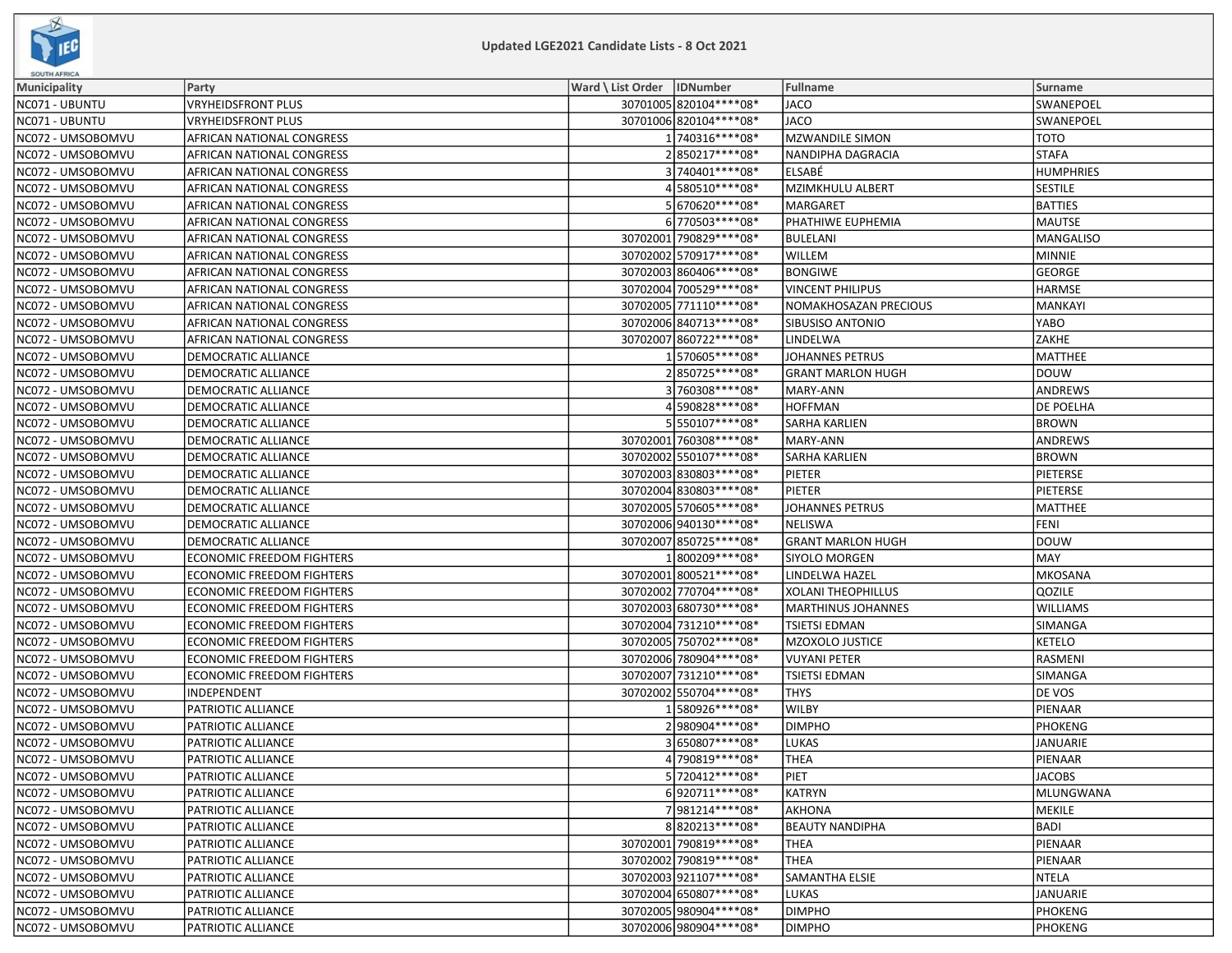## Updated LGE2021 Candidate Lists - 8 Oct 2021

| Municipality | Party | Ward \ List Order | IDNumber | Fullname | Surname |
|---|---|---|---|---|---|
| NC071 - UBUNTU | VRYHEIDSFRONT PLUS | 30701005 | 820104****08* | JACO | SWANEPOEL |
| NC071 - UBUNTU | VRYHEIDSFRONT PLUS | 30701006 | 820104****08* | JACO | SWANEPOEL |
| NC072 - UMSOBOMVU | AFRICAN NATIONAL CONGRESS | 1 | 740316****08* | MZWANDILE SIMON | TOTO |
| NC072 - UMSOBOMVU | AFRICAN NATIONAL CONGRESS | 2 | 850217****08* | NANDIPHA DAGRACIA | STAFA |
| NC072 - UMSOBOMVU | AFRICAN NATIONAL CONGRESS | 3 | 740401****08* | ELSABÉ | HUMPHRIES |
| NC072 - UMSOBOMVU | AFRICAN NATIONAL CONGRESS | 4 | 580510****08* | MZIMKHULU ALBERT | SESTILE |
| NC072 - UMSOBOMVU | AFRICAN NATIONAL CONGRESS | 5 | 670620****08* | MARGARET | BATTIES |
| NC072 - UMSOBOMVU | AFRICAN NATIONAL CONGRESS | 6 | 770503****08* | PHATHIWE EUPHEMIA | MAUTSE |
| NC072 - UMSOBOMVU | AFRICAN NATIONAL CONGRESS | 30702001 | 790829****08* | BULELANI | MANGALISO |
| NC072 - UMSOBOMVU | AFRICAN NATIONAL CONGRESS | 30702002 | 570917****08* | WILLEM | MINNIE |
| NC072 - UMSOBOMVU | AFRICAN NATIONAL CONGRESS | 30702003 | 860406****08* | BONGIWE | GEORGE |
| NC072 - UMSOBOMVU | AFRICAN NATIONAL CONGRESS | 30702004 | 700529****08* | VINCENT PHILIPUS | HARMSE |
| NC072 - UMSOBOMVU | AFRICAN NATIONAL CONGRESS | 30702005 | 771110****08* | NOMAKHOSAZAN PRECIOUS | MANKAYI |
| NC072 - UMSOBOMVU | AFRICAN NATIONAL CONGRESS | 30702006 | 840713****08* | SIBUSISO ANTONIO | YABO |
| NC072 - UMSOBOMVU | AFRICAN NATIONAL CONGRESS | 30702007 | 860722****08* | LINDELWA | ZAKHE |
| NC072 - UMSOBOMVU | DEMOCRATIC ALLIANCE | 1 | 570605****08* | JOHANNES PETRUS | MATTHEE |
| NC072 - UMSOBOMVU | DEMOCRATIC ALLIANCE | 2 | 850725****08* | GRANT MARLON HUGH | DOUW |
| NC072 - UMSOBOMVU | DEMOCRATIC ALLIANCE | 3 | 760308****08* | MARY-ANN | ANDREWS |
| NC072 - UMSOBOMVU | DEMOCRATIC ALLIANCE | 4 | 590828****08* | HOFFMAN | DE POELHA |
| NC072 - UMSOBOMVU | DEMOCRATIC ALLIANCE | 5 | 550107****08* | SARHA KARLIEN | BROWN |
| NC072 - UMSOBOMVU | DEMOCRATIC ALLIANCE | 30702001 | 760308****08* | MARY-ANN | ANDREWS |
| NC072 - UMSOBOMVU | DEMOCRATIC ALLIANCE | 30702002 | 550107****08* | SARHA KARLIEN | BROWN |
| NC072 - UMSOBOMVU | DEMOCRATIC ALLIANCE | 30702003 | 830803****08* | PIETER | PIETERSE |
| NC072 - UMSOBOMVU | DEMOCRATIC ALLIANCE | 30702004 | 830803****08* | PIETER | PIETERSE |
| NC072 - UMSOBOMVU | DEMOCRATIC ALLIANCE | 30702005 | 570605****08* | JOHANNES PETRUS | MATTHEE |
| NC072 - UMSOBOMVU | DEMOCRATIC ALLIANCE | 30702006 | 940130****08* | NELISWA | FENI |
| NC072 - UMSOBOMVU | DEMOCRATIC ALLIANCE | 30702007 | 850725****08* | GRANT MARLON HUGH | DOUW |
| NC072 - UMSOBOMVU | ECONOMIC FREEDOM FIGHTERS | 1 | 800209****08* | SIYOLO MORGEN | MAY |
| NC072 - UMSOBOMVU | ECONOMIC FREEDOM FIGHTERS | 30702001 | 800521****08* | LINDELWA HAZEL | MKOSANA |
| NC072 - UMSOBOMVU | ECONOMIC FREEDOM FIGHTERS | 30702002 | 770704****08* | XOLANI THEOPHILLUS | QOZILE |
| NC072 - UMSOBOMVU | ECONOMIC FREEDOM FIGHTERS | 30702003 | 680730****08* | MARTHINUS JOHANNES | WILLIAMS |
| NC072 - UMSOBOMVU | ECONOMIC FREEDOM FIGHTERS | 30702004 | 731210****08* | TSIETSI EDMAN | SIMANGA |
| NC072 - UMSOBOMVU | ECONOMIC FREEDOM FIGHTERS | 30702005 | 750702****08* | MZOXOLO JUSTICE | KETELO |
| NC072 - UMSOBOMVU | ECONOMIC FREEDOM FIGHTERS | 30702006 | 780904****08* | VUYANI PETER | RASMENI |
| NC072 - UMSOBOMVU | ECONOMIC FREEDOM FIGHTERS | 30702007 | 731210****08* | TSIETSI EDMAN | SIMANGA |
| NC072 - UMSOBOMVU | INDEPENDENT | 30702002 | 550704****08* | THYS | DE VOS |
| NC072 - UMSOBOMVU | PATRIOTIC ALLIANCE | 1 | 580926****08* | WILBY | PIENAAR |
| NC072 - UMSOBOMVU | PATRIOTIC ALLIANCE | 2 | 980904****08* | DIMPHO | PHOKENG |
| NC072 - UMSOBOMVU | PATRIOTIC ALLIANCE | 3 | 650807****08* | LUKAS | JANUARIE |
| NC072 - UMSOBOMVU | PATRIOTIC ALLIANCE | 4 | 790819****08* | THEA | PIENAAR |
| NC072 - UMSOBOMVU | PATRIOTIC ALLIANCE | 5 | 720412****08* | PIET | JACOBS |
| NC072 - UMSOBOMVU | PATRIOTIC ALLIANCE | 6 | 920711****08* | KATRYN | MLUNGWANA |
| NC072 - UMSOBOMVU | PATRIOTIC ALLIANCE | 7 | 981214****08* | AKHONA | MEKILE |
| NC072 - UMSOBOMVU | PATRIOTIC ALLIANCE | 8 | 820213****08* | BEAUTY NANDIPHA | BADI |
| NC072 - UMSOBOMVU | PATRIOTIC ALLIANCE | 30702001 | 790819****08* | THEA | PIENAAR |
| NC072 - UMSOBOMVU | PATRIOTIC ALLIANCE | 30702002 | 790819****08* | THEA | PIENAAR |
| NC072 - UMSOBOMVU | PATRIOTIC ALLIANCE | 30702003 | 921107****08* | SAMANTHA ELSIE | NTELA |
| NC072 - UMSOBOMVU | PATRIOTIC ALLIANCE | 30702004 | 650807****08* | LUKAS | JANUARIE |
| NC072 - UMSOBOMVU | PATRIOTIC ALLIANCE | 30702005 | 980904****08* | DIMPHO | PHOKENG |
| NC072 - UMSOBOMVU | PATRIOTIC ALLIANCE | 30702006 | 980904****08* | DIMPHO | PHOKENG |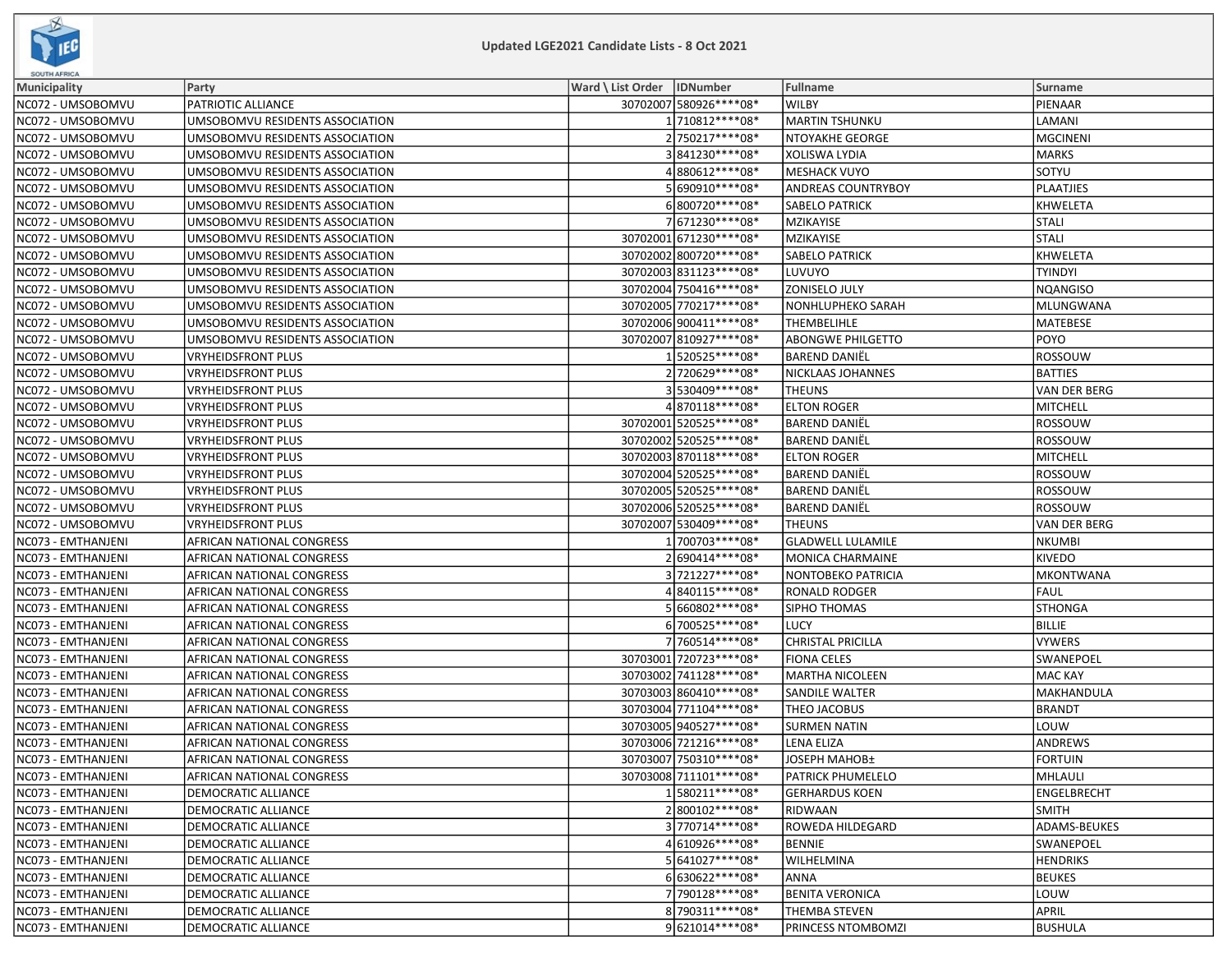## Updated LGE2021 Candidate Lists - 8 Oct 2021

| Municipality | Party | Ward \ List Order | IDNumber | Fullname | Surname |
|---|---|---|---|---|---|
| NC072 - UMSOBOMVU | PATRIOTIC ALLIANCE | 30702007 | 580926****08* | WILBY | PIENAAR |
| NC072 - UMSOBOMVU | UMSOBOMVU RESIDENTS ASSOCIATION | 1 | 710812****08* | MARTIN TSHUNKU | LAMANI |
| NC072 - UMSOBOMVU | UMSOBOMVU RESIDENTS ASSOCIATION | 2 | 750217****08* | NTOYAKHE GEORGE | MGCINENI |
| NC072 - UMSOBOMVU | UMSOBOMVU RESIDENTS ASSOCIATION | 3 | 841230****08* | XOLISWA LYDIA | MARKS |
| NC072 - UMSOBOMVU | UMSOBOMVU RESIDENTS ASSOCIATION | 4 | 880612****08* | MESHACK VUYO | SOTYU |
| NC072 - UMSOBOMVU | UMSOBOMVU RESIDENTS ASSOCIATION | 5 | 690910****08* | ANDREAS COUNTRYBOY | PLAATJIES |
| NC072 - UMSOBOMVU | UMSOBOMVU RESIDENTS ASSOCIATION | 6 | 800720****08* | SABELO PATRICK | KHWELETA |
| NC072 - UMSOBOMVU | UMSOBOMVU RESIDENTS ASSOCIATION | 7 | 671230****08* | MZIKAYISE | STALI |
| NC072 - UMSOBOMVU | UMSOBOMVU RESIDENTS ASSOCIATION | 30702001 | 671230****08* | MZIKAYISE | STALI |
| NC072 - UMSOBOMVU | UMSOBOMVU RESIDENTS ASSOCIATION | 30702002 | 800720****08* | SABELO PATRICK | KHWELETA |
| NC072 - UMSOBOMVU | UMSOBOMVU RESIDENTS ASSOCIATION | 30702003 | 831123****08* | LUVUYO | TYINDYI |
| NC072 - UMSOBOMVU | UMSOBOMVU RESIDENTS ASSOCIATION | 30702004 | 750416****08* | ZONISELO JULY | NQANGISO |
| NC072 - UMSOBOMVU | UMSOBOMVU RESIDENTS ASSOCIATION | 30702005 | 770217****08* | NONHLUPHEKO SARAH | MLUNGWANA |
| NC072 - UMSOBOMVU | UMSOBOMVU RESIDENTS ASSOCIATION | 30702006 | 900411****08* | THEMBELIHLE | MATEBESE |
| NC072 - UMSOBOMVU | UMSOBOMVU RESIDENTS ASSOCIATION | 30702007 | 810927****08* | ABONGWE PHILGETTO | POYO |
| NC072 - UMSOBOMVU | VRYHEIDSFRONT PLUS | 1 | 520525****08* | BAREND DANIËL | ROSSOUW |
| NC072 - UMSOBOMVU | VRYHEIDSFRONT PLUS | 2 | 720629****08* | NICKLAAS JOHANNES | BATTIES |
| NC072 - UMSOBOMVU | VRYHEIDSFRONT PLUS | 3 | 530409****08* | THEUNS | VAN DER BERG |
| NC072 - UMSOBOMVU | VRYHEIDSFRONT PLUS | 4 | 870118****08* | ELTON ROGER | MITCHELL |
| NC072 - UMSOBOMVU | VRYHEIDSFRONT PLUS | 30702001 | 520525****08* | BAREND DANIËL | ROSSOUW |
| NC072 - UMSOBOMVU | VRYHEIDSFRONT PLUS | 30702002 | 520525****08* | BAREND DANIËL | ROSSOUW |
| NC072 - UMSOBOMVU | VRYHEIDSFRONT PLUS | 30702003 | 870118****08* | ELTON ROGER | MITCHELL |
| NC072 - UMSOBOMVU | VRYHEIDSFRONT PLUS | 30702004 | 520525****08* | BAREND DANIËL | ROSSOUW |
| NC072 - UMSOBOMVU | VRYHEIDSFRONT PLUS | 30702005 | 520525****08* | BAREND DANIËL | ROSSOUW |
| NC072 - UMSOBOMVU | VRYHEIDSFRONT PLUS | 30702006 | 520525****08* | BAREND DANIËL | ROSSOUW |
| NC072 - UMSOBOMVU | VRYHEIDSFRONT PLUS | 30702007 | 530409****08* | THEUNS | VAN DER BERG |
| NC073 - EMTHANJENI | AFRICAN NATIONAL CONGRESS | 1 | 700703****08* | GLADWELL LULAMILE | NKUMBI |
| NC073 - EMTHANJENI | AFRICAN NATIONAL CONGRESS | 2 | 690414****08* | MONICA CHARMAINE | KIVEDO |
| NC073 - EMTHANJENI | AFRICAN NATIONAL CONGRESS | 3 | 721227****08* | NONTOBEKO PATRICIA | MKONTWANA |
| NC073 - EMTHANJENI | AFRICAN NATIONAL CONGRESS | 4 | 840115****08* | RONALD RODGER | FAUL |
| NC073 - EMTHANJENI | AFRICAN NATIONAL CONGRESS | 5 | 660802****08* | SIPHO THOMAS | STHONGA |
| NC073 - EMTHANJENI | AFRICAN NATIONAL CONGRESS | 6 | 700525****08* | LUCY | BILLIE |
| NC073 - EMTHANJENI | AFRICAN NATIONAL CONGRESS | 7 | 760514****08* | CHRISTAL PRICILLA | VYWERS |
| NC073 - EMTHANJENI | AFRICAN NATIONAL CONGRESS | 30703001 | 720723****08* | FIONA CELES | SWANEPOEL |
| NC073 - EMTHANJENI | AFRICAN NATIONAL CONGRESS | 30703002 | 741128****08* | MARTHA NICOLEEN | MAC KAY |
| NC073 - EMTHANJENI | AFRICAN NATIONAL CONGRESS | 30703003 | 860410****08* | SANDILE WALTER | MAKHANDULA |
| NC073 - EMTHANJENI | AFRICAN NATIONAL CONGRESS | 30703004 | 771104****08* | THEO JACOBUS | BRANDT |
| NC073 - EMTHANJENI | AFRICAN NATIONAL CONGRESS | 30703005 | 940527****08* | SURMEN NATIN | LOUW |
| NC073 - EMTHANJENI | AFRICAN NATIONAL CONGRESS | 30703006 | 721216****08* | LENA ELIZA | ANDREWS |
| NC073 - EMTHANJENI | AFRICAN NATIONAL CONGRESS | 30703007 | 750310****08* | JOSEPH MAHOB± | FORTUIN |
| NC073 - EMTHANJENI | AFRICAN NATIONAL CONGRESS | 30703008 | 711101****08* | PATRICK PHUMELELO | MHLAULI |
| NC073 - EMTHANJENI | DEMOCRATIC ALLIANCE | 1 | 580211****08* | GERHARDUS KOEN | ENGELBRECHT |
| NC073 - EMTHANJENI | DEMOCRATIC ALLIANCE | 2 | 800102****08* | RIDWAAN | SMITH |
| NC073 - EMTHANJENI | DEMOCRATIC ALLIANCE | 3 | 770714****08* | ROWEDA HILDEGARD | ADAMS-BEUKES |
| NC073 - EMTHANJENI | DEMOCRATIC ALLIANCE | 4 | 610926****08* | BENNIE | SWANEPOEL |
| NC073 - EMTHANJENI | DEMOCRATIC ALLIANCE | 5 | 641027****08* | WILHELMINA | HENDRIKS |
| NC073 - EMTHANJENI | DEMOCRATIC ALLIANCE | 6 | 630622****08* | ANNA | BEUKES |
| NC073 - EMTHANJENI | DEMOCRATIC ALLIANCE | 7 | 790128****08* | BENITA VERONICA | LOUW |
| NC073 - EMTHANJENI | DEMOCRATIC ALLIANCE | 8 | 790311****08* | THEMBA STEVEN | APRIL |
| NC073 - EMTHANJENI | DEMOCRATIC ALLIANCE | 9 | 621014****08* | PRINCESS NTOMBOMZI | BUSHULA |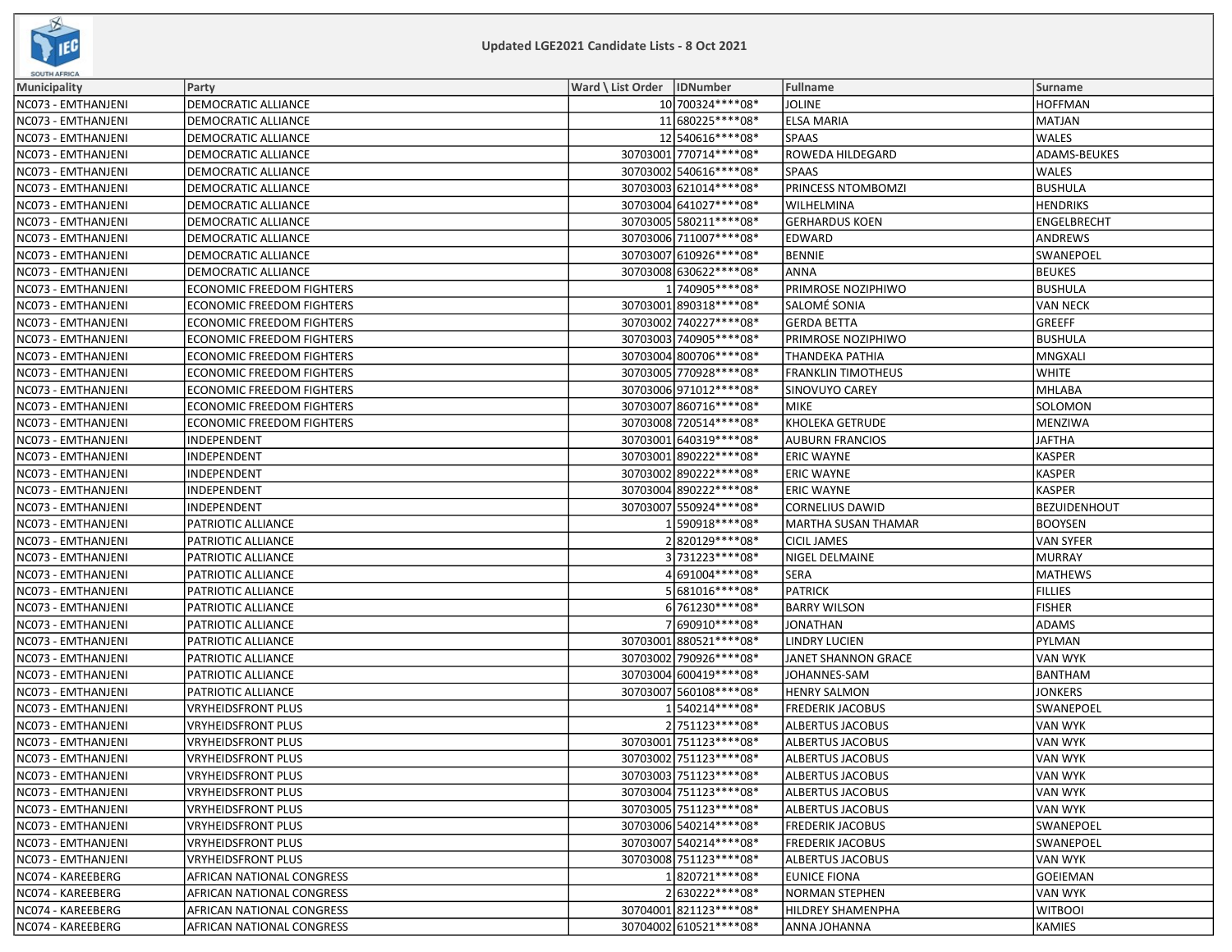Updated LGE2021 Candidate Lists - 8 Oct 2021

| Municipality | Party | Ward \ List Order | IDNumber | Fullname | Surname |
|---|---|---|---|---|---|
| NC073 - EMTHANJENI | DEMOCRATIC ALLIANCE | 10 | 700324****08* | JOLINE | HOFFMAN |
| NC073 - EMTHANJENI | DEMOCRATIC ALLIANCE | 11 | 680225****08* | ELSA MARIA | MATJAN |
| NC073 - EMTHANJENI | DEMOCRATIC ALLIANCE | 12 | 540616****08* | SPAAS | WALES |
| NC073 - EMTHANJENI | DEMOCRATIC ALLIANCE | 30703001 | 770714****08* | ROWEDA HILDEGARD | ADAMS-BEUKES |
| NC073 - EMTHANJENI | DEMOCRATIC ALLIANCE | 30703002 | 540616****08* | SPAAS | WALES |
| NC073 - EMTHANJENI | DEMOCRATIC ALLIANCE | 30703003 | 621014****08* | PRINCESS NTOMBOMZI | BUSHULA |
| NC073 - EMTHANJENI | DEMOCRATIC ALLIANCE | 30703004 | 641027****08* | WILHELMINA | HENDRIKS |
| NC073 - EMTHANJENI | DEMOCRATIC ALLIANCE | 30703005 | 580211****08* | GERHARDUS KOEN | ENGELBRECHT |
| NC073 - EMTHANJENI | DEMOCRATIC ALLIANCE | 30703006 | 711007****08* | EDWARD | ANDREWS |
| NC073 - EMTHANJENI | DEMOCRATIC ALLIANCE | 30703007 | 610926****08* | BENNIE | SWANEPOEL |
| NC073 - EMTHANJENI | DEMOCRATIC ALLIANCE | 30703008 | 630622****08* | ANNA | BEUKES |
| NC073 - EMTHANJENI | ECONOMIC FREEDOM FIGHTERS | 1 | 740905****08* | PRIMROSE NOZIPHIWO | BUSHULA |
| NC073 - EMTHANJENI | ECONOMIC FREEDOM FIGHTERS | 30703001 | 890318****08* | SALOMÉ SONIA | VAN NECK |
| NC073 - EMTHANJENI | ECONOMIC FREEDOM FIGHTERS | 30703002 | 740227****08* | GERDA BETTA | GREEFF |
| NC073 - EMTHANJENI | ECONOMIC FREEDOM FIGHTERS | 30703003 | 740905****08* | PRIMROSE NOZIPHIWO | BUSHULA |
| NC073 - EMTHANJENI | ECONOMIC FREEDOM FIGHTERS | 30703004 | 800706****08* | THANDEKA PATHIA | MNGXALI |
| NC073 - EMTHANJENI | ECONOMIC FREEDOM FIGHTERS | 30703005 | 770928****08* | FRANKLIN TIMOTHEUS | WHITE |
| NC073 - EMTHANJENI | ECONOMIC FREEDOM FIGHTERS | 30703006 | 971012****08* | SINOVUYO CAREY | MHLABA |
| NC073 - EMTHANJENI | ECONOMIC FREEDOM FIGHTERS | 30703007 | 860716****08* | MIKE | SOLOMON |
| NC073 - EMTHANJENI | ECONOMIC FREEDOM FIGHTERS | 30703008 | 720514****08* | KHOLEKA GETRUDE | MENZIWA |
| NC073 - EMTHANJENI | INDEPENDENT | 30703001 | 640319****08* | AUBURN FRANCIOS | JAFTHA |
| NC073 - EMTHANJENI | INDEPENDENT | 30703001 | 890222****08* | ERIC WAYNE | KASPER |
| NC073 - EMTHANJENI | INDEPENDENT | 30703002 | 890222****08* | ERIC WAYNE | KASPER |
| NC073 - EMTHANJENI | INDEPENDENT | 30703004 | 890222****08* | ERIC WAYNE | KASPER |
| NC073 - EMTHANJENI | INDEPENDENT | 30703007 | 550924****08* | CORNELIUS DAWID | BEZUIDENHOUT |
| NC073 - EMTHANJENI | PATRIOTIC ALLIANCE | 1 | 590918****08* | MARTHA SUSAN THAMAR | BOOYSEN |
| NC073 - EMTHANJENI | PATRIOTIC ALLIANCE | 2 | 820129****08* | CICIL JAMES | VAN SYFER |
| NC073 - EMTHANJENI | PATRIOTIC ALLIANCE | 3 | 731223****08* | NIGEL DELMAINE | MURRAY |
| NC073 - EMTHANJENI | PATRIOTIC ALLIANCE | 4 | 691004****08* | SERA | MATHEWS |
| NC073 - EMTHANJENI | PATRIOTIC ALLIANCE | 5 | 681016****08* | PATRICK | FILLIES |
| NC073 - EMTHANJENI | PATRIOTIC ALLIANCE | 6 | 761230****08* | BARRY WILSON | FISHER |
| NC073 - EMTHANJENI | PATRIOTIC ALLIANCE | 7 | 690910****08* | JONATHAN | ADAMS |
| NC073 - EMTHANJENI | PATRIOTIC ALLIANCE | 30703001 | 880521****08* | LINDRY LUCIEN | PYLMAN |
| NC073 - EMTHANJENI | PATRIOTIC ALLIANCE | 30703002 | 790926****08* | JANET SHANNON GRACE | VAN WYK |
| NC073 - EMTHANJENI | PATRIOTIC ALLIANCE | 30703004 | 600419****08* | JOHANNES-SAM | BANTHAM |
| NC073 - EMTHANJENI | PATRIOTIC ALLIANCE | 30703007 | 560108****08* | HENRY SALMON | JONKERS |
| NC073 - EMTHANJENI | VRYHEIDSFRONT PLUS | 1 | 540214****08* | FREDERIK JACOBUS | SWANEPOEL |
| NC073 - EMTHANJENI | VRYHEIDSFRONT PLUS | 2 | 751123****08* | ALBERTUS JACOBUS | VAN WYK |
| NC073 - EMTHANJENI | VRYHEIDSFRONT PLUS | 30703001 | 751123****08* | ALBERTUS JACOBUS | VAN WYK |
| NC073 - EMTHANJENI | VRYHEIDSFRONT PLUS | 30703002 | 751123****08* | ALBERTUS JACOBUS | VAN WYK |
| NC073 - EMTHANJENI | VRYHEIDSFRONT PLUS | 30703003 | 751123****08* | ALBERTUS JACOBUS | VAN WYK |
| NC073 - EMTHANJENI | VRYHEIDSFRONT PLUS | 30703004 | 751123****08* | ALBERTUS JACOBUS | VAN WYK |
| NC073 - EMTHANJENI | VRYHEIDSFRONT PLUS | 30703005 | 751123****08* | ALBERTUS JACOBUS | VAN WYK |
| NC073 - EMTHANJENI | VRYHEIDSFRONT PLUS | 30703006 | 540214****08* | FREDERIK JACOBUS | SWANEPOEL |
| NC073 - EMTHANJENI | VRYHEIDSFRONT PLUS | 30703007 | 540214****08* | FREDERIK JACOBUS | SWANEPOEL |
| NC073 - EMTHANJENI | VRYHEIDSFRONT PLUS | 30703008 | 751123****08* | ALBERTUS JACOBUS | VAN WYK |
| NC074 - KAREEBERG | AFRICAN NATIONAL CONGRESS | 1 | 820721****08* | EUNICE FIONA | GOEIEMAN |
| NC074 - KAREEBERG | AFRICAN NATIONAL CONGRESS | 2 | 630222****08* | NORMAN STEPHEN | VAN WYK |
| NC074 - KAREEBERG | AFRICAN NATIONAL CONGRESS | 30704001 | 821123****08* | HILDREY SHAMENPHA | WITBOOI |
| NC074 - KAREEBERG | AFRICAN NATIONAL CONGRESS | 30704002 | 610521****08* | ANNA JOHANNA | KAMIES |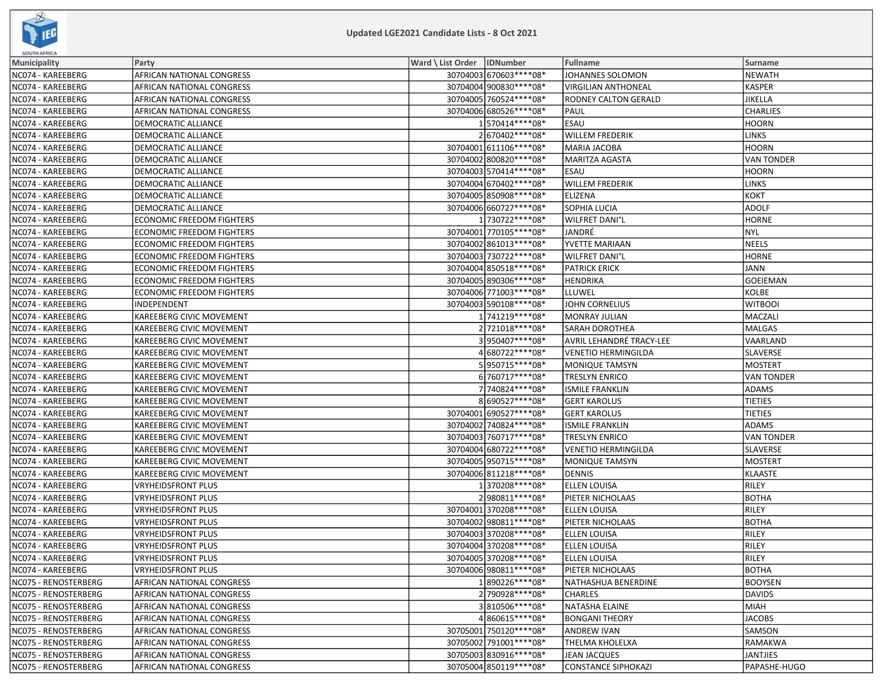# Updated LGE2021 Candidate Lists - 8 Oct 2021

| Municipality | Party | Ward \ List Order | IDNumber | Fullname | Surname |
|---|---|---|---|---|---|
| NC074 - KAREEBERG | AFRICAN NATIONAL CONGRESS | 30704003 | 670603****08* | JOHANNES SOLOMON | NEWATH |
| NC074 - KAREEBERG | AFRICAN NATIONAL CONGRESS | 30704004 | 900830****08* | VIRGILIAN ANTHONEAL | KASPER |
| NC074 - KAREEBERG | AFRICAN NATIONAL CONGRESS | 30704005 | 760524****08* | RODNEY CALTON GERALD | JIKELLA |
| NC074 - KAREEBERG | AFRICAN NATIONAL CONGRESS | 30704006 | 680526****08* | PAUL | CHARLIES |
| NC074 - KAREEBERG | DEMOCRATIC ALLIANCE | 1 | 570414****08* | ESAU | HOORN |
| NC074 - KAREEBERG | DEMOCRATIC ALLIANCE | 2 | 670402****08* | WILLEM FREDERIK | LINKS |
| NC074 - KAREEBERG | DEMOCRATIC ALLIANCE | 30704001 | 611106****08* | MARIA JACOBA | HOORN |
| NC074 - KAREEBERG | DEMOCRATIC ALLIANCE | 30704002 | 800820****08* | MARITZA AGASTA | VAN TONDER |
| NC074 - KAREEBERG | DEMOCRATIC ALLIANCE | 30704003 | 570414****08* | ESAU | HOORN |
| NC074 - KAREEBERG | DEMOCRATIC ALLIANCE | 30704004 | 670402****08* | WILLEM FREDERIK | LINKS |
| NC074 - KAREEBERG | DEMOCRATIC ALLIANCE | 30704005 | 850908****08* | ELIZENA | KOKT |
| NC074 - KAREEBERG | DEMOCRATIC ALLIANCE | 30704006 | 660727****08* | SOPHIA LUCIA | ADOLF |
| NC074 - KAREEBERG | ECONOMIC FREEDOM FIGHTERS | 1 | 730722****08* | WILFRET DANI°L | HORNE |
| NC074 - KAREEBERG | ECONOMIC FREEDOM FIGHTERS | 30704001 | 770105****08* | JANDRÉ | NYL |
| NC074 - KAREEBERG | ECONOMIC FREEDOM FIGHTERS | 30704002 | 861013****08* | YVETTE MARIAAN | NEELS |
| NC074 - KAREEBERG | ECONOMIC FREEDOM FIGHTERS | 30704003 | 730722****08* | WILFRET DANI°L | HORNE |
| NC074 - KAREEBERG | ECONOMIC FREEDOM FIGHTERS | 30704004 | 850518****08* | PATRICK ERICK | JANN |
| NC074 - KAREEBERG | ECONOMIC FREEDOM FIGHTERS | 30704005 | 890306****08* | HENDRIKA | GOEIEMAN |
| NC074 - KAREEBERG | ECONOMIC FREEDOM FIGHTERS | 30704006 | 771003****08* | LLUWEL | KOLBE |
| NC074 - KAREEBERG | INDEPENDENT | 30704003 | 590108****08* | JOHN CORNELIUS | WITBOOI |
| NC074 - KAREEBERG | KAREEBERG CIVIC MOVEMENT | 1 | 741219****08* | MONRAY JULIAN | MACZALI |
| NC074 - KAREEBERG | KAREEBERG CIVIC MOVEMENT | 2 | 721018****08* | SARAH DOROTHEA | MALGAS |
| NC074 - KAREEBERG | KAREEBERG CIVIC MOVEMENT | 3 | 950407****08* | AVRIL LEHANDRÉ TRACY-LEE | VAARLAND |
| NC074 - KAREEBERG | KAREEBERG CIVIC MOVEMENT | 4 | 680722****08* | VENETIO HERMINGILDA | SLAVERSE |
| NC074 - KAREEBERG | KAREEBERG CIVIC MOVEMENT | 5 | 950715****08* | MONIQUE TAMSYN | MOSTERT |
| NC074 - KAREEBERG | KAREEBERG CIVIC MOVEMENT | 6 | 760717****08* | TRESLYN ENRICO | VAN TONDER |
| NC074 - KAREEBERG | KAREEBERG CIVIC MOVEMENT | 7 | 740824****08* | ISMILE FRANKLIN | ADAMS |
| NC074 - KAREEBERG | KAREEBERG CIVIC MOVEMENT | 8 | 690527****08* | GERT KAROLUS | TIETIES |
| NC074 - KAREEBERG | KAREEBERG CIVIC MOVEMENT | 30704001 | 690527****08* | GERT KAROLUS | TIETIES |
| NC074 - KAREEBERG | KAREEBERG CIVIC MOVEMENT | 30704002 | 740824****08* | ISMILE FRANKLIN | ADAMS |
| NC074 - KAREEBERG | KAREEBERG CIVIC MOVEMENT | 30704003 | 760717****08* | TRESLYN ENRICO | VAN TONDER |
| NC074 - KAREEBERG | KAREEBERG CIVIC MOVEMENT | 30704004 | 680722****08* | VENETIO HERMINGILDA | SLAVERSE |
| NC074 - KAREEBERG | KAREEBERG CIVIC MOVEMENT | 30704005 | 950715****08* | MONIQUE TAMSYN | MOSTERT |
| NC074 - KAREEBERG | KAREEBERG CIVIC MOVEMENT | 30704006 | 811218****08* | DENNIS | KLAASTE |
| NC074 - KAREEBERG | VRYHEIDSFRONT PLUS | 1 | 370208****08* | ELLEN LOUISA | RILEY |
| NC074 - KAREEBERG | VRYHEIDSFRONT PLUS | 2 | 980811****08* | PIETER NICHOLAAS | BOTHA |
| NC074 - KAREEBERG | VRYHEIDSFRONT PLUS | 30704001 | 370208****08* | ELLEN LOUISA | RILEY |
| NC074 - KAREEBERG | VRYHEIDSFRONT PLUS | 30704002 | 980811****08* | PIETER NICHOLAAS | BOTHA |
| NC074 - KAREEBERG | VRYHEIDSFRONT PLUS | 30704003 | 370208****08* | ELLEN LOUISA | RILEY |
| NC074 - KAREEBERG | VRYHEIDSFRONT PLUS | 30704004 | 370208****08* | ELLEN LOUISA | RILEY |
| NC074 - KAREEBERG | VRYHEIDSFRONT PLUS | 30704005 | 370208****08* | ELLEN LOUISA | RILEY |
| NC074 - KAREEBERG | VRYHEIDSFRONT PLUS | 30704006 | 980811****08* | PIETER NICHOLAAS | BOTHA |
| NC075 - RENOSTERBERG | AFRICAN NATIONAL CONGRESS | 1 | 890226****08* | NATHASHUA BENERDINE | BOOYSEN |
| NC075 - RENOSTERBERG | AFRICAN NATIONAL CONGRESS | 2 | 790928****08* | CHARLES | DAVIDS |
| NC075 - RENOSTERBERG | AFRICAN NATIONAL CONGRESS | 3 | 810506****08* | NATASHA ELAINE | MIAH |
| NC075 - RENOSTERBERG | AFRICAN NATIONAL CONGRESS | 4 | 860615****08* | BONGANI THEORY | JACOBS |
| NC075 - RENOSTERBERG | AFRICAN NATIONAL CONGRESS | 30705001 | 750120****08* | ANDREW IVAN | SAMSON |
| NC075 - RENOSTERBERG | AFRICAN NATIONAL CONGRESS | 30705002 | 791001****08* | THELMA KHOLELXA | RAMAKWA |
| NC075 - RENOSTERBERG | AFRICAN NATIONAL CONGRESS | 30705003 | 830916****08* | JEAN JACQUES | JANTJIES |
| NC075 - RENOSTERBERG | AFRICAN NATIONAL CONGRESS | 30705004 | 850119****08* | CONSTANCE SIPHOKAZI | PAPASHE-HUGO |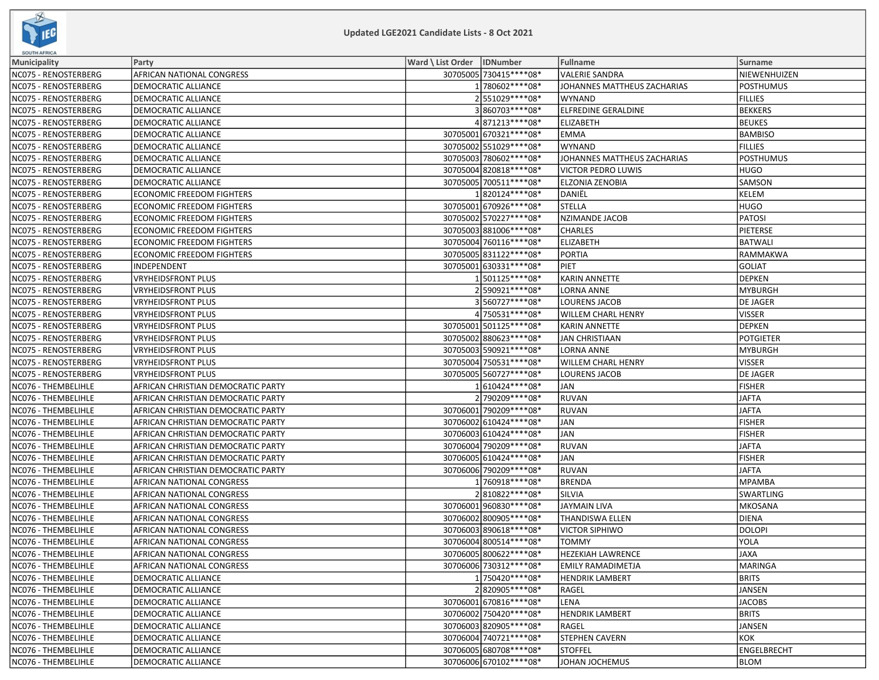## Updated LGE2021 Candidate Lists - 8 Oct 2021

| Municipality | Party | Ward \ List Order | IDNumber | Fullname | Surname |
|---|---|---|---|---|---|
| NC075 - RENOSTERBERG | AFRICAN NATIONAL CONGRESS | 30705005 | 730415****08* | VALERIE SANDRA | NIEWENHUIZEN |
| NC075 - RENOSTERBERG | DEMOCRATIC ALLIANCE | 1 | 780602****08* | JOHANNES MATTHEUS ZACHARIAS | POSTHUMUS |
| NC075 - RENOSTERBERG | DEMOCRATIC ALLIANCE | 2 | 551029****08* | WYNAND | FILLIES |
| NC075 - RENOSTERBERG | DEMOCRATIC ALLIANCE | 3 | 860703****08* | ELFREDINE GERALDINE | BEKKERS |
| NC075 - RENOSTERBERG | DEMOCRATIC ALLIANCE | 4 | 871213****08* | ELIZABETH | BEUKES |
| NC075 - RENOSTERBERG | DEMOCRATIC ALLIANCE | 30705001 | 670321****08* | EMMA | BAMBISO |
| NC075 - RENOSTERBERG | DEMOCRATIC ALLIANCE | 30705002 | 551029****08* | WYNAND | FILLIES |
| NC075 - RENOSTERBERG | DEMOCRATIC ALLIANCE | 30705003 | 780602****08* | JOHANNES MATTHEUS ZACHARIAS | POSTHUMUS |
| NC075 - RENOSTERBERG | DEMOCRATIC ALLIANCE | 30705004 | 820818****08* | VICTOR PEDRO LUWIS | HUGO |
| NC075 - RENOSTERBERG | DEMOCRATIC ALLIANCE | 30705005 | 700511****08* | ELZONIA ZENOBIA | SAMSON |
| NC075 - RENOSTERBERG | ECONOMIC FREEDOM FIGHTERS | 1 | 820124****08* | DANIËL | KELEM |
| NC075 - RENOSTERBERG | ECONOMIC FREEDOM FIGHTERS | 30705001 | 670926****08* | STELLA | HUGO |
| NC075 - RENOSTERBERG | ECONOMIC FREEDOM FIGHTERS | 30705002 | 570227****08* | NZIMANDE JACOB | PATOSI |
| NC075 - RENOSTERBERG | ECONOMIC FREEDOM FIGHTERS | 30705003 | 881006****08* | CHARLES | PIETERSE |
| NC075 - RENOSTERBERG | ECONOMIC FREEDOM FIGHTERS | 30705004 | 760116****08* | ELIZABETH | BATWALI |
| NC075 - RENOSTERBERG | ECONOMIC FREEDOM FIGHTERS | 30705005 | 831122****08* | PORTIA | RAMMAKWA |
| NC075 - RENOSTERBERG | INDEPENDENT | 30705001 | 630331****08* | PIET | GOLIAT |
| NC075 - RENOSTERBERG | VRYHEIDSFRONT PLUS | 1 | 501125****08* | KARIN ANNETTE | DEPKEN |
| NC075 - RENOSTERBERG | VRYHEIDSFRONT PLUS | 2 | 590921****08* | LORNA ANNE | MYBURGH |
| NC075 - RENOSTERBERG | VRYHEIDSFRONT PLUS | 3 | 560727****08* | LOURENS JACOB | DE JAGER |
| NC075 - RENOSTERBERG | VRYHEIDSFRONT PLUS | 4 | 750531****08* | WILLEM CHARL HENRY | VISSER |
| NC075 - RENOSTERBERG | VRYHEIDSFRONT PLUS | 30705001 | 501125****08* | KARIN ANNETTE | DEPKEN |
| NC075 - RENOSTERBERG | VRYHEIDSFRONT PLUS | 30705002 | 880623****08* | JAN CHRISTIAAN | POTGIETER |
| NC075 - RENOSTERBERG | VRYHEIDSFRONT PLUS | 30705003 | 590921****08* | LORNA ANNE | MYBURGH |
| NC075 - RENOSTERBERG | VRYHEIDSFRONT PLUS | 30705004 | 750531****08* | WILLEM CHARL HENRY | VISSER |
| NC075 - RENOSTERBERG | VRYHEIDSFRONT PLUS | 30705005 | 560727****08* | LOURENS JACOB | DE JAGER |
| NC076 - THEMBELIHLE | AFRICAN CHRISTIAN DEMOCRATIC PARTY | 1 | 610424****08* | JAN | FISHER |
| NC076 - THEMBELIHLE | AFRICAN CHRISTIAN DEMOCRATIC PARTY | 2 | 790209****08* | RUVAN | JAFTA |
| NC076 - THEMBELIHLE | AFRICAN CHRISTIAN DEMOCRATIC PARTY | 30706001 | 790209****08* | RUVAN | JAFTA |
| NC076 - THEMBELIHLE | AFRICAN CHRISTIAN DEMOCRATIC PARTY | 30706002 | 610424****08* | JAN | FISHER |
| NC076 - THEMBELIHLE | AFRICAN CHRISTIAN DEMOCRATIC PARTY | 30706003 | 610424****08* | JAN | FISHER |
| NC076 - THEMBELIHLE | AFRICAN CHRISTIAN DEMOCRATIC PARTY | 30706004 | 790209****08* | RUVAN | JAFTA |
| NC076 - THEMBELIHLE | AFRICAN CHRISTIAN DEMOCRATIC PARTY | 30706005 | 610424****08* | JAN | FISHER |
| NC076 - THEMBELIHLE | AFRICAN CHRISTIAN DEMOCRATIC PARTY | 30706006 | 790209****08* | RUVAN | JAFTA |
| NC076 - THEMBELIHLE | AFRICAN NATIONAL CONGRESS | 1 | 760918****08* | BRENDA | MPAMBA |
| NC076 - THEMBELIHLE | AFRICAN NATIONAL CONGRESS | 2 | 810822****08* | SILVIA | SWARTLING |
| NC076 - THEMBELIHLE | AFRICAN NATIONAL CONGRESS | 30706001 | 960830****08* | JAYMAIN LIVA | MKOSANA |
| NC076 - THEMBELIHLE | AFRICAN NATIONAL CONGRESS | 30706002 | 800905****08* | THANDISWA ELLEN | DIENA |
| NC076 - THEMBELIHLE | AFRICAN NATIONAL CONGRESS | 30706003 | 890618****08* | VICTOR SIPHIWO | DOLOPI |
| NC076 - THEMBELIHLE | AFRICAN NATIONAL CONGRESS | 30706004 | 800514****08* | TOMMY | YOLA |
| NC076 - THEMBELIHLE | AFRICAN NATIONAL CONGRESS | 30706005 | 800622****08* | HEZEKIAH LAWRENCE | JAXA |
| NC076 - THEMBELIHLE | AFRICAN NATIONAL CONGRESS | 30706006 | 730312****08* | EMILY RAMADIMETJA | MARINGA |
| NC076 - THEMBELIHLE | DEMOCRATIC ALLIANCE | 1 | 750420****08* | HENDRIK LAMBERT | BRITS |
| NC076 - THEMBELIHLE | DEMOCRATIC ALLIANCE | 2 | 820905****08* | RAGEL | JANSEN |
| NC076 - THEMBELIHLE | DEMOCRATIC ALLIANCE | 30706001 | 670816****08* | LENA | JACOBS |
| NC076 - THEMBELIHLE | DEMOCRATIC ALLIANCE | 30706002 | 750420****08* | HENDRIK LAMBERT | BRITS |
| NC076 - THEMBELIHLE | DEMOCRATIC ALLIANCE | 30706003 | 820905****08* | RAGEL | JANSEN |
| NC076 - THEMBELIHLE | DEMOCRATIC ALLIANCE | 30706004 | 740721****08* | STEPHEN CAVERN | KOK |
| NC076 - THEMBELIHLE | DEMOCRATIC ALLIANCE | 30706005 | 680708****08* | STOFFEL | ENGELBRECHT |
| NC076 - THEMBELIHLE | DEMOCRATIC ALLIANCE | 30706006 | 670102****08* | JOHAN JOCHEMUS | BLOM |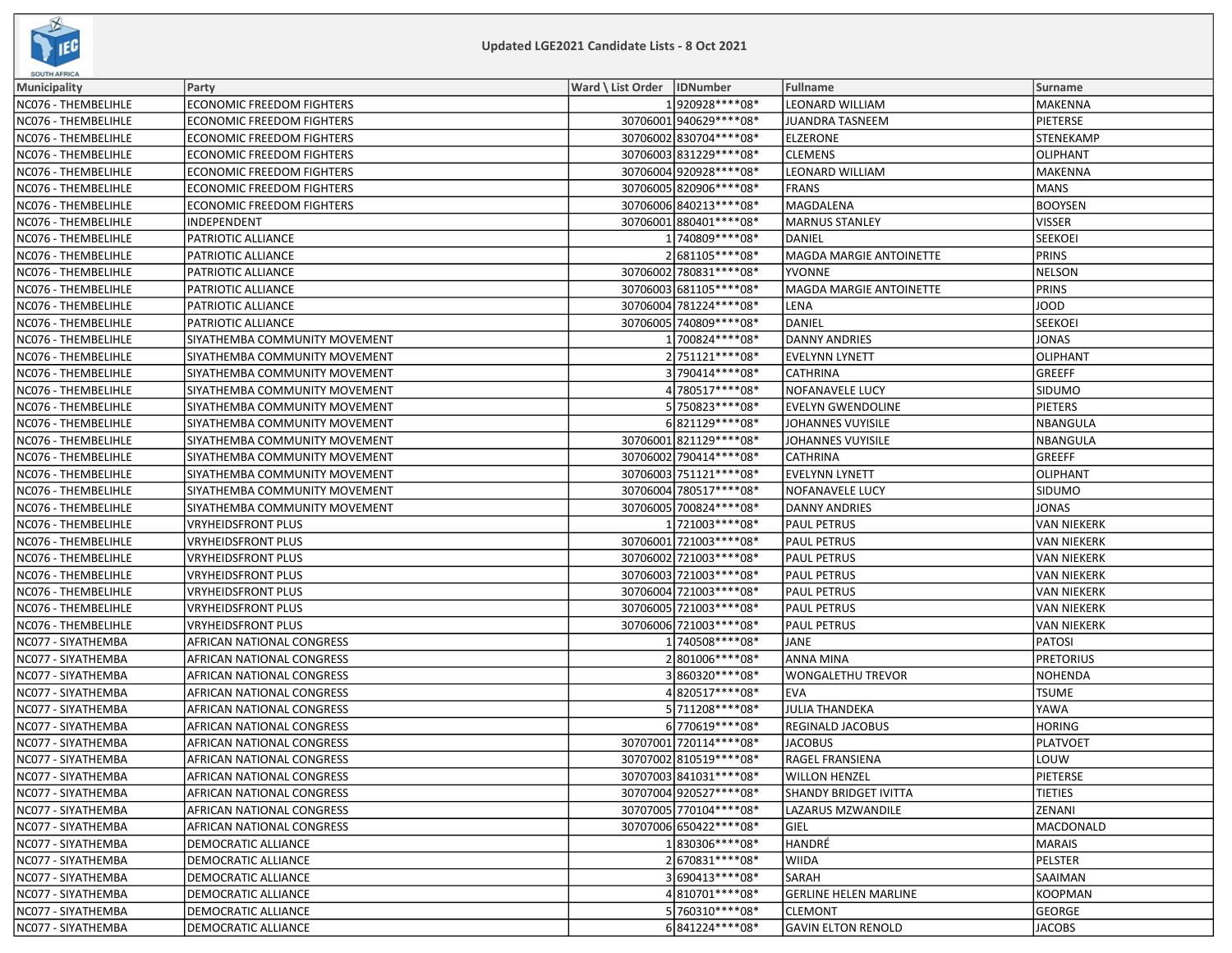## Updated LGE2021 Candidate Lists - 8 Oct 2021

| Municipality | Party | Ward \ List Order | IDNumber | Fullname | Surname |
|---|---|---|---|---|---|
| NC076 - THEMBELIHLE | ECONOMIC FREEDOM FIGHTERS | 1 | 920928****08* | LEONARD WILLIAM | MAKENNA |
| NC076 - THEMBELIHLE | ECONOMIC FREEDOM FIGHTERS | 30706001 | 940629****08* | JUANDRA TASNEEM | PIETERSE |
| NC076 - THEMBELIHLE | ECONOMIC FREEDOM FIGHTERS | 30706002 | 830704****08* | ELZERONE | STENEKAMP |
| NC076 - THEMBELIHLE | ECONOMIC FREEDOM FIGHTERS | 30706003 | 831229****08* | CLEMENS | OLIPHANT |
| NC076 - THEMBELIHLE | ECONOMIC FREEDOM FIGHTERS | 30706004 | 920928****08* | LEONARD WILLIAM | MAKENNA |
| NC076 - THEMBELIHLE | ECONOMIC FREEDOM FIGHTERS | 30706005 | 820906****08* | FRANS | MANS |
| NC076 - THEMBELIHLE | ECONOMIC FREEDOM FIGHTERS | 30706006 | 840213****08* | MAGDALENA | BOOYSEN |
| NC076 - THEMBELIHLE | INDEPENDENT | 30706001 | 880401****08* | MARNUS STANLEY | VISSER |
| NC076 - THEMBELIHLE | PATRIOTIC ALLIANCE | 1 | 740809****08* | DANIEL | SEEKOEI |
| NC076 - THEMBELIHLE | PATRIOTIC ALLIANCE | 2 | 681105****08* | MAGDA MARGIE ANTOINETTE | PRINS |
| NC076 - THEMBELIHLE | PATRIOTIC ALLIANCE | 30706002 | 780831****08* | YVONNE | NELSON |
| NC076 - THEMBELIHLE | PATRIOTIC ALLIANCE | 30706003 | 681105****08* | MAGDA MARGIE ANTOINETTE | PRINS |
| NC076 - THEMBELIHLE | PATRIOTIC ALLIANCE | 30706004 | 781224****08* | LENA | JOOD |
| NC076 - THEMBELIHLE | PATRIOTIC ALLIANCE | 30706005 | 740809****08* | DANIEL | SEEKOEI |
| NC076 - THEMBELIHLE | SIYATHEMBA COMMUNITY MOVEMENT | 1 | 700824****08* | DANNY ANDRIES | JONAS |
| NC076 - THEMBELIHLE | SIYATHEMBA COMMUNITY MOVEMENT | 2 | 751121****08* | EVELYNN LYNETT | OLIPHANT |
| NC076 - THEMBELIHLE | SIYATHEMBA COMMUNITY MOVEMENT | 3 | 790414****08* | CATHRINA | GREEFF |
| NC076 - THEMBELIHLE | SIYATHEMBA COMMUNITY MOVEMENT | 4 | 780517****08* | NOFANAVELE LUCY | SIDUMO |
| NC076 - THEMBELIHLE | SIYATHEMBA COMMUNITY MOVEMENT | 5 | 750823****08* | EVELYN GWENDOLINE | PIETERS |
| NC076 - THEMBELIHLE | SIYATHEMBA COMMUNITY MOVEMENT | 6 | 821129****08* | JOHANNES VUYISILE | NBANGULA |
| NC076 - THEMBELIHLE | SIYATHEMBA COMMUNITY MOVEMENT | 30706001 | 821129****08* | JOHANNES VUYISILE | NBANGULA |
| NC076 - THEMBELIHLE | SIYATHEMBA COMMUNITY MOVEMENT | 30706002 | 790414****08* | CATHRINA | GREEFF |
| NC076 - THEMBELIHLE | SIYATHEMBA COMMUNITY MOVEMENT | 30706003 | 751121****08* | EVELYNN LYNETT | OLIPHANT |
| NC076 - THEMBELIHLE | SIYATHEMBA COMMUNITY MOVEMENT | 30706004 | 780517****08* | NOFANAVELE LUCY | SIDUMO |
| NC076 - THEMBELIHLE | SIYATHEMBA COMMUNITY MOVEMENT | 30706005 | 700824****08* | DANNY ANDRIES | JONAS |
| NC076 - THEMBELIHLE | VRYHEIDSFRONT PLUS | 1 | 721003****08* | PAUL PETRUS | VAN NIEKERK |
| NC076 - THEMBELIHLE | VRYHEIDSFRONT PLUS | 30706001 | 721003****08* | PAUL PETRUS | VAN NIEKERK |
| NC076 - THEMBELIHLE | VRYHEIDSFRONT PLUS | 30706002 | 721003****08* | PAUL PETRUS | VAN NIEKERK |
| NC076 - THEMBELIHLE | VRYHEIDSFRONT PLUS | 30706003 | 721003****08* | PAUL PETRUS | VAN NIEKERK |
| NC076 - THEMBELIHLE | VRYHEIDSFRONT PLUS | 30706004 | 721003****08* | PAUL PETRUS | VAN NIEKERK |
| NC076 - THEMBELIHLE | VRYHEIDSFRONT PLUS | 30706005 | 721003****08* | PAUL PETRUS | VAN NIEKERK |
| NC076 - THEMBELIHLE | VRYHEIDSFRONT PLUS | 30706006 | 721003****08* | PAUL PETRUS | VAN NIEKERK |
| NC077 - SIYATHEMBA | AFRICAN NATIONAL CONGRESS | 1 | 740508****08* | JANE | PATOSI |
| NC077 - SIYATHEMBA | AFRICAN NATIONAL CONGRESS | 2 | 801006****08* | ANNA MINA | PRETORIUS |
| NC077 - SIYATHEMBA | AFRICAN NATIONAL CONGRESS | 3 | 860320****08* | WONGALETHU TREVOR | NOHENDA |
| NC077 - SIYATHEMBA | AFRICAN NATIONAL CONGRESS | 4 | 820517****08* | EVA | TSUME |
| NC077 - SIYATHEMBA | AFRICAN NATIONAL CONGRESS | 5 | 711208****08* | JULIA THANDEKA | YAWA |
| NC077 - SIYATHEMBA | AFRICAN NATIONAL CONGRESS | 6 | 770619****08* | REGINALD JACOBUS | HORING |
| NC077 - SIYATHEMBA | AFRICAN NATIONAL CONGRESS | 30707001 | 720114****08* | JACOBUS | PLATVOET |
| NC077 - SIYATHEMBA | AFRICAN NATIONAL CONGRESS | 30707002 | 810519****08* | RAGEL FRANSIENA | LOUW |
| NC077 - SIYATHEMBA | AFRICAN NATIONAL CONGRESS | 30707003 | 841031****08* | WILLON HENZEL | PIETERSE |
| NC077 - SIYATHEMBA | AFRICAN NATIONAL CONGRESS | 30707004 | 920527****08* | SHANDY BRIDGET IVITTA | TIETIES |
| NC077 - SIYATHEMBA | AFRICAN NATIONAL CONGRESS | 30707005 | 770104****08* | LAZARUS MZWANDILE | ZENANI |
| NC077 - SIYATHEMBA | AFRICAN NATIONAL CONGRESS | 30707006 | 650422****08* | GIEL | MACDONALD |
| NC077 - SIYATHEMBA | DEMOCRATIC ALLIANCE | 1 | 830306****08* | HANDRÉ | MARAIS |
| NC077 - SIYATHEMBA | DEMOCRATIC ALLIANCE | 2 | 670831****08* | WIIDA | PELSTER |
| NC077 - SIYATHEMBA | DEMOCRATIC ALLIANCE | 3 | 690413****08* | SARAH | SAAIMAN |
| NC077 - SIYATHEMBA | DEMOCRATIC ALLIANCE | 4 | 810701****08* | GERLINE HELEN MARLINE | KOOPMAN |
| NC077 - SIYATHEMBA | DEMOCRATIC ALLIANCE | 5 | 760310****08* | CLEMONT | GEORGE |
| NC077 - SIYATHEMBA | DEMOCRATIC ALLIANCE | 6 | 841224****08* | GAVIN ELTON RENOLD | JACOBS |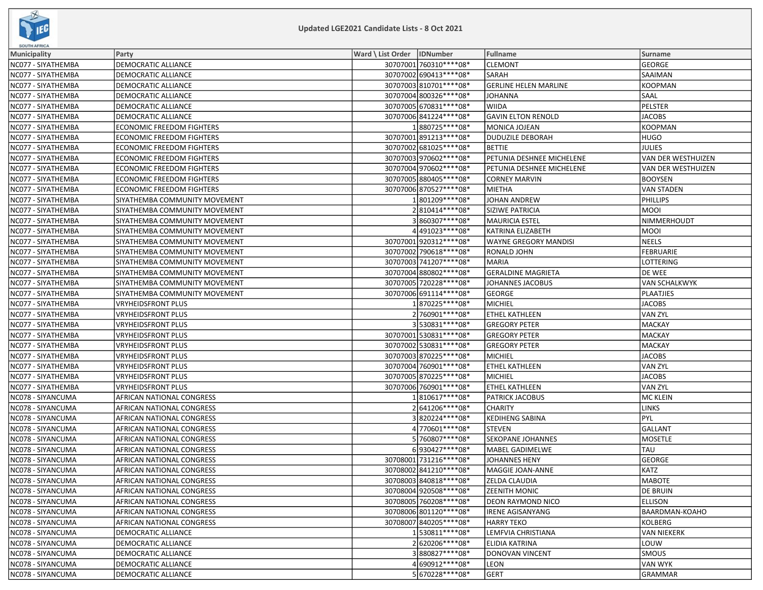## Updated LGE2021 Candidate Lists - 8 Oct 2021

| Municipality | Party | Ward \ List Order | IDNumber | Fullname | Surname |
|---|---|---|---|---|---|
| NC077 - SIYATHEMBA | DEMOCRATIC ALLIANCE | 30707001 | 760310****08* | CLEMONT | GEORGE |
| NC077 - SIYATHEMBA | DEMOCRATIC ALLIANCE | 30707002 | 690413****08* | SARAH | SAAIMAN |
| NC077 - SIYATHEMBA | DEMOCRATIC ALLIANCE | 30707003 | 810701****08* | GERLINE HELEN MARLINE | KOOPMAN |
| NC077 - SIYATHEMBA | DEMOCRATIC ALLIANCE | 30707004 | 800326****08* | JOHANNA | SAAL |
| NC077 - SIYATHEMBA | DEMOCRATIC ALLIANCE | 30707005 | 670831****08* | WIIDA | PELSTER |
| NC077 - SIYATHEMBA | DEMOCRATIC ALLIANCE | 30707006 | 841224****08* | GAVIN ELTON RENOLD | JACOBS |
| NC077 - SIYATHEMBA | ECONOMIC FREEDOM FIGHTERS | 1 | 880725****08* | MONICA JOJEAN | KOOPMAN |
| NC077 - SIYATHEMBA | ECONOMIC FREEDOM FIGHTERS | 30707001 | 891213****08* | DUDUZILE DEBORAH | HUGO |
| NC077 - SIYATHEMBA | ECONOMIC FREEDOM FIGHTERS | 30707002 | 681025****08* | BETTIE | JULIES |
| NC077 - SIYATHEMBA | ECONOMIC FREEDOM FIGHTERS | 30707003 | 970602****08* | PETUNIA DESHNEE MICHELENE | VAN DER WESTHUIZEN |
| NC077 - SIYATHEMBA | ECONOMIC FREEDOM FIGHTERS | 30707004 | 970602****08* | PETUNIA DESHNEE MICHELENE | VAN DER WESTHUIZEN |
| NC077 - SIYATHEMBA | ECONOMIC FREEDOM FIGHTERS | 30707005 | 880405****08* | CORNEY MARVIN | BOOYSEN |
| NC077 - SIYATHEMBA | ECONOMIC FREEDOM FIGHTERS | 30707006 | 870527****08* | MIETHA | VAN STADEN |
| NC077 - SIYATHEMBA | SIYATHEMBA COMMUNITY MOVEMENT | 1 | 801209****08* | JOHAN ANDREW | PHILLIPS |
| NC077 - SIYATHEMBA | SIYATHEMBA COMMUNITY MOVEMENT | 2 | 810414****08* | SIZIWE PATRICIA | MOOI |
| NC077 - SIYATHEMBA | SIYATHEMBA COMMUNITY MOVEMENT | 3 | 860307****08* | MAURICIA ESTEL | NIMMERHOUDT |
| NC077 - SIYATHEMBA | SIYATHEMBA COMMUNITY MOVEMENT | 4 | 491023****08* | KATRINA ELIZABETH | MOOI |
| NC077 - SIYATHEMBA | SIYATHEMBA COMMUNITY MOVEMENT | 30707001 | 920312****08* | WAYNE GREGORY MANDISI | NEELS |
| NC077 - SIYATHEMBA | SIYATHEMBA COMMUNITY MOVEMENT | 30707002 | 790618****08* | RONALD JOHN | FEBRUARIE |
| NC077 - SIYATHEMBA | SIYATHEMBA COMMUNITY MOVEMENT | 30707003 | 741207****08* | MARIA | LOTTERING |
| NC077 - SIYATHEMBA | SIYATHEMBA COMMUNITY MOVEMENT | 30707004 | 880802****08* | GERALDINE MAGRIETA | DE WEE |
| NC077 - SIYATHEMBA | SIYATHEMBA COMMUNITY MOVEMENT | 30707005 | 720228****08* | JOHANNES JACOBUS | VAN SCHALKWYK |
| NC077 - SIYATHEMBA | SIYATHEMBA COMMUNITY MOVEMENT | 30707006 | 691114****08* | GEORGE | PLAATJIES |
| NC077 - SIYATHEMBA | VRYHEIDSFRONT PLUS | 1 | 870225****08* | MICHIEL | JACOBS |
| NC077 - SIYATHEMBA | VRYHEIDSFRONT PLUS | 2 | 760901****08* | ETHEL KATHLEEN | VAN ZYL |
| NC077 - SIYATHEMBA | VRYHEIDSFRONT PLUS | 3 | 530831****08* | GREGORY PETER | MACKAY |
| NC077 - SIYATHEMBA | VRYHEIDSFRONT PLUS | 30707001 | 530831****08* | GREGORY PETER | MACKAY |
| NC077 - SIYATHEMBA | VRYHEIDSFRONT PLUS | 30707002 | 530831****08* | GREGORY PETER | MACKAY |
| NC077 - SIYATHEMBA | VRYHEIDSFRONT PLUS | 30707003 | 870225****08* | MICHIEL | JACOBS |
| NC077 - SIYATHEMBA | VRYHEIDSFRONT PLUS | 30707004 | 760901****08* | ETHEL KATHLEEN | VAN ZYL |
| NC077 - SIYATHEMBA | VRYHEIDSFRONT PLUS | 30707005 | 870225****08* | MICHIEL | JACOBS |
| NC077 - SIYATHEMBA | VRYHEIDSFRONT PLUS | 30707006 | 760901****08* | ETHEL KATHLEEN | VAN ZYL |
| NC078 - SIYANCUMA | AFRICAN NATIONAL CONGRESS | 1 | 810617****08* | PATRICK JACOBUS | MC KLEIN |
| NC078 - SIYANCUMA | AFRICAN NATIONAL CONGRESS | 2 | 641206****08* | CHARITY | LINKS |
| NC078 - SIYANCUMA | AFRICAN NATIONAL CONGRESS | 3 | 820224****08* | KEDIHENG SABINA | PYL |
| NC078 - SIYANCUMA | AFRICAN NATIONAL CONGRESS | 4 | 770601****08* | STEVEN | GALLANT |
| NC078 - SIYANCUMA | AFRICAN NATIONAL CONGRESS | 5 | 760807****08* | SEKOPANE JOHANNES | MOSETLE |
| NC078 - SIYANCUMA | AFRICAN NATIONAL CONGRESS | 6 | 930427****08* | MABEL GADIMELWE | TAU |
| NC078 - SIYANCUMA | AFRICAN NATIONAL CONGRESS | 30708001 | 731216****08* | JOHANNES HENY | GEORGE |
| NC078 - SIYANCUMA | AFRICAN NATIONAL CONGRESS | 30708002 | 841210****08* | MAGGIE JOAN-ANNE | KATZ |
| NC078 - SIYANCUMA | AFRICAN NATIONAL CONGRESS | 30708003 | 840818****08* | ZELDA CLAUDIA | MABOTE |
| NC078 - SIYANCUMA | AFRICAN NATIONAL CONGRESS | 30708004 | 920508****08* | ZEENITH MONIC | DE BRUIN |
| NC078 - SIYANCUMA | AFRICAN NATIONAL CONGRESS | 30708005 | 760208****08* | DEON RAYMOND NICO | ELLISON |
| NC078 - SIYANCUMA | AFRICAN NATIONAL CONGRESS | 30708006 | 801120****08* | IRENE AGISANYANG | BAARDMAN-KOAHO |
| NC078 - SIYANCUMA | AFRICAN NATIONAL CONGRESS | 30708007 | 840205****08* | HARRY TEKO | KOLBERG |
| NC078 - SIYANCUMA | DEMOCRATIC ALLIANCE | 1 | 530811****08* | LEMFVIA CHRISTIANA | VAN NIEKERK |
| NC078 - SIYANCUMA | DEMOCRATIC ALLIANCE | 2 | 620206****08* | ELIDIA KATRINA | LOUW |
| NC078 - SIYANCUMA | DEMOCRATIC ALLIANCE | 3 | 880827****08* | DONOVAN VINCENT | SMOUS |
| NC078 - SIYANCUMA | DEMOCRATIC ALLIANCE | 4 | 690912****08* | LEON | VAN WYK |
| NC078 - SIYANCUMA | DEMOCRATIC ALLIANCE | 5 | 670228****08* | GERT | GRAMMAR |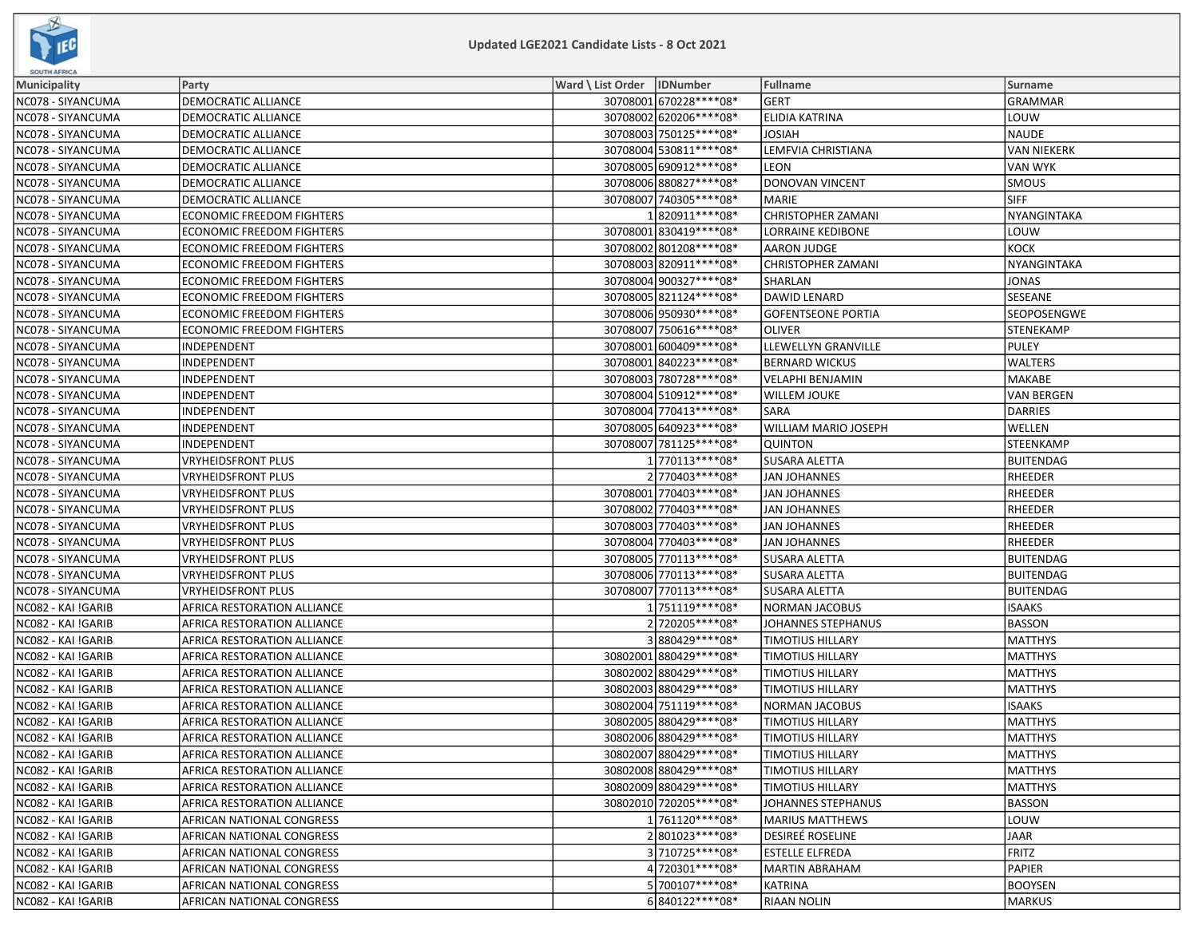**Updated LGE2021 Candidate Lists - 8 Oct 2021**

| Municipality | Party | Ward \ List Order | IDNumber | Fullname | Surname |
|---|---|---|---|---|---|
| NC078 - SIYANCUMA | DEMOCRATIC ALLIANCE | 30708001 | 670228****08* | GERT | GRAMMAR |
| NC078 - SIYANCUMA | DEMOCRATIC ALLIANCE | 30708002 | 620206****08* | ELIDIA KATRINA | LOUW |
| NC078 - SIYANCUMA | DEMOCRATIC ALLIANCE | 30708003 | 750125****08* | JOSIAH | NAUDE |
| NC078 - SIYANCUMA | DEMOCRATIC ALLIANCE | 30708004 | 530811****08* | LEMFVIA CHRISTIANA | VAN NIEKERK |
| NC078 - SIYANCUMA | DEMOCRATIC ALLIANCE | 30708005 | 690912****08* | LEON | VAN WYK |
| NC078 - SIYANCUMA | DEMOCRATIC ALLIANCE | 30708006 | 880827****08* | DONOVAN VINCENT | SMOUS |
| NC078 - SIYANCUMA | DEMOCRATIC ALLIANCE | 30708007 | 740305****08* | MARIE | SIFF |
| NC078 - SIYANCUMA | ECONOMIC FREEDOM FIGHTERS | 1 | 820911****08* | CHRISTOPHER ZAMANI | NYANGINTAKA |
| NC078 - SIYANCUMA | ECONOMIC FREEDOM FIGHTERS | 30708001 | 830419****08* | LORRAINE KEDIBONE | LOUW |
| NC078 - SIYANCUMA | ECONOMIC FREEDOM FIGHTERS | 30708002 | 801208****08* | AARON JUDGE | KOCK |
| NC078 - SIYANCUMA | ECONOMIC FREEDOM FIGHTERS | 30708003 | 820911****08* | CHRISTOPHER ZAMANI | NYANGINTAKA |
| NC078 - SIYANCUMA | ECONOMIC FREEDOM FIGHTERS | 30708004 | 900327****08* | SHARLAN | JONAS |
| NC078 - SIYANCUMA | ECONOMIC FREEDOM FIGHTERS | 30708005 | 821124****08* | DAWID LENARD | SESEANE |
| NC078 - SIYANCUMA | ECONOMIC FREEDOM FIGHTERS | 30708006 | 950930****08* | GOFENTSEONE PORTIA | SEOPOSENGWE |
| NC078 - SIYANCUMA | ECONOMIC FREEDOM FIGHTERS | 30708007 | 750616****08* | OLIVER | STENEKAMP |
| NC078 - SIYANCUMA | INDEPENDENT | 30708001 | 600409****08* | LLEWELLYN GRANVILLE | PULEY |
| NC078 - SIYANCUMA | INDEPENDENT | 30708001 | 840223****08* | BERNARD WICKUS | WALTERS |
| NC078 - SIYANCUMA | INDEPENDENT | 30708003 | 780728****08* | VELAPHI BENJAMIN | MAKABE |
| NC078 - SIYANCUMA | INDEPENDENT | 30708004 | 510912****08* | WILLEM JOUKE | VAN BERGEN |
| NC078 - SIYANCUMA | INDEPENDENT | 30708004 | 770413****08* | SARA | DARRIES |
| NC078 - SIYANCUMA | INDEPENDENT | 30708005 | 640923****08* | WILLIAM MARIO JOSEPH | WELLEN |
| NC078 - SIYANCUMA | INDEPENDENT | 30708007 | 781125****08* | QUINTON | STEENKAMP |
| NC078 - SIYANCUMA | VRYHEIDSFRONT PLUS | 1 | 770113****08* | SUSARA ALETTA | BUITENDAG |
| NC078 - SIYANCUMA | VRYHEIDSFRONT PLUS | 2 | 770403****08* | JAN JOHANNES | RHEEDER |
| NC078 - SIYANCUMA | VRYHEIDSFRONT PLUS | 30708001 | 770403****08* | JAN JOHANNES | RHEEDER |
| NC078 - SIYANCUMA | VRYHEIDSFRONT PLUS | 30708002 | 770403****08* | JAN JOHANNES | RHEEDER |
| NC078 - SIYANCUMA | VRYHEIDSFRONT PLUS | 30708003 | 770403****08* | JAN JOHANNES | RHEEDER |
| NC078 - SIYANCUMA | VRYHEIDSFRONT PLUS | 30708004 | 770403****08* | JAN JOHANNES | RHEEDER |
| NC078 - SIYANCUMA | VRYHEIDSFRONT PLUS | 30708005 | 770113****08* | SUSARA ALETTA | BUITENDAG |
| NC078 - SIYANCUMA | VRYHEIDSFRONT PLUS | 30708006 | 770113****08* | SUSARA ALETTA | BUITENDAG |
| NC078 - SIYANCUMA | VRYHEIDSFRONT PLUS | 30708007 | 770113****08* | SUSARA ALETTA | BUITENDAG |
| NC082 - KAI !GARIB | AFRICA RESTORATION ALLIANCE | 1 | 751119****08* | NORMAN JACOBUS | ISAAKS |
| NC082 - KAI !GARIB | AFRICA RESTORATION ALLIANCE | 2 | 720205****08* | JOHANNES STEPHANUS | BASSON |
| NC082 - KAI !GARIB | AFRICA RESTORATION ALLIANCE | 3 | 880429****08* | TIMOTIUS HILLARY | MATTHYS |
| NC082 - KAI !GARIB | AFRICA RESTORATION ALLIANCE | 30802001 | 880429****08* | TIMOTIUS HILLARY | MATTHYS |
| NC082 - KAI !GARIB | AFRICA RESTORATION ALLIANCE | 30802002 | 880429****08* | TIMOTIUS HILLARY | MATTHYS |
| NC082 - KAI !GARIB | AFRICA RESTORATION ALLIANCE | 30802003 | 880429****08* | TIMOTIUS HILLARY | MATTHYS |
| NC082 - KAI !GARIB | AFRICA RESTORATION ALLIANCE | 30802004 | 751119****08* | NORMAN JACOBUS | ISAAKS |
| NC082 - KAI !GARIB | AFRICA RESTORATION ALLIANCE | 30802005 | 880429****08* | TIMOTIUS HILLARY | MATTHYS |
| NC082 - KAI !GARIB | AFRICA RESTORATION ALLIANCE | 30802006 | 880429****08* | TIMOTIUS HILLARY | MATTHYS |
| NC082 - KAI !GARIB | AFRICA RESTORATION ALLIANCE | 30802007 | 880429****08* | TIMOTIUS HILLARY | MATTHYS |
| NC082 - KAI !GARIB | AFRICA RESTORATION ALLIANCE | 30802008 | 880429****08* | TIMOTIUS HILLARY | MATTHYS |
| NC082 - KAI !GARIB | AFRICA RESTORATION ALLIANCE | 30802009 | 880429****08* | TIMOTIUS HILLARY | MATTHYS |
| NC082 - KAI !GARIB | AFRICA RESTORATION ALLIANCE | 30802010 | 720205****08* | JOHANNES STEPHANUS | BASSON |
| NC082 - KAI !GARIB | AFRICAN NATIONAL CONGRESS | 1 | 761120****08* | MARIUS MATTHEWS | LOUW |
| NC082 - KAI !GARIB | AFRICAN NATIONAL CONGRESS | 2 | 801023****08* | DESIREÉ ROSELINE | JAAR |
| NC082 - KAI !GARIB | AFRICAN NATIONAL CONGRESS | 3 | 710725****08* | ESTELLE ELFREDA | FRITZ |
| NC082 - KAI !GARIB | AFRICAN NATIONAL CONGRESS | 4 | 720301****08* | MARTIN ABRAHAM | PAPIER |
| NC082 - KAI !GARIB | AFRICAN NATIONAL CONGRESS | 5 | 700107****08* | KATRINA | BOOYSEN |
| NC082 - KAI !GARIB | AFRICAN NATIONAL CONGRESS | 6 | 840122****08* | RIAAN NOLIN | MARKUS |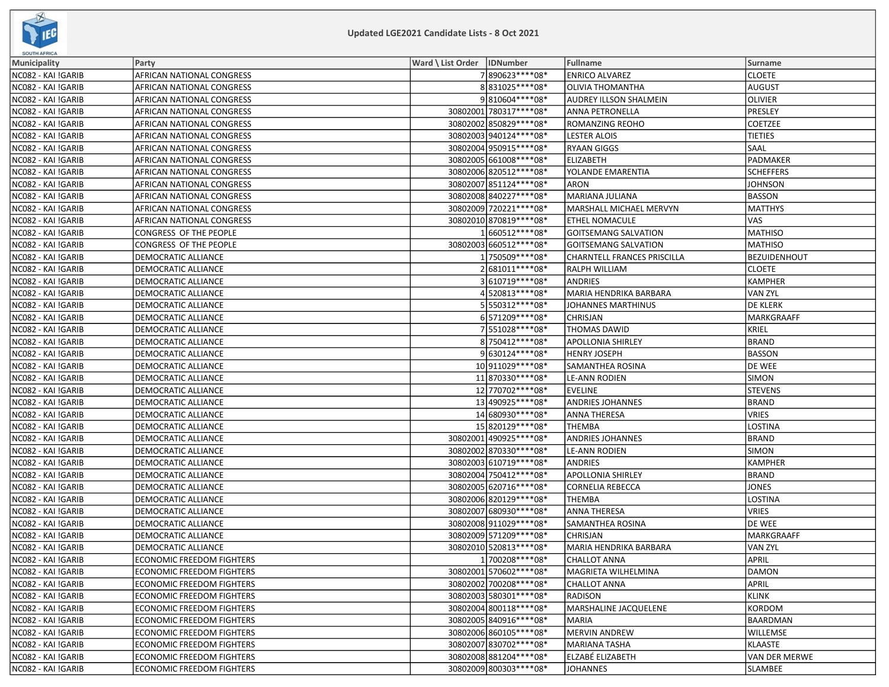**Updated LGE2021 Candidate Lists - 8 Oct 2021**

| Municipality | Party | Ward \ List Order | IDNumber | Fullname | Surname |
|---|---|---|---|---|---|
| NC082 - KAI !GARIB | AFRICAN NATIONAL CONGRESS | 7 | 890623****08* | ENRICO ALVAREZ | CLOETE |
| NC082 - KAI !GARIB | AFRICAN NATIONAL CONGRESS | 8 | 831025****08* | OLIVIA THOMANTHA | AUGUST |
| NC082 - KAI !GARIB | AFRICAN NATIONAL CONGRESS | 9 | 810604****08* | AUDREY ILLSON SHALMEIN | OLIVIER |
| NC082 - KAI !GARIB | AFRICAN NATIONAL CONGRESS | 30802001 | 780317****08* | ANNA PETRONELLA | PRESLEY |
| NC082 - KAI !GARIB | AFRICAN NATIONAL CONGRESS | 30802002 | 850829****08* | ROMANZING REOHO | COETZEE |
| NC082 - KAI !GARIB | AFRICAN NATIONAL CONGRESS | 30802003 | 940124****08* | LESTER ALOIS | TIETIES |
| NC082 - KAI !GARIB | AFRICAN NATIONAL CONGRESS | 30802004 | 950915****08* | RYAAN GIGGS | SAAL |
| NC082 - KAI !GARIB | AFRICAN NATIONAL CONGRESS | 30802005 | 661008****08* | ELIZABETH | PADMAKER |
| NC082 - KAI !GARIB | AFRICAN NATIONAL CONGRESS | 30802006 | 820512****08* | YOLANDE EMARENTIA | SCHEFFERS |
| NC082 - KAI !GARIB | AFRICAN NATIONAL CONGRESS | 30802007 | 851124****08* | ARON | JOHNSON |
| NC082 - KAI !GARIB | AFRICAN NATIONAL CONGRESS | 30802008 | 840227****08* | MARIANA JULIANA | BASSON |
| NC082 - KAI !GARIB | AFRICAN NATIONAL CONGRESS | 30802009 | 720221****08* | MARSHALL MICHAEL MERVYN | MATTHYS |
| NC082 - KAI !GARIB | AFRICAN NATIONAL CONGRESS | 30802010 | 870819****08* | ETHEL NOMACULE | VAS |
| NC082 - KAI !GARIB | CONGRESS OF THE PEOPLE | 1 | 660512****08* | GOITSEMANG SALVATION | MATHISO |
| NC082 - KAI !GARIB | CONGRESS OF THE PEOPLE | 30802003 | 660512****08* | GOITSEMANG SALVATION | MATHISO |
| NC082 - KAI !GARIB | DEMOCRATIC ALLIANCE | 1 | 750509****08* | CHARNTELL FRANCES PRISCILLA | BEZUIDENHOUT |
| NC082 - KAI !GARIB | DEMOCRATIC ALLIANCE | 2 | 681011****08* | RALPH WILLIAM | CLOETE |
| NC082 - KAI !GARIB | DEMOCRATIC ALLIANCE | 3 | 610719****08* | ANDRIES | KAMPHER |
| NC082 - KAI !GARIB | DEMOCRATIC ALLIANCE | 4 | 520813****08* | MARIA HENDRIKA BARBARA | VAN ZYL |
| NC082 - KAI !GARIB | DEMOCRATIC ALLIANCE | 5 | 550312****08* | JOHANNES MARTHINUS | DE KLERK |
| NC082 - KAI !GARIB | DEMOCRATIC ALLIANCE | 6 | 571209****08* | CHRISJAN | MARKGRAAFF |
| NC082 - KAI !GARIB | DEMOCRATIC ALLIANCE | 7 | 551028****08* | THOMAS DAWID | KRIEL |
| NC082 - KAI !GARIB | DEMOCRATIC ALLIANCE | 8 | 750412****08* | APOLLONIA SHIRLEY | BRAND |
| NC082 - KAI !GARIB | DEMOCRATIC ALLIANCE | 9 | 630124****08* | HENRY JOSEPH | BASSON |
| NC082 - KAI !GARIB | DEMOCRATIC ALLIANCE | 10 | 911029****08* | SAMANTHEA ROSINA | DE WEE |
| NC082 - KAI !GARIB | DEMOCRATIC ALLIANCE | 11 | 870330****08* | LE-ANN RODIEN | SIMON |
| NC082 - KAI !GARIB | DEMOCRATIC ALLIANCE | 12 | 770702****08* | EVELINE | STEVENS |
| NC082 - KAI !GARIB | DEMOCRATIC ALLIANCE | 13 | 490925****08* | ANDRIES JOHANNES | BRAND |
| NC082 - KAI !GARIB | DEMOCRATIC ALLIANCE | 14 | 680930****08* | ANNA THERESA | VRIES |
| NC082 - KAI !GARIB | DEMOCRATIC ALLIANCE | 15 | 820129****08* | THEMBA | LOSTINA |
| NC082 - KAI !GARIB | DEMOCRATIC ALLIANCE | 30802001 | 490925****08* | ANDRIES JOHANNES | BRAND |
| NC082 - KAI !GARIB | DEMOCRATIC ALLIANCE | 30802002 | 870330****08* | LE-ANN RODIEN | SIMON |
| NC082 - KAI !GARIB | DEMOCRATIC ALLIANCE | 30802003 | 610719****08* | ANDRIES | KAMPHER |
| NC082 - KAI !GARIB | DEMOCRATIC ALLIANCE | 30802004 | 750412****08* | APOLLONIA SHIRLEY | BRAND |
| NC082 - KAI !GARIB | DEMOCRATIC ALLIANCE | 30802005 | 620716****08* | CORNELIA REBECCA | JONES |
| NC082 - KAI !GARIB | DEMOCRATIC ALLIANCE | 30802006 | 820129****08* | THEMBA | LOSTINA |
| NC082 - KAI !GARIB | DEMOCRATIC ALLIANCE | 30802007 | 680930****08* | ANNA THERESA | VRIES |
| NC082 - KAI !GARIB | DEMOCRATIC ALLIANCE | 30802008 | 911029****08* | SAMANTHEA ROSINA | DE WEE |
| NC082 - KAI !GARIB | DEMOCRATIC ALLIANCE | 30802009 | 571209****08* | CHRISJAN | MARKGRAAFF |
| NC082 - KAI !GARIB | DEMOCRATIC ALLIANCE | 30802010 | 520813****08* | MARIA HENDRIKA BARBARA | VAN ZYL |
| NC082 - KAI !GARIB | ECONOMIC FREEDOM FIGHTERS | 1 | 700208****08* | CHALLOT ANNA | APRIL |
| NC082 - KAI !GARIB | ECONOMIC FREEDOM FIGHTERS | 30802001 | 570602****08* | MAGRIETA WILHELMINA | DAMON |
| NC082 - KAI !GARIB | ECONOMIC FREEDOM FIGHTERS | 30802002 | 700208****08* | CHALLOT ANNA | APRIL |
| NC082 - KAI !GARIB | ECONOMIC FREEDOM FIGHTERS | 30802003 | 580301****08* | RADISON | KLINK |
| NC082 - KAI !GARIB | ECONOMIC FREEDOM FIGHTERS | 30802004 | 800118****08* | MARSHALINE JACQUELENE | KORDOM |
| NC082 - KAI !GARIB | ECONOMIC FREEDOM FIGHTERS | 30802005 | 840916****08* | MARIA | BAARDMAN |
| NC082 - KAI !GARIB | ECONOMIC FREEDOM FIGHTERS | 30802006 | 860105****08* | MERVIN ANDREW | WILLEMSE |
| NC082 - KAI !GARIB | ECONOMIC FREEDOM FIGHTERS | 30802007 | 830702****08* | MARIANA TASHA | KLAASTE |
| NC082 - KAI !GARIB | ECONOMIC FREEDOM FIGHTERS | 30802008 | 881204****08* | ELZABÉ ELIZABETH | VAN DER MERWE |
| NC082 - KAI !GARIB | ECONOMIC FREEDOM FIGHTERS | 30802009 | 800303****08* | JOHANNES | SLAMBEE |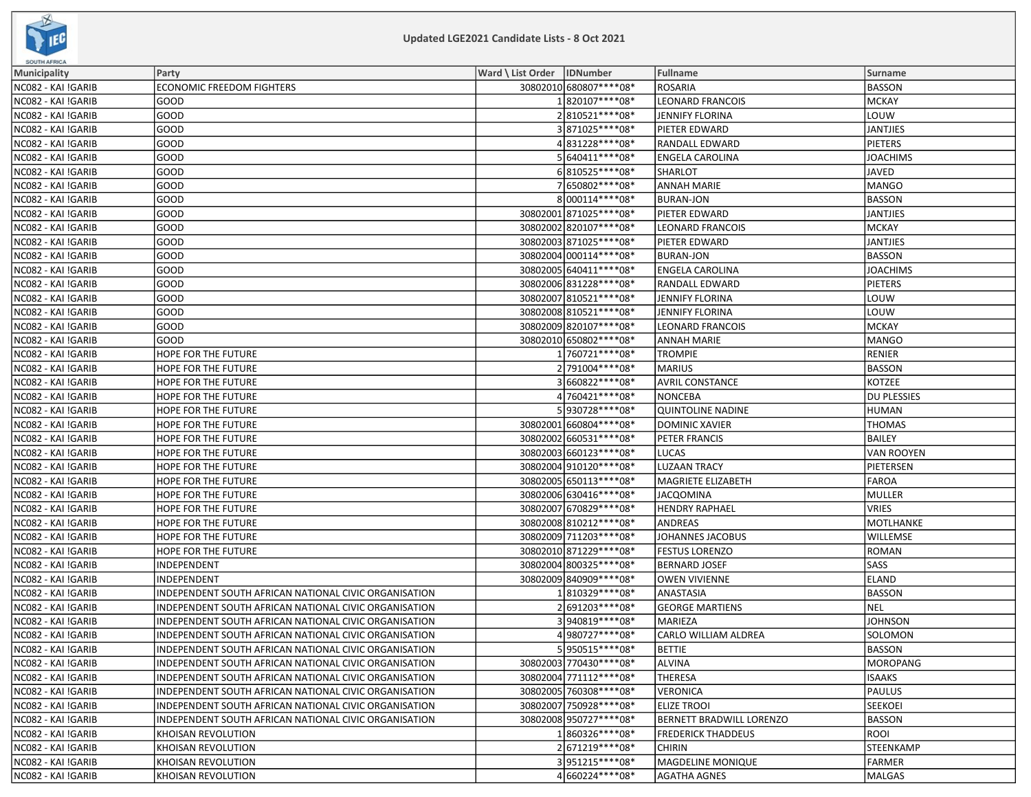## Updated LGE2021 Candidate Lists - 8 Oct 2021

| Municipality | Party | Ward \ List Order | IDNumber | Fullname | Surname |
|---|---|---|---|---|---|
| NC082 - KAI !GARIB | ECONOMIC FREEDOM FIGHTERS | 30802010 | 680807****08* | ROSARIA | BASSON |
| NC082 - KAI !GARIB | GOOD | 1 | 820107****08* | LEONARD FRANCOIS | MCKAY |
| NC082 - KAI !GARIB | GOOD | 2 | 810521****08* | JENNIFY FLORINA | LOUW |
| NC082 - KAI !GARIB | GOOD | 3 | 871025****08* | PIETER EDWARD | JANTJIES |
| NC082 - KAI !GARIB | GOOD | 4 | 831228****08* | RANDALL EDWARD | PIETERS |
| NC082 - KAI !GARIB | GOOD | 5 | 640411****08* | ENGELA CAROLINA | JOACHIMS |
| NC082 - KAI !GARIB | GOOD | 6 | 810525****08* | SHARLOT | JAVED |
| NC082 - KAI !GARIB | GOOD | 7 | 650802****08* | ANNAH MARIE | MANGO |
| NC082 - KAI !GARIB | GOOD | 8 | 000114****08* | BURAN-JON | BASSON |
| NC082 - KAI !GARIB | GOOD | 30802001 | 871025****08* | PIETER EDWARD | JANTJIES |
| NC082 - KAI !GARIB | GOOD | 30802002 | 820107****08* | LEONARD FRANCOIS | MCKAY |
| NC082 - KAI !GARIB | GOOD | 30802003 | 871025****08* | PIETER EDWARD | JANTJIES |
| NC082 - KAI !GARIB | GOOD | 30802004 | 000114****08* | BURAN-JON | BASSON |
| NC082 - KAI !GARIB | GOOD | 30802005 | 640411****08* | ENGELA CAROLINA | JOACHIMS |
| NC082 - KAI !GARIB | GOOD | 30802006 | 831228****08* | RANDALL EDWARD | PIETERS |
| NC082 - KAI !GARIB | GOOD | 30802007 | 810521****08* | JENNIFY FLORINA | LOUW |
| NC082 - KAI !GARIB | GOOD | 30802008 | 810521****08* | JENNIFY FLORINA | LOUW |
| NC082 - KAI !GARIB | GOOD | 30802009 | 820107****08* | LEONARD FRANCOIS | MCKAY |
| NC082 - KAI !GARIB | GOOD | 30802010 | 650802****08* | ANNAH MARIE | MANGO |
| NC082 - KAI !GARIB | HOPE FOR THE FUTURE | 1 | 760721****08* | TROMPIE | RENIER |
| NC082 - KAI !GARIB | HOPE FOR THE FUTURE | 2 | 791004****08* | MARIUS | BASSON |
| NC082 - KAI !GARIB | HOPE FOR THE FUTURE | 3 | 660822****08* | AVRIL CONSTANCE | KOTZEE |
| NC082 - KAI !GARIB | HOPE FOR THE FUTURE | 4 | 760421****08* | NONCEBA | DU PLESSIES |
| NC082 - KAI !GARIB | HOPE FOR THE FUTURE | 5 | 930728****08* | QUINTOLINE NADINE | HUMAN |
| NC082 - KAI !GARIB | HOPE FOR THE FUTURE | 30802001 | 660804****08* | DOMINIC XAVIER | THOMAS |
| NC082 - KAI !GARIB | HOPE FOR THE FUTURE | 30802002 | 660531****08* | PETER FRANCIS | BAILEY |
| NC082 - KAI !GARIB | HOPE FOR THE FUTURE | 30802003 | 660123****08* | LUCAS | VAN ROOYEN |
| NC082 - KAI !GARIB | HOPE FOR THE FUTURE | 30802004 | 910120****08* | LUZAAN TRACY | PIETERSEN |
| NC082 - KAI !GARIB | HOPE FOR THE FUTURE | 30802005 | 650113****08* | MAGRIETE ELIZABETH | FAROA |
| NC082 - KAI !GARIB | HOPE FOR THE FUTURE | 30802006 | 630416****08* | JACQOMINA | MULLER |
| NC082 - KAI !GARIB | HOPE FOR THE FUTURE | 30802007 | 670829****08* | HENDRY RAPHAEL | VRIES |
| NC082 - KAI !GARIB | HOPE FOR THE FUTURE | 30802008 | 810212****08* | ANDREAS | MOTLHANKE |
| NC082 - KAI !GARIB | HOPE FOR THE FUTURE | 30802009 | 711203****08* | JOHANNES JACOBUS | WILLEMSE |
| NC082 - KAI !GARIB | HOPE FOR THE FUTURE | 30802010 | 871229****08* | FESTUS LORENZO | ROMAN |
| NC082 - KAI !GARIB | INDEPENDENT | 30802004 | 800325****08* | BERNARD JOSEF | SASS |
| NC082 - KAI !GARIB | INDEPENDENT | 30802009 | 840909****08* | OWEN VIVIENNE | ELAND |
| NC082 - KAI !GARIB | INDEPENDENT SOUTH AFRICAN NATIONAL CIVIC ORGANISATION | 1 | 810329****08* | ANASTASIA | BASSON |
| NC082 - KAI !GARIB | INDEPENDENT SOUTH AFRICAN NATIONAL CIVIC ORGANISATION | 2 | 691203****08* | GEORGE MARTIENS | NEL |
| NC082 - KAI !GARIB | INDEPENDENT SOUTH AFRICAN NATIONAL CIVIC ORGANISATION | 3 | 940819****08* | MARIEZA | JOHNSON |
| NC082 - KAI !GARIB | INDEPENDENT SOUTH AFRICAN NATIONAL CIVIC ORGANISATION | 4 | 980727****08* | CARLO WILLIAM ALDREA | SOLOMON |
| NC082 - KAI !GARIB | INDEPENDENT SOUTH AFRICAN NATIONAL CIVIC ORGANISATION | 5 | 950515****08* | BETTIE | BASSON |
| NC082 - KAI !GARIB | INDEPENDENT SOUTH AFRICAN NATIONAL CIVIC ORGANISATION | 30802003 | 770430****08* | ALVINA | MOROPANG |
| NC082 - KAI !GARIB | INDEPENDENT SOUTH AFRICAN NATIONAL CIVIC ORGANISATION | 30802004 | 771112****08* | THERESA | ISAAKS |
| NC082 - KAI !GARIB | INDEPENDENT SOUTH AFRICAN NATIONAL CIVIC ORGANISATION | 30802005 | 760308****08* | VERONICA | PAULUS |
| NC082 - KAI !GARIB | INDEPENDENT SOUTH AFRICAN NATIONAL CIVIC ORGANISATION | 30802007 | 750928****08* | ELIZE TROOI | SEEKOEI |
| NC082 - KAI !GARIB | INDEPENDENT SOUTH AFRICAN NATIONAL CIVIC ORGANISATION | 30802008 | 950727****08* | BERNETT BRADWILL LORENZO | BASSON |
| NC082 - KAI !GARIB | KHOISAN REVOLUTION | 1 | 860326****08* | FREDERICK THADDEUS | ROOI |
| NC082 - KAI !GARIB | KHOISAN REVOLUTION | 2 | 671219****08* | CHIRIN | STEENKAMP |
| NC082 - KAI !GARIB | KHOISAN REVOLUTION | 3 | 951215****08* | MAGDELINE MONIQUE | FARMER |
| NC082 - KAI !GARIB | KHOISAN REVOLUTION | 4 | 660224****08* | AGATHA AGNES | MALGAS |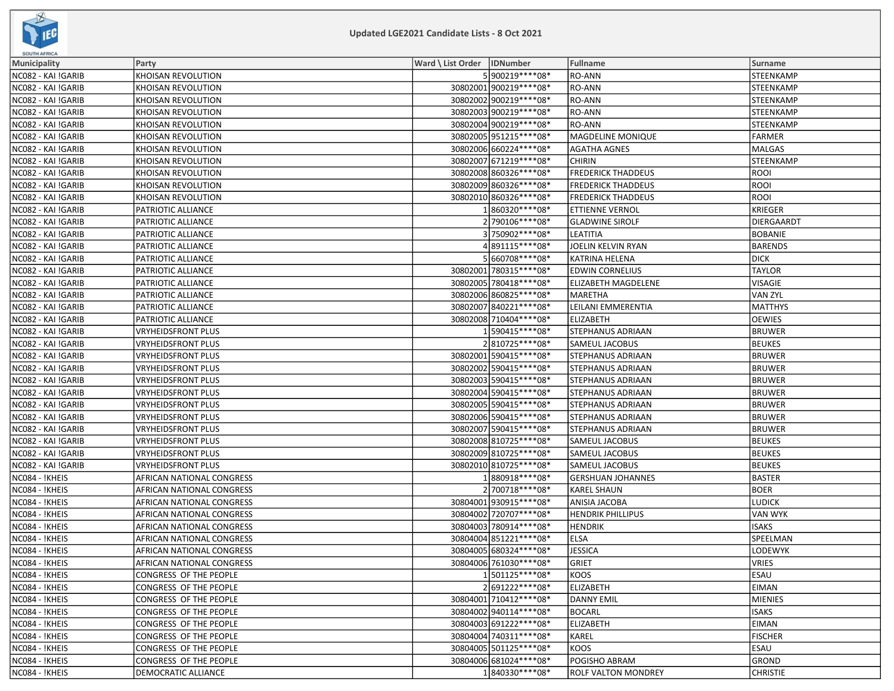**Updated LGE2021 Candidate Lists - 8 Oct 2021**

| Municipality | Party | Ward \ List Order | IDNumber | Fullname | Surname |
|---|---|---|---|---|---|
| NC082 - KAI !GARIB | KHOISAN REVOLUTION | 5 | 900219****08* | RO-ANN | STEENKAMP |
| NC082 - KAI !GARIB | KHOISAN REVOLUTION | 30802001 | 900219****08* | RO-ANN | STEENKAMP |
| NC082 - KAI !GARIB | KHOISAN REVOLUTION | 30802002 | 900219****08* | RO-ANN | STEENKAMP |
| NC082 - KAI !GARIB | KHOISAN REVOLUTION | 30802003 | 900219****08* | RO-ANN | STEENKAMP |
| NC082 - KAI !GARIB | KHOISAN REVOLUTION | 30802004 | 900219****08* | RO-ANN | STEENKAMP |
| NC082 - KAI !GARIB | KHOISAN REVOLUTION | 30802005 | 951215****08* | MAGDELINE MONIQUE | FARMER |
| NC082 - KAI !GARIB | KHOISAN REVOLUTION | 30802006 | 660224****08* | AGATHA AGNES | MALGAS |
| NC082 - KAI !GARIB | KHOISAN REVOLUTION | 30802007 | 671219****08* | CHIRIN | STEENKAMP |
| NC082 - KAI !GARIB | KHOISAN REVOLUTION | 30802008 | 860326****08* | FREDERICK THADDEUS | ROOI |
| NC082 - KAI !GARIB | KHOISAN REVOLUTION | 30802009 | 860326****08* | FREDERICK THADDEUS | ROOI |
| NC082 - KAI !GARIB | KHOISAN REVOLUTION | 30802010 | 860326****08* | FREDERICK THADDEUS | ROOI |
| NC082 - KAI !GARIB | PATRIOTIC ALLIANCE | 1 | 860320****08* | ETTIENNE VERNOL | KRIEGER |
| NC082 - KAI !GARIB | PATRIOTIC ALLIANCE | 2 | 790106****08* | GLADWINE SIROLF | DIERGAARDT |
| NC082 - KAI !GARIB | PATRIOTIC ALLIANCE | 3 | 750902****08* | LEATITIA | BOBANIE |
| NC082 - KAI !GARIB | PATRIOTIC ALLIANCE | 4 | 891115****08* | JOELIN KELVIN RYAN | BARENDS |
| NC082 - KAI !GARIB | PATRIOTIC ALLIANCE | 5 | 660708****08* | KATRINA HELENA | DICK |
| NC082 - KAI !GARIB | PATRIOTIC ALLIANCE | 30802001 | 780315****08* | EDWIN CORNELIUS | TAYLOR |
| NC082 - KAI !GARIB | PATRIOTIC ALLIANCE | 30802005 | 780418****08* | ELIZABETH MAGDELENE | VISAGIE |
| NC082 - KAI !GARIB | PATRIOTIC ALLIANCE | 30802006 | 860825****08* | MARETHA | VAN ZYL |
| NC082 - KAI !GARIB | PATRIOTIC ALLIANCE | 30802007 | 840221****08* | LEILANI EMMERENTIA | MATTHYS |
| NC082 - KAI !GARIB | PATRIOTIC ALLIANCE | 30802008 | 710404****08* | ELIZABETH | OEWIES |
| NC082 - KAI !GARIB | VRYHEIDSFRONT PLUS | 1 | 590415****08* | STEPHANUS ADRIAAN | BRUWER |
| NC082 - KAI !GARIB | VRYHEIDSFRONT PLUS | 2 | 810725****08* | SAMEUL JACOBUS | BEUKES |
| NC082 - KAI !GARIB | VRYHEIDSFRONT PLUS | 30802001 | 590415****08* | STEPHANUS ADRIAAN | BRUWER |
| NC082 - KAI !GARIB | VRYHEIDSFRONT PLUS | 30802002 | 590415****08* | STEPHANUS ADRIAAN | BRUWER |
| NC082 - KAI !GARIB | VRYHEIDSFRONT PLUS | 30802003 | 590415****08* | STEPHANUS ADRIAAN | BRUWER |
| NC082 - KAI !GARIB | VRYHEIDSFRONT PLUS | 30802004 | 590415****08* | STEPHANUS ADRIAAN | BRUWER |
| NC082 - KAI !GARIB | VRYHEIDSFRONT PLUS | 30802005 | 590415****08* | STEPHANUS ADRIAAN | BRUWER |
| NC082 - KAI !GARIB | VRYHEIDSFRONT PLUS | 30802006 | 590415****08* | STEPHANUS ADRIAAN | BRUWER |
| NC082 - KAI !GARIB | VRYHEIDSFRONT PLUS | 30802007 | 590415****08* | STEPHANUS ADRIAAN | BRUWER |
| NC082 - KAI !GARIB | VRYHEIDSFRONT PLUS | 30802008 | 810725****08* | SAMEUL JACOBUS | BEUKES |
| NC082 - KAI !GARIB | VRYHEIDSFRONT PLUS | 30802009 | 810725****08* | SAMEUL JACOBUS | BEUKES |
| NC082 - KAI !GARIB | VRYHEIDSFRONT PLUS | 30802010 | 810725****08* | SAMEUL JACOBUS | BEUKES |
| NC084 - !KHEIS | AFRICAN NATIONAL CONGRESS | 1 | 880918****08* | GERSHUAN JOHANNES | BASTER |
| NC084 - !KHEIS | AFRICAN NATIONAL CONGRESS | 2 | 700718****08* | KAREL SHAUN | BOER |
| NC084 - !KHEIS | AFRICAN NATIONAL CONGRESS | 30804001 | 930915****08* | ANISIA JACOBA | LUDICK |
| NC084 - !KHEIS | AFRICAN NATIONAL CONGRESS | 30804002 | 720707****08* | HENDRIK PHILLIPUS | VAN WYK |
| NC084 - !KHEIS | AFRICAN NATIONAL CONGRESS | 30804003 | 780914****08* | HENDRIK | ISAKS |
| NC084 - !KHEIS | AFRICAN NATIONAL CONGRESS | 30804004 | 851221****08* | ELSA | SPEELMAN |
| NC084 - !KHEIS | AFRICAN NATIONAL CONGRESS | 30804005 | 680324****08* | JESSICA | LODEWYK |
| NC084 - !KHEIS | AFRICAN NATIONAL CONGRESS | 30804006 | 761030****08* | GRIET | VRIES |
| NC084 - !KHEIS | CONGRESS OF THE PEOPLE | 1 | 501125****08* | KOOS | ESAU |
| NC084 - !KHEIS | CONGRESS OF THE PEOPLE | 2 | 691222****08* | ELIZABETH | EIMAN |
| NC084 - !KHEIS | CONGRESS OF THE PEOPLE | 30804001 | 710412****08* | DANNY EMIL | MIENIES |
| NC084 - !KHEIS | CONGRESS OF THE PEOPLE | 30804002 | 940114****08* | BOCARL | ISAKS |
| NC084 - !KHEIS | CONGRESS OF THE PEOPLE | 30804003 | 691222****08* | ELIZABETH | EIMAN |
| NC084 - !KHEIS | CONGRESS OF THE PEOPLE | 30804004 | 740311****08* | KAREL | FISCHER |
| NC084 - !KHEIS | CONGRESS OF THE PEOPLE | 30804005 | 501125****08* | KOOS | ESAU |
| NC084 - !KHEIS | CONGRESS OF THE PEOPLE | 30804006 | 681024****08* | POGISHO ABRAM | GROND |
| NC084 - !KHEIS | DEMOCRATIC ALLIANCE | 1 | 840330****08* | ROLF VALTON MONDREY | CHRISTIE |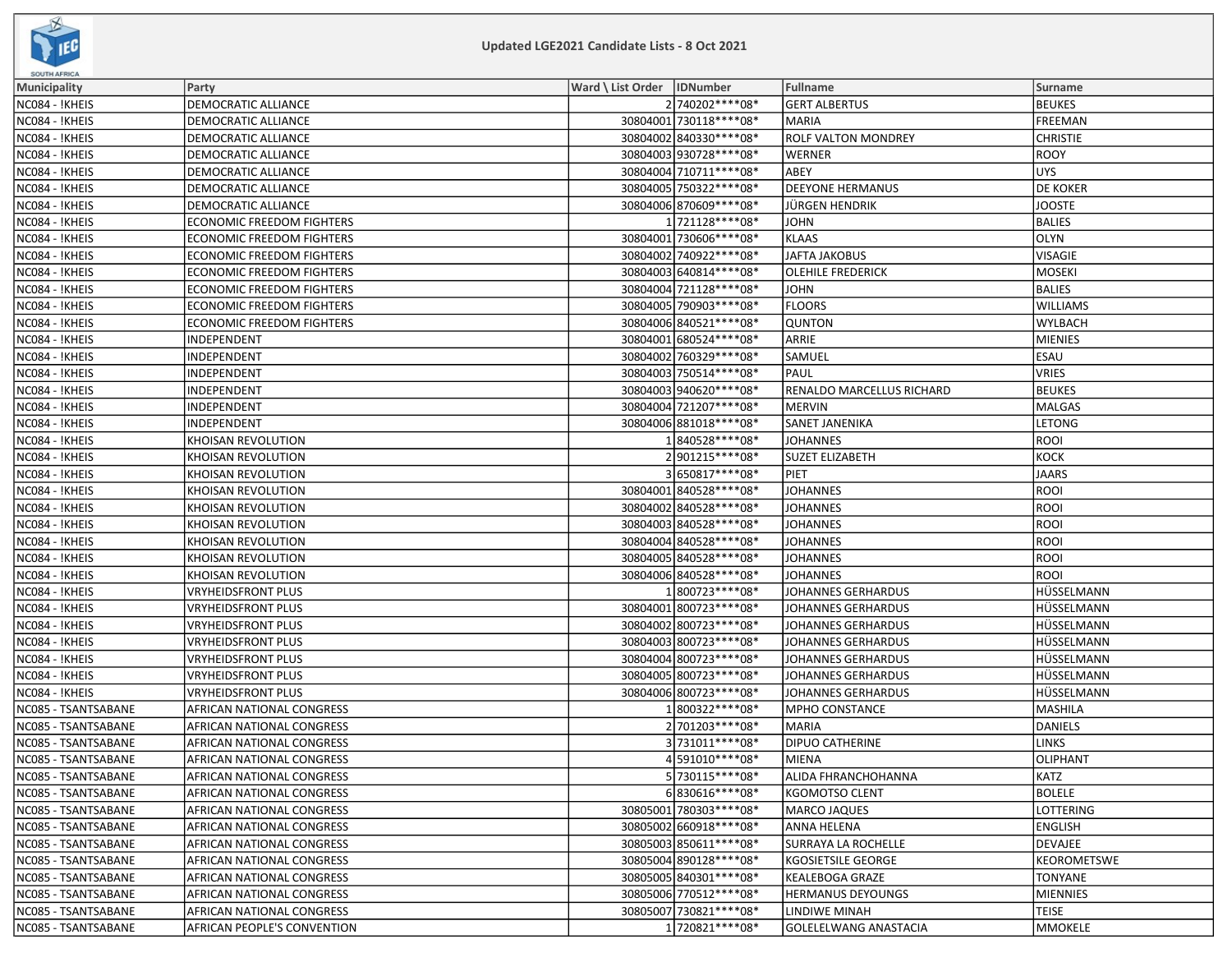# Updated LGE2021 Candidate Lists - 8 Oct 2021

| Municipality | Party | Ward \ List Order | IDNumber | Fullname | Surname |
|---|---|---|---|---|---|
| NC084 - !KHEIS | DEMOCRATIC ALLIANCE | 2 | 740202****08* | GERT ALBERTUS | BEUKES |
| NC084 - !KHEIS | DEMOCRATIC ALLIANCE | 30804001 | 730118****08* | MARIA | FREEMAN |
| NC084 - !KHEIS | DEMOCRATIC ALLIANCE | 30804002 | 840330****08* | ROLF VALTON MONDREY | CHRISTIE |
| NC084 - !KHEIS | DEMOCRATIC ALLIANCE | 30804003 | 930728****08* | WERNER | ROOY |
| NC084 - !KHEIS | DEMOCRATIC ALLIANCE | 30804004 | 710711****08* | ABEY | UYS |
| NC084 - !KHEIS | DEMOCRATIC ALLIANCE | 30804005 | 750322****08* | DEEYONE HERMANUS | DE KOKER |
| NC084 - !KHEIS | DEMOCRATIC ALLIANCE | 30804006 | 870609****08* | JÜRGEN HENDRIK | JOOSTE |
| NC084 - !KHEIS | ECONOMIC FREEDOM FIGHTERS | 1 | 721128****08* | JOHN | BALIES |
| NC084 - !KHEIS | ECONOMIC FREEDOM FIGHTERS | 30804001 | 730606****08* | KLAAS | OLYN |
| NC084 - !KHEIS | ECONOMIC FREEDOM FIGHTERS | 30804002 | 740922****08* | JAFTA JAKOBUS | VISAGIE |
| NC084 - !KHEIS | ECONOMIC FREEDOM FIGHTERS | 30804003 | 640814****08* | OLEHILE FREDERICK | MOSEKI |
| NC084 - !KHEIS | ECONOMIC FREEDOM FIGHTERS | 30804004 | 721128****08* | JOHN | BALIES |
| NC084 - !KHEIS | ECONOMIC FREEDOM FIGHTERS | 30804005 | 790903****08* | FLOORS | WILLIAMS |
| NC084 - !KHEIS | ECONOMIC FREEDOM FIGHTERS | 30804006 | 840521****08* | QUNTON | WYLBACH |
| NC084 - !KHEIS | INDEPENDENT | 30804001 | 680524****08* | ARRIE | MIENIES |
| NC084 - !KHEIS | INDEPENDENT | 30804002 | 760329****08* | SAMUEL | ESAU |
| NC084 - !KHEIS | INDEPENDENT | 30804003 | 750514****08* | PAUL | VRIES |
| NC084 - !KHEIS | INDEPENDENT | 30804003 | 940620****08* | RENALDO MARCELLUS RICHARD | BEUKES |
| NC084 - !KHEIS | INDEPENDENT | 30804004 | 721207****08* | MERVIN | MALGAS |
| NC084 - !KHEIS | INDEPENDENT | 30804006 | 881018****08* | SANET JANENIKA | LETONG |
| NC084 - !KHEIS | KHOISAN REVOLUTION | 1 | 840528****08* | JOHANNES | ROOI |
| NC084 - !KHEIS | KHOISAN REVOLUTION | 2 | 901215****08* | SUZET ELIZABETH | KOCK |
| NC084 - !KHEIS | KHOISAN REVOLUTION | 3 | 650817****08* | PIET | JAARS |
| NC084 - !KHEIS | KHOISAN REVOLUTION | 30804001 | 840528****08* | JOHANNES | ROOI |
| NC084 - !KHEIS | KHOISAN REVOLUTION | 30804002 | 840528****08* | JOHANNES | ROOI |
| NC084 - !KHEIS | KHOISAN REVOLUTION | 30804003 | 840528****08* | JOHANNES | ROOI |
| NC084 - !KHEIS | KHOISAN REVOLUTION | 30804004 | 840528****08* | JOHANNES | ROOI |
| NC084 - !KHEIS | KHOISAN REVOLUTION | 30804005 | 840528****08* | JOHANNES | ROOI |
| NC084 - !KHEIS | KHOISAN REVOLUTION | 30804006 | 840528****08* | JOHANNES | ROOI |
| NC084 - !KHEIS | VRYHEIDSFRONT PLUS | 1 | 800723****08* | JOHANNES GERHARDUS | HÜSSELMANN |
| NC084 - !KHEIS | VRYHEIDSFRONT PLUS | 30804001 | 800723****08* | JOHANNES GERHARDUS | HÜSSELMANN |
| NC084 - !KHEIS | VRYHEIDSFRONT PLUS | 30804002 | 800723****08* | JOHANNES GERHARDUS | HÜSSELMANN |
| NC084 - !KHEIS | VRYHEIDSFRONT PLUS | 30804003 | 800723****08* | JOHANNES GERHARDUS | HÜSSELMANN |
| NC084 - !KHEIS | VRYHEIDSFRONT PLUS | 30804004 | 800723****08* | JOHANNES GERHARDUS | HÜSSELMANN |
| NC084 - !KHEIS | VRYHEIDSFRONT PLUS | 30804005 | 800723****08* | JOHANNES GERHARDUS | HÜSSELMANN |
| NC084 - !KHEIS | VRYHEIDSFRONT PLUS | 30804006 | 800723****08* | JOHANNES GERHARDUS | HÜSSELMANN |
| NC085 - TSANTSABANE | AFRICAN NATIONAL CONGRESS | 1 | 800322****08* | MPHO CONSTANCE | MASHILA |
| NC085 - TSANTSABANE | AFRICAN NATIONAL CONGRESS | 2 | 701203****08* | MARIA | DANIELS |
| NC085 - TSANTSABANE | AFRICAN NATIONAL CONGRESS | 3 | 731011****08* | DIPUO CATHERINE | LINKS |
| NC085 - TSANTSABANE | AFRICAN NATIONAL CONGRESS | 4 | 591010****08* | MIENA | OLIPHANT |
| NC085 - TSANTSABANE | AFRICAN NATIONAL CONGRESS | 5 | 730115****08* | ALIDA FHRANCHOHANNA | KATZ |
| NC085 - TSANTSABANE | AFRICAN NATIONAL CONGRESS | 6 | 830616****08* | KGOMOTSO CLENT | BOLELE |
| NC085 - TSANTSABANE | AFRICAN NATIONAL CONGRESS | 30805001 | 780303****08* | MARCO JAQUES | LOTTERING |
| NC085 - TSANTSABANE | AFRICAN NATIONAL CONGRESS | 30805002 | 660918****08* | ANNA HELENA | ENGLISH |
| NC085 - TSANTSABANE | AFRICAN NATIONAL CONGRESS | 30805003 | 850611****08* | SURRAYA LA ROCHELLE | DEVAJEE |
| NC085 - TSANTSABANE | AFRICAN NATIONAL CONGRESS | 30805004 | 890128****08* | KGOSIETSILE GEORGE | KEOROMETSWE |
| NC085 - TSANTSABANE | AFRICAN NATIONAL CONGRESS | 30805005 | 840301****08* | KEALEBOGA GRAZE | TONYANE |
| NC085 - TSANTSABANE | AFRICAN NATIONAL CONGRESS | 30805006 | 770512****08* | HERMANUS DEYOUNGS | MIENNIES |
| NC085 - TSANTSABANE | AFRICAN NATIONAL CONGRESS | 30805007 | 730821****08* | LINDIWE MINAH | TEISE |
| NC085 - TSANTSABANE | AFRICAN PEOPLE'S CONVENTION | 1 | 720821****08* | GOLELELWANG ANASTACIA | MMOKELE |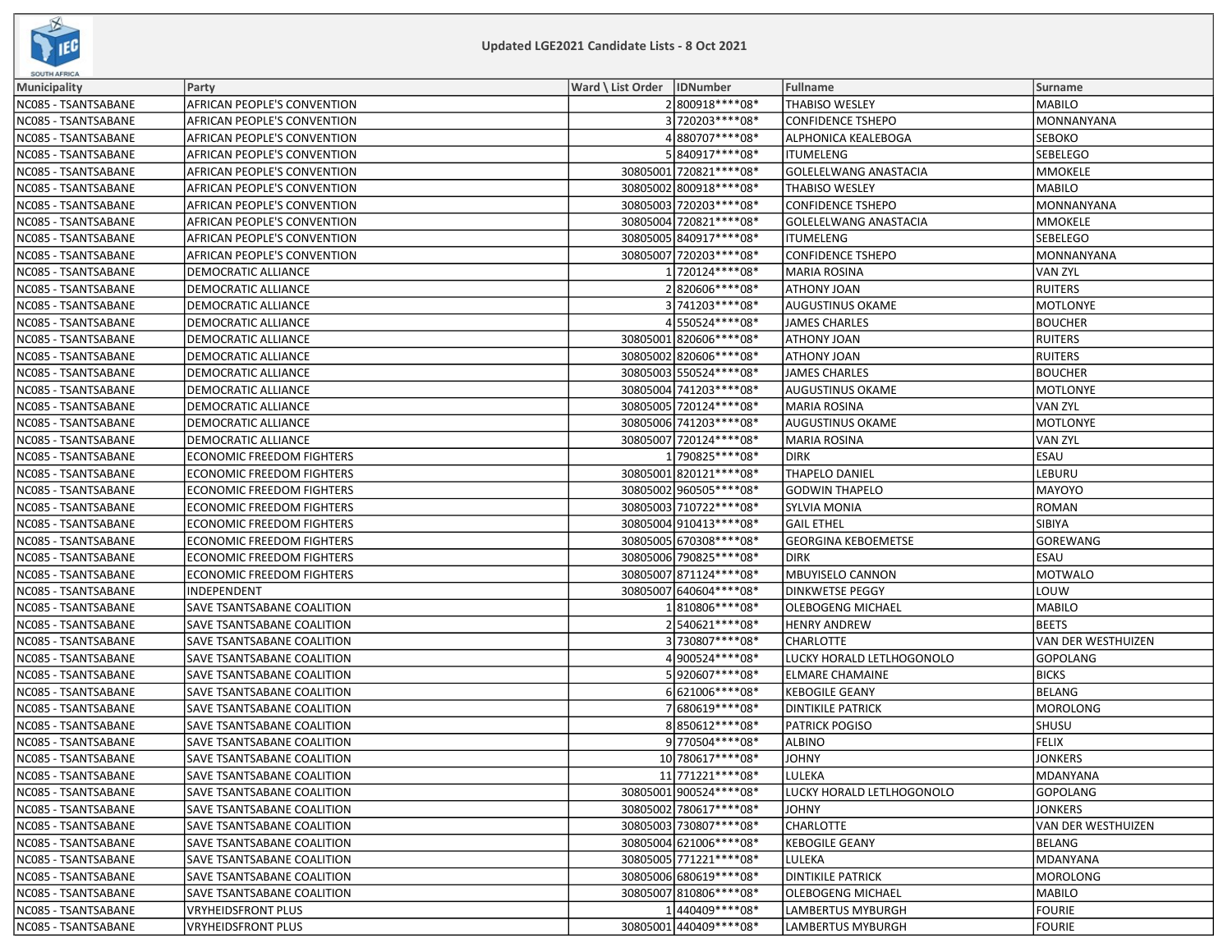## Updated LGE2021 Candidate Lists - 8 Oct 2021

| Municipality | Party | Ward \ List Order | IDNumber | Fullname | Surname |
|---|---|---|---|---|---|
| NC085 - TSANTSABANE | AFRICAN PEOPLE'S CONVENTION | 2 | 800918****08* | THABISO WESLEY | MABILO |
| NC085 - TSANTSABANE | AFRICAN PEOPLE'S CONVENTION | 3 | 720203****08* | CONFIDENCE TSHEPO | MONNANYANA |
| NC085 - TSANTSABANE | AFRICAN PEOPLE'S CONVENTION | 4 | 880707****08* | ALPHONICA KEALEBOGA | SEBOKO |
| NC085 - TSANTSABANE | AFRICAN PEOPLE'S CONVENTION | 5 | 840917****08* | ITUMELENG | SEBELEGO |
| NC085 - TSANTSABANE | AFRICAN PEOPLE'S CONVENTION | 30805001 | 720821****08* | GOLELELWANG ANASTACIA | MMOKELE |
| NC085 - TSANTSABANE | AFRICAN PEOPLE'S CONVENTION | 30805002 | 800918****08* | THABISO WESLEY | MABILO |
| NC085 - TSANTSABANE | AFRICAN PEOPLE'S CONVENTION | 30805003 | 720203****08* | CONFIDENCE TSHEPO | MONNANYANA |
| NC085 - TSANTSABANE | AFRICAN PEOPLE'S CONVENTION | 30805004 | 720821****08* | GOLELELWANG ANASTACIA | MMOKELE |
| NC085 - TSANTSABANE | AFRICAN PEOPLE'S CONVENTION | 30805005 | 840917****08* | ITUMELENG | SEBELEGO |
| NC085 - TSANTSABANE | AFRICAN PEOPLE'S CONVENTION | 30805007 | 720203****08* | CONFIDENCE TSHEPO | MONNANYANA |
| NC085 - TSANTSABANE | DEMOCRATIC ALLIANCE | 1 | 720124****08* | MARIA ROSINA | VAN ZYL |
| NC085 - TSANTSABANE | DEMOCRATIC ALLIANCE | 2 | 820606****08* | ATHONY JOAN | RUITERS |
| NC085 - TSANTSABANE | DEMOCRATIC ALLIANCE | 3 | 741203****08* | AUGUSTINUS OKAME | MOTLONYE |
| NC085 - TSANTSABANE | DEMOCRATIC ALLIANCE | 4 | 550524****08* | JAMES CHARLES | BOUCHER |
| NC085 - TSANTSABANE | DEMOCRATIC ALLIANCE | 30805001 | 820606****08* | ATHONY JOAN | RUITERS |
| NC085 - TSANTSABANE | DEMOCRATIC ALLIANCE | 30805002 | 820606****08* | ATHONY JOAN | RUITERS |
| NC085 - TSANTSABANE | DEMOCRATIC ALLIANCE | 30805003 | 550524****08* | JAMES CHARLES | BOUCHER |
| NC085 - TSANTSABANE | DEMOCRATIC ALLIANCE | 30805004 | 741203****08* | AUGUSTINUS OKAME | MOTLONYE |
| NC085 - TSANTSABANE | DEMOCRATIC ALLIANCE | 30805005 | 720124****08* | MARIA ROSINA | VAN ZYL |
| NC085 - TSANTSABANE | DEMOCRATIC ALLIANCE | 30805006 | 741203****08* | AUGUSTINUS OKAME | MOTLONYE |
| NC085 - TSANTSABANE | DEMOCRATIC ALLIANCE | 30805007 | 720124****08* | MARIA ROSINA | VAN ZYL |
| NC085 - TSANTSABANE | ECONOMIC FREEDOM FIGHTERS | 1 | 790825****08* | DIRK | ESAU |
| NC085 - TSANTSABANE | ECONOMIC FREEDOM FIGHTERS | 30805001 | 820121****08* | THAPELO DANIEL | LEBURU |
| NC085 - TSANTSABANE | ECONOMIC FREEDOM FIGHTERS | 30805002 | 960505****08* | GODWIN THAPELO | MAYOYO |
| NC085 - TSANTSABANE | ECONOMIC FREEDOM FIGHTERS | 30805003 | 710722****08* | SYLVIA MONIA | ROMAN |
| NC085 - TSANTSABANE | ECONOMIC FREEDOM FIGHTERS | 30805004 | 910413****08* | GAIL ETHEL | SIBIYA |
| NC085 - TSANTSABANE | ECONOMIC FREEDOM FIGHTERS | 30805005 | 670308****08* | GEORGINA KEBOEMETSE | GOREWANG |
| NC085 - TSANTSABANE | ECONOMIC FREEDOM FIGHTERS | 30805006 | 790825****08* | DIRK | ESAU |
| NC085 - TSANTSABANE | ECONOMIC FREEDOM FIGHTERS | 30805007 | 871124****08* | MBUYISELO CANNON | MOTWALO |
| NC085 - TSANTSABANE | INDEPENDENT | 30805007 | 640604****08* | DINKWETSE PEGGY | LOUW |
| NC085 - TSANTSABANE | SAVE TSANTSABANE COALITION | 1 | 810806****08* | OLEBOGENG MICHAEL | MABILO |
| NC085 - TSANTSABANE | SAVE TSANTSABANE COALITION | 2 | 540621****08* | HENRY ANDREW | BEETS |
| NC085 - TSANTSABANE | SAVE TSANTSABANE COALITION | 3 | 730807****08* | CHARLOTTE | VAN DER WESTHUIZEN |
| NC085 - TSANTSABANE | SAVE TSANTSABANE COALITION | 4 | 900524****08* | LUCKY HORALD LETLHOGONOLO | GOPOLANG |
| NC085 - TSANTSABANE | SAVE TSANTSABANE COALITION | 5 | 920607****08* | ELMARE CHAMAINE | BICKS |
| NC085 - TSANTSABANE | SAVE TSANTSABANE COALITION | 6 | 621006****08* | KEBOGILE GEANY | BELANG |
| NC085 - TSANTSABANE | SAVE TSANTSABANE COALITION | 7 | 680619****08* | DINTIKILE PATRICK | MOROLONG |
| NC085 - TSANTSABANE | SAVE TSANTSABANE COALITION | 8 | 850612****08* | PATRICK POGISO | SHUSU |
| NC085 - TSANTSABANE | SAVE TSANTSABANE COALITION | 9 | 770504****08* | ALBINO | FELIX |
| NC085 - TSANTSABANE | SAVE TSANTSABANE COALITION | 10 | 780617****08* | JOHNY | JONKERS |
| NC085 - TSANTSABANE | SAVE TSANTSABANE COALITION | 11 | 771221****08* | LULEKA | MDANYANA |
| NC085 - TSANTSABANE | SAVE TSANTSABANE COALITION | 30805001 | 900524****08* | LUCKY HORALD LETLHOGONOLO | GOPOLANG |
| NC085 - TSANTSABANE | SAVE TSANTSABANE COALITION | 30805002 | 780617****08* | JOHNY | JONKERS |
| NC085 - TSANTSABANE | SAVE TSANTSABANE COALITION | 30805003 | 730807****08* | CHARLOTTE | VAN DER WESTHUIZEN |
| NC085 - TSANTSABANE | SAVE TSANTSABANE COALITION | 30805004 | 621006****08* | KEBOGILE GEANY | BELANG |
| NC085 - TSANTSABANE | SAVE TSANTSABANE COALITION | 30805005 | 771221****08* | LULEKA | MDANYANA |
| NC085 - TSANTSABANE | SAVE TSANTSABANE COALITION | 30805006 | 680619****08* | DINTIKILE PATRICK | MOROLONG |
| NC085 - TSANTSABANE | SAVE TSANTSABANE COALITION | 30805007 | 810806****08* | OLEBOGENG MICHAEL | MABILO |
| NC085 - TSANTSABANE | VRYHEIDSFRONT PLUS | 1 | 440409****08* | LAMBERTUS MYBURGH | FOURIE |
| NC085 - TSANTSABANE | VRYHEIDSFRONT PLUS | 30805001 | 440409****08* | LAMBERTUS MYBURGH | FOURIE |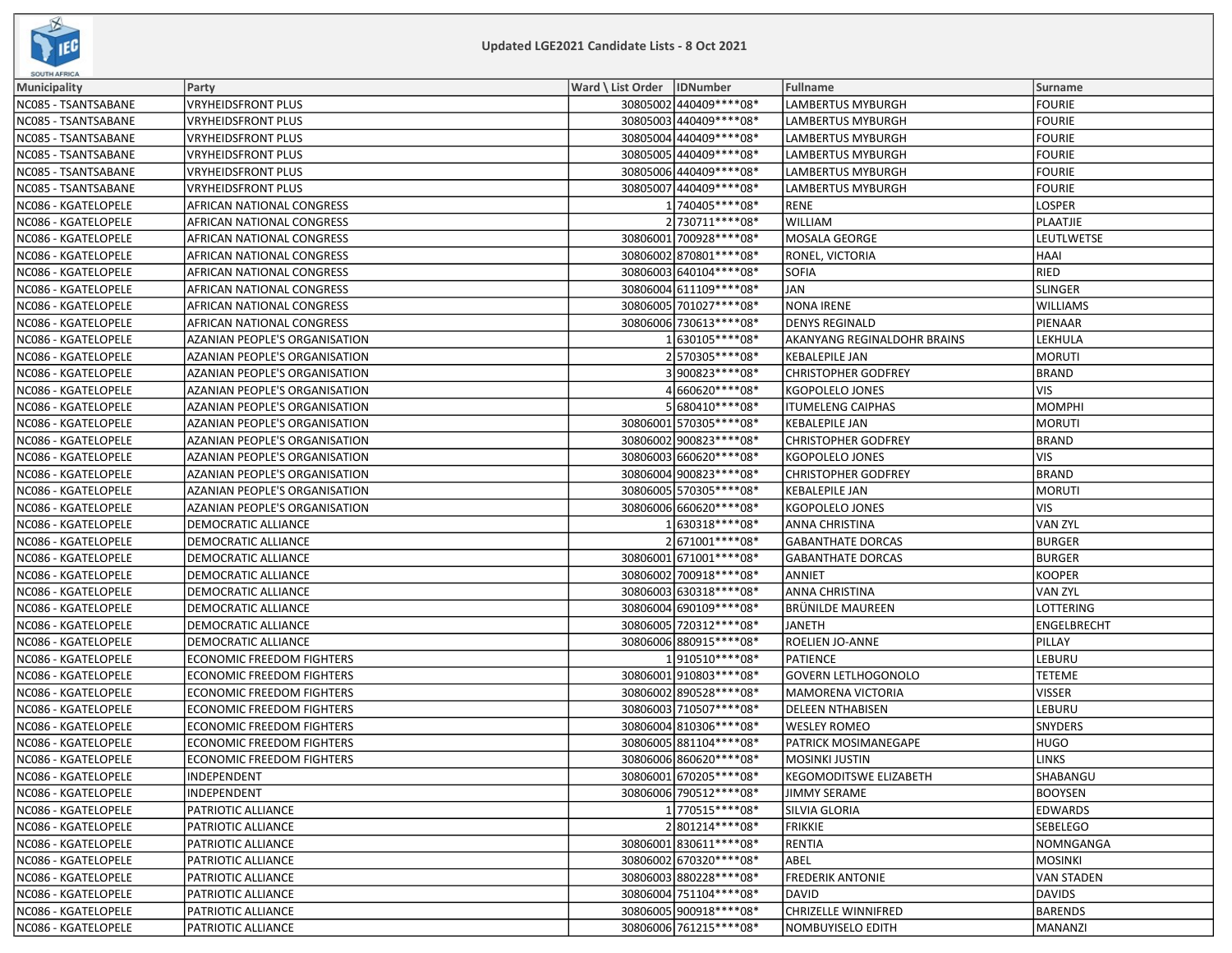Updated LGE2021 Candidate Lists - 8 Oct 2021

| Municipality | Party | Ward \ List Order | IDNumber | Fullname | Surname |
|---|---|---|---|---|---|
| NC085 - TSANTSABANE | VRYHEIDSFRONT PLUS | 30805002 | 440409****08* | LAMBERTUS MYBURGH | FOURIE |
| NC085 - TSANTSABANE | VRYHEIDSFRONT PLUS | 30805003 | 440409****08* | LAMBERTUS MYBURGH | FOURIE |
| NC085 - TSANTSABANE | VRYHEIDSFRONT PLUS | 30805004 | 440409****08* | LAMBERTUS MYBURGH | FOURIE |
| NC085 - TSANTSABANE | VRYHEIDSFRONT PLUS | 30805005 | 440409****08* | LAMBERTUS MYBURGH | FOURIE |
| NC085 - TSANTSABANE | VRYHEIDSFRONT PLUS | 30805006 | 440409****08* | LAMBERTUS MYBURGH | FOURIE |
| NC085 - TSANTSABANE | VRYHEIDSFRONT PLUS | 30805007 | 440409****08* | LAMBERTUS MYBURGH | FOURIE |
| NC086 - KGATELOPELE | AFRICAN NATIONAL CONGRESS | 1 | 740405****08* | RENE | LOSPER |
| NC086 - KGATELOPELE | AFRICAN NATIONAL CONGRESS | 2 | 730711****08* | WILLIAM | PLAATJIE |
| NC086 - KGATELOPELE | AFRICAN NATIONAL CONGRESS | 30806001 | 700928****08* | MOSALA GEORGE | LEUTLWETSE |
| NC086 - KGATELOPELE | AFRICAN NATIONAL CONGRESS | 30806002 | 870801****08* | RONEL, VICTORIA | HAAI |
| NC086 - KGATELOPELE | AFRICAN NATIONAL CONGRESS | 30806003 | 640104****08* | SOFIA | RIED |
| NC086 - KGATELOPELE | AFRICAN NATIONAL CONGRESS | 30806004 | 611109****08* | JAN | SLINGER |
| NC086 - KGATELOPELE | AFRICAN NATIONAL CONGRESS | 30806005 | 701027****08* | NONA IRENE | WILLIAMS |
| NC086 - KGATELOPELE | AFRICAN NATIONAL CONGRESS | 30806006 | 730613****08* | DENYS REGINALD | PIENAAR |
| NC086 - KGATELOPELE | AZANIAN PEOPLE'S ORGANISATION | 1 | 630105****08* | AKANYANG REGINALDOHR BRAINS | LEKHULA |
| NC086 - KGATELOPELE | AZANIAN PEOPLE'S ORGANISATION | 2 | 570305****08* | KEBALEPILE JAN | MORUTI |
| NC086 - KGATELOPELE | AZANIAN PEOPLE'S ORGANISATION | 3 | 900823****08* | CHRISTOPHER GODFREY | BRAND |
| NC086 - KGATELOPELE | AZANIAN PEOPLE'S ORGANISATION | 4 | 660620****08* | KGOPOLELO JONES | VIS |
| NC086 - KGATELOPELE | AZANIAN PEOPLE'S ORGANISATION | 5 | 680410****08* | ITUMELENG CAIPHAS | MOMPHI |
| NC086 - KGATELOPELE | AZANIAN PEOPLE'S ORGANISATION | 30806001 | 570305****08* | KEBALEPILE JAN | MORUTI |
| NC086 - KGATELOPELE | AZANIAN PEOPLE'S ORGANISATION | 30806002 | 900823****08* | CHRISTOPHER GODFREY | BRAND |
| NC086 - KGATELOPELE | AZANIAN PEOPLE'S ORGANISATION | 30806003 | 660620****08* | KGOPOLELO JONES | VIS |
| NC086 - KGATELOPELE | AZANIAN PEOPLE'S ORGANISATION | 30806004 | 900823****08* | CHRISTOPHER GODFREY | BRAND |
| NC086 - KGATELOPELE | AZANIAN PEOPLE'S ORGANISATION | 30806005 | 570305****08* | KEBALEPILE JAN | MORUTI |
| NC086 - KGATELOPELE | AZANIAN PEOPLE'S ORGANISATION | 30806006 | 660620****08* | KGOPOLELO JONES | VIS |
| NC086 - KGATELOPELE | DEMOCRATIC ALLIANCE | 1 | 630318****08* | ANNA CHRISTINA | VAN ZYL |
| NC086 - KGATELOPELE | DEMOCRATIC ALLIANCE | 2 | 671001****08* | GABANTHATE DORCAS | BURGER |
| NC086 - KGATELOPELE | DEMOCRATIC ALLIANCE | 30806001 | 671001****08* | GABANTHATE DORCAS | BURGER |
| NC086 - KGATELOPELE | DEMOCRATIC ALLIANCE | 30806002 | 700918****08* | ANNIET | KOOPER |
| NC086 - KGATELOPELE | DEMOCRATIC ALLIANCE | 30806003 | 630318****08* | ANNA CHRISTINA | VAN ZYL |
| NC086 - KGATELOPELE | DEMOCRATIC ALLIANCE | 30806004 | 690109****08* | BRÜNILDE MAUREEN | LOTTERING |
| NC086 - KGATELOPELE | DEMOCRATIC ALLIANCE | 30806005 | 720312****08* | JANETH | ENGELBRECHT |
| NC086 - KGATELOPELE | DEMOCRATIC ALLIANCE | 30806006 | 880915****08* | ROELIEN JO-ANNE | PILLAY |
| NC086 - KGATELOPELE | ECONOMIC FREEDOM FIGHTERS | 1 | 910510****08* | PATIENCE | LEBURU |
| NC086 - KGATELOPELE | ECONOMIC FREEDOM FIGHTERS | 30806001 | 910803****08* | GOVERN LETLHOGONOLO | TETEME |
| NC086 - KGATELOPELE | ECONOMIC FREEDOM FIGHTERS | 30806002 | 890528****08* | MAMORENA VICTORIA | VISSER |
| NC086 - KGATELOPELE | ECONOMIC FREEDOM FIGHTERS | 30806003 | 710507****08* | DELEEN NTHABISEN | LEBURU |
| NC086 - KGATELOPELE | ECONOMIC FREEDOM FIGHTERS | 30806004 | 810306****08* | WESLEY ROMEO | SNYDERS |
| NC086 - KGATELOPELE | ECONOMIC FREEDOM FIGHTERS | 30806005 | 881104****08* | PATRICK MOSIMANEGAPE | HUGO |
| NC086 - KGATELOPELE | ECONOMIC FREEDOM FIGHTERS | 30806006 | 860620****08* | MOSINKI JUSTIN | LINKS |
| NC086 - KGATELOPELE | INDEPENDENT | 30806001 | 670205****08* | KEGOMODITSWE ELIZABETH | SHABANGU |
| NC086 - KGATELOPELE | INDEPENDENT | 30806006 | 790512****08* | JIMMY SERAME | BOOYSEN |
| NC086 - KGATELOPELE | PATRIOTIC ALLIANCE | 1 | 770515****08* | SILVIA GLORIA | EDWARDS |
| NC086 - KGATELOPELE | PATRIOTIC ALLIANCE | 2 | 801214****08* | FRIKKIE | SEBELEGO |
| NC086 - KGATELOPELE | PATRIOTIC ALLIANCE | 30806001 | 830611****08* | RENTIA | NOMNGANGA |
| NC086 - KGATELOPELE | PATRIOTIC ALLIANCE | 30806002 | 670320****08* | ABEL | MOSINKI |
| NC086 - KGATELOPELE | PATRIOTIC ALLIANCE | 30806003 | 880228****08* | FREDERIK ANTONIE | VAN STADEN |
| NC086 - KGATELOPELE | PATRIOTIC ALLIANCE | 30806004 | 751104****08* | DAVID | DAVIDS |
| NC086 - KGATELOPELE | PATRIOTIC ALLIANCE | 30806005 | 900918****08* | CHRIZELLE WINNIFRED | BARENDS |
| NC086 - KGATELOPELE | PATRIOTIC ALLIANCE | 30806006 | 761215****08* | NOMBUYISELO EDITH | MANANZI |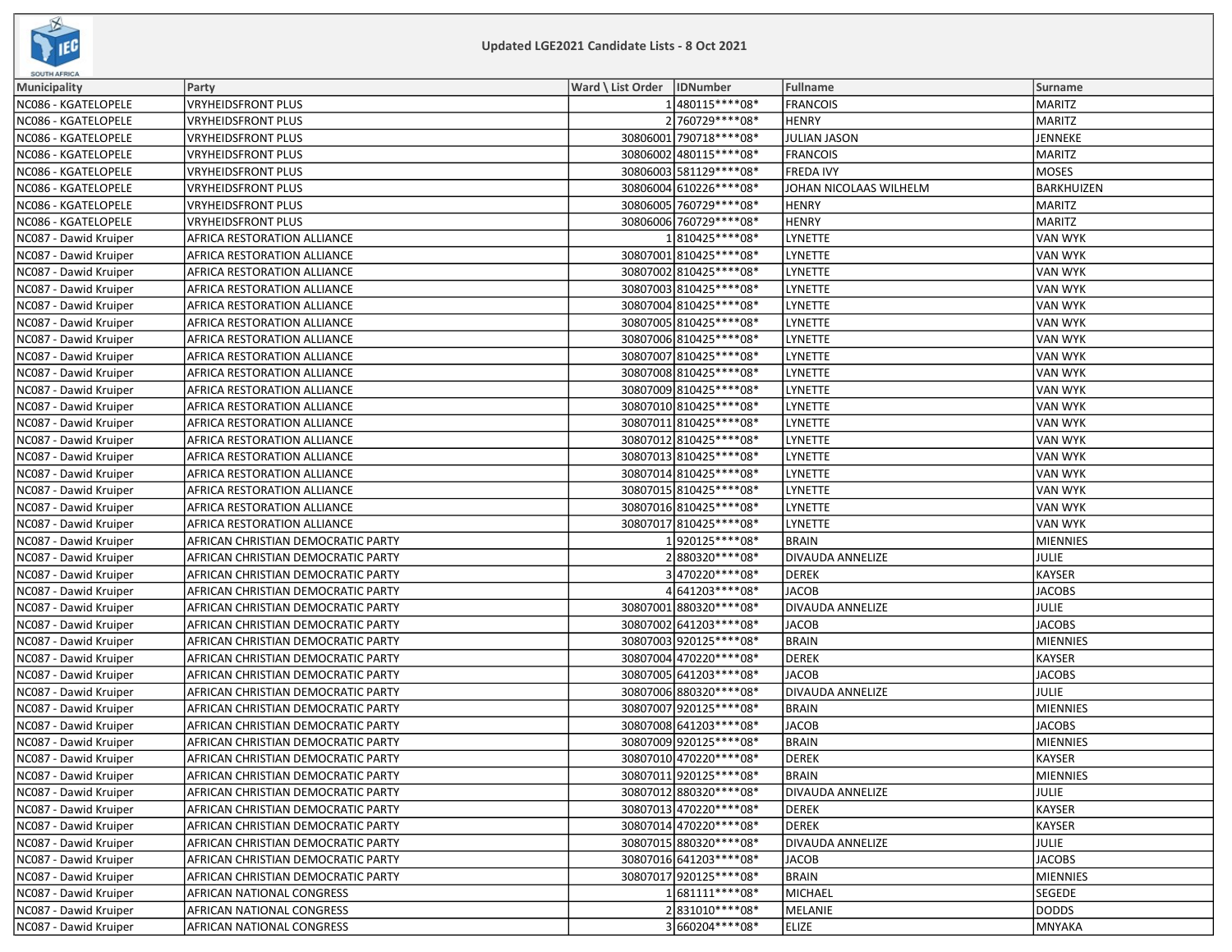Updated LGE2021 Candidate Lists - 8 Oct 2021

| Municipality | Party | Ward \ List Order | IDNumber | Fullname | Surname |
|---|---|---|---|---|---|
| NC086 - KGATELOPELE | VRYHEIDSFRONT PLUS | 1 | 480115****08* | FRANCOIS | MARITZ |
| NC086 - KGATELOPELE | VRYHEIDSFRONT PLUS | 2 | 760729****08* | HENRY | MARITZ |
| NC086 - KGATELOPELE | VRYHEIDSFRONT PLUS | 30806001 | 790718****08* | JULIAN JASON | JENNEKE |
| NC086 - KGATELOPELE | VRYHEIDSFRONT PLUS | 30806002 | 480115****08* | FRANCOIS | MARITZ |
| NC086 - KGATELOPELE | VRYHEIDSFRONT PLUS | 30806003 | 581129****08* | FREDA IVY | MOSES |
| NC086 - KGATELOPELE | VRYHEIDSFRONT PLUS | 30806004 | 610226****08* | JOHAN NICOLAAS WILHELM | BARKHUIZEN |
| NC086 - KGATELOPELE | VRYHEIDSFRONT PLUS | 30806005 | 760729****08* | HENRY | MARITZ |
| NC086 - KGATELOPELE | VRYHEIDSFRONT PLUS | 30806006 | 760729****08* | HENRY | MARITZ |
| NC087 - Dawid Kruiper | AFRICA RESTORATION ALLIANCE | 1 | 810425****08* | LYNETTE | VAN WYK |
| NC087 - Dawid Kruiper | AFRICA RESTORATION ALLIANCE | 30807001 | 810425****08* | LYNETTE | VAN WYK |
| NC087 - Dawid Kruiper | AFRICA RESTORATION ALLIANCE | 30807002 | 810425****08* | LYNETTE | VAN WYK |
| NC087 - Dawid Kruiper | AFRICA RESTORATION ALLIANCE | 30807003 | 810425****08* | LYNETTE | VAN WYK |
| NC087 - Dawid Kruiper | AFRICA RESTORATION ALLIANCE | 30807004 | 810425****08* | LYNETTE | VAN WYK |
| NC087 - Dawid Kruiper | AFRICA RESTORATION ALLIANCE | 30807005 | 810425****08* | LYNETTE | VAN WYK |
| NC087 - Dawid Kruiper | AFRICA RESTORATION ALLIANCE | 30807006 | 810425****08* | LYNETTE | VAN WYK |
| NC087 - Dawid Kruiper | AFRICA RESTORATION ALLIANCE | 30807007 | 810425****08* | LYNETTE | VAN WYK |
| NC087 - Dawid Kruiper | AFRICA RESTORATION ALLIANCE | 30807008 | 810425****08* | LYNETTE | VAN WYK |
| NC087 - Dawid Kruiper | AFRICA RESTORATION ALLIANCE | 30807009 | 810425****08* | LYNETTE | VAN WYK |
| NC087 - Dawid Kruiper | AFRICA RESTORATION ALLIANCE | 30807010 | 810425****08* | LYNETTE | VAN WYK |
| NC087 - Dawid Kruiper | AFRICA RESTORATION ALLIANCE | 30807011 | 810425****08* | LYNETTE | VAN WYK |
| NC087 - Dawid Kruiper | AFRICA RESTORATION ALLIANCE | 30807012 | 810425****08* | LYNETTE | VAN WYK |
| NC087 - Dawid Kruiper | AFRICA RESTORATION ALLIANCE | 30807013 | 810425****08* | LYNETTE | VAN WYK |
| NC087 - Dawid Kruiper | AFRICA RESTORATION ALLIANCE | 30807014 | 810425****08* | LYNETTE | VAN WYK |
| NC087 - Dawid Kruiper | AFRICA RESTORATION ALLIANCE | 30807015 | 810425****08* | LYNETTE | VAN WYK |
| NC087 - Dawid Kruiper | AFRICA RESTORATION ALLIANCE | 30807016 | 810425****08* | LYNETTE | VAN WYK |
| NC087 - Dawid Kruiper | AFRICA RESTORATION ALLIANCE | 30807017 | 810425****08* | LYNETTE | VAN WYK |
| NC087 - Dawid Kruiper | AFRICAN CHRISTIAN DEMOCRATIC PARTY | 1 | 920125****08* | BRAIN | MIENNIES |
| NC087 - Dawid Kruiper | AFRICAN CHRISTIAN DEMOCRATIC PARTY | 2 | 880320****08* | DIVAUDA ANNELIZE | JULIE |
| NC087 - Dawid Kruiper | AFRICAN CHRISTIAN DEMOCRATIC PARTY | 3 | 470220****08* | DEREK | KAYSER |
| NC087 - Dawid Kruiper | AFRICAN CHRISTIAN DEMOCRATIC PARTY | 4 | 641203****08* | JACOB | JACOBS |
| NC087 - Dawid Kruiper | AFRICAN CHRISTIAN DEMOCRATIC PARTY | 30807001 | 880320****08* | DIVAUDA ANNELIZE | JULIE |
| NC087 - Dawid Kruiper | AFRICAN CHRISTIAN DEMOCRATIC PARTY | 30807002 | 641203****08* | JACOB | JACOBS |
| NC087 - Dawid Kruiper | AFRICAN CHRISTIAN DEMOCRATIC PARTY | 30807003 | 920125****08* | BRAIN | MIENNIES |
| NC087 - Dawid Kruiper | AFRICAN CHRISTIAN DEMOCRATIC PARTY | 30807004 | 470220****08* | DEREK | KAYSER |
| NC087 - Dawid Kruiper | AFRICAN CHRISTIAN DEMOCRATIC PARTY | 30807005 | 641203****08* | JACOB | JACOBS |
| NC087 - Dawid Kruiper | AFRICAN CHRISTIAN DEMOCRATIC PARTY | 30807006 | 880320****08* | DIVAUDA ANNELIZE | JULIE |
| NC087 - Dawid Kruiper | AFRICAN CHRISTIAN DEMOCRATIC PARTY | 30807007 | 920125****08* | BRAIN | MIENNIES |
| NC087 - Dawid Kruiper | AFRICAN CHRISTIAN DEMOCRATIC PARTY | 30807008 | 641203****08* | JACOB | JACOBS |
| NC087 - Dawid Kruiper | AFRICAN CHRISTIAN DEMOCRATIC PARTY | 30807009 | 920125****08* | BRAIN | MIENNIES |
| NC087 - Dawid Kruiper | AFRICAN CHRISTIAN DEMOCRATIC PARTY | 30807010 | 470220****08* | DEREK | KAYSER |
| NC087 - Dawid Kruiper | AFRICAN CHRISTIAN DEMOCRATIC PARTY | 30807011 | 920125****08* | BRAIN | MIENNIES |
| NC087 - Dawid Kruiper | AFRICAN CHRISTIAN DEMOCRATIC PARTY | 30807012 | 880320****08* | DIVAUDA ANNELIZE | JULIE |
| NC087 - Dawid Kruiper | AFRICAN CHRISTIAN DEMOCRATIC PARTY | 30807013 | 470220****08* | DEREK | KAYSER |
| NC087 - Dawid Kruiper | AFRICAN CHRISTIAN DEMOCRATIC PARTY | 30807014 | 470220****08* | DEREK | KAYSER |
| NC087 - Dawid Kruiper | AFRICAN CHRISTIAN DEMOCRATIC PARTY | 30807015 | 880320****08* | DIVAUDA ANNELIZE | JULIE |
| NC087 - Dawid Kruiper | AFRICAN CHRISTIAN DEMOCRATIC PARTY | 30807016 | 641203****08* | JACOB | JACOBS |
| NC087 - Dawid Kruiper | AFRICAN CHRISTIAN DEMOCRATIC PARTY | 30807017 | 920125****08* | BRAIN | MIENNIES |
| NC087 - Dawid Kruiper | AFRICAN NATIONAL CONGRESS | 1 | 681111****08* | MICHAEL | SEGEDE |
| NC087 - Dawid Kruiper | AFRICAN NATIONAL CONGRESS | 2 | 831010****08* | MELANIE | DODDS |
| NC087 - Dawid Kruiper | AFRICAN NATIONAL CONGRESS | 3 | 660204****08* | ELIZE | MNYAKA |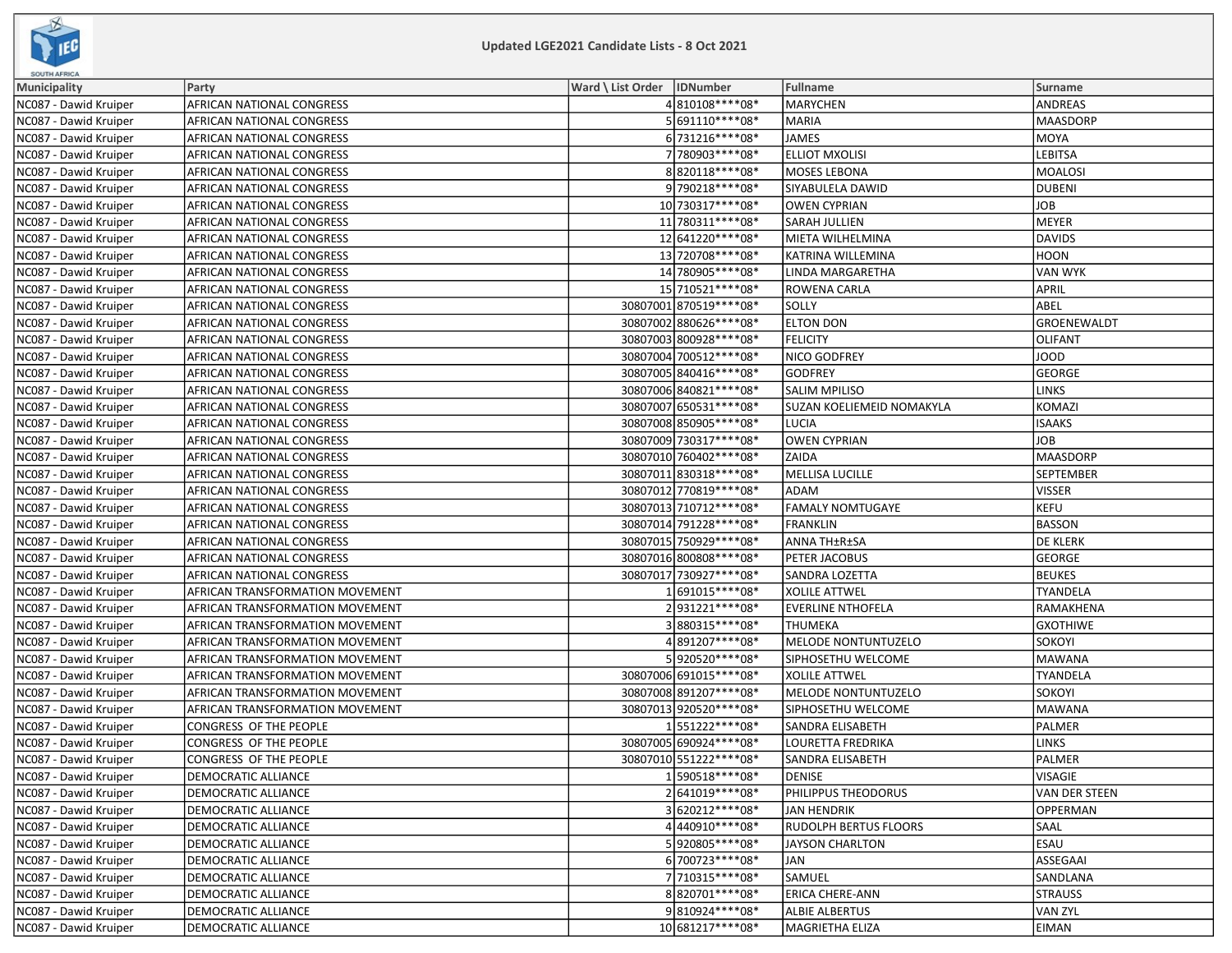## Updated LGE2021 Candidate Lists - 8 Oct 2021

| Municipality | Party | Ward \ List Order | IDNumber | Fullname | Surname |
|---|---|---|---|---|---|
| NC087 - Dawid Kruiper | AFRICAN NATIONAL CONGRESS | 4 | 810108****08* | MARYCHEN | ANDREAS |
| NC087 - Dawid Kruiper | AFRICAN NATIONAL CONGRESS | 5 | 691110****08* | MARIA | MAASDORP |
| NC087 - Dawid Kruiper | AFRICAN NATIONAL CONGRESS | 6 | 731216****08* | JAMES | MOYA |
| NC087 - Dawid Kruiper | AFRICAN NATIONAL CONGRESS | 7 | 780903****08* | ELLIOT MXOLISI | LEBITSA |
| NC087 - Dawid Kruiper | AFRICAN NATIONAL CONGRESS | 8 | 820118****08* | MOSES LEBONA | MOALOSI |
| NC087 - Dawid Kruiper | AFRICAN NATIONAL CONGRESS | 9 | 790218****08* | SIYABULELA DAWID | DUBENI |
| NC087 - Dawid Kruiper | AFRICAN NATIONAL CONGRESS | 10 | 730317****08* | OWEN CYPRIAN | JOB |
| NC087 - Dawid Kruiper | AFRICAN NATIONAL CONGRESS | 11 | 780311****08* | SARAH JULLIEN | MEYER |
| NC087 - Dawid Kruiper | AFRICAN NATIONAL CONGRESS | 12 | 641220****08* | MIETA WILHELMINA | DAVIDS |
| NC087 - Dawid Kruiper | AFRICAN NATIONAL CONGRESS | 13 | 720708****08* | KATRINA WILLEMINA | HOON |
| NC087 - Dawid Kruiper | AFRICAN NATIONAL CONGRESS | 14 | 780905****08* | LINDA MARGARETHA | VAN WYK |
| NC087 - Dawid Kruiper | AFRICAN NATIONAL CONGRESS | 15 | 710521****08* | ROWENA CARLA | APRIL |
| NC087 - Dawid Kruiper | AFRICAN NATIONAL CONGRESS | 30807001 | 870519****08* | SOLLY | ABEL |
| NC087 - Dawid Kruiper | AFRICAN NATIONAL CONGRESS | 30807002 | 880626****08* | ELTON DON | GROENEWALDT |
| NC087 - Dawid Kruiper | AFRICAN NATIONAL CONGRESS | 30807003 | 800928****08* | FELICITY | OLIFANT |
| NC087 - Dawid Kruiper | AFRICAN NATIONAL CONGRESS | 30807004 | 700512****08* | NICO GODFREY | JOOD |
| NC087 - Dawid Kruiper | AFRICAN NATIONAL CONGRESS | 30807005 | 840416****08* | GODFREY | GEORGE |
| NC087 - Dawid Kruiper | AFRICAN NATIONAL CONGRESS | 30807006 | 840821****08* | SALIM MPILISO | LINKS |
| NC087 - Dawid Kruiper | AFRICAN NATIONAL CONGRESS | 30807007 | 650531****08* | SUZAN KOELIEMEID NOMAKYLA | KOMAZI |
| NC087 - Dawid Kruiper | AFRICAN NATIONAL CONGRESS | 30807008 | 850905****08* | LUCIA | ISAAKS |
| NC087 - Dawid Kruiper | AFRICAN NATIONAL CONGRESS | 30807009 | 730317****08* | OWEN CYPRIAN | JOB |
| NC087 - Dawid Kruiper | AFRICAN NATIONAL CONGRESS | 30807010 | 760402****08* | ZAIDA | MAASDORP |
| NC087 - Dawid Kruiper | AFRICAN NATIONAL CONGRESS | 30807011 | 830318****08* | MELLISA LUCILLE | SEPTEMBER |
| NC087 - Dawid Kruiper | AFRICAN NATIONAL CONGRESS | 30807012 | 770819****08* | ADAM | VISSER |
| NC087 - Dawid Kruiper | AFRICAN NATIONAL CONGRESS | 30807013 | 710712****08* | FAMALY NOMTUGAYE | KEFU |
| NC087 - Dawid Kruiper | AFRICAN NATIONAL CONGRESS | 30807014 | 791228****08* | FRANKLIN | BASSON |
| NC087 - Dawid Kruiper | AFRICAN NATIONAL CONGRESS | 30807015 | 750929****08* | ANNA TH±R±SA | DE KLERK |
| NC087 - Dawid Kruiper | AFRICAN NATIONAL CONGRESS | 30807016 | 800808****08* | PETER JACOBUS | GEORGE |
| NC087 - Dawid Kruiper | AFRICAN NATIONAL CONGRESS | 30807017 | 730927****08* | SANDRA LOZETTA | BEUKES |
| NC087 - Dawid Kruiper | AFRICAN TRANSFORMATION MOVEMENT | 1 | 691015****08* | XOLILE ATTWEL | TYANDELA |
| NC087 - Dawid Kruiper | AFRICAN TRANSFORMATION MOVEMENT | 2 | 931221****08* | EVERLINE NTHOFELA | RAMAKHENA |
| NC087 - Dawid Kruiper | AFRICAN TRANSFORMATION MOVEMENT | 3 | 880315****08* | THUMEKA | GXOTHIWE |
| NC087 - Dawid Kruiper | AFRICAN TRANSFORMATION MOVEMENT | 4 | 891207****08* | MELODE NONTUNTUZELO | SOKOYI |
| NC087 - Dawid Kruiper | AFRICAN TRANSFORMATION MOVEMENT | 5 | 920520****08* | SIPHOSETHU WELCOME | MAWANA |
| NC087 - Dawid Kruiper | AFRICAN TRANSFORMATION MOVEMENT | 30807006 | 691015****08* | XOLILE ATTWEL | TYANDELA |
| NC087 - Dawid Kruiper | AFRICAN TRANSFORMATION MOVEMENT | 30807008 | 891207****08* | MELODE NONTUNTUZELO | SOKOYI |
| NC087 - Dawid Kruiper | AFRICAN TRANSFORMATION MOVEMENT | 30807013 | 920520****08* | SIPHOSETHU WELCOME | MAWANA |
| NC087 - Dawid Kruiper | CONGRESS OF THE PEOPLE | 1 | 551222****08* | SANDRA ELISABETH | PALMER |
| NC087 - Dawid Kruiper | CONGRESS OF THE PEOPLE | 30807005 | 690924****08* | LOURETTA FREDRIKA | LINKS |
| NC087 - Dawid Kruiper | CONGRESS OF THE PEOPLE | 30807010 | 551222****08* | SANDRA ELISABETH | PALMER |
| NC087 - Dawid Kruiper | DEMOCRATIC ALLIANCE | 1 | 590518****08* | DENISE | VISAGIE |
| NC087 - Dawid Kruiper | DEMOCRATIC ALLIANCE | 2 | 641019****08* | PHILIPPUS THEODORUS | VAN DER STEEN |
| NC087 - Dawid Kruiper | DEMOCRATIC ALLIANCE | 3 | 620212****08* | JAN HENDRIK | OPPERMAN |
| NC087 - Dawid Kruiper | DEMOCRATIC ALLIANCE | 4 | 440910****08* | RUDOLPH BERTUS FLOORS | SAAL |
| NC087 - Dawid Kruiper | DEMOCRATIC ALLIANCE | 5 | 920805****08* | JAYSON CHARLTON | ESAU |
| NC087 - Dawid Kruiper | DEMOCRATIC ALLIANCE | 6 | 700723****08* | JAN | ASSEGAAI |
| NC087 - Dawid Kruiper | DEMOCRATIC ALLIANCE | 7 | 710315****08* | SAMUEL | SANDLANA |
| NC087 - Dawid Kruiper | DEMOCRATIC ALLIANCE | 8 | 820701****08* | ERICA CHERE-ANN | STRAUSS |
| NC087 - Dawid Kruiper | DEMOCRATIC ALLIANCE | 9 | 810924****08* | ALBIE ALBERTUS | VAN ZYL |
| NC087 - Dawid Kruiper | DEMOCRATIC ALLIANCE | 10 | 681217****08* | MAGRIETHA ELIZA | EIMAN |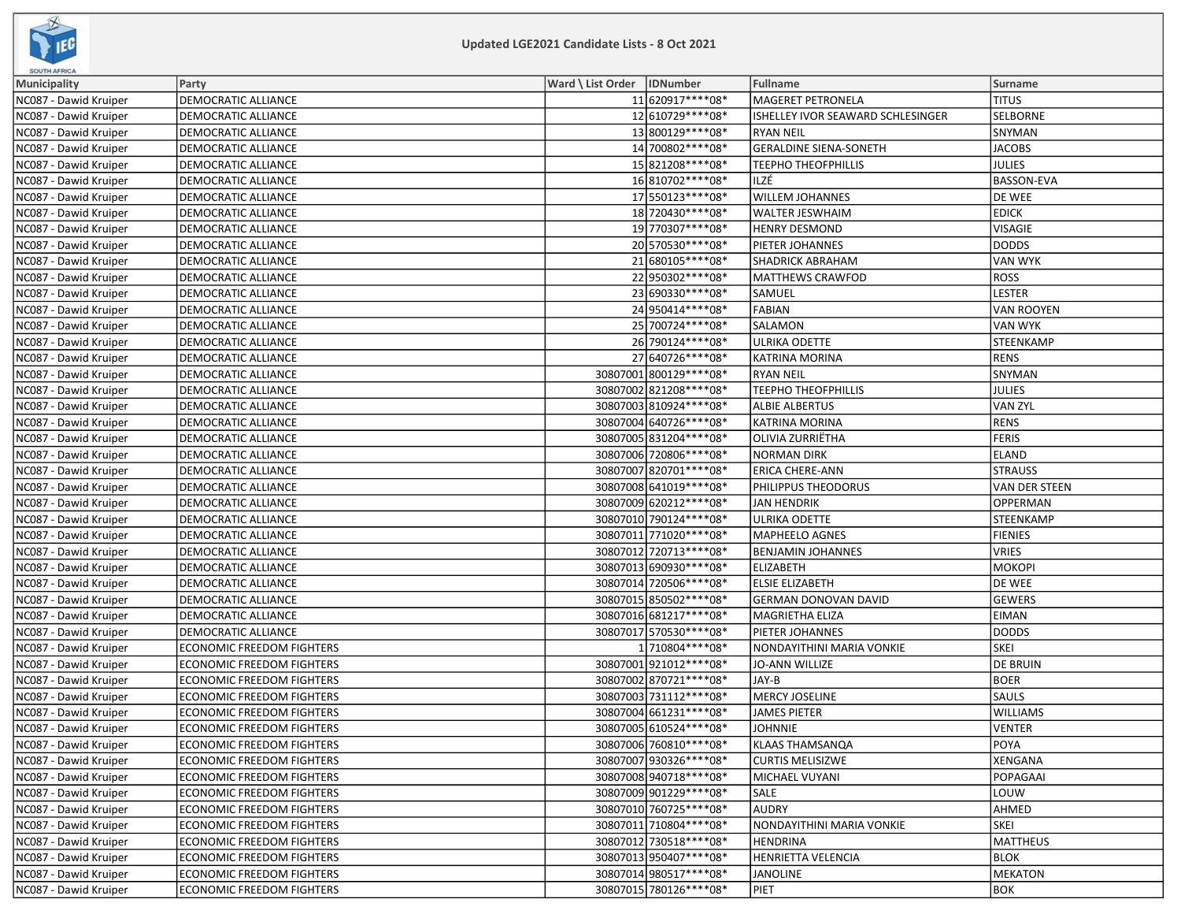## Updated LGE2021 Candidate Lists - 8 Oct 2021

| Municipality | Party | Ward \ List Order | IDNumber | Fullname | Surname |
|---|---|---|---|---|---|
| NC087 - Dawid Kruiper | DEMOCRATIC ALLIANCE | 11 | 620917****08* | MAGERET PETRONELA | TITUS |
| NC087 - Dawid Kruiper | DEMOCRATIC ALLIANCE | 12 | 610729****08* | ISHELLEY IVOR SEAWARD SCHLESINGER | SELBORNE |
| NC087 - Dawid Kruiper | DEMOCRATIC ALLIANCE | 13 | 800129****08* | RYAN NEIL | SNYMAN |
| NC087 - Dawid Kruiper | DEMOCRATIC ALLIANCE | 14 | 700802****08* | GERALDINE SIENA-SONETH | JACOBS |
| NC087 - Dawid Kruiper | DEMOCRATIC ALLIANCE | 15 | 821208****08* | TEEPHO THEOFPHILLIS | JULIES |
| NC087 - Dawid Kruiper | DEMOCRATIC ALLIANCE | 16 | 810702****08* | ILZÉ | BASSON-EVA |
| NC087 - Dawid Kruiper | DEMOCRATIC ALLIANCE | 17 | 550123****08* | WILLEM JOHANNES | DE WEE |
| NC087 - Dawid Kruiper | DEMOCRATIC ALLIANCE | 18 | 720430****08* | WALTER JESWHAIM | EDICK |
| NC087 - Dawid Kruiper | DEMOCRATIC ALLIANCE | 19 | 770307****08* | HENRY DESMOND | VISAGIE |
| NC087 - Dawid Kruiper | DEMOCRATIC ALLIANCE | 20 | 570530****08* | PIETER JOHANNES | DODDS |
| NC087 - Dawid Kruiper | DEMOCRATIC ALLIANCE | 21 | 680105****08* | SHADRICK ABRAHAM | VAN WYK |
| NC087 - Dawid Kruiper | DEMOCRATIC ALLIANCE | 22 | 950302****08* | MATTHEWS CRAWFOD | ROSS |
| NC087 - Dawid Kruiper | DEMOCRATIC ALLIANCE | 23 | 690330****08* | SAMUEL | LESTER |
| NC087 - Dawid Kruiper | DEMOCRATIC ALLIANCE | 24 | 950414****08* | FABIAN | VAN ROOYEN |
| NC087 - Dawid Kruiper | DEMOCRATIC ALLIANCE | 25 | 700724****08* | SALAMON | VAN WYK |
| NC087 - Dawid Kruiper | DEMOCRATIC ALLIANCE | 26 | 790124****08* | ULRIKA ODETTE | STEENKAMP |
| NC087 - Dawid Kruiper | DEMOCRATIC ALLIANCE | 27 | 640726****08* | KATRINA MORINA | RENS |
| NC087 - Dawid Kruiper | DEMOCRATIC ALLIANCE | 30807001 | 800129****08* | RYAN NEIL | SNYMAN |
| NC087 - Dawid Kruiper | DEMOCRATIC ALLIANCE | 30807002 | 821208****08* | TEEPHO THEOFPHILLIS | JULIES |
| NC087 - Dawid Kruiper | DEMOCRATIC ALLIANCE | 30807003 | 810924****08* | ALBIE ALBERTUS | VAN ZYL |
| NC087 - Dawid Kruiper | DEMOCRATIC ALLIANCE | 30807004 | 640726****08* | KATRINA MORINA | RENS |
| NC087 - Dawid Kruiper | DEMOCRATIC ALLIANCE | 30807005 | 831204****08* | OLIVIA ZURRIËTHA | FERIS |
| NC087 - Dawid Kruiper | DEMOCRATIC ALLIANCE | 30807006 | 720806****08* | NORMAN DIRK | ELAND |
| NC087 - Dawid Kruiper | DEMOCRATIC ALLIANCE | 30807007 | 820701****08* | ERICA CHERE-ANN | STRAUSS |
| NC087 - Dawid Kruiper | DEMOCRATIC ALLIANCE | 30807008 | 641019****08* | PHILIPPUS THEODORUS | VAN DER STEEN |
| NC087 - Dawid Kruiper | DEMOCRATIC ALLIANCE | 30807009 | 620212****08* | JAN HENDRIK | OPPERMAN |
| NC087 - Dawid Kruiper | DEMOCRATIC ALLIANCE | 30807010 | 790124****08* | ULRIKA ODETTE | STEENKAMP |
| NC087 - Dawid Kruiper | DEMOCRATIC ALLIANCE | 30807011 | 771020****08* | MAPHEELO AGNES | FIENIES |
| NC087 - Dawid Kruiper | DEMOCRATIC ALLIANCE | 30807012 | 720713****08* | BENJAMIN JOHANNES | VRIES |
| NC087 - Dawid Kruiper | DEMOCRATIC ALLIANCE | 30807013 | 690930****08* | ELIZABETH | MOKOPI |
| NC087 - Dawid Kruiper | DEMOCRATIC ALLIANCE | 30807014 | 720506****08* | ELSIE ELIZABETH | DE WEE |
| NC087 - Dawid Kruiper | DEMOCRATIC ALLIANCE | 30807015 | 850502****08* | GERMAN DONOVAN DAVID | GEWERS |
| NC087 - Dawid Kruiper | DEMOCRATIC ALLIANCE | 30807016 | 681217****08* | MAGRIETHA ELIZA | EIMAN |
| NC087 - Dawid Kruiper | DEMOCRATIC ALLIANCE | 30807017 | 570530****08* | PIETER JOHANNES | DODDS |
| NC087 - Dawid Kruiper | ECONOMIC FREEDOM FIGHTERS | 1 | 710804****08* | NONDAYITHINI MARIA VONKIE | SKEI |
| NC087 - Dawid Kruiper | ECONOMIC FREEDOM FIGHTERS | 30807001 | 921012****08* | JO-ANN WILLIZE | DE BRUIN |
| NC087 - Dawid Kruiper | ECONOMIC FREEDOM FIGHTERS | 30807002 | 870721****08* | JAY-B | BOER |
| NC087 - Dawid Kruiper | ECONOMIC FREEDOM FIGHTERS | 30807003 | 731112****08* | MERCY JOSELINE | SAULS |
| NC087 - Dawid Kruiper | ECONOMIC FREEDOM FIGHTERS | 30807004 | 661231****08* | JAMES PIETER | WILLIAMS |
| NC087 - Dawid Kruiper | ECONOMIC FREEDOM FIGHTERS | 30807005 | 610524****08* | JOHNNIE | VENTER |
| NC087 - Dawid Kruiper | ECONOMIC FREEDOM FIGHTERS | 30807006 | 760810****08* | KLAAS THAMSANQA | POYA |
| NC087 - Dawid Kruiper | ECONOMIC FREEDOM FIGHTERS | 30807007 | 930326****08* | CURTIS MELISIZWE | XENGANA |
| NC087 - Dawid Kruiper | ECONOMIC FREEDOM FIGHTERS | 30807008 | 940718****08* | MICHAEL VUYANI | POPAGAAI |
| NC087 - Dawid Kruiper | ECONOMIC FREEDOM FIGHTERS | 30807009 | 901229****08* | SALE | LOUW |
| NC087 - Dawid Kruiper | ECONOMIC FREEDOM FIGHTERS | 30807010 | 760725****08* | AUDRY | AHMED |
| NC087 - Dawid Kruiper | ECONOMIC FREEDOM FIGHTERS | 30807011 | 710804****08* | NONDAYITHINI MARIA VONKIE | SKEI |
| NC087 - Dawid Kruiper | ECONOMIC FREEDOM FIGHTERS | 30807012 | 730518****08* | HENDRINA | MATTHEUS |
| NC087 - Dawid Kruiper | ECONOMIC FREEDOM FIGHTERS | 30807013 | 950407****08* | HENRIETTA VELENCIA | BLOK |
| NC087 - Dawid Kruiper | ECONOMIC FREEDOM FIGHTERS | 30807014 | 980517****08* | JANOLINE | MEKATON |
| NC087 - Dawid Kruiper | ECONOMIC FREEDOM FIGHTERS | 30807015 | 780126****08* | PIET | BOK |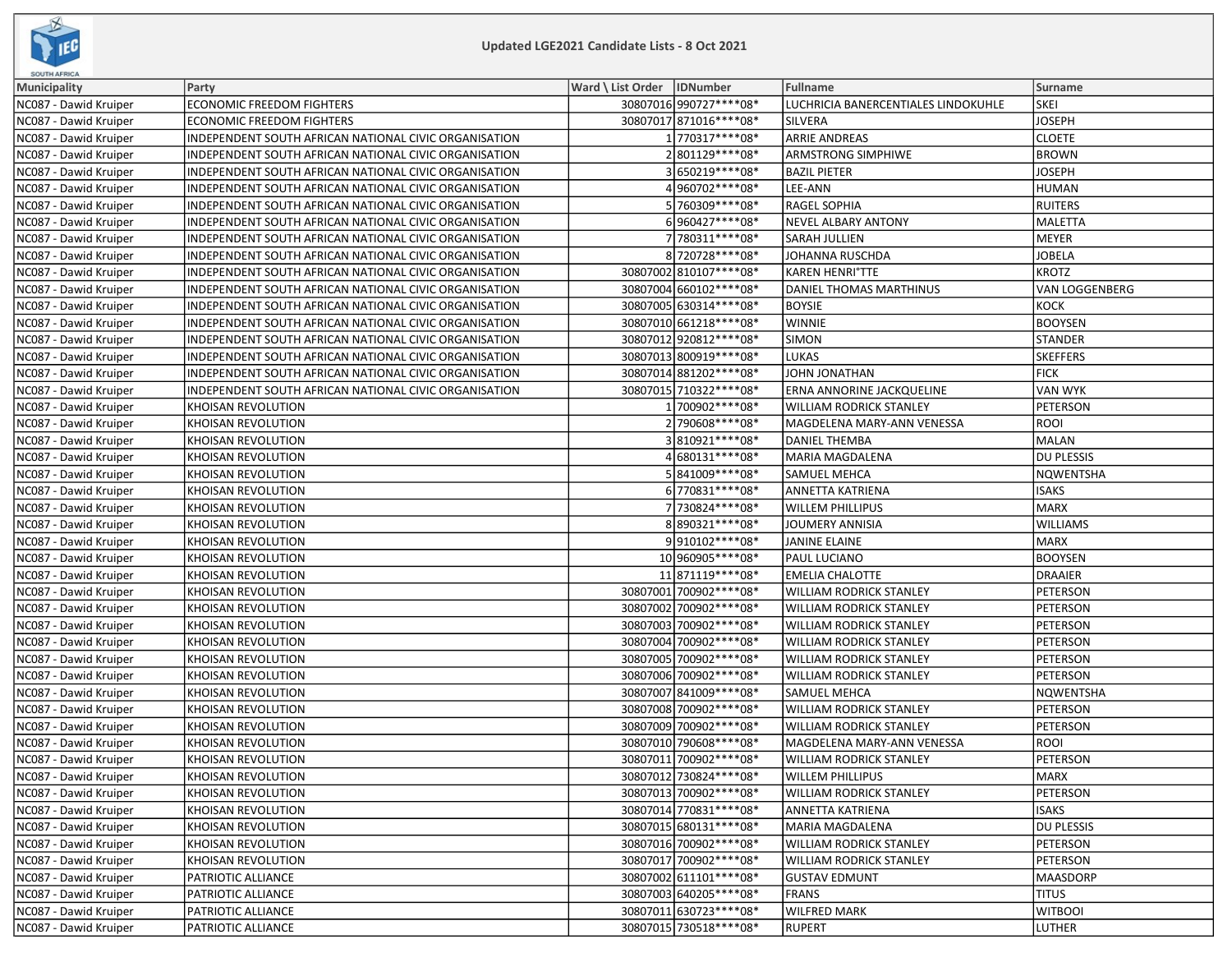Updated LGE2021 Candidate Lists - 8 Oct 2021

| Municipality | Party | Ward \ List Order | IDNumber | Fullname | Surname |
|---|---|---|---|---|---|
| NC087 - Dawid Kruiper | ECONOMIC FREEDOM FIGHTERS | 30807016 | 990727****08* | LUCHRICIA BANERCENTIALES LINDOKUHLE | SKEI |
| NC087 - Dawid Kruiper | ECONOMIC FREEDOM FIGHTERS | 30807017 | 871016****08* | SILVERA | JOSEPH |
| NC087 - Dawid Kruiper | INDEPENDENT SOUTH AFRICAN NATIONAL CIVIC ORGANISATION | 1 | 770317****08* | ARRIE ANDREAS | CLOETE |
| NC087 - Dawid Kruiper | INDEPENDENT SOUTH AFRICAN NATIONAL CIVIC ORGANISATION | 2 | 801129****08* | ARMSTRONG SIMPHIWE | BROWN |
| NC087 - Dawid Kruiper | INDEPENDENT SOUTH AFRICAN NATIONAL CIVIC ORGANISATION | 3 | 650219****08* | BAZIL PIETER | JOSEPH |
| NC087 - Dawid Kruiper | INDEPENDENT SOUTH AFRICAN NATIONAL CIVIC ORGANISATION | 4 | 960702****08* | LEE-ANN | HUMAN |
| NC087 - Dawid Kruiper | INDEPENDENT SOUTH AFRICAN NATIONAL CIVIC ORGANISATION | 5 | 760309****08* | RAGEL SOPHIA | RUITERS |
| NC087 - Dawid Kruiper | INDEPENDENT SOUTH AFRICAN NATIONAL CIVIC ORGANISATION | 6 | 960427****08* | NEVEL ALBARY ANTONY | MALETTA |
| NC087 - Dawid Kruiper | INDEPENDENT SOUTH AFRICAN NATIONAL CIVIC ORGANISATION | 7 | 780311****08* | SARAH JULLIEN | MEYER |
| NC087 - Dawid Kruiper | INDEPENDENT SOUTH AFRICAN NATIONAL CIVIC ORGANISATION | 8 | 720728****08* | JOHANNA RUSCHDA | JOBELA |
| NC087 - Dawid Kruiper | INDEPENDENT SOUTH AFRICAN NATIONAL CIVIC ORGANISATION | 30807002 | 810107****08* | KAREN HENRI°TTE | KROTZ |
| NC087 - Dawid Kruiper | INDEPENDENT SOUTH AFRICAN NATIONAL CIVIC ORGANISATION | 30807004 | 660102****08* | DANIEL THOMAS MARTHINUS | VAN LOGGENBERG |
| NC087 - Dawid Kruiper | INDEPENDENT SOUTH AFRICAN NATIONAL CIVIC ORGANISATION | 30807005 | 630314****08* | BOYSIE | KOCK |
| NC087 - Dawid Kruiper | INDEPENDENT SOUTH AFRICAN NATIONAL CIVIC ORGANISATION | 30807010 | 661218****08* | WINNIE | BOOYSEN |
| NC087 - Dawid Kruiper | INDEPENDENT SOUTH AFRICAN NATIONAL CIVIC ORGANISATION | 30807012 | 920812****08* | SIMON | STANDER |
| NC087 - Dawid Kruiper | INDEPENDENT SOUTH AFRICAN NATIONAL CIVIC ORGANISATION | 30807013 | 800919****08* | LUKAS | SKEFFERS |
| NC087 - Dawid Kruiper | INDEPENDENT SOUTH AFRICAN NATIONAL CIVIC ORGANISATION | 30807014 | 881202****08* | JOHN JONATHAN | FICK |
| NC087 - Dawid Kruiper | INDEPENDENT SOUTH AFRICAN NATIONAL CIVIC ORGANISATION | 30807015 | 710322****08* | ERNA ANNORINE JACKQUELINE | VAN WYK |
| NC087 - Dawid Kruiper | KHOISAN REVOLUTION | 1 | 700902****08* | WILLIAM RODRICK STANLEY | PETERSON |
| NC087 - Dawid Kruiper | KHOISAN REVOLUTION | 2 | 790608****08* | MAGDELENA MARY-ANN VENESSA | ROOI |
| NC087 - Dawid Kruiper | KHOISAN REVOLUTION | 3 | 810921****08* | DANIEL THEMBA | MALAN |
| NC087 - Dawid Kruiper | KHOISAN REVOLUTION | 4 | 680131****08* | MARIA MAGDALENA | DU PLESSIS |
| NC087 - Dawid Kruiper | KHOISAN REVOLUTION | 5 | 841009****08* | SAMUEL MEHCA | NQWENTSHA |
| NC087 - Dawid Kruiper | KHOISAN REVOLUTION | 6 | 770831****08* | ANNETTA KATRIENA | ISAKS |
| NC087 - Dawid Kruiper | KHOISAN REVOLUTION | 7 | 730824****08* | WILLEM PHILLIPUS | MARX |
| NC087 - Dawid Kruiper | KHOISAN REVOLUTION | 8 | 890321****08* | JOUMERY ANNISIA | WILLIAMS |
| NC087 - Dawid Kruiper | KHOISAN REVOLUTION | 9 | 910102****08* | JANINE ELAINE | MARX |
| NC087 - Dawid Kruiper | KHOISAN REVOLUTION | 10 | 960905****08* | PAUL LUCIANO | BOOYSEN |
| NC087 - Dawid Kruiper | KHOISAN REVOLUTION | 11 | 871119****08* | EMELIA CHALOTTE | DRAAIER |
| NC087 - Dawid Kruiper | KHOISAN REVOLUTION | 30807001 | 700902****08* | WILLIAM RODRICK STANLEY | PETERSON |
| NC087 - Dawid Kruiper | KHOISAN REVOLUTION | 30807002 | 700902****08* | WILLIAM RODRICK STANLEY | PETERSON |
| NC087 - Dawid Kruiper | KHOISAN REVOLUTION | 30807003 | 700902****08* | WILLIAM RODRICK STANLEY | PETERSON |
| NC087 - Dawid Kruiper | KHOISAN REVOLUTION | 30807004 | 700902****08* | WILLIAM RODRICK STANLEY | PETERSON |
| NC087 - Dawid Kruiper | KHOISAN REVOLUTION | 30807005 | 700902****08* | WILLIAM RODRICK STANLEY | PETERSON |
| NC087 - Dawid Kruiper | KHOISAN REVOLUTION | 30807006 | 700902****08* | WILLIAM RODRICK STANLEY | PETERSON |
| NC087 - Dawid Kruiper | KHOISAN REVOLUTION | 30807007 | 841009****08* | SAMUEL MEHCA | NQWENTSHA |
| NC087 - Dawid Kruiper | KHOISAN REVOLUTION | 30807008 | 700902****08* | WILLIAM RODRICK STANLEY | PETERSON |
| NC087 - Dawid Kruiper | KHOISAN REVOLUTION | 30807009 | 700902****08* | WILLIAM RODRICK STANLEY | PETERSON |
| NC087 - Dawid Kruiper | KHOISAN REVOLUTION | 30807010 | 790608****08* | MAGDELENA MARY-ANN VENESSA | ROOI |
| NC087 - Dawid Kruiper | KHOISAN REVOLUTION | 30807011 | 700902****08* | WILLIAM RODRICK STANLEY | PETERSON |
| NC087 - Dawid Kruiper | KHOISAN REVOLUTION | 30807012 | 730824****08* | WILLEM PHILLIPUS | MARX |
| NC087 - Dawid Kruiper | KHOISAN REVOLUTION | 30807013 | 700902****08* | WILLIAM RODRICK STANLEY | PETERSON |
| NC087 - Dawid Kruiper | KHOISAN REVOLUTION | 30807014 | 770831****08* | ANNETTA KATRIENA | ISAKS |
| NC087 - Dawid Kruiper | KHOISAN REVOLUTION | 30807015 | 680131****08* | MARIA MAGDALENA | DU PLESSIS |
| NC087 - Dawid Kruiper | KHOISAN REVOLUTION | 30807016 | 700902****08* | WILLIAM RODRICK STANLEY | PETERSON |
| NC087 - Dawid Kruiper | KHOISAN REVOLUTION | 30807017 | 700902****08* | WILLIAM RODRICK STANLEY | PETERSON |
| NC087 - Dawid Kruiper | PATRIOTIC ALLIANCE | 30807002 | 611101****08* | GUSTAV EDMUNT | MAASDORP |
| NC087 - Dawid Kruiper | PATRIOTIC ALLIANCE | 30807003 | 640205****08* | FRANS | TITUS |
| NC087 - Dawid Kruiper | PATRIOTIC ALLIANCE | 30807011 | 630723****08* | WILFRED MARK | WITBOOI |
| NC087 - Dawid Kruiper | PATRIOTIC ALLIANCE | 30807015 | 730518****08* | RUPERT | LUTHER |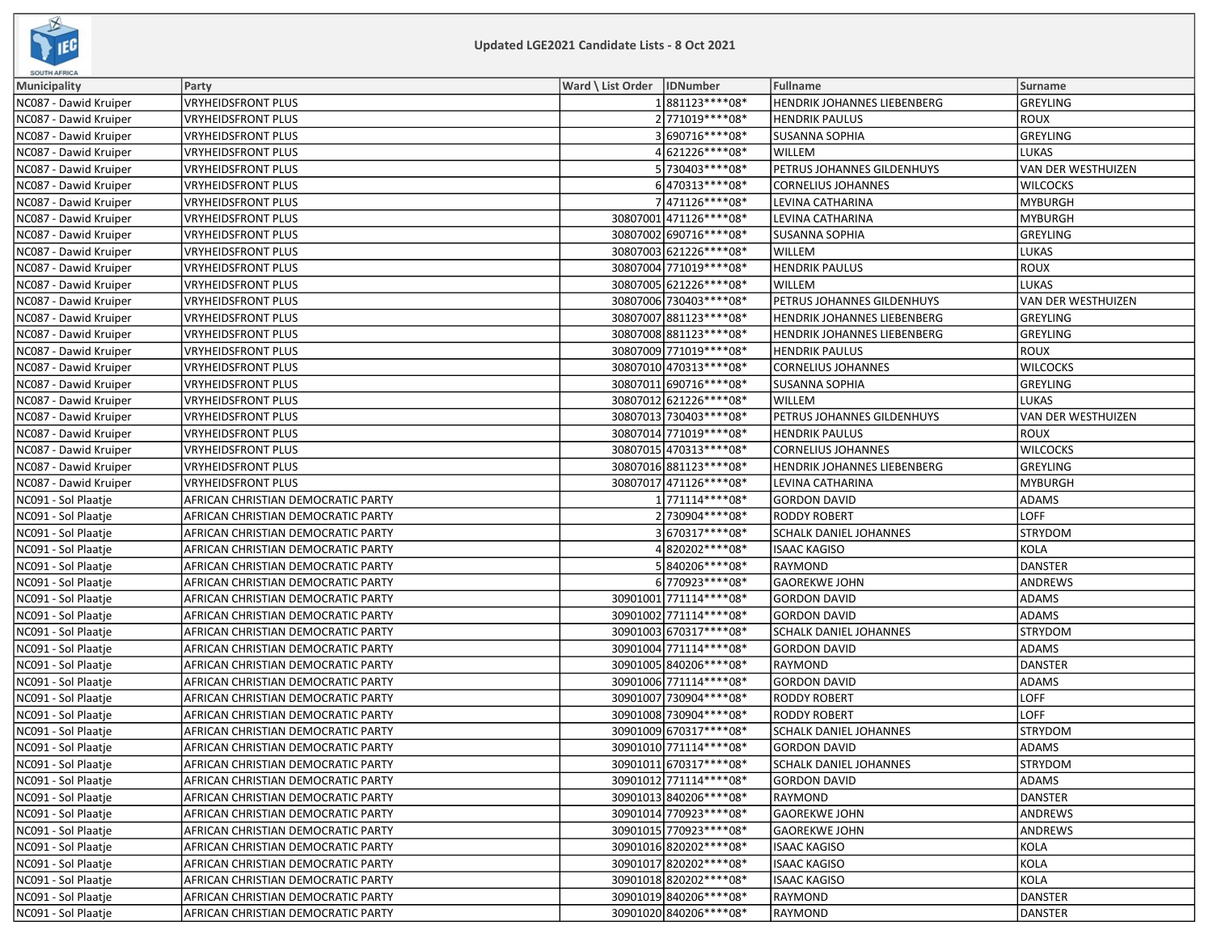Updated LGE2021 Candidate Lists - 8 Oct 2021

| Municipality | Party | Ward \ List Order | IDNumber | Fullname | Surname |
|---|---|---|---|---|---|
| NC087 - Dawid Kruiper | VRYHEIDSFRONT PLUS | 1 | 881123****08* | HENDRIK JOHANNES LIEBENBERG | GREYLING |
| NC087 - Dawid Kruiper | VRYHEIDSFRONT PLUS | 2 | 771019****08* | HENDRIK PAULUS | ROUX |
| NC087 - Dawid Kruiper | VRYHEIDSFRONT PLUS | 3 | 690716****08* | SUSANNA SOPHIA | GREYLING |
| NC087 - Dawid Kruiper | VRYHEIDSFRONT PLUS | 4 | 621226****08* | WILLEM | LUKAS |
| NC087 - Dawid Kruiper | VRYHEIDSFRONT PLUS | 5 | 730403****08* | PETRUS JOHANNES GILDENHUYS | VAN DER WESTHUIZEN |
| NC087 - Dawid Kruiper | VRYHEIDSFRONT PLUS | 6 | 470313****08* | CORNELIUS JOHANNES | WILCOCKS |
| NC087 - Dawid Kruiper | VRYHEIDSFRONT PLUS | 7 | 471126****08* | LEVINA CATHARINA | MYBURGH |
| NC087 - Dawid Kruiper | VRYHEIDSFRONT PLUS | 30807001 | 471126****08* | LEVINA CATHARINA | MYBURGH |
| NC087 - Dawid Kruiper | VRYHEIDSFRONT PLUS | 30807002 | 690716****08* | SUSANNA SOPHIA | GREYLING |
| NC087 - Dawid Kruiper | VRYHEIDSFRONT PLUS | 30807003 | 621226****08* | WILLEM | LUKAS |
| NC087 - Dawid Kruiper | VRYHEIDSFRONT PLUS | 30807004 | 771019****08* | HENDRIK PAULUS | ROUX |
| NC087 - Dawid Kruiper | VRYHEIDSFRONT PLUS | 30807005 | 621226****08* | WILLEM | LUKAS |
| NC087 - Dawid Kruiper | VRYHEIDSFRONT PLUS | 30807006 | 730403****08* | PETRUS JOHANNES GILDENHUYS | VAN DER WESTHUIZEN |
| NC087 - Dawid Kruiper | VRYHEIDSFRONT PLUS | 30807007 | 881123****08* | HENDRIK JOHANNES LIEBENBERG | GREYLING |
| NC087 - Dawid Kruiper | VRYHEIDSFRONT PLUS | 30807008 | 881123****08* | HENDRIK JOHANNES LIEBENBERG | GREYLING |
| NC087 - Dawid Kruiper | VRYHEIDSFRONT PLUS | 30807009 | 771019****08* | HENDRIK PAULUS | ROUX |
| NC087 - Dawid Kruiper | VRYHEIDSFRONT PLUS | 30807010 | 470313****08* | CORNELIUS JOHANNES | WILCOCKS |
| NC087 - Dawid Kruiper | VRYHEIDSFRONT PLUS | 30807011 | 690716****08* | SUSANNA SOPHIA | GREYLING |
| NC087 - Dawid Kruiper | VRYHEIDSFRONT PLUS | 30807012 | 621226****08* | WILLEM | LUKAS |
| NC087 - Dawid Kruiper | VRYHEIDSFRONT PLUS | 30807013 | 730403****08* | PETRUS JOHANNES GILDENHUYS | VAN DER WESTHUIZEN |
| NC087 - Dawid Kruiper | VRYHEIDSFRONT PLUS | 30807014 | 771019****08* | HENDRIK PAULUS | ROUX |
| NC087 - Dawid Kruiper | VRYHEIDSFRONT PLUS | 30807015 | 470313****08* | CORNELIUS JOHANNES | WILCOCKS |
| NC087 - Dawid Kruiper | VRYHEIDSFRONT PLUS | 30807016 | 881123****08* | HENDRIK JOHANNES LIEBENBERG | GREYLING |
| NC087 - Dawid Kruiper | VRYHEIDSFRONT PLUS | 30807017 | 471126****08* | LEVINA CATHARINA | MYBURGH |
| NC091 - Sol Plaatje | AFRICAN CHRISTIAN DEMOCRATIC PARTY | 1 | 771114****08* | GORDON DAVID | ADAMS |
| NC091 - Sol Plaatje | AFRICAN CHRISTIAN DEMOCRATIC PARTY | 2 | 730904****08* | RODDY ROBERT | LOFF |
| NC091 - Sol Plaatje | AFRICAN CHRISTIAN DEMOCRATIC PARTY | 3 | 670317****08* | SCHALK DANIEL JOHANNES | STRYDOM |
| NC091 - Sol Plaatje | AFRICAN CHRISTIAN DEMOCRATIC PARTY | 4 | 820202****08* | ISAAC KAGISO | KOLA |
| NC091 - Sol Plaatje | AFRICAN CHRISTIAN DEMOCRATIC PARTY | 5 | 840206****08* | RAYMOND | DANSTER |
| NC091 - Sol Plaatje | AFRICAN CHRISTIAN DEMOCRATIC PARTY | 6 | 770923****08* | GAOREKWE JOHN | ANDREWS |
| NC091 - Sol Plaatje | AFRICAN CHRISTIAN DEMOCRATIC PARTY | 30901001 | 771114****08* | GORDON DAVID | ADAMS |
| NC091 - Sol Plaatje | AFRICAN CHRISTIAN DEMOCRATIC PARTY | 30901002 | 771114****08* | GORDON DAVID | ADAMS |
| NC091 - Sol Plaatje | AFRICAN CHRISTIAN DEMOCRATIC PARTY | 30901003 | 670317****08* | SCHALK DANIEL JOHANNES | STRYDOM |
| NC091 - Sol Plaatje | AFRICAN CHRISTIAN DEMOCRATIC PARTY | 30901004 | 771114****08* | GORDON DAVID | ADAMS |
| NC091 - Sol Plaatje | AFRICAN CHRISTIAN DEMOCRATIC PARTY | 30901005 | 840206****08* | RAYMOND | DANSTER |
| NC091 - Sol Plaatje | AFRICAN CHRISTIAN DEMOCRATIC PARTY | 30901006 | 771114****08* | GORDON DAVID | ADAMS |
| NC091 - Sol Plaatje | AFRICAN CHRISTIAN DEMOCRATIC PARTY | 30901007 | 730904****08* | RODDY ROBERT | LOFF |
| NC091 - Sol Plaatje | AFRICAN CHRISTIAN DEMOCRATIC PARTY | 30901008 | 730904****08* | RODDY ROBERT | LOFF |
| NC091 - Sol Plaatje | AFRICAN CHRISTIAN DEMOCRATIC PARTY | 30901009 | 670317****08* | SCHALK DANIEL JOHANNES | STRYDOM |
| NC091 - Sol Plaatje | AFRICAN CHRISTIAN DEMOCRATIC PARTY | 30901010 | 771114****08* | GORDON DAVID | ADAMS |
| NC091 - Sol Plaatje | AFRICAN CHRISTIAN DEMOCRATIC PARTY | 30901011 | 670317****08* | SCHALK DANIEL JOHANNES | STRYDOM |
| NC091 - Sol Plaatje | AFRICAN CHRISTIAN DEMOCRATIC PARTY | 30901012 | 771114****08* | GORDON DAVID | ADAMS |
| NC091 - Sol Plaatje | AFRICAN CHRISTIAN DEMOCRATIC PARTY | 30901013 | 840206****08* | RAYMOND | DANSTER |
| NC091 - Sol Plaatje | AFRICAN CHRISTIAN DEMOCRATIC PARTY | 30901014 | 770923****08* | GAOREKWE JOHN | ANDREWS |
| NC091 - Sol Plaatje | AFRICAN CHRISTIAN DEMOCRATIC PARTY | 30901015 | 770923****08* | GAOREKWE JOHN | ANDREWS |
| NC091 - Sol Plaatje | AFRICAN CHRISTIAN DEMOCRATIC PARTY | 30901016 | 820202****08* | ISAAC KAGISO | KOLA |
| NC091 - Sol Plaatje | AFRICAN CHRISTIAN DEMOCRATIC PARTY | 30901017 | 820202****08* | ISAAC KAGISO | KOLA |
| NC091 - Sol Plaatje | AFRICAN CHRISTIAN DEMOCRATIC PARTY | 30901018 | 820202****08* | ISAAC KAGISO | KOLA |
| NC091 - Sol Plaatje | AFRICAN CHRISTIAN DEMOCRATIC PARTY | 30901019 | 840206****08* | RAYMOND | DANSTER |
| NC091 - Sol Plaatje | AFRICAN CHRISTIAN DEMOCRATIC PARTY | 30901020 | 840206****08* | RAYMOND | DANSTER |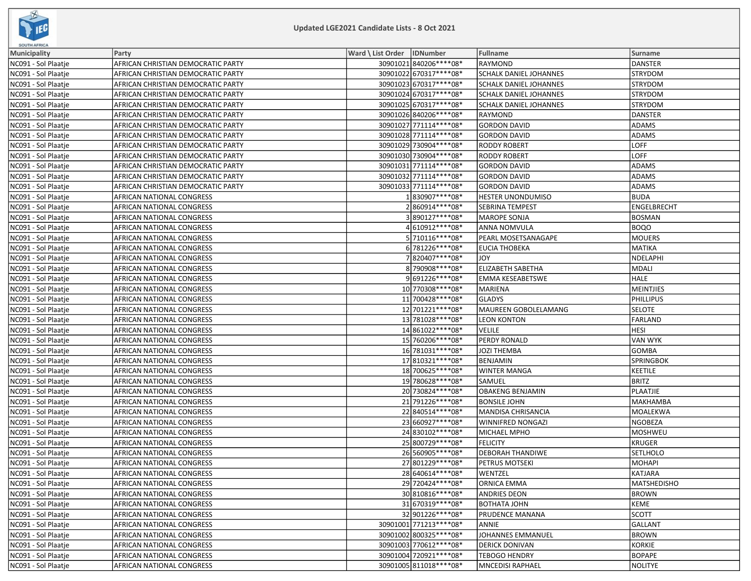# Updated LGE2021 Candidate Lists - 8 Oct 2021

| Municipality | Party | Ward \ List Order | IDNumber | Fullname | Surname |
|---|---|---|---|---|---|
| NC091 - Sol Plaatje | AFRICAN CHRISTIAN DEMOCRATIC PARTY | 30901021 | 840206****08* | RAYMOND | DANSTER |
| NC091 - Sol Plaatje | AFRICAN CHRISTIAN DEMOCRATIC PARTY | 30901022 | 670317****08* | SCHALK DANIEL JOHANNES | STRYDOM |
| NC091 - Sol Plaatje | AFRICAN CHRISTIAN DEMOCRATIC PARTY | 30901023 | 670317****08* | SCHALK DANIEL JOHANNES | STRYDOM |
| NC091 - Sol Plaatje | AFRICAN CHRISTIAN DEMOCRATIC PARTY | 30901024 | 670317****08* | SCHALK DANIEL JOHANNES | STRYDOM |
| NC091 - Sol Plaatje | AFRICAN CHRISTIAN DEMOCRATIC PARTY | 30901025 | 670317****08* | SCHALK DANIEL JOHANNES | STRYDOM |
| NC091 - Sol Plaatje | AFRICAN CHRISTIAN DEMOCRATIC PARTY | 30901026 | 840206****08* | RAYMOND | DANSTER |
| NC091 - Sol Plaatje | AFRICAN CHRISTIAN DEMOCRATIC PARTY | 30901027 | 771114****08* | GORDON DAVID | ADAMS |
| NC091 - Sol Plaatje | AFRICAN CHRISTIAN DEMOCRATIC PARTY | 30901028 | 771114****08* | GORDON DAVID | ADAMS |
| NC091 - Sol Plaatje | AFRICAN CHRISTIAN DEMOCRATIC PARTY | 30901029 | 730904****08* | RODDY ROBERT | LOFF |
| NC091 - Sol Plaatje | AFRICAN CHRISTIAN DEMOCRATIC PARTY | 30901030 | 730904****08* | RODDY ROBERT | LOFF |
| NC091 - Sol Plaatje | AFRICAN CHRISTIAN DEMOCRATIC PARTY | 30901031 | 771114****08* | GORDON DAVID | ADAMS |
| NC091 - Sol Plaatje | AFRICAN CHRISTIAN DEMOCRATIC PARTY | 30901032 | 771114****08* | GORDON DAVID | ADAMS |
| NC091 - Sol Plaatje | AFRICAN CHRISTIAN DEMOCRATIC PARTY | 30901033 | 771114****08* | GORDON DAVID | ADAMS |
| NC091 - Sol Plaatje | AFRICAN NATIONAL CONGRESS | 1 | 830907****08* | HESTER UNONDUMISO | BUDA |
| NC091 - Sol Plaatje | AFRICAN NATIONAL CONGRESS | 2 | 860914****08* | SEBRINA TEMPEST | ENGELBRECHT |
| NC091 - Sol Plaatje | AFRICAN NATIONAL CONGRESS | 3 | 890127****08* | MAROPE SONJA | BOSMAN |
| NC091 - Sol Plaatje | AFRICAN NATIONAL CONGRESS | 4 | 610912****08* | ANNA NOMVULA | BOQO |
| NC091 - Sol Plaatje | AFRICAN NATIONAL CONGRESS | 5 | 710116****08* | PEARL MOSETSANAGAPE | MOUERS |
| NC091 - Sol Plaatje | AFRICAN NATIONAL CONGRESS | 6 | 781226****08* | EUCIA THOBEKA | MATIKA |
| NC091 - Sol Plaatje | AFRICAN NATIONAL CONGRESS | 7 | 820407****08* | JOY | NDELAPHI |
| NC091 - Sol Plaatje | AFRICAN NATIONAL CONGRESS | 8 | 790908****08* | ELIZABETH SABETHA | MDALI |
| NC091 - Sol Plaatje | AFRICAN NATIONAL CONGRESS | 9 | 691226****08* | EMMA KESEABETSWE | HALE |
| NC091 - Sol Plaatje | AFRICAN NATIONAL CONGRESS | 10 | 770308****08* | MARIENA | MEINTJIES |
| NC091 - Sol Plaatje | AFRICAN NATIONAL CONGRESS | 11 | 700428****08* | GLADYS | PHILLIPUS |
| NC091 - Sol Plaatje | AFRICAN NATIONAL CONGRESS | 12 | 701221****08* | MAUREEN GOBOLELAMANG | SELOTE |
| NC091 - Sol Plaatje | AFRICAN NATIONAL CONGRESS | 13 | 781028****08* | LEON KONTON | FARLAND |
| NC091 - Sol Plaatje | AFRICAN NATIONAL CONGRESS | 14 | 861022****08* | VELILE | HESI |
| NC091 - Sol Plaatje | AFRICAN NATIONAL CONGRESS | 15 | 760206****08* | PERDY RONALD | VAN WYK |
| NC091 - Sol Plaatje | AFRICAN NATIONAL CONGRESS | 16 | 781031****08* | JOZI THEMBA | GOMBA |
| NC091 - Sol Plaatje | AFRICAN NATIONAL CONGRESS | 17 | 810321****08* | BENJAMIN | SPRINGBOK |
| NC091 - Sol Plaatje | AFRICAN NATIONAL CONGRESS | 18 | 700625****08* | WINTER MANGA | KEETILE |
| NC091 - Sol Plaatje | AFRICAN NATIONAL CONGRESS | 19 | 780628****08* | SAMUEL | BRITZ |
| NC091 - Sol Plaatje | AFRICAN NATIONAL CONGRESS | 20 | 730824****08* | OBAKENG BENJAMIN | PLAATJIE |
| NC091 - Sol Plaatje | AFRICAN NATIONAL CONGRESS | 21 | 791226****08* | BONSILE JOHN | MAKHAMBA |
| NC091 - Sol Plaatje | AFRICAN NATIONAL CONGRESS | 22 | 840514****08* | MANDISA CHRISANCIA | MOALEKWA |
| NC091 - Sol Plaatje | AFRICAN NATIONAL CONGRESS | 23 | 660927****08* | WINNIFRED NONGAZI | NGOBEZA |
| NC091 - Sol Plaatje | AFRICAN NATIONAL CONGRESS | 24 | 830102****08* | MICHAEL MPHO | MOSHWEU |
| NC091 - Sol Plaatje | AFRICAN NATIONAL CONGRESS | 25 | 800729****08* | FELICITY | KRUGER |
| NC091 - Sol Plaatje | AFRICAN NATIONAL CONGRESS | 26 | 560905****08* | DEBORAH THANDIWE | SETLHOLO |
| NC091 - Sol Plaatje | AFRICAN NATIONAL CONGRESS | 27 | 801229****08* | PETRUS MOTSEKI | MOHAPI |
| NC091 - Sol Plaatje | AFRICAN NATIONAL CONGRESS | 28 | 640614****08* | WENTZEL | KATJARA |
| NC091 - Sol Plaatje | AFRICAN NATIONAL CONGRESS | 29 | 720424****08* | ORNICA EMMA | MATSHEDISHO |
| NC091 - Sol Plaatje | AFRICAN NATIONAL CONGRESS | 30 | 810816****08* | ANDRIES DEON | BROWN |
| NC091 - Sol Plaatje | AFRICAN NATIONAL CONGRESS | 31 | 670319****08* | BOTHATA JOHN | KEME |
| NC091 - Sol Plaatje | AFRICAN NATIONAL CONGRESS | 32 | 901226****08* | PRUDENCE MANANA | SCOTT |
| NC091 - Sol Plaatje | AFRICAN NATIONAL CONGRESS | 30901001 | 771213****08* | ANNIE | GALLANT |
| NC091 - Sol Plaatje | AFRICAN NATIONAL CONGRESS | 30901002 | 800325****08* | JOHANNES EMMANUEL | BROWN |
| NC091 - Sol Plaatje | AFRICAN NATIONAL CONGRESS | 30901003 | 770612****08* | DERICK DONIVAN | KORKIE |
| NC091 - Sol Plaatje | AFRICAN NATIONAL CONGRESS | 30901004 | 720921****08* | TEBOGO HENDRY | BOPAPE |
| NC091 - Sol Plaatje | AFRICAN NATIONAL CONGRESS | 30901005 | 811018****08* | MNCEDISI RAPHAEL | NOLITYE |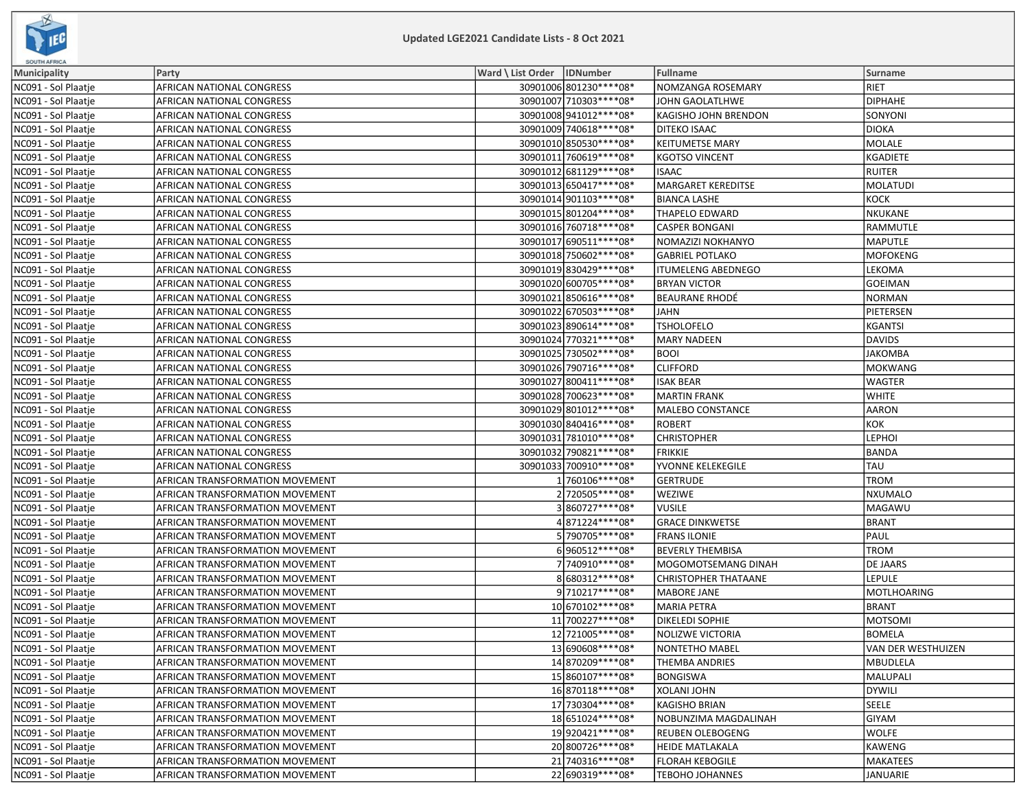**Updated LGE2021 Candidate Lists - 8 Oct 2021**

| Municipality | Party | Ward \ List Order | IDNumber | Fullname | Surname |
|---|---|---|---|---|---|
| NC091 - Sol Plaatje | AFRICAN NATIONAL CONGRESS | 30901006 | 801230****08* | NOMZANGA ROSEMARY | RIET |
| NC091 - Sol Plaatje | AFRICAN NATIONAL CONGRESS | 30901007 | 710303****08* | JOHN GAOLATLHWE | DIPHAHE |
| NC091 - Sol Plaatje | AFRICAN NATIONAL CONGRESS | 30901008 | 941012****08* | KAGISHO JOHN BRENDON | SONYONI |
| NC091 - Sol Plaatje | AFRICAN NATIONAL CONGRESS | 30901009 | 740618****08* | DITEKO ISAAC | DIOKA |
| NC091 - Sol Plaatje | AFRICAN NATIONAL CONGRESS | 30901010 | 850530****08* | KEITUMETSE MARY | MOLALE |
| NC091 - Sol Plaatje | AFRICAN NATIONAL CONGRESS | 30901011 | 760619****08* | KGOTSO VINCENT | KGADIETE |
| NC091 - Sol Plaatje | AFRICAN NATIONAL CONGRESS | 30901012 | 681129****08* | ISAAC | RUITER |
| NC091 - Sol Plaatje | AFRICAN NATIONAL CONGRESS | 30901013 | 650417****08* | MARGARET KEREDITSE | MOLATUDI |
| NC091 - Sol Plaatje | AFRICAN NATIONAL CONGRESS | 30901014 | 901103****08* | BIANCA LASHE | KOCK |
| NC091 - Sol Plaatje | AFRICAN NATIONAL CONGRESS | 30901015 | 801204****08* | THAPELO EDWARD | NKUKANE |
| NC091 - Sol Plaatje | AFRICAN NATIONAL CONGRESS | 30901016 | 760718****08* | CASPER BONGANI | RAMMUTLE |
| NC091 - Sol Plaatje | AFRICAN NATIONAL CONGRESS | 30901017 | 690511****08* | NOMAZIZI NOKHANYO | MAPUTLE |
| NC091 - Sol Plaatje | AFRICAN NATIONAL CONGRESS | 30901018 | 750602****08* | GABRIEL POTLAKO | MOFOKENG |
| NC091 - Sol Plaatje | AFRICAN NATIONAL CONGRESS | 30901019 | 830429****08* | ITUMELENG ABEDNEGO | LEKOMA |
| NC091 - Sol Plaatje | AFRICAN NATIONAL CONGRESS | 30901020 | 600705****08* | BRYAN VICTOR | GOEIMAN |
| NC091 - Sol Plaatje | AFRICAN NATIONAL CONGRESS | 30901021 | 850616****08* | BEAURANE RHODÉ | NORMAN |
| NC091 - Sol Plaatje | AFRICAN NATIONAL CONGRESS | 30901022 | 670503****08* | JAHN | PIETERSEN |
| NC091 - Sol Plaatje | AFRICAN NATIONAL CONGRESS | 30901023 | 890614****08* | TSHOLOFELO | KGANTSI |
| NC091 - Sol Plaatje | AFRICAN NATIONAL CONGRESS | 30901024 | 770321****08* | MARY NADEEN | DAVIDS |
| NC091 - Sol Plaatje | AFRICAN NATIONAL CONGRESS | 30901025 | 730502****08* | BOOI | JAKOMBA |
| NC091 - Sol Plaatje | AFRICAN NATIONAL CONGRESS | 30901026 | 790716****08* | CLIFFORD | MOKWANG |
| NC091 - Sol Plaatje | AFRICAN NATIONAL CONGRESS | 30901027 | 800411****08* | ISAK BEAR | WAGTER |
| NC091 - Sol Plaatje | AFRICAN NATIONAL CONGRESS | 30901028 | 700623****08* | MARTIN FRANK | WHITE |
| NC091 - Sol Plaatje | AFRICAN NATIONAL CONGRESS | 30901029 | 801012****08* | MALEBO CONSTANCE | AARON |
| NC091 - Sol Plaatje | AFRICAN NATIONAL CONGRESS | 30901030 | 840416****08* | ROBERT | KOK |
| NC091 - Sol Plaatje | AFRICAN NATIONAL CONGRESS | 30901031 | 781010****08* | CHRISTOPHER | LEPHOI |
| NC091 - Sol Plaatje | AFRICAN NATIONAL CONGRESS | 30901032 | 790821****08* | FRIKKIE | BANDA |
| NC091 - Sol Plaatje | AFRICAN NATIONAL CONGRESS | 30901033 | 700910****08* | YVONNE KELEKEGILE | TAU |
| NC091 - Sol Plaatje | AFRICAN TRANSFORMATION MOVEMENT | 1 | 760106****08* | GERTRUDE | TROM |
| NC091 - Sol Plaatje | AFRICAN TRANSFORMATION MOVEMENT | 2 | 720505****08* | WEZIWE | NXUMALO |
| NC091 - Sol Plaatje | AFRICAN TRANSFORMATION MOVEMENT | 3 | 860727****08* | VUSILE | MAGAWU |
| NC091 - Sol Plaatje | AFRICAN TRANSFORMATION MOVEMENT | 4 | 871224****08* | GRACE DINKWETSE | BRANT |
| NC091 - Sol Plaatje | AFRICAN TRANSFORMATION MOVEMENT | 5 | 790705****08* | FRANS ILONIE | PAUL |
| NC091 - Sol Plaatje | AFRICAN TRANSFORMATION MOVEMENT | 6 | 960512****08* | BEVERLY THEMBISA | TROM |
| NC091 - Sol Plaatje | AFRICAN TRANSFORMATION MOVEMENT | 7 | 740910****08* | MOGOMOTSEMANG DINAH | DE JAARS |
| NC091 - Sol Plaatje | AFRICAN TRANSFORMATION MOVEMENT | 8 | 680312****08* | CHRISTOPHER THATAANE | LEPULE |
| NC091 - Sol Plaatje | AFRICAN TRANSFORMATION MOVEMENT | 9 | 710217****08* | MABORE JANE | MOTLHOARING |
| NC091 - Sol Plaatje | AFRICAN TRANSFORMATION MOVEMENT | 10 | 670102****08* | MARIA PETRA | BRANT |
| NC091 - Sol Plaatje | AFRICAN TRANSFORMATION MOVEMENT | 11 | 700227****08* | DIKELEDI SOPHIE | MOTSOMI |
| NC091 - Sol Plaatje | AFRICAN TRANSFORMATION MOVEMENT | 12 | 721005****08* | NOLIZWE VICTORIA | BOMELA |
| NC091 - Sol Plaatje | AFRICAN TRANSFORMATION MOVEMENT | 13 | 690608****08* | NONTETHO MABEL | VAN DER WESTHUIZEN |
| NC091 - Sol Plaatje | AFRICAN TRANSFORMATION MOVEMENT | 14 | 870209****08* | THEMBA ANDRIES | MBUDLELA |
| NC091 - Sol Plaatje | AFRICAN TRANSFORMATION MOVEMENT | 15 | 860107****08* | BONGISWA | MALUPALI |
| NC091 - Sol Plaatje | AFRICAN TRANSFORMATION MOVEMENT | 16 | 870118****08* | XOLANI JOHN | DYWILI |
| NC091 - Sol Plaatje | AFRICAN TRANSFORMATION MOVEMENT | 17 | 730304****08* | KAGISHO BRIAN | SEELE |
| NC091 - Sol Plaatje | AFRICAN TRANSFORMATION MOVEMENT | 18 | 651024****08* | NOBUNZIMA MAGDALINAH | GIYAM |
| NC091 - Sol Plaatje | AFRICAN TRANSFORMATION MOVEMENT | 19 | 920421****08* | REUBEN OLEBOGENG | WOLFE |
| NC091 - Sol Plaatje | AFRICAN TRANSFORMATION MOVEMENT | 20 | 800726****08* | HEIDE MATLAKALA | KAWENG |
| NC091 - Sol Plaatje | AFRICAN TRANSFORMATION MOVEMENT | 21 | 740316****08* | FLORAH KEBOGILE | MAKATEES |
| NC091 - Sol Plaatje | AFRICAN TRANSFORMATION MOVEMENT | 22 | 690319****08* | TEBOHO JOHANNES | JANUARIE |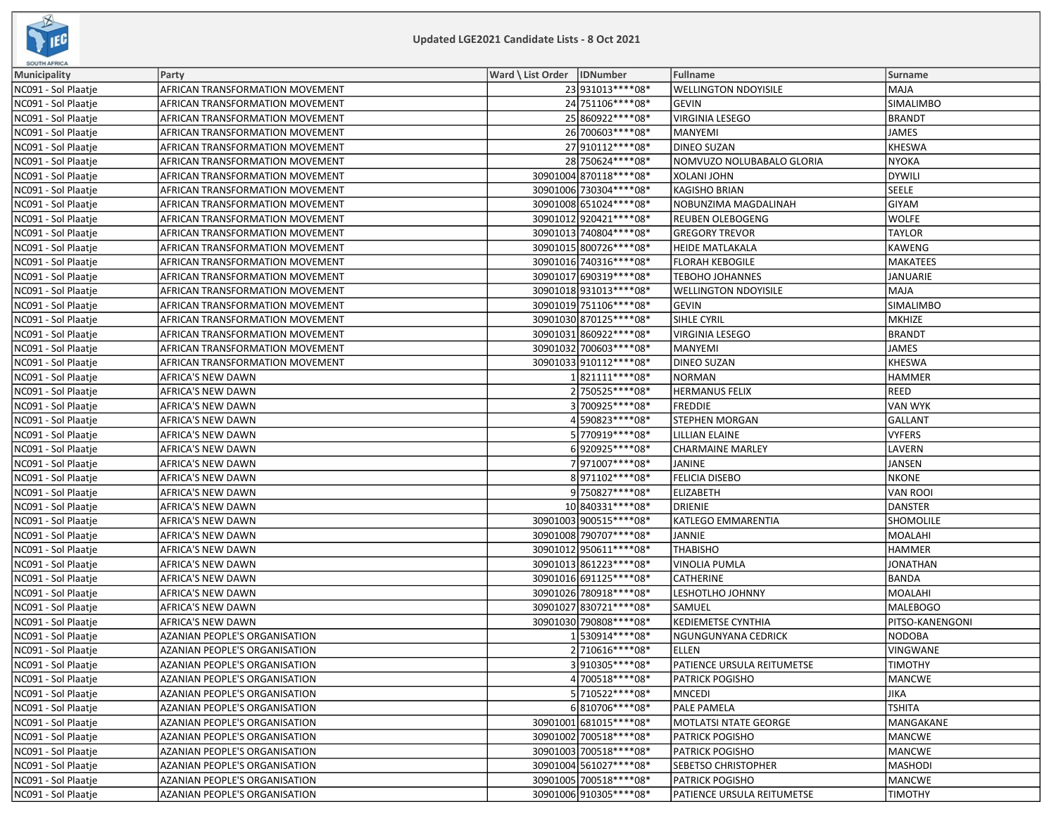## Updated LGE2021 Candidate Lists - 8 Oct 2021

| Municipality | Party | Ward \ List Order | IDNumber | Fullname | Surname |
|---|---|---|---|---|---|
| NC091 - Sol Plaatje | AFRICAN TRANSFORMATION MOVEMENT | 23 | 931013****08* | WELLINGTON NDOYISILE | MAJA |
| NC091 - Sol Plaatje | AFRICAN TRANSFORMATION MOVEMENT | 24 | 751106****08* | GEVIN | SIMALIMBO |
| NC091 - Sol Plaatje | AFRICAN TRANSFORMATION MOVEMENT | 25 | 860922****08* | VIRGINIA LESEGO | BRANDT |
| NC091 - Sol Plaatje | AFRICAN TRANSFORMATION MOVEMENT | 26 | 700603****08* | MANYEMI | JAMES |
| NC091 - Sol Plaatje | AFRICAN TRANSFORMATION MOVEMENT | 27 | 910112****08* | DINEO SUZAN | KHESWA |
| NC091 - Sol Plaatje | AFRICAN TRANSFORMATION MOVEMENT | 28 | 750624****08* | NOMVUZO NOLUBABALO GLORIA | NYOKA |
| NC091 - Sol Plaatje | AFRICAN TRANSFORMATION MOVEMENT | 30901004 | 870118****08* | XOLANI JOHN | DYWILI |
| NC091 - Sol Plaatje | AFRICAN TRANSFORMATION MOVEMENT | 30901006 | 730304****08* | KAGISHO BRIAN | SEELE |
| NC091 - Sol Plaatje | AFRICAN TRANSFORMATION MOVEMENT | 30901008 | 651024****08* | NOBUNZIMA MAGDALINAH | GIYAM |
| NC091 - Sol Plaatje | AFRICAN TRANSFORMATION MOVEMENT | 30901012 | 920421****08* | REUBEN OLEBOGENG | WOLFE |
| NC091 - Sol Plaatje | AFRICAN TRANSFORMATION MOVEMENT | 30901013 | 740804****08* | GREGORY TREVOR | TAYLOR |
| NC091 - Sol Plaatje | AFRICAN TRANSFORMATION MOVEMENT | 30901015 | 800726****08* | HEIDE MATLAKALA | KAWENG |
| NC091 - Sol Plaatje | AFRICAN TRANSFORMATION MOVEMENT | 30901016 | 740316****08* | FLORAH KEBOGILE | MAKATEES |
| NC091 - Sol Plaatje | AFRICAN TRANSFORMATION MOVEMENT | 30901017 | 690319****08* | TEBOHO JOHANNES | JANUARIE |
| NC091 - Sol Plaatje | AFRICAN TRANSFORMATION MOVEMENT | 30901018 | 931013****08* | WELLINGTON NDOYISILE | MAJA |
| NC091 - Sol Plaatje | AFRICAN TRANSFORMATION MOVEMENT | 30901019 | 751106****08* | GEVIN | SIMALIMBO |
| NC091 - Sol Plaatje | AFRICAN TRANSFORMATION MOVEMENT | 30901030 | 870125****08* | SIHLE CYRIL | MKHIZE |
| NC091 - Sol Plaatje | AFRICAN TRANSFORMATION MOVEMENT | 30901031 | 860922****08* | VIRGINIA LESEGO | BRANDT |
| NC091 - Sol Plaatje | AFRICAN TRANSFORMATION MOVEMENT | 30901032 | 700603****08* | MANYEMI | JAMES |
| NC091 - Sol Plaatje | AFRICAN TRANSFORMATION MOVEMENT | 30901033 | 910112****08* | DINEO SUZAN | KHESWA |
| NC091 - Sol Plaatje | AFRICA'S NEW DAWN | 1 | 821111****08* | NORMAN | HAMMER |
| NC091 - Sol Plaatje | AFRICA'S NEW DAWN | 2 | 750525****08* | HERMANUS FELIX | REED |
| NC091 - Sol Plaatje | AFRICA'S NEW DAWN | 3 | 700925****08* | FREDDIE | VAN WYK |
| NC091 - Sol Plaatje | AFRICA'S NEW DAWN | 4 | 590823****08* | STEPHEN MORGAN | GALLANT |
| NC091 - Sol Plaatje | AFRICA'S NEW DAWN | 5 | 770919****08* | LILLIAN ELAINE | VYFERS |
| NC091 - Sol Plaatje | AFRICA'S NEW DAWN | 6 | 920925****08* | CHARMAINE MARLEY | LAVERN |
| NC091 - Sol Plaatje | AFRICA'S NEW DAWN | 7 | 971007****08* | JANINE | JANSEN |
| NC091 - Sol Plaatje | AFRICA'S NEW DAWN | 8 | 971102****08* | FELICIA DISEBO | NKONE |
| NC091 - Sol Plaatje | AFRICA'S NEW DAWN | 9 | 750827****08* | ELIZABETH | VAN ROOI |
| NC091 - Sol Plaatje | AFRICA'S NEW DAWN | 10 | 840331****08* | DRIENIE | DANSTER |
| NC091 - Sol Plaatje | AFRICA'S NEW DAWN | 30901003 | 900515****08* | KATLEGO EMMARENTIA | SHOMOLILE |
| NC091 - Sol Plaatje | AFRICA'S NEW DAWN | 30901008 | 790707****08* | JANNIE | MOALAHI |
| NC091 - Sol Plaatje | AFRICA'S NEW DAWN | 30901012 | 950611****08* | THABISHO | HAMMER |
| NC091 - Sol Plaatje | AFRICA'S NEW DAWN | 30901013 | 861223****08* | VINOLIA PUMLA | JONATHAN |
| NC091 - Sol Plaatje | AFRICA'S NEW DAWN | 30901016 | 691125****08* | CATHERINE | BANDA |
| NC091 - Sol Plaatje | AFRICA'S NEW DAWN | 30901026 | 780918****08* | LESHOTLHO JOHNNY | MOALAHI |
| NC091 - Sol Plaatje | AFRICA'S NEW DAWN | 30901027 | 830721****08* | SAMUEL | MALEBOGO |
| NC091 - Sol Plaatje | AFRICA'S NEW DAWN | 30901030 | 790808****08* | KEDIEMETSE CYNTHIA | PITSO-KANENGONI |
| NC091 - Sol Plaatje | AZANIAN PEOPLE'S ORGANISATION | 1 | 530914****08* | NGUNGUNYANA CEDRICK | NODOBA |
| NC091 - Sol Plaatje | AZANIAN PEOPLE'S ORGANISATION | 2 | 710616****08* | ELLEN | VINGWANE |
| NC091 - Sol Plaatje | AZANIAN PEOPLE'S ORGANISATION | 3 | 910305****08* | PATIENCE URSULA REITUMETSE | TIMOTHY |
| NC091 - Sol Plaatje | AZANIAN PEOPLE'S ORGANISATION | 4 | 700518****08* | PATRICK POGISHO | MANCWE |
| NC091 - Sol Plaatje | AZANIAN PEOPLE'S ORGANISATION | 5 | 710522****08* | MNCEDI | JIKA |
| NC091 - Sol Plaatje | AZANIAN PEOPLE'S ORGANISATION | 6 | 810706****08* | PALE PAMELA | TSHITA |
| NC091 - Sol Plaatje | AZANIAN PEOPLE'S ORGANISATION | 30901001 | 681015****08* | MOTLATSI NTATE GEORGE | MANGAKANE |
| NC091 - Sol Plaatje | AZANIAN PEOPLE'S ORGANISATION | 30901002 | 700518****08* | PATRICK POGISHO | MANCWE |
| NC091 - Sol Plaatje | AZANIAN PEOPLE'S ORGANISATION | 30901003 | 700518****08* | PATRICK POGISHO | MANCWE |
| NC091 - Sol Plaatje | AZANIAN PEOPLE'S ORGANISATION | 30901004 | 561027****08* | SEBETSO CHRISTOPHER | MASHODI |
| NC091 - Sol Plaatje | AZANIAN PEOPLE'S ORGANISATION | 30901005 | 700518****08* | PATRICK POGISHO | MANCWE |
| NC091 - Sol Plaatje | AZANIAN PEOPLE'S ORGANISATION | 30901006 | 910305****08* | PATIENCE URSULA REITUMETSE | TIMOTHY |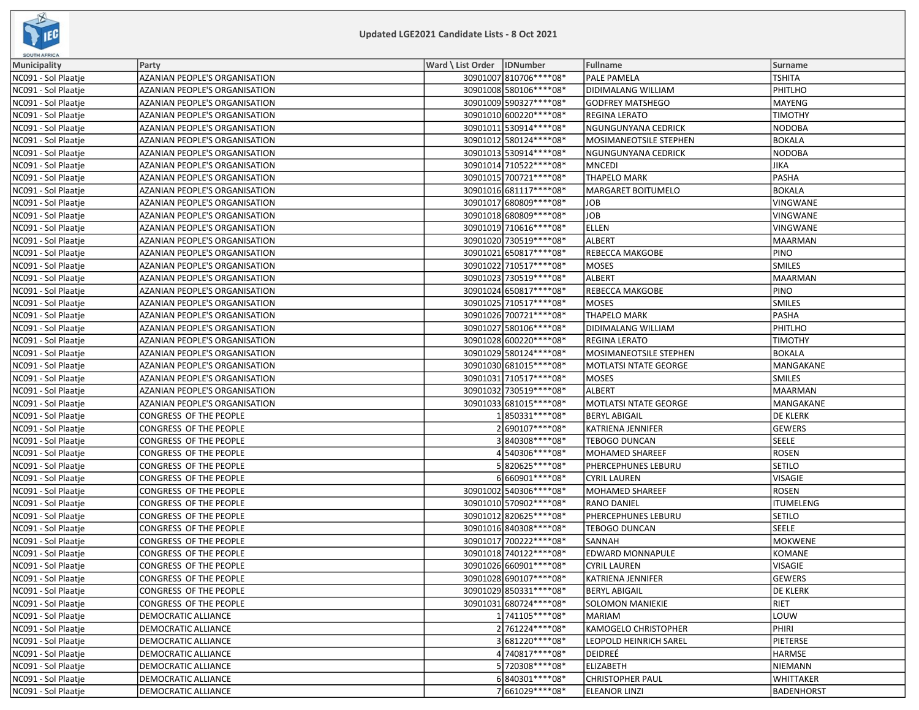Updated LGE2021 Candidate Lists - 8 Oct 2021

| Municipality | Party | Ward \ List Order | IDNumber | Fullname | Surname |
|---|---|---|---|---|---|
| NC091 - Sol Plaatje | AZANIAN PEOPLE'S ORGANISATION | 30901007 | 810706****08* | PALE PAMELA | TSHITA |
| NC091 - Sol Plaatje | AZANIAN PEOPLE'S ORGANISATION | 30901008 | 580106****08* | DIDIMALANG WILLIAM | PHITLHO |
| NC091 - Sol Plaatje | AZANIAN PEOPLE'S ORGANISATION | 30901009 | 590327****08* | GODFREY MATSHEGO | MAYENG |
| NC091 - Sol Plaatje | AZANIAN PEOPLE'S ORGANISATION | 30901010 | 600220****08* | REGINA LERATO | TIMOTHY |
| NC091 - Sol Plaatje | AZANIAN PEOPLE'S ORGANISATION | 30901011 | 530914****08* | NGUNGUNYANA CEDRICK | NODOBA |
| NC091 - Sol Plaatje | AZANIAN PEOPLE'S ORGANISATION | 30901012 | 580124****08* | MOSIMANEOTSILE STEPHEN | BOKALA |
| NC091 - Sol Plaatje | AZANIAN PEOPLE'S ORGANISATION | 30901013 | 530914****08* | NGUNGUNYANA CEDRICK | NODOBA |
| NC091 - Sol Plaatje | AZANIAN PEOPLE'S ORGANISATION | 30901014 | 710522****08* | MNCEDI | JIKA |
| NC091 - Sol Plaatje | AZANIAN PEOPLE'S ORGANISATION | 30901015 | 700721****08* | THAPELO MARK | PASHA |
| NC091 - Sol Plaatje | AZANIAN PEOPLE'S ORGANISATION | 30901016 | 681117****08* | MARGARET BOITUMELO | BOKALA |
| NC091 - Sol Plaatje | AZANIAN PEOPLE'S ORGANISATION | 30901017 | 680809****08* | JOB | VINGWANE |
| NC091 - Sol Plaatje | AZANIAN PEOPLE'S ORGANISATION | 30901018 | 680809****08* | JOB | VINGWANE |
| NC091 - Sol Plaatje | AZANIAN PEOPLE'S ORGANISATION | 30901019 | 710616****08* | ELLEN | VINGWANE |
| NC091 - Sol Plaatje | AZANIAN PEOPLE'S ORGANISATION | 30901020 | 730519****08* | ALBERT | MAARMAN |
| NC091 - Sol Plaatje | AZANIAN PEOPLE'S ORGANISATION | 30901021 | 650817****08* | REBECCA MAKGOBE | PINO |
| NC091 - Sol Plaatje | AZANIAN PEOPLE'S ORGANISATION | 30901022 | 710517****08* | MOSES | SMILES |
| NC091 - Sol Plaatje | AZANIAN PEOPLE'S ORGANISATION | 30901023 | 730519****08* | ALBERT | MAARMAN |
| NC091 - Sol Plaatje | AZANIAN PEOPLE'S ORGANISATION | 30901024 | 650817****08* | REBECCA MAKGOBE | PINO |
| NC091 - Sol Plaatje | AZANIAN PEOPLE'S ORGANISATION | 30901025 | 710517****08* | MOSES | SMILES |
| NC091 - Sol Plaatje | AZANIAN PEOPLE'S ORGANISATION | 30901026 | 700721****08* | THAPELO MARK | PASHA |
| NC091 - Sol Plaatje | AZANIAN PEOPLE'S ORGANISATION | 30901027 | 580106****08* | DIDIMALANG WILLIAM | PHITLHO |
| NC091 - Sol Plaatje | AZANIAN PEOPLE'S ORGANISATION | 30901028 | 600220****08* | REGINA LERATO | TIMOTHY |
| NC091 - Sol Plaatje | AZANIAN PEOPLE'S ORGANISATION | 30901029 | 580124****08* | MOSIMANEOTSILE STEPHEN | BOKALA |
| NC091 - Sol Plaatje | AZANIAN PEOPLE'S ORGANISATION | 30901030 | 681015****08* | MOTLATSI NTATE GEORGE | MANGAKANE |
| NC091 - Sol Plaatje | AZANIAN PEOPLE'S ORGANISATION | 30901031 | 710517****08* | MOSES | SMILES |
| NC091 - Sol Plaatje | AZANIAN PEOPLE'S ORGANISATION | 30901032 | 730519****08* | ALBERT | MAARMAN |
| NC091 - Sol Plaatje | AZANIAN PEOPLE'S ORGANISATION | 30901033 | 681015****08* | MOTLATSI NTATE GEORGE | MANGAKANE |
| NC091 - Sol Plaatje | CONGRESS OF THE PEOPLE | 1 | 850331****08* | BERYL ABIGAIL | DE KLERK |
| NC091 - Sol Plaatje | CONGRESS OF THE PEOPLE | 2 | 690107****08* | KATRIENA JENNIFER | GEWERS |
| NC091 - Sol Plaatje | CONGRESS OF THE PEOPLE | 3 | 840308****08* | TEBOGO DUNCAN | SEELE |
| NC091 - Sol Plaatje | CONGRESS OF THE PEOPLE | 4 | 540306****08* | MOHAMED SHAREEF | ROSEN |
| NC091 - Sol Plaatje | CONGRESS OF THE PEOPLE | 5 | 820625****08* | PHERCEPHUNES LEBURU | SETILO |
| NC091 - Sol Plaatje | CONGRESS OF THE PEOPLE | 6 | 660901****08* | CYRIL LAUREN | VISAGIE |
| NC091 - Sol Plaatje | CONGRESS OF THE PEOPLE | 30901002 | 540306****08* | MOHAMED SHAREEF | ROSEN |
| NC091 - Sol Plaatje | CONGRESS OF THE PEOPLE | 30901010 | 570902****08* | RANO DANIEL | ITUMELENG |
| NC091 - Sol Plaatje | CONGRESS OF THE PEOPLE | 30901012 | 820625****08* | PHERCEPHUNES LEBURU | SETILO |
| NC091 - Sol Plaatje | CONGRESS OF THE PEOPLE | 30901016 | 840308****08* | TEBOGO DUNCAN | SEELE |
| NC091 - Sol Plaatje | CONGRESS OF THE PEOPLE | 30901017 | 700222****08* | SANNAH | MOKWENE |
| NC091 - Sol Plaatje | CONGRESS OF THE PEOPLE | 30901018 | 740122****08* | EDWARD MONNAPULE | KOMANE |
| NC091 - Sol Plaatje | CONGRESS OF THE PEOPLE | 30901026 | 660901****08* | CYRIL LAUREN | VISAGIE |
| NC091 - Sol Plaatje | CONGRESS OF THE PEOPLE | 30901028 | 690107****08* | KATRIENA JENNIFER | GEWERS |
| NC091 - Sol Plaatje | CONGRESS OF THE PEOPLE | 30901029 | 850331****08* | BERYL ABIGAIL | DE KLERK |
| NC091 - Sol Plaatje | CONGRESS OF THE PEOPLE | 30901031 | 680724****08* | SOLOMON MANIEKIE | RIET |
| NC091 - Sol Plaatje | DEMOCRATIC ALLIANCE | 1 | 741105****08* | MARIAM | LOUW |
| NC091 - Sol Plaatje | DEMOCRATIC ALLIANCE | 2 | 761224****08* | KAMOGELO CHRISTOPHER | PHIRI |
| NC091 - Sol Plaatje | DEMOCRATIC ALLIANCE | 3 | 681220****08* | LEOPOLD HEINRICH SAREL | PIETERSE |
| NC091 - Sol Plaatje | DEMOCRATIC ALLIANCE | 4 | 740817****08* | DEIDREÉ | HARMSE |
| NC091 - Sol Plaatje | DEMOCRATIC ALLIANCE | 5 | 720308****08* | ELIZABETH | NIEMANN |
| NC091 - Sol Plaatje | DEMOCRATIC ALLIANCE | 6 | 840301****08* | CHRISTOPHER PAUL | WHITTAKER |
| NC091 - Sol Plaatje | DEMOCRATIC ALLIANCE | 7 | 661029****08* | ELEANOR LINZI | BADENHORST |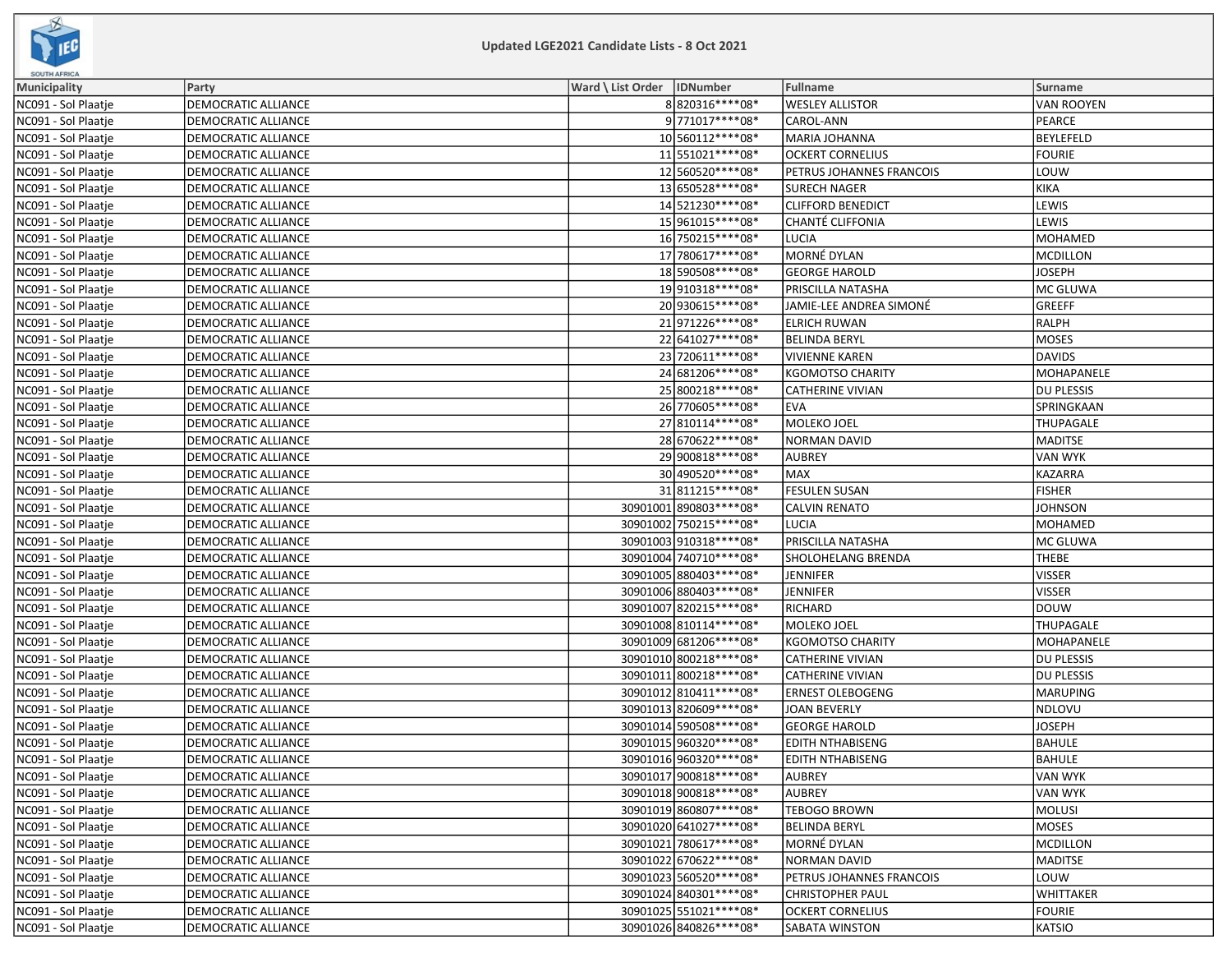Updated LGE2021 Candidate Lists - 8 Oct 2021

| Municipality | Party | Ward \ List Order | IDNumber | Fullname | Surname |
|---|---|---|---|---|---|
| NC091 - Sol Plaatje | DEMOCRATIC ALLIANCE | 8 | 820316****08* | WESLEY ALLISTOR | VAN ROOYEN |
| NC091 - Sol Plaatje | DEMOCRATIC ALLIANCE | 9 | 771017****08* | CAROL-ANN | PEARCE |
| NC091 - Sol Plaatje | DEMOCRATIC ALLIANCE | 10 | 560112****08* | MARIA JOHANNA | BEYLEFELD |
| NC091 - Sol Plaatje | DEMOCRATIC ALLIANCE | 11 | 551021****08* | OCKERT CORNELIUS | FOURIE |
| NC091 - Sol Plaatje | DEMOCRATIC ALLIANCE | 12 | 560520****08* | PETRUS JOHANNES FRANCOIS | LOUW |
| NC091 - Sol Plaatje | DEMOCRATIC ALLIANCE | 13 | 650528****08* | SURECH NAGER | KIKA |
| NC091 - Sol Plaatje | DEMOCRATIC ALLIANCE | 14 | 521230****08* | CLIFFORD BENEDICT | LEWIS |
| NC091 - Sol Plaatje | DEMOCRATIC ALLIANCE | 15 | 961015****08* | CHANTÉ CLIFFONIA | LEWIS |
| NC091 - Sol Plaatje | DEMOCRATIC ALLIANCE | 16 | 750215****08* | LUCIA | MOHAMED |
| NC091 - Sol Plaatje | DEMOCRATIC ALLIANCE | 17 | 780617****08* | MORNÉ DYLAN | MCDILLON |
| NC091 - Sol Plaatje | DEMOCRATIC ALLIANCE | 18 | 590508****08* | GEORGE HAROLD | JOSEPH |
| NC091 - Sol Plaatje | DEMOCRATIC ALLIANCE | 19 | 910318****08* | PRISCILLA NATASHA | MC GLUWA |
| NC091 - Sol Plaatje | DEMOCRATIC ALLIANCE | 20 | 930615****08* | JAMIE-LEE ANDREA SIMONÉ | GREEFF |
| NC091 - Sol Plaatje | DEMOCRATIC ALLIANCE | 21 | 971226****08* | ELRICH RUWAN | RALPH |
| NC091 - Sol Plaatje | DEMOCRATIC ALLIANCE | 22 | 641027****08* | BELINDA BERYL | MOSES |
| NC091 - Sol Plaatje | DEMOCRATIC ALLIANCE | 23 | 720611****08* | VIVIENNE KAREN | DAVIDS |
| NC091 - Sol Plaatje | DEMOCRATIC ALLIANCE | 24 | 681206****08* | KGOMOTSO CHARITY | MOHAPANELE |
| NC091 - Sol Plaatje | DEMOCRATIC ALLIANCE | 25 | 800218****08* | CATHERINE VIVIAN | DU PLESSIS |
| NC091 - Sol Plaatje | DEMOCRATIC ALLIANCE | 26 | 770605****08* | EVA | SPRINGKAAN |
| NC091 - Sol Plaatje | DEMOCRATIC ALLIANCE | 27 | 810114****08* | MOLEKO JOEL | THUPAGALE |
| NC091 - Sol Plaatje | DEMOCRATIC ALLIANCE | 28 | 670622****08* | NORMAN DAVID | MADITSE |
| NC091 - Sol Plaatje | DEMOCRATIC ALLIANCE | 29 | 900818****08* | AUBREY | VAN WYK |
| NC091 - Sol Plaatje | DEMOCRATIC ALLIANCE | 30 | 490520****08* | MAX | KAZARRA |
| NC091 - Sol Plaatje | DEMOCRATIC ALLIANCE | 31 | 811215****08* | FESULEN SUSAN | FISHER |
| NC091 - Sol Plaatje | DEMOCRATIC ALLIANCE | 30901001 | 890803****08* | CALVIN RENATO | JOHNSON |
| NC091 - Sol Plaatje | DEMOCRATIC ALLIANCE | 30901002 | 750215****08* | LUCIA | MOHAMED |
| NC091 - Sol Plaatje | DEMOCRATIC ALLIANCE | 30901003 | 910318****08* | PRISCILLA NATASHA | MC GLUWA |
| NC091 - Sol Plaatje | DEMOCRATIC ALLIANCE | 30901004 | 740710****08* | SHOLOHELANG BRENDA | THEBE |
| NC091 - Sol Plaatje | DEMOCRATIC ALLIANCE | 30901005 | 880403****08* | JENNIFER | VISSER |
| NC091 - Sol Plaatje | DEMOCRATIC ALLIANCE | 30901006 | 880403****08* | JENNIFER | VISSER |
| NC091 - Sol Plaatje | DEMOCRATIC ALLIANCE | 30901007 | 820215****08* | RICHARD | DOUW |
| NC091 - Sol Plaatje | DEMOCRATIC ALLIANCE | 30901008 | 810114****08* | MOLEKO JOEL | THUPAGALE |
| NC091 - Sol Plaatje | DEMOCRATIC ALLIANCE | 30901009 | 681206****08* | KGOMOTSO CHARITY | MOHAPANELE |
| NC091 - Sol Plaatje | DEMOCRATIC ALLIANCE | 30901010 | 800218****08* | CATHERINE VIVIAN | DU PLESSIS |
| NC091 - Sol Plaatje | DEMOCRATIC ALLIANCE | 30901011 | 800218****08* | CATHERINE VIVIAN | DU PLESSIS |
| NC091 - Sol Plaatje | DEMOCRATIC ALLIANCE | 30901012 | 810411****08* | ERNEST OLEBOGENG | MARUPING |
| NC091 - Sol Plaatje | DEMOCRATIC ALLIANCE | 30901013 | 820609****08* | JOAN BEVERLY | NDLOVU |
| NC091 - Sol Plaatje | DEMOCRATIC ALLIANCE | 30901014 | 590508****08* | GEORGE HAROLD | JOSEPH |
| NC091 - Sol Plaatje | DEMOCRATIC ALLIANCE | 30901015 | 960320****08* | EDITH NTHABISENG | BAHULE |
| NC091 - Sol Plaatje | DEMOCRATIC ALLIANCE | 30901016 | 960320****08* | EDITH NTHABISENG | BAHULE |
| NC091 - Sol Plaatje | DEMOCRATIC ALLIANCE | 30901017 | 900818****08* | AUBREY | VAN WYK |
| NC091 - Sol Plaatje | DEMOCRATIC ALLIANCE | 30901018 | 900818****08* | AUBREY | VAN WYK |
| NC091 - Sol Plaatje | DEMOCRATIC ALLIANCE | 30901019 | 860807****08* | TEBOGO BROWN | MOLUSI |
| NC091 - Sol Plaatje | DEMOCRATIC ALLIANCE | 30901020 | 641027****08* | BELINDA BERYL | MOSES |
| NC091 - Sol Plaatje | DEMOCRATIC ALLIANCE | 30901021 | 780617****08* | MORNÉ DYLAN | MCDILLON |
| NC091 - Sol Plaatje | DEMOCRATIC ALLIANCE | 30901022 | 670622****08* | NORMAN DAVID | MADITSE |
| NC091 - Sol Plaatje | DEMOCRATIC ALLIANCE | 30901023 | 560520****08* | PETRUS JOHANNES FRANCOIS | LOUW |
| NC091 - Sol Plaatje | DEMOCRATIC ALLIANCE | 30901024 | 840301****08* | CHRISTOPHER PAUL | WHITTAKER |
| NC091 - Sol Plaatje | DEMOCRATIC ALLIANCE | 30901025 | 551021****08* | OCKERT CORNELIUS | FOURIE |
| NC091 - Sol Plaatje | DEMOCRATIC ALLIANCE | 30901026 | 840826****08* | SABATA WINSTON | KATSIO |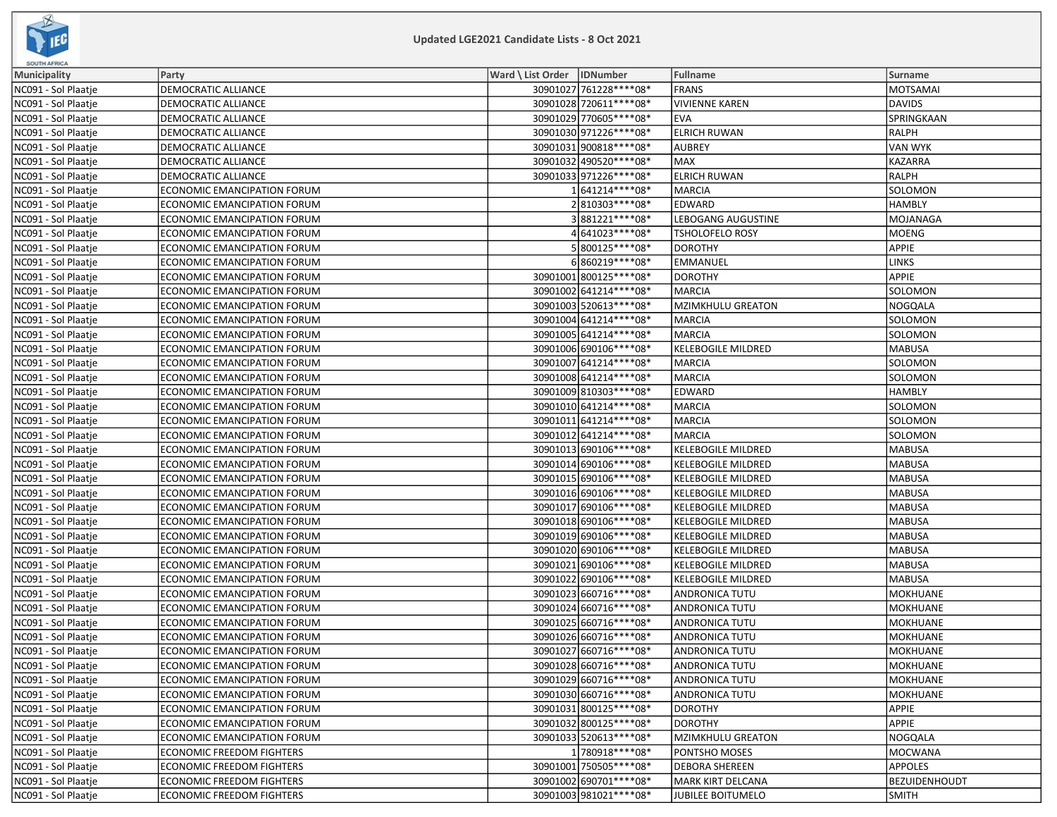# Updated LGE2021 Candidate Lists - 8 Oct 2021

| Municipality | Party | Ward \ List Order | IDNumber | Fullname | Surname |
|---|---|---|---|---|---|
| NC091 - Sol Plaatje | DEMOCRATIC ALLIANCE | 30901027 | 761228****08* | FRANS | MOTSAMAI |
| NC091 - Sol Plaatje | DEMOCRATIC ALLIANCE | 30901028 | 720611****08* | VIVIENNE KAREN | DAVIDS |
| NC091 - Sol Plaatje | DEMOCRATIC ALLIANCE | 30901029 | 770605****08* | EVA | SPRINGKAAN |
| NC091 - Sol Plaatje | DEMOCRATIC ALLIANCE | 30901030 | 971226****08* | ELRICH RUWAN | RALPH |
| NC091 - Sol Plaatje | DEMOCRATIC ALLIANCE | 30901031 | 900818****08* | AUBREY | VAN WYK |
| NC091 - Sol Plaatje | DEMOCRATIC ALLIANCE | 30901032 | 490520****08* | MAX | KAZARRA |
| NC091 - Sol Plaatje | DEMOCRATIC ALLIANCE | 30901033 | 971226****08* | ELRICH RUWAN | RALPH |
| NC091 - Sol Plaatje | ECONOMIC EMANCIPATION FORUM | 1 | 641214****08* | MARCIA | SOLOMON |
| NC091 - Sol Plaatje | ECONOMIC EMANCIPATION FORUM | 2 | 810303****08* | EDWARD | HAMBLY |
| NC091 - Sol Plaatje | ECONOMIC EMANCIPATION FORUM | 3 | 881221****08* | LEBOGANG AUGUSTINE | MOJANAGA |
| NC091 - Sol Plaatje | ECONOMIC EMANCIPATION FORUM | 4 | 641023****08* | TSHOLOFELO ROSY | MOENG |
| NC091 - Sol Plaatje | ECONOMIC EMANCIPATION FORUM | 5 | 800125****08* | DOROTHY | APPIE |
| NC091 - Sol Plaatje | ECONOMIC EMANCIPATION FORUM | 6 | 860219****08* | EMMANUEL | LINKS |
| NC091 - Sol Plaatje | ECONOMIC EMANCIPATION FORUM | 30901001 | 800125****08* | DOROTHY | APPIE |
| NC091 - Sol Plaatje | ECONOMIC EMANCIPATION FORUM | 30901002 | 641214****08* | MARCIA | SOLOMON |
| NC091 - Sol Plaatje | ECONOMIC EMANCIPATION FORUM | 30901003 | 520613****08* | MZIMKHULU GREATON | NOGQALA |
| NC091 - Sol Plaatje | ECONOMIC EMANCIPATION FORUM | 30901004 | 641214****08* | MARCIA | SOLOMON |
| NC091 - Sol Plaatje | ECONOMIC EMANCIPATION FORUM | 30901005 | 641214****08* | MARCIA | SOLOMON |
| NC091 - Sol Plaatje | ECONOMIC EMANCIPATION FORUM | 30901006 | 690106****08* | KELEBOGILE MILDRED | MABUSA |
| NC091 - Sol Plaatje | ECONOMIC EMANCIPATION FORUM | 30901007 | 641214****08* | MARCIA | SOLOMON |
| NC091 - Sol Plaatje | ECONOMIC EMANCIPATION FORUM | 30901008 | 641214****08* | MARCIA | SOLOMON |
| NC091 - Sol Plaatje | ECONOMIC EMANCIPATION FORUM | 30901009 | 810303****08* | EDWARD | HAMBLY |
| NC091 - Sol Plaatje | ECONOMIC EMANCIPATION FORUM | 30901010 | 641214****08* | MARCIA | SOLOMON |
| NC091 - Sol Plaatje | ECONOMIC EMANCIPATION FORUM | 30901011 | 641214****08* | MARCIA | SOLOMON |
| NC091 - Sol Plaatje | ECONOMIC EMANCIPATION FORUM | 30901012 | 641214****08* | MARCIA | SOLOMON |
| NC091 - Sol Plaatje | ECONOMIC EMANCIPATION FORUM | 30901013 | 690106****08* | KELEBOGILE MILDRED | MABUSA |
| NC091 - Sol Plaatje | ECONOMIC EMANCIPATION FORUM | 30901014 | 690106****08* | KELEBOGILE MILDRED | MABUSA |
| NC091 - Sol Plaatje | ECONOMIC EMANCIPATION FORUM | 30901015 | 690106****08* | KELEBOGILE MILDRED | MABUSA |
| NC091 - Sol Plaatje | ECONOMIC EMANCIPATION FORUM | 30901016 | 690106****08* | KELEBOGILE MILDRED | MABUSA |
| NC091 - Sol Plaatje | ECONOMIC EMANCIPATION FORUM | 30901017 | 690106****08* | KELEBOGILE MILDRED | MABUSA |
| NC091 - Sol Plaatje | ECONOMIC EMANCIPATION FORUM | 30901018 | 690106****08* | KELEBOGILE MILDRED | MABUSA |
| NC091 - Sol Plaatje | ECONOMIC EMANCIPATION FORUM | 30901019 | 690106****08* | KELEBOGILE MILDRED | MABUSA |
| NC091 - Sol Plaatje | ECONOMIC EMANCIPATION FORUM | 30901020 | 690106****08* | KELEBOGILE MILDRED | MABUSA |
| NC091 - Sol Plaatje | ECONOMIC EMANCIPATION FORUM | 30901021 | 690106****08* | KELEBOGILE MILDRED | MABUSA |
| NC091 - Sol Plaatje | ECONOMIC EMANCIPATION FORUM | 30901022 | 690106****08* | KELEBOGILE MILDRED | MABUSA |
| NC091 - Sol Plaatje | ECONOMIC EMANCIPATION FORUM | 30901023 | 660716****08* | ANDRONICA TUTU | MOKHUANE |
| NC091 - Sol Plaatje | ECONOMIC EMANCIPATION FORUM | 30901024 | 660716****08* | ANDRONICA TUTU | MOKHUANE |
| NC091 - Sol Plaatje | ECONOMIC EMANCIPATION FORUM | 30901025 | 660716****08* | ANDRONICA TUTU | MOKHUANE |
| NC091 - Sol Plaatje | ECONOMIC EMANCIPATION FORUM | 30901026 | 660716****08* | ANDRONICA TUTU | MOKHUANE |
| NC091 - Sol Plaatje | ECONOMIC EMANCIPATION FORUM | 30901027 | 660716****08* | ANDRONICA TUTU | MOKHUANE |
| NC091 - Sol Plaatje | ECONOMIC EMANCIPATION FORUM | 30901028 | 660716****08* | ANDRONICA TUTU | MOKHUANE |
| NC091 - Sol Plaatje | ECONOMIC EMANCIPATION FORUM | 30901029 | 660716****08* | ANDRONICA TUTU | MOKHUANE |
| NC091 - Sol Plaatje | ECONOMIC EMANCIPATION FORUM | 30901030 | 660716****08* | ANDRONICA TUTU | MOKHUANE |
| NC091 - Sol Plaatje | ECONOMIC EMANCIPATION FORUM | 30901031 | 800125****08* | DOROTHY | APPIE |
| NC091 - Sol Plaatje | ECONOMIC EMANCIPATION FORUM | 30901032 | 800125****08* | DOROTHY | APPIE |
| NC091 - Sol Plaatje | ECONOMIC EMANCIPATION FORUM | 30901033 | 520613****08* | MZIMKHULU GREATON | NOGQALA |
| NC091 - Sol Plaatje | ECONOMIC FREEDOM FIGHTERS | 1 | 780918****08* | PONTSHO MOSES | MOCWANA |
| NC091 - Sol Plaatje | ECONOMIC FREEDOM FIGHTERS | 30901001 | 750505****08* | DEBORA SHEREEN | APPOLES |
| NC091 - Sol Plaatje | ECONOMIC FREEDOM FIGHTERS | 30901002 | 690701****08* | MARK KIRT DELCANA | BEZUIDENHOUDT |
| NC091 - Sol Plaatje | ECONOMIC FREEDOM FIGHTERS | 30901003 | 981021****08* | JUBILEE BOITUMELO | SMITH |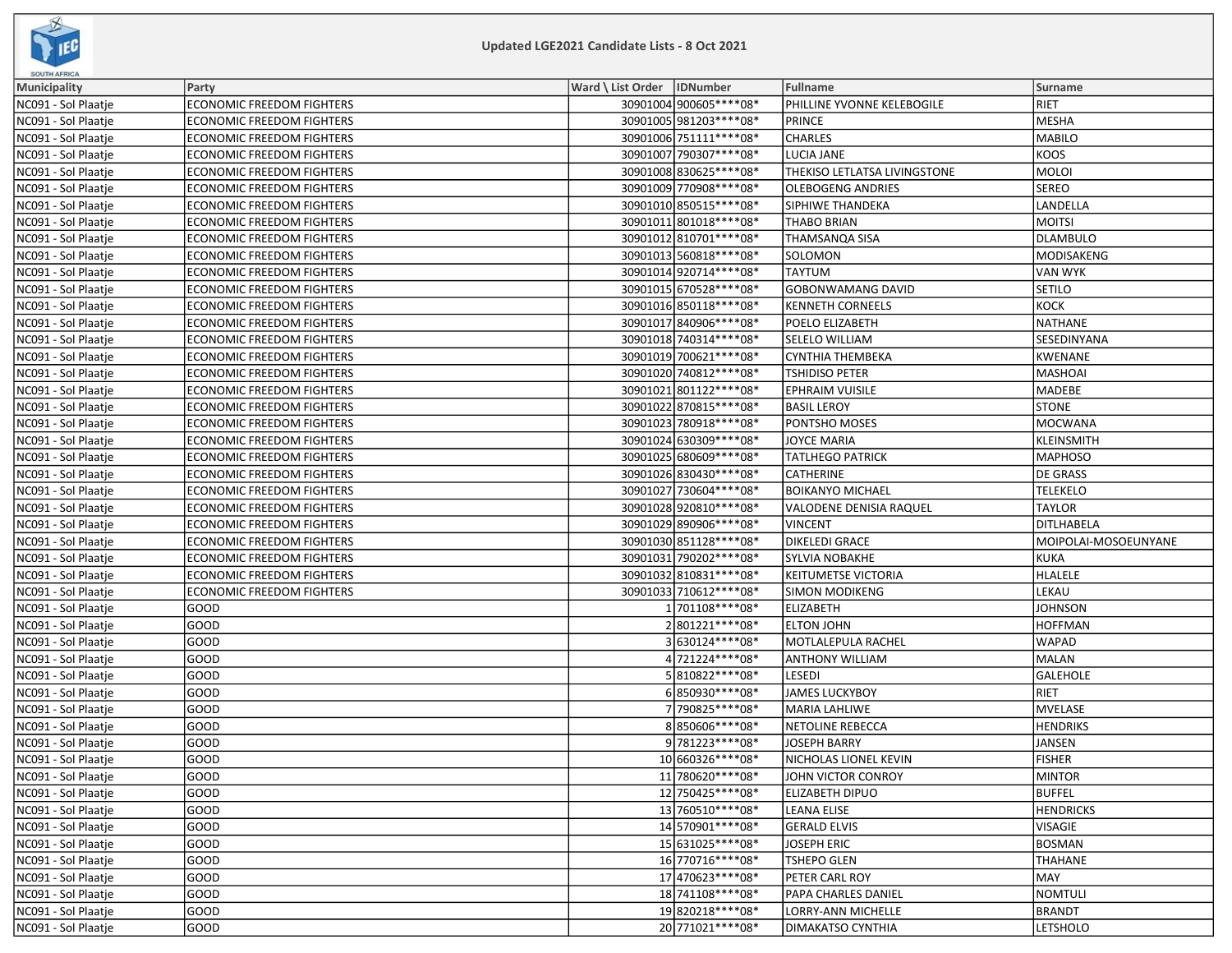## Updated LGE2021 Candidate Lists - 8 Oct 2021

| Municipality | Party | Ward \ List Order | IDNumber | Fullname | Surname |
|---|---|---|---|---|---|
| NC091 - Sol Plaatje | ECONOMIC FREEDOM FIGHTERS | 30901004 | 900605****08* | PHILLINE YVONNE KELEBOGILE | RIET |
| NC091 - Sol Plaatje | ECONOMIC FREEDOM FIGHTERS | 30901005 | 981203****08* | PRINCE | MESHA |
| NC091 - Sol Plaatje | ECONOMIC FREEDOM FIGHTERS | 30901006 | 751111****08* | CHARLES | MABILO |
| NC091 - Sol Plaatje | ECONOMIC FREEDOM FIGHTERS | 30901007 | 790307****08* | LUCIA JANE | KOOS |
| NC091 - Sol Plaatje | ECONOMIC FREEDOM FIGHTERS | 30901008 | 830625****08* | THEKISO LETLATSA LIVINGSTONE | MOLOI |
| NC091 - Sol Plaatje | ECONOMIC FREEDOM FIGHTERS | 30901009 | 770908****08* | OLEBOGENG ANDRIES | SEREO |
| NC091 - Sol Plaatje | ECONOMIC FREEDOM FIGHTERS | 30901010 | 850515****08* | SIPHIWE THANDEKA | LANDELLA |
| NC091 - Sol Plaatje | ECONOMIC FREEDOM FIGHTERS | 30901011 | 801018****08* | THABO BRIAN | MOITSI |
| NC091 - Sol Plaatje | ECONOMIC FREEDOM FIGHTERS | 30901012 | 810701****08* | THAMSANQA SISA | DLAMBULO |
| NC091 - Sol Plaatje | ECONOMIC FREEDOM FIGHTERS | 30901013 | 560818****08* | SOLOMON | MODISAKENG |
| NC091 - Sol Plaatje | ECONOMIC FREEDOM FIGHTERS | 30901014 | 920714****08* | TAYTUM | VAN WYK |
| NC091 - Sol Plaatje | ECONOMIC FREEDOM FIGHTERS | 30901015 | 670528****08* | GOBONWAMANG DAVID | SETILO |
| NC091 - Sol Plaatje | ECONOMIC FREEDOM FIGHTERS | 30901016 | 850118****08* | KENNETH CORNEELS | KOCK |
| NC091 - Sol Plaatje | ECONOMIC FREEDOM FIGHTERS | 30901017 | 840906****08* | POELO ELIZABETH | NATHANE |
| NC091 - Sol Plaatje | ECONOMIC FREEDOM FIGHTERS | 30901018 | 740314****08* | SELELO WILLIAM | SESEDINYANA |
| NC091 - Sol Plaatje | ECONOMIC FREEDOM FIGHTERS | 30901019 | 700621****08* | CYNTHIA THEMBEKA | KWENANE |
| NC091 - Sol Plaatje | ECONOMIC FREEDOM FIGHTERS | 30901020 | 740812****08* | TSHIDISO PETER | MASHOAI |
| NC091 - Sol Plaatje | ECONOMIC FREEDOM FIGHTERS | 30901021 | 801122****08* | EPHRAIM VUISILE | MADEBE |
| NC091 - Sol Plaatje | ECONOMIC FREEDOM FIGHTERS | 30901022 | 870815****08* | BASIL LEROY | STONE |
| NC091 - Sol Plaatje | ECONOMIC FREEDOM FIGHTERS | 30901023 | 780918****08* | PONTSHO MOSES | MOCWANA |
| NC091 - Sol Plaatje | ECONOMIC FREEDOM FIGHTERS | 30901024 | 630309****08* | JOYCE MARIA | KLEINSMITH |
| NC091 - Sol Plaatje | ECONOMIC FREEDOM FIGHTERS | 30901025 | 680609****08* | TATLHEGO PATRICK | MAPHOSO |
| NC091 - Sol Plaatje | ECONOMIC FREEDOM FIGHTERS | 30901026 | 830430****08* | CATHERINE | DE GRASS |
| NC091 - Sol Plaatje | ECONOMIC FREEDOM FIGHTERS | 30901027 | 730604****08* | BOIKANYO MICHAEL | TELEKELO |
| NC091 - Sol Plaatje | ECONOMIC FREEDOM FIGHTERS | 30901028 | 920810****08* | VALODENE DENISIA RAQUEL | TAYLOR |
| NC091 - Sol Plaatje | ECONOMIC FREEDOM FIGHTERS | 30901029 | 890906****08* | VINCENT | DITLHABELA |
| NC091 - Sol Plaatje | ECONOMIC FREEDOM FIGHTERS | 30901030 | 851128****08* | DIKELEDI GRACE | MOIPOLAI-MOSOEUNYANE |
| NC091 - Sol Plaatje | ECONOMIC FREEDOM FIGHTERS | 30901031 | 790202****08* | SYLVIA NOBAKHE | KUKA |
| NC091 - Sol Plaatje | ECONOMIC FREEDOM FIGHTERS | 30901032 | 810831****08* | KEITUMETSE VICTORIA | HLALELE |
| NC091 - Sol Plaatje | ECONOMIC FREEDOM FIGHTERS | 30901033 | 710612****08* | SIMON MODIKENG | LEKAU |
| NC091 - Sol Plaatje | GOOD | 1 | 701108****08* | ELIZABETH | JOHNSON |
| NC091 - Sol Plaatje | GOOD | 2 | 801221****08* | ELTON JOHN | HOFFMAN |
| NC091 - Sol Plaatje | GOOD | 3 | 630124****08* | MOTLALEPULA RACHEL | WAPAD |
| NC091 - Sol Plaatje | GOOD | 4 | 721224****08* | ANTHONY WILLIAM | MALAN |
| NC091 - Sol Plaatje | GOOD | 5 | 810822****08* | LESEDI | GALEHOLE |
| NC091 - Sol Plaatje | GOOD | 6 | 850930****08* | JAMES LUCKYBOY | RIET |
| NC091 - Sol Plaatje | GOOD | 7 | 790825****08* | MARIA LAHLIWE | MVELASE |
| NC091 - Sol Plaatje | GOOD | 8 | 850606****08* | NETOLINE REBECCA | HENDRIKS |
| NC091 - Sol Plaatje | GOOD | 9 | 781223****08* | JOSEPH BARRY | JANSEN |
| NC091 - Sol Plaatje | GOOD | 10 | 660326****08* | NICHOLAS LIONEL KEVIN | FISHER |
| NC091 - Sol Plaatje | GOOD | 11 | 780620****08* | JOHN VICTOR CONROY | MINTOR |
| NC091 - Sol Plaatje | GOOD | 12 | 750425****08* | ELIZABETH DIPUO | BUFFEL |
| NC091 - Sol Plaatje | GOOD | 13 | 760510****08* | LEANA ELISE | HENDRICKS |
| NC091 - Sol Plaatje | GOOD | 14 | 570901****08* | GERALD ELVIS | VISAGIE |
| NC091 - Sol Plaatje | GOOD | 15 | 631025****08* | JOSEPH ERIC | BOSMAN |
| NC091 - Sol Plaatje | GOOD | 16 | 770716****08* | TSHEPO GLEN | THAHANE |
| NC091 - Sol Plaatje | GOOD | 17 | 470623****08* | PETER CARL ROY | MAY |
| NC091 - Sol Plaatje | GOOD | 18 | 741108****08* | PAPA CHARLES DANIEL | NOMTULI |
| NC091 - Sol Plaatje | GOOD | 19 | 820218****08* | LORRY-ANN MICHELLE | BRANDT |
| NC091 - Sol Plaatje | GOOD | 20 | 771021****08* | DIMAKATSO CYNTHIA | LETSHOLO |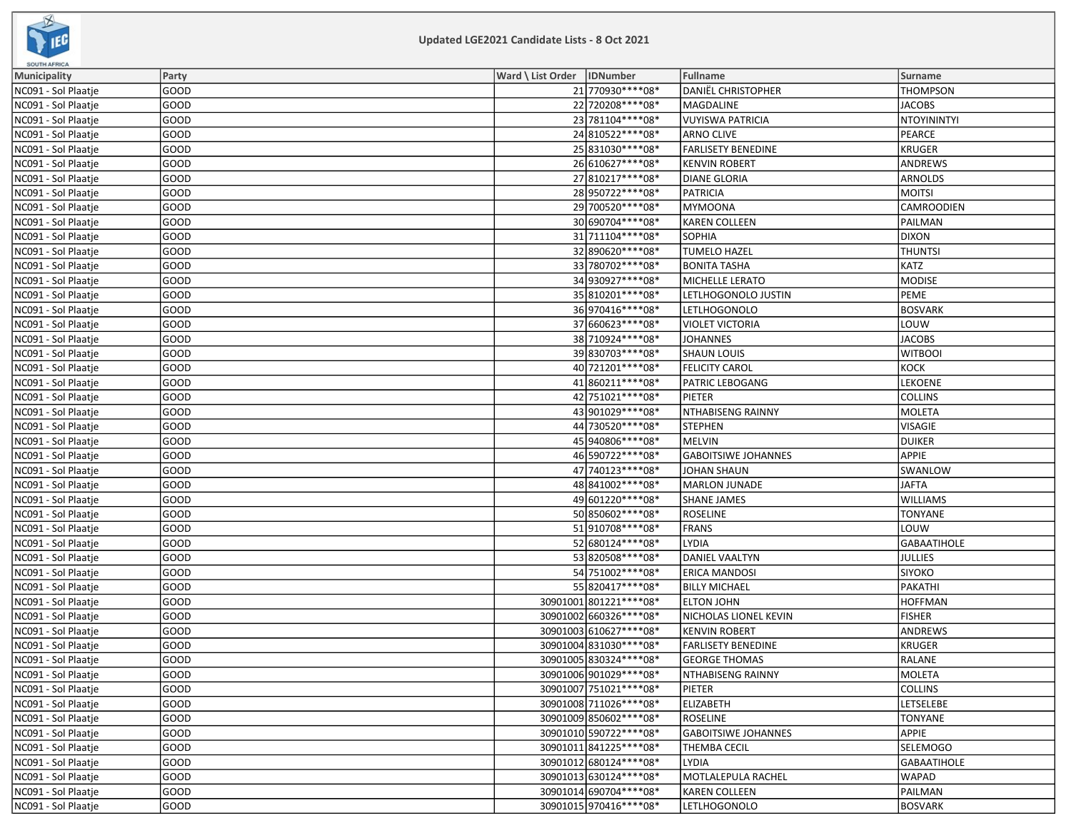Updated LGE2021 Candidate Lists - 8 Oct 2021

| Municipality | Party | Ward \ List Order | IDNumber | Fullname | Surname |
|---|---|---|---|---|---|
| NC091 - Sol Plaatje | GOOD | 21 | 770930****08* | DANIËL CHRISTOPHER | THOMPSON |
| NC091 - Sol Plaatje | GOOD | 22 | 720208****08* | MAGDALINE | JACOBS |
| NC091 - Sol Plaatje | GOOD | 23 | 781104****08* | VUYISWA PATRICIA | NTOYININTYI |
| NC091 - Sol Plaatje | GOOD | 24 | 810522****08* | ARNO CLIVE | PEARCE |
| NC091 - Sol Plaatje | GOOD | 25 | 831030****08* | FARLISETY BENEDINE | KRUGER |
| NC091 - Sol Plaatje | GOOD | 26 | 610627****08* | KENVIN ROBERT | ANDREWS |
| NC091 - Sol Plaatje | GOOD | 27 | 810217****08* | DIANE GLORIA | ARNOLDS |
| NC091 - Sol Plaatje | GOOD | 28 | 950722****08* | PATRICIA | MOITSI |
| NC091 - Sol Plaatje | GOOD | 29 | 700520****08* | MYMOONA | CAMROODIEN |
| NC091 - Sol Plaatje | GOOD | 30 | 690704****08* | KAREN COLLEEN | PAILMAN |
| NC091 - Sol Plaatje | GOOD | 31 | 711104****08* | SOPHIA | DIXON |
| NC091 - Sol Plaatje | GOOD | 32 | 890620****08* | TUMELO HAZEL | THUNTSI |
| NC091 - Sol Plaatje | GOOD | 33 | 780702****08* | BONITA TASHA | KATZ |
| NC091 - Sol Plaatje | GOOD | 34 | 930927****08* | MICHELLE LERATO | MODISE |
| NC091 - Sol Plaatje | GOOD | 35 | 810201****08* | LETLHOGONOLO JUSTIN | PEME |
| NC091 - Sol Plaatje | GOOD | 36 | 970416****08* | LETLHOGONOLO | BOSVARK |
| NC091 - Sol Plaatje | GOOD | 37 | 660623****08* | VIOLET VICTORIA | LOUW |
| NC091 - Sol Plaatje | GOOD | 38 | 710924****08* | JOHANNES | JACOBS |
| NC091 - Sol Plaatje | GOOD | 39 | 830703****08* | SHAUN LOUIS | WITBOOI |
| NC091 - Sol Plaatje | GOOD | 40 | 721201****08* | FELICITY CAROL | KOCK |
| NC091 - Sol Plaatje | GOOD | 41 | 860211****08* | PATRIC LEBOGANG | LEKOENE |
| NC091 - Sol Plaatje | GOOD | 42 | 751021****08* | PIETER | COLLINS |
| NC091 - Sol Plaatje | GOOD | 43 | 901029****08* | NTHABISENG RAINNY | MOLETA |
| NC091 - Sol Plaatje | GOOD | 44 | 730520****08* | STEPHEN | VISAGIE |
| NC091 - Sol Plaatje | GOOD | 45 | 940806****08* | MELVIN | DUIKER |
| NC091 - Sol Plaatje | GOOD | 46 | 590722****08* | GABOITSIWE JOHANNES | APPIE |
| NC091 - Sol Plaatje | GOOD | 47 | 740123****08* | JOHAN SHAUN | SWANLOW |
| NC091 - Sol Plaatje | GOOD | 48 | 841002****08* | MARLON JUNADE | JAFTA |
| NC091 - Sol Plaatje | GOOD | 49 | 601220****08* | SHANE JAMES | WILLIAMS |
| NC091 - Sol Plaatje | GOOD | 50 | 850602****08* | ROSELINE | TONYANE |
| NC091 - Sol Plaatje | GOOD | 51 | 910708****08* | FRANS | LOUW |
| NC091 - Sol Plaatje | GOOD | 52 | 680124****08* | LYDIA | GABAATIHOLE |
| NC091 - Sol Plaatje | GOOD | 53 | 820508****08* | DANIEL VAALTYN | JULLIES |
| NC091 - Sol Plaatje | GOOD | 54 | 751002****08* | ERICA MANDOSI | SIYOKO |
| NC091 - Sol Plaatje | GOOD | 55 | 820417****08* | BILLY MICHAEL | PAKATHI |
| NC091 - Sol Plaatje | GOOD | 30901001 | 801221****08* | ELTON JOHN | HOFFMAN |
| NC091 - Sol Plaatje | GOOD | 30901002 | 660326****08* | NICHOLAS LIONEL KEVIN | FISHER |
| NC091 - Sol Plaatje | GOOD | 30901003 | 610627****08* | KENVIN ROBERT | ANDREWS |
| NC091 - Sol Plaatje | GOOD | 30901004 | 831030****08* | FARLISETY BENEDINE | KRUGER |
| NC091 - Sol Plaatje | GOOD | 30901005 | 830324****08* | GEORGE THOMAS | RALANE |
| NC091 - Sol Plaatje | GOOD | 30901006 | 901029****08* | NTHABISENG RAINNY | MOLETA |
| NC091 - Sol Plaatje | GOOD | 30901007 | 751021****08* | PIETER | COLLINS |
| NC091 - Sol Plaatje | GOOD | 30901008 | 711026****08* | ELIZABETH | LETSELEBE |
| NC091 - Sol Plaatje | GOOD | 30901009 | 850602****08* | ROSELINE | TONYANE |
| NC091 - Sol Plaatje | GOOD | 30901010 | 590722****08* | GABOITSIWE JOHANNES | APPIE |
| NC091 - Sol Plaatje | GOOD | 30901011 | 841225****08* | THEMBA CECIL | SELEMOGO |
| NC091 - Sol Plaatje | GOOD | 30901012 | 680124****08* | LYDIA | GABAATIHOLE |
| NC091 - Sol Plaatje | GOOD | 30901013 | 630124****08* | MOTLALEPULA RACHEL | WAPAD |
| NC091 - Sol Plaatje | GOOD | 30901014 | 690704****08* | KAREN COLLEEN | PAILMAN |
| NC091 - Sol Plaatje | GOOD | 30901015 | 970416****08* | LETLHOGONOLO | BOSVARK |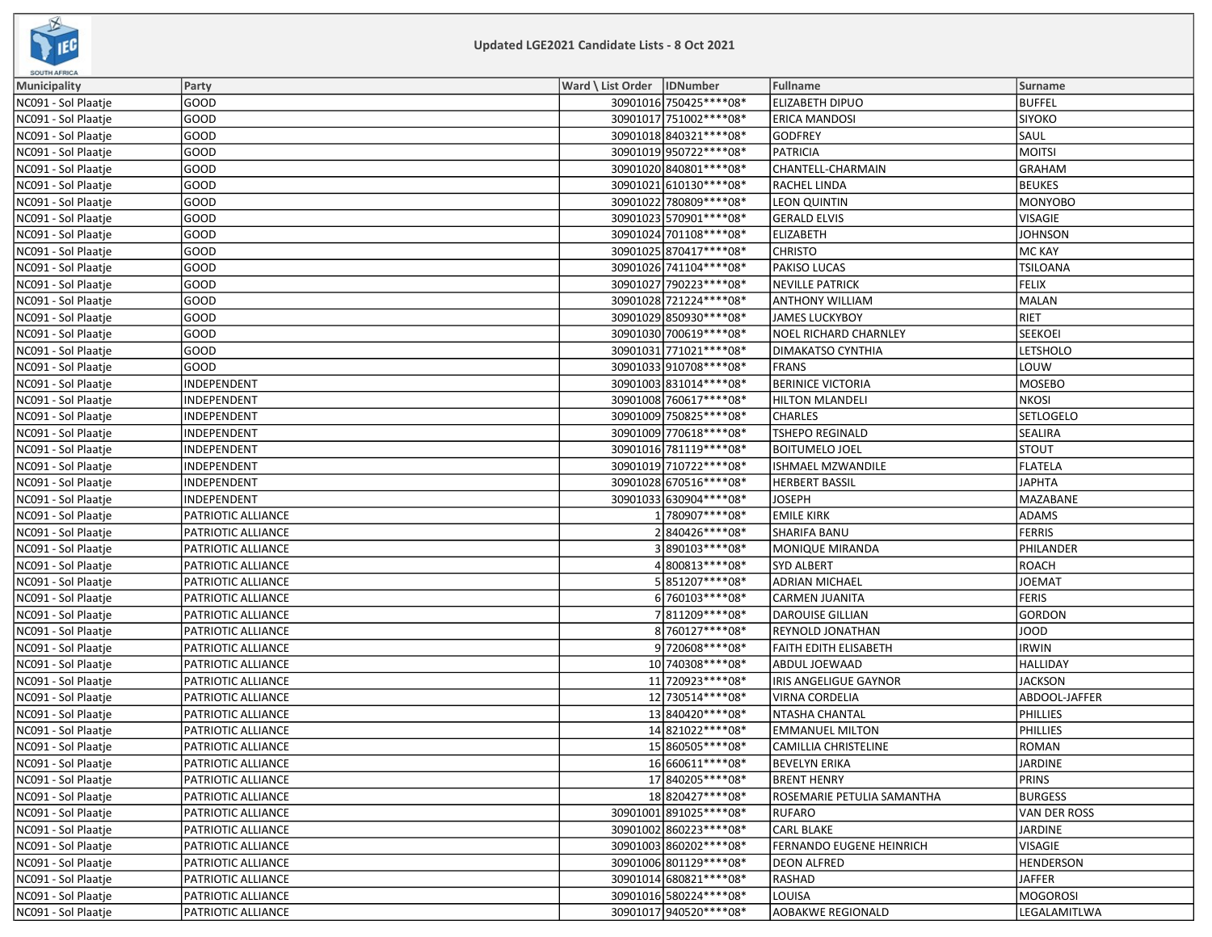Updated LGE2021 Candidate Lists - 8 Oct 2021

| Municipality | Party | Ward \ List Order | IDNumber | Fullname | Surname |
|---|---|---|---|---|---|
| NC091 - Sol Plaatje | GOOD | 30901016 | 750425****08* | ELIZABETH DIPUO | BUFFEL |
| NC091 - Sol Plaatje | GOOD | 30901017 | 751002****08* | ERICA MANDOSI | SIYOKO |
| NC091 - Sol Plaatje | GOOD | 30901018 | 840321****08* | GODFREY | SAUL |
| NC091 - Sol Plaatje | GOOD | 30901019 | 950722****08* | PATRICIA | MOITSI |
| NC091 - Sol Plaatje | GOOD | 30901020 | 840801****08* | CHANTELL-CHARMAIN | GRAHAM |
| NC091 - Sol Plaatje | GOOD | 30901021 | 610130****08* | RACHEL LINDA | BEUKES |
| NC091 - Sol Plaatje | GOOD | 30901022 | 780809****08* | LEON QUINTIN | MONYOBO |
| NC091 - Sol Plaatje | GOOD | 30901023 | 570901****08* | GERALD ELVIS | VISAGIE |
| NC091 - Sol Plaatje | GOOD | 30901024 | 701108****08* | ELIZABETH | JOHNSON |
| NC091 - Sol Plaatje | GOOD | 30901025 | 870417****08* | CHRISTO | MC KAY |
| NC091 - Sol Plaatje | GOOD | 30901026 | 741104****08* | PAKISO LUCAS | TSILOANA |
| NC091 - Sol Plaatje | GOOD | 30901027 | 790223****08* | NEVILLE PATRICK | FELIX |
| NC091 - Sol Plaatje | GOOD | 30901028 | 721224****08* | ANTHONY WILLIAM | MALAN |
| NC091 - Sol Plaatje | GOOD | 30901029 | 850930****08* | JAMES LUCKYBOY | RIET |
| NC091 - Sol Plaatje | GOOD | 30901030 | 700619****08* | NOEL RICHARD CHARNLEY | SEEKOEI |
| NC091 - Sol Plaatje | GOOD | 30901031 | 771021****08* | DIMAKATSO CYNTHIA | LETSHOLO |
| NC091 - Sol Plaatje | GOOD | 30901033 | 910708****08* | FRANS | LOUW |
| NC091 - Sol Plaatje | INDEPENDENT | 30901003 | 831014****08* | BERINICE VICTORIA | MOSEBO |
| NC091 - Sol Plaatje | INDEPENDENT | 30901008 | 760617****08* | HILTON MLANDELI | NKOSI |
| NC091 - Sol Plaatje | INDEPENDENT | 30901009 | 750825****08* | CHARLES | SETLOGELO |
| NC091 - Sol Plaatje | INDEPENDENT | 30901009 | 770618****08* | TSHEPO REGINALD | SEALIRA |
| NC091 - Sol Plaatje | INDEPENDENT | 30901016 | 781119****08* | BOITUMELO JOEL | STOUT |
| NC091 - Sol Plaatje | INDEPENDENT | 30901019 | 710722****08* | ISHMAEL MZWANDILE | FLATELA |
| NC091 - Sol Plaatje | INDEPENDENT | 30901028 | 670516****08* | HERBERT BASSIL | JAPHTA |
| NC091 - Sol Plaatje | INDEPENDENT | 30901033 | 630904****08* | JOSEPH | MAZABANE |
| NC091 - Sol Plaatje | PATRIOTIC ALLIANCE | 1 | 780907****08* | EMILE KIRK | ADAMS |
| NC091 - Sol Plaatje | PATRIOTIC ALLIANCE | 2 | 840426****08* | SHARIFA BANU | FERRIS |
| NC091 - Sol Plaatje | PATRIOTIC ALLIANCE | 3 | 890103****08* | MONIQUE MIRANDA | PHILANDER |
| NC091 - Sol Plaatje | PATRIOTIC ALLIANCE | 4 | 800813****08* | SYD ALBERT | ROACH |
| NC091 - Sol Plaatje | PATRIOTIC ALLIANCE | 5 | 851207****08* | ADRIAN MICHAEL | JOEMAT |
| NC091 - Sol Plaatje | PATRIOTIC ALLIANCE | 6 | 760103****08* | CARMEN JUANITA | FERIS |
| NC091 - Sol Plaatje | PATRIOTIC ALLIANCE | 7 | 811209****08* | DAROUISE GILLIAN | GORDON |
| NC091 - Sol Plaatje | PATRIOTIC ALLIANCE | 8 | 760127****08* | REYNOLD JONATHAN | JOOD |
| NC091 - Sol Plaatje | PATRIOTIC ALLIANCE | 9 | 720608****08* | FAITH EDITH ELISABETH | IRWIN |
| NC091 - Sol Plaatje | PATRIOTIC ALLIANCE | 10 | 740308****08* | ABDUL JOEWAAD | HALLIDAY |
| NC091 - Sol Plaatje | PATRIOTIC ALLIANCE | 11 | 720923****08* | IRIS ANGELIGUE GAYNOR | JACKSON |
| NC091 - Sol Plaatje | PATRIOTIC ALLIANCE | 12 | 730514****08* | VIRNA CORDELIA | ABDOOL-JAFFER |
| NC091 - Sol Plaatje | PATRIOTIC ALLIANCE | 13 | 840420****08* | NTASHA CHANTAL | PHILLIES |
| NC091 - Sol Plaatje | PATRIOTIC ALLIANCE | 14 | 821022****08* | EMMANUEL MILTON | PHILLIES |
| NC091 - Sol Plaatje | PATRIOTIC ALLIANCE | 15 | 860505****08* | CAMILLIA CHRISTELINE | ROMAN |
| NC091 - Sol Plaatje | PATRIOTIC ALLIANCE | 16 | 660611****08* | BEVELYN ERIKA | JARDINE |
| NC091 - Sol Plaatje | PATRIOTIC ALLIANCE | 17 | 840205****08* | BRENT HENRY | PRINS |
| NC091 - Sol Plaatje | PATRIOTIC ALLIANCE | 18 | 820427****08* | ROSEMARIE PETULIA SAMANTHA | BURGESS |
| NC091 - Sol Plaatje | PATRIOTIC ALLIANCE | 30901001 | 891025****08* | RUFARO | VAN DER ROSS |
| NC091 - Sol Plaatje | PATRIOTIC ALLIANCE | 30901002 | 860223****08* | CARL BLAKE | JARDINE |
| NC091 - Sol Plaatje | PATRIOTIC ALLIANCE | 30901003 | 860202****08* | FERNANDO EUGENE HEINRICH | VISAGIE |
| NC091 - Sol Plaatje | PATRIOTIC ALLIANCE | 30901006 | 801129****08* | DEON ALFRED | HENDERSON |
| NC091 - Sol Plaatje | PATRIOTIC ALLIANCE | 30901014 | 680821****08* | RASHAD | JAFFER |
| NC091 - Sol Plaatje | PATRIOTIC ALLIANCE | 30901016 | 580224****08* | LOUISA | MOGOROSI |
| NC091 - Sol Plaatje | PATRIOTIC ALLIANCE | 30901017 | 940520****08* | AOBAKWE REGIONALD | LEGALAMITLWA |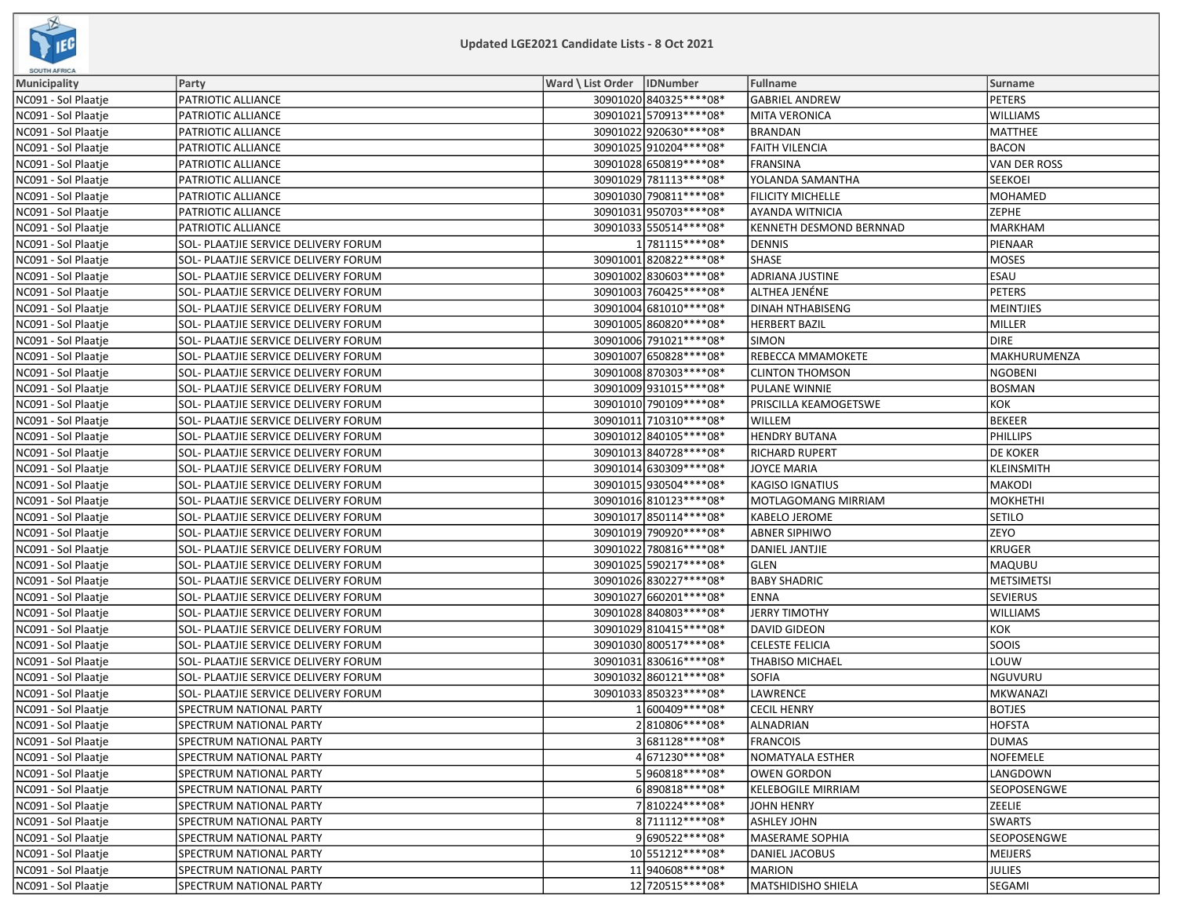# Updated LGE2021 Candidate Lists - 8 Oct 2021

| Municipality | Party | Ward \ List Order | IDNumber | Fullname | Surname |
|---|---|---|---|---|---|
| NC091 - Sol Plaatje | PATRIOTIC ALLIANCE | 30901020 | 840325****08* | GABRIEL ANDREW | PETERS |
| NC091 - Sol Plaatje | PATRIOTIC ALLIANCE | 30901021 | 570913****08* | MITA VERONICA | WILLIAMS |
| NC091 - Sol Plaatje | PATRIOTIC ALLIANCE | 30901022 | 920630****08* | BRANDAN | MATTHEE |
| NC091 - Sol Plaatje | PATRIOTIC ALLIANCE | 30901025 | 910204****08* | FAITH VILENCIA | BACON |
| NC091 - Sol Plaatje | PATRIOTIC ALLIANCE | 30901028 | 650819****08* | FRANSINA | VAN DER ROSS |
| NC091 - Sol Plaatje | PATRIOTIC ALLIANCE | 30901029 | 781113****08* | YOLANDA SAMANTHA | SEEKOEI |
| NC091 - Sol Plaatje | PATRIOTIC ALLIANCE | 30901030 | 790811****08* | FILICITY MICHELLE | MOHAMED |
| NC091 - Sol Plaatje | PATRIOTIC ALLIANCE | 30901031 | 950703****08* | AYANDA WITNICIA | ZEPHE |
| NC091 - Sol Plaatje | PATRIOTIC ALLIANCE | 30901033 | 550514****08* | KENNETH DESMOND BERNNAD | MARKHAM |
| NC091 - Sol Plaatje | SOL- PLAATJIE SERVICE DELIVERY FORUM | 1 | 781115****08* | DENNIS | PIENAAR |
| NC091 - Sol Plaatje | SOL- PLAATJIE SERVICE DELIVERY FORUM | 30901001 | 820822****08* | SHASE | MOSES |
| NC091 - Sol Plaatje | SOL- PLAATJIE SERVICE DELIVERY FORUM | 30901002 | 830603****08* | ADRIANA JUSTINE | ESAU |
| NC091 - Sol Plaatje | SOL- PLAATJIE SERVICE DELIVERY FORUM | 30901003 | 760425****08* | ALTHEA JENÉNE | PETERS |
| NC091 - Sol Plaatje | SOL- PLAATJIE SERVICE DELIVERY FORUM | 30901004 | 681010****08* | DINAH NTHABISENG | MEINTJIES |
| NC091 - Sol Plaatje | SOL- PLAATJIE SERVICE DELIVERY FORUM | 30901005 | 860820****08* | HERBERT BAZIL | MILLER |
| NC091 - Sol Plaatje | SOL- PLAATJIE SERVICE DELIVERY FORUM | 30901006 | 791021****08* | SIMON | DIRE |
| NC091 - Sol Plaatje | SOL- PLAATJIE SERVICE DELIVERY FORUM | 30901007 | 650828****08* | REBECCA MMAMOKETE | MAKHURUMENZA |
| NC091 - Sol Plaatje | SOL- PLAATJIE SERVICE DELIVERY FORUM | 30901008 | 870303****08* | CLINTON THOMSON | NGOBENI |
| NC091 - Sol Plaatje | SOL- PLAATJIE SERVICE DELIVERY FORUM | 30901009 | 931015****08* | PULANE WINNIE | BOSMAN |
| NC091 - Sol Plaatje | SOL- PLAATJIE SERVICE DELIVERY FORUM | 30901010 | 790109****08* | PRISCILLA KEAMOGETSWE | KOK |
| NC091 - Sol Plaatje | SOL- PLAATJIE SERVICE DELIVERY FORUM | 30901011 | 710310****08* | WILLEM | BEKEER |
| NC091 - Sol Plaatje | SOL- PLAATJIE SERVICE DELIVERY FORUM | 30901012 | 840105****08* | HENDRY BUTANA | PHILLIPS |
| NC091 - Sol Plaatje | SOL- PLAATJIE SERVICE DELIVERY FORUM | 30901013 | 840728****08* | RICHARD RUPERT | DE KOKER |
| NC091 - Sol Plaatje | SOL- PLAATJIE SERVICE DELIVERY FORUM | 30901014 | 630309****08* | JOYCE MARIA | KLEINSMITH |
| NC091 - Sol Plaatje | SOL- PLAATJIE SERVICE DELIVERY FORUM | 30901015 | 930504****08* | KAGISO IGNATIUS | MAKODI |
| NC091 - Sol Plaatje | SOL- PLAATJIE SERVICE DELIVERY FORUM | 30901016 | 810123****08* | MOTLAGOMANG MIRRIAM | MOKHETHI |
| NC091 - Sol Plaatje | SOL- PLAATJIE SERVICE DELIVERY FORUM | 30901017 | 850114****08* | KABELO JEROME | SETILO |
| NC091 - Sol Plaatje | SOL- PLAATJIE SERVICE DELIVERY FORUM | 30901019 | 790920****08* | ABNER SIPHIWO | ZEYO |
| NC091 - Sol Plaatje | SOL- PLAATJIE SERVICE DELIVERY FORUM | 30901022 | 780816****08* | DANIEL JANTJIE | KRUGER |
| NC091 - Sol Plaatje | SOL- PLAATJIE SERVICE DELIVERY FORUM | 30901025 | 590217****08* | GLEN | MAQUBU |
| NC091 - Sol Plaatje | SOL- PLAATJIE SERVICE DELIVERY FORUM | 30901026 | 830227****08* | BABY SHADRIC | METSIMETSI |
| NC091 - Sol Plaatje | SOL- PLAATJIE SERVICE DELIVERY FORUM | 30901027 | 660201****08* | ENNA | SEVIERUS |
| NC091 - Sol Plaatje | SOL- PLAATJIE SERVICE DELIVERY FORUM | 30901028 | 840803****08* | JERRY TIMOTHY | WILLIAMS |
| NC091 - Sol Plaatje | SOL- PLAATJIE SERVICE DELIVERY FORUM | 30901029 | 810415****08* | DAVID GIDEON | KOK |
| NC091 - Sol Plaatje | SOL- PLAATJIE SERVICE DELIVERY FORUM | 30901030 | 800517****08* | CELESTE FELICIA | SOOIS |
| NC091 - Sol Plaatje | SOL- PLAATJIE SERVICE DELIVERY FORUM | 30901031 | 830616****08* | THABISO MICHAEL | LOUW |
| NC091 - Sol Plaatje | SOL- PLAATJIE SERVICE DELIVERY FORUM | 30901032 | 860121****08* | SOFIA | NGUVURU |
| NC091 - Sol Plaatje | SOL- PLAATJIE SERVICE DELIVERY FORUM | 30901033 | 850323****08* | LAWRENCE | MKWANAZI |
| NC091 - Sol Plaatje | SPECTRUM NATIONAL PARTY | 1 | 600409****08* | CECIL HENRY | BOTJES |
| NC091 - Sol Plaatje | SPECTRUM NATIONAL PARTY | 2 | 810806****08* | ALNADRIAN | HOFSTA |
| NC091 - Sol Plaatje | SPECTRUM NATIONAL PARTY | 3 | 681128****08* | FRANCOIS | DUMAS |
| NC091 - Sol Plaatje | SPECTRUM NATIONAL PARTY | 4 | 671230****08* | NOMATYALA ESTHER | NOFEMELE |
| NC091 - Sol Plaatje | SPECTRUM NATIONAL PARTY | 5 | 960818****08* | OWEN GORDON | LANGDOWN |
| NC091 - Sol Plaatje | SPECTRUM NATIONAL PARTY | 6 | 890818****08* | KELEBOGILE MIRRIAM | SEOPOSENGWE |
| NC091 - Sol Plaatje | SPECTRUM NATIONAL PARTY | 7 | 810224****08* | JOHN HENRY | ZEELIE |
| NC091 - Sol Plaatje | SPECTRUM NATIONAL PARTY | 8 | 711112****08* | ASHLEY JOHN | SWARTS |
| NC091 - Sol Plaatje | SPECTRUM NATIONAL PARTY | 9 | 690522****08* | MASERAME SOPHIA | SEOPOSENGWE |
| NC091 - Sol Plaatje | SPECTRUM NATIONAL PARTY | 10 | 551212****08* | DANIEL JACOBUS | MEIJERS |
| NC091 - Sol Plaatje | SPECTRUM NATIONAL PARTY | 11 | 940608****08* | MARION | JULIES |
| NC091 - Sol Plaatje | SPECTRUM NATIONAL PARTY | 12 | 720515****08* | MATSHIDISHO SHIELA | SEGAMI |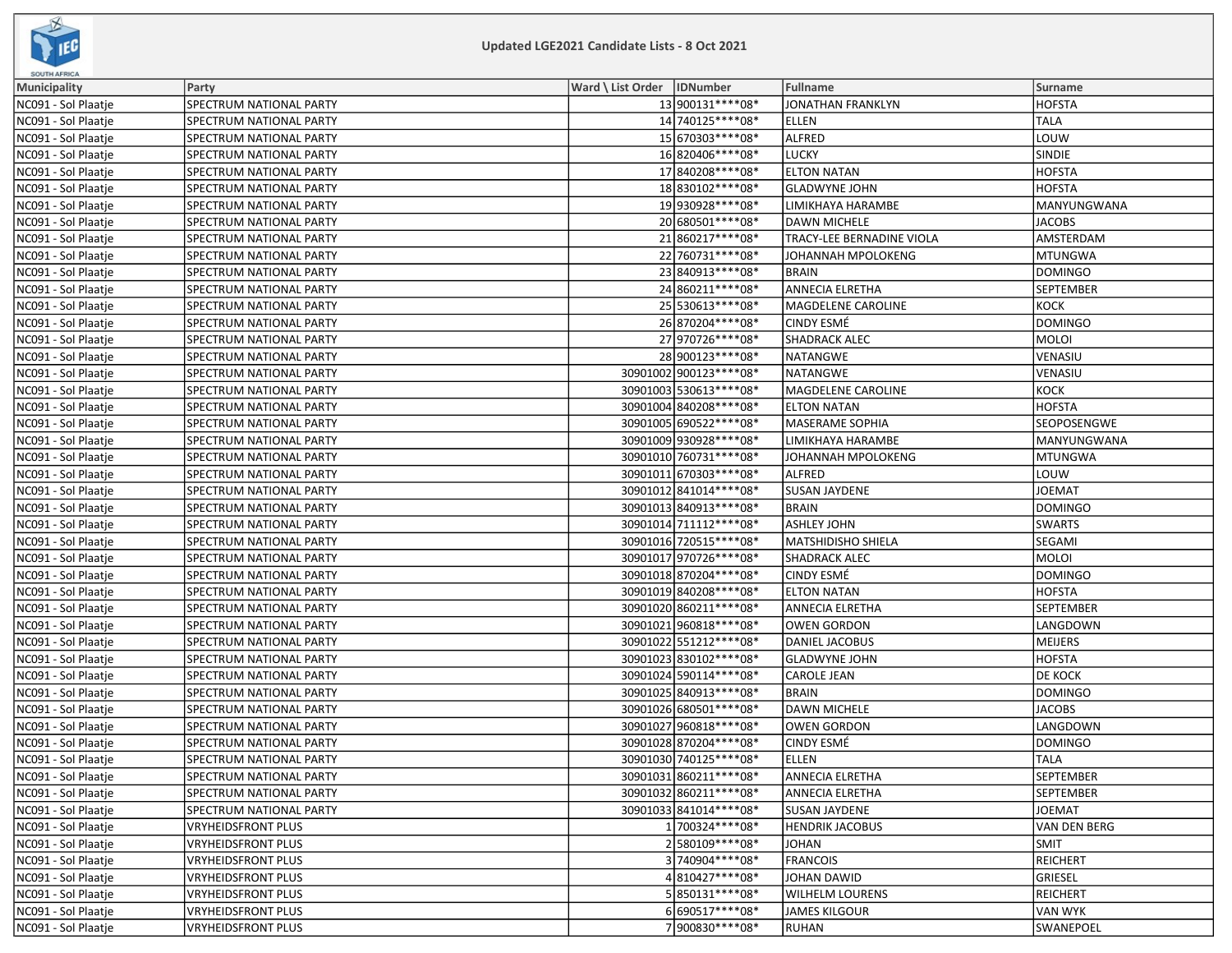# Updated LGE2021 Candidate Lists - 8 Oct 2021

| Municipality | Party | Ward \ List Order | IDNumber | Fullname | Surname |
|---|---|---|---|---|---|
| NC091 - Sol Plaatje | SPECTRUM NATIONAL PARTY | 13 | 900131****08* | JONATHAN FRANKLYN | HOFSTA |
| NC091 - Sol Plaatje | SPECTRUM NATIONAL PARTY | 14 | 740125****08* | ELLEN | TALA |
| NC091 - Sol Plaatje | SPECTRUM NATIONAL PARTY | 15 | 670303****08* | ALFRED | LOUW |
| NC091 - Sol Plaatje | SPECTRUM NATIONAL PARTY | 16 | 820406****08* | LUCKY | SINDIE |
| NC091 - Sol Plaatje | SPECTRUM NATIONAL PARTY | 17 | 840208****08* | ELTON NATAN | HOFSTA |
| NC091 - Sol Plaatje | SPECTRUM NATIONAL PARTY | 18 | 830102****08* | GLADWYNE JOHN | HOFSTA |
| NC091 - Sol Plaatje | SPECTRUM NATIONAL PARTY | 19 | 930928****08* | LIMIKHAYA HARAMBE | MANYUNGWANA |
| NC091 - Sol Plaatje | SPECTRUM NATIONAL PARTY | 20 | 680501****08* | DAWN MICHELE | JACOBS |
| NC091 - Sol Plaatje | SPECTRUM NATIONAL PARTY | 21 | 860217****08* | TRACY-LEE BERNADINE VIOLA | AMSTERDAM |
| NC091 - Sol Plaatje | SPECTRUM NATIONAL PARTY | 22 | 760731****08* | JOHANNAH MPOLOKENG | MTUNGWA |
| NC091 - Sol Plaatje | SPECTRUM NATIONAL PARTY | 23 | 840913****08* | BRAIN | DOMINGO |
| NC091 - Sol Plaatje | SPECTRUM NATIONAL PARTY | 24 | 860211****08* | ANNECIA ELRETHA | SEPTEMBER |
| NC091 - Sol Plaatje | SPECTRUM NATIONAL PARTY | 25 | 530613****08* | MAGDELENE CAROLINE | KOCK |
| NC091 - Sol Plaatje | SPECTRUM NATIONAL PARTY | 26 | 870204****08* | CINDY ESMÉ | DOMINGO |
| NC091 - Sol Plaatje | SPECTRUM NATIONAL PARTY | 27 | 970726****08* | SHADRACK ALEC | MOLOI |
| NC091 - Sol Plaatje | SPECTRUM NATIONAL PARTY | 28 | 900123****08* | NATANGWE | VENASIU |
| NC091 - Sol Plaatje | SPECTRUM NATIONAL PARTY | 30901002 | 900123****08* | NATANGWE | VENASIU |
| NC091 - Sol Plaatje | SPECTRUM NATIONAL PARTY | 30901003 | 530613****08* | MAGDELENE CAROLINE | KOCK |
| NC091 - Sol Plaatje | SPECTRUM NATIONAL PARTY | 30901004 | 840208****08* | ELTON NATAN | HOFSTA |
| NC091 - Sol Plaatje | SPECTRUM NATIONAL PARTY | 30901005 | 690522****08* | MASERAME SOPHIA | SEOPOSENGWE |
| NC091 - Sol Plaatje | SPECTRUM NATIONAL PARTY | 30901009 | 930928****08* | LIMIKHAYA HARAMBE | MANYUNGWANA |
| NC091 - Sol Plaatje | SPECTRUM NATIONAL PARTY | 30901010 | 760731****08* | JOHANNAH MPOLOKENG | MTUNGWA |
| NC091 - Sol Plaatje | SPECTRUM NATIONAL PARTY | 30901011 | 670303****08* | ALFRED | LOUW |
| NC091 - Sol Plaatje | SPECTRUM NATIONAL PARTY | 30901012 | 841014****08* | SUSAN JAYDENE | JOEMAT |
| NC091 - Sol Plaatje | SPECTRUM NATIONAL PARTY | 30901013 | 840913****08* | BRAIN | DOMINGO |
| NC091 - Sol Plaatje | SPECTRUM NATIONAL PARTY | 30901014 | 711112****08* | ASHLEY JOHN | SWARTS |
| NC091 - Sol Plaatje | SPECTRUM NATIONAL PARTY | 30901016 | 720515****08* | MATSHIDISHO SHIELA | SEGAMI |
| NC091 - Sol Plaatje | SPECTRUM NATIONAL PARTY | 30901017 | 970726****08* | SHADRACK ALEC | MOLOI |
| NC091 - Sol Plaatje | SPECTRUM NATIONAL PARTY | 30901018 | 870204****08* | CINDY ESMÉ | DOMINGO |
| NC091 - Sol Plaatje | SPECTRUM NATIONAL PARTY | 30901019 | 840208****08* | ELTON NATAN | HOFSTA |
| NC091 - Sol Plaatje | SPECTRUM NATIONAL PARTY | 30901020 | 860211****08* | ANNECIA ELRETHA | SEPTEMBER |
| NC091 - Sol Plaatje | SPECTRUM NATIONAL PARTY | 30901021 | 960818****08* | OWEN GORDON | LANGDOWN |
| NC091 - Sol Plaatje | SPECTRUM NATIONAL PARTY | 30901022 | 551212****08* | DANIEL JACOBUS | MEIJERS |
| NC091 - Sol Plaatje | SPECTRUM NATIONAL PARTY | 30901023 | 830102****08* | GLADWYNE JOHN | HOFSTA |
| NC091 - Sol Plaatje | SPECTRUM NATIONAL PARTY | 30901024 | 590114****08* | CAROLE JEAN | DE KOCK |
| NC091 - Sol Plaatje | SPECTRUM NATIONAL PARTY | 30901025 | 840913****08* | BRAIN | DOMINGO |
| NC091 - Sol Plaatje | SPECTRUM NATIONAL PARTY | 30901026 | 680501****08* | DAWN MICHELE | JACOBS |
| NC091 - Sol Plaatje | SPECTRUM NATIONAL PARTY | 30901027 | 960818****08* | OWEN GORDON | LANGDOWN |
| NC091 - Sol Plaatje | SPECTRUM NATIONAL PARTY | 30901028 | 870204****08* | CINDY ESMÉ | DOMINGO |
| NC091 - Sol Plaatje | SPECTRUM NATIONAL PARTY | 30901030 | 740125****08* | ELLEN | TALA |
| NC091 - Sol Plaatje | SPECTRUM NATIONAL PARTY | 30901031 | 860211****08* | ANNECIA ELRETHA | SEPTEMBER |
| NC091 - Sol Plaatje | SPECTRUM NATIONAL PARTY | 30901032 | 860211****08* | ANNECIA ELRETHA | SEPTEMBER |
| NC091 - Sol Plaatje | SPECTRUM NATIONAL PARTY | 30901033 | 841014****08* | SUSAN JAYDENE | JOEMAT |
| NC091 - Sol Plaatje | VRYHEIDSFRONT PLUS | 1 | 700324****08* | HENDRIK JACOBUS | VAN DEN BERG |
| NC091 - Sol Plaatje | VRYHEIDSFRONT PLUS | 2 | 580109****08* | JOHAN | SMIT |
| NC091 - Sol Plaatje | VRYHEIDSFRONT PLUS | 3 | 740904****08* | FRANCOIS | REICHERT |
| NC091 - Sol Plaatje | VRYHEIDSFRONT PLUS | 4 | 810427****08* | JOHAN DAWID | GRIESEL |
| NC091 - Sol Plaatje | VRYHEIDSFRONT PLUS | 5 | 850131****08* | WILHELM LOURENS | REICHERT |
| NC091 - Sol Plaatje | VRYHEIDSFRONT PLUS | 6 | 690517****08* | JAMES KILGOUR | VAN WYK |
| NC091 - Sol Plaatje | VRYHEIDSFRONT PLUS | 7 | 900830****08* | RUHAN | SWANEPOEL |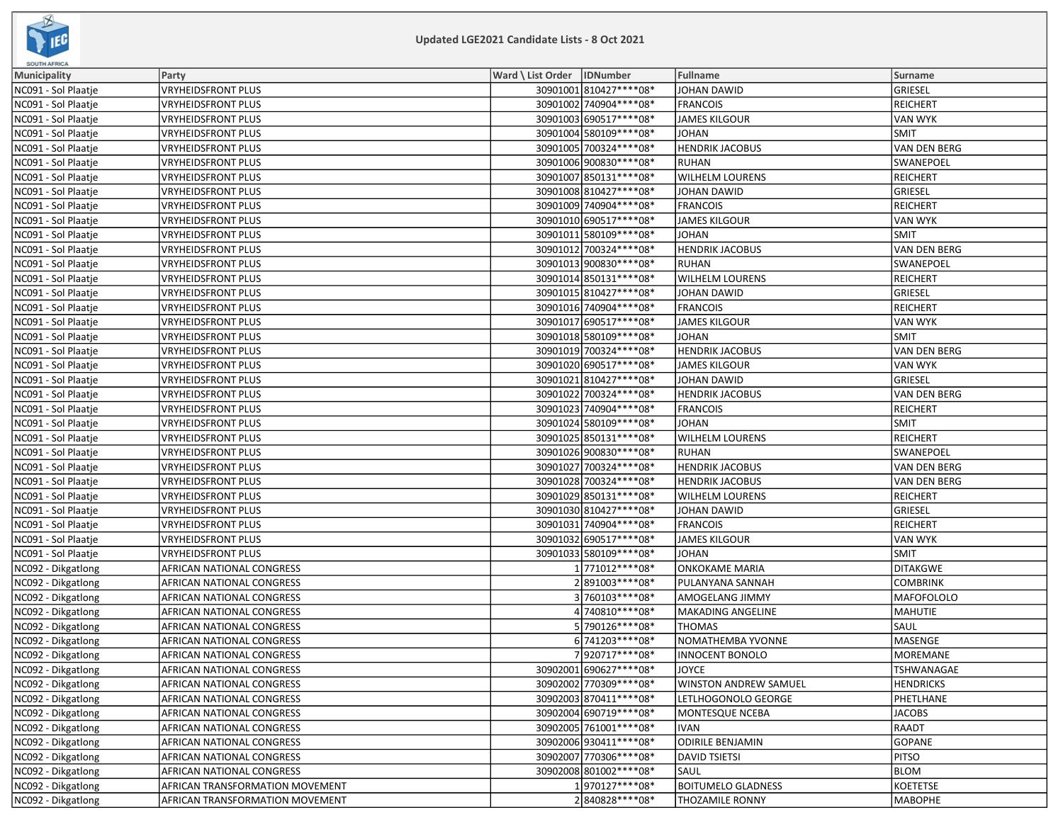**Updated LGE2021 Candidate Lists - 8 Oct 2021**

| Municipality | Party | Ward \ List Order | IDNumber | Fullname | Surname |
|---|---|---|---|---|---|
| NC091 - Sol Plaatje | VRYHEIDSFRONT PLUS | 30901001 | 810427****08* | JOHAN DAWID | GRIESEL |
| NC091 - Sol Plaatje | VRYHEIDSFRONT PLUS | 30901002 | 740904****08* | FRANCOIS | REICHERT |
| NC091 - Sol Plaatje | VRYHEIDSFRONT PLUS | 30901003 | 690517****08* | JAMES KILGOUR | VAN WYK |
| NC091 - Sol Plaatje | VRYHEIDSFRONT PLUS | 30901004 | 580109****08* | JOHAN | SMIT |
| NC091 - Sol Plaatje | VRYHEIDSFRONT PLUS | 30901005 | 700324****08* | HENDRIK JACOBUS | VAN DEN BERG |
| NC091 - Sol Plaatje | VRYHEIDSFRONT PLUS | 30901006 | 900830****08* | RUHAN | SWANEPOEL |
| NC091 - Sol Plaatje | VRYHEIDSFRONT PLUS | 30901007 | 850131****08* | WILHELM LOURENS | REICHERT |
| NC091 - Sol Plaatje | VRYHEIDSFRONT PLUS | 30901008 | 810427****08* | JOHAN DAWID | GRIESEL |
| NC091 - Sol Plaatje | VRYHEIDSFRONT PLUS | 30901009 | 740904****08* | FRANCOIS | REICHERT |
| NC091 - Sol Plaatje | VRYHEIDSFRONT PLUS | 30901010 | 690517****08* | JAMES KILGOUR | VAN WYK |
| NC091 - Sol Plaatje | VRYHEIDSFRONT PLUS | 30901011 | 580109****08* | JOHAN | SMIT |
| NC091 - Sol Plaatje | VRYHEIDSFRONT PLUS | 30901012 | 700324****08* | HENDRIK JACOBUS | VAN DEN BERG |
| NC091 - Sol Plaatje | VRYHEIDSFRONT PLUS | 30901013 | 900830****08* | RUHAN | SWANEPOEL |
| NC091 - Sol Plaatje | VRYHEIDSFRONT PLUS | 30901014 | 850131****08* | WILHELM LOURENS | REICHERT |
| NC091 - Sol Plaatje | VRYHEIDSFRONT PLUS | 30901015 | 810427****08* | JOHAN DAWID | GRIESEL |
| NC091 - Sol Plaatje | VRYHEIDSFRONT PLUS | 30901016 | 740904****08* | FRANCOIS | REICHERT |
| NC091 - Sol Plaatje | VRYHEIDSFRONT PLUS | 30901017 | 690517****08* | JAMES KILGOUR | VAN WYK |
| NC091 - Sol Plaatje | VRYHEIDSFRONT PLUS | 30901018 | 580109****08* | JOHAN | SMIT |
| NC091 - Sol Plaatje | VRYHEIDSFRONT PLUS | 30901019 | 700324****08* | HENDRIK JACOBUS | VAN DEN BERG |
| NC091 - Sol Plaatje | VRYHEIDSFRONT PLUS | 30901020 | 690517****08* | JAMES KILGOUR | VAN WYK |
| NC091 - Sol Plaatje | VRYHEIDSFRONT PLUS | 30901021 | 810427****08* | JOHAN DAWID | GRIESEL |
| NC091 - Sol Plaatje | VRYHEIDSFRONT PLUS | 30901022 | 700324****08* | HENDRIK JACOBUS | VAN DEN BERG |
| NC091 - Sol Plaatje | VRYHEIDSFRONT PLUS | 30901023 | 740904****08* | FRANCOIS | REICHERT |
| NC091 - Sol Plaatje | VRYHEIDSFRONT PLUS | 30901024 | 580109****08* | JOHAN | SMIT |
| NC091 - Sol Plaatje | VRYHEIDSFRONT PLUS | 30901025 | 850131****08* | WILHELM LOURENS | REICHERT |
| NC091 - Sol Plaatje | VRYHEIDSFRONT PLUS | 30901026 | 900830****08* | RUHAN | SWANEPOEL |
| NC091 - Sol Plaatje | VRYHEIDSFRONT PLUS | 30901027 | 700324****08* | HENDRIK JACOBUS | VAN DEN BERG |
| NC091 - Sol Plaatje | VRYHEIDSFRONT PLUS | 30901028 | 700324****08* | HENDRIK JACOBUS | VAN DEN BERG |
| NC091 - Sol Plaatje | VRYHEIDSFRONT PLUS | 30901029 | 850131****08* | WILHELM LOURENS | REICHERT |
| NC091 - Sol Plaatje | VRYHEIDSFRONT PLUS | 30901030 | 810427****08* | JOHAN DAWID | GRIESEL |
| NC091 - Sol Plaatje | VRYHEIDSFRONT PLUS | 30901031 | 740904****08* | FRANCOIS | REICHERT |
| NC091 - Sol Plaatje | VRYHEIDSFRONT PLUS | 30901032 | 690517****08* | JAMES KILGOUR | VAN WYK |
| NC091 - Sol Plaatje | VRYHEIDSFRONT PLUS | 30901033 | 580109****08* | JOHAN | SMIT |
| NC092 - Dikgatlong | AFRICAN NATIONAL CONGRESS | 1 | 771012****08* | ONKOKAME MARIA | DITAKGWE |
| NC092 - Dikgatlong | AFRICAN NATIONAL CONGRESS | 2 | 891003****08* | PULANYANA SANNAH | COMBRINK |
| NC092 - Dikgatlong | AFRICAN NATIONAL CONGRESS | 3 | 760103****08* | AMOGELANG JIMMY | MAFOFOLOLO |
| NC092 - Dikgatlong | AFRICAN NATIONAL CONGRESS | 4 | 740810****08* | MAKADING ANGELINE | MAHUTIE |
| NC092 - Dikgatlong | AFRICAN NATIONAL CONGRESS | 5 | 790126****08* | THOMAS | SAUL |
| NC092 - Dikgatlong | AFRICAN NATIONAL CONGRESS | 6 | 741203****08* | NOMATHEMBA YVONNE | MASENGE |
| NC092 - Dikgatlong | AFRICAN NATIONAL CONGRESS | 7 | 920717****08* | INNOCENT BONOLO | MOREMANE |
| NC092 - Dikgatlong | AFRICAN NATIONAL CONGRESS | 30902001 | 690627****08* | JOYCE | TSHWANAGAE |
| NC092 - Dikgatlong | AFRICAN NATIONAL CONGRESS | 30902002 | 770309****08* | WINSTON ANDREW SAMUEL | HENDRICKS |
| NC092 - Dikgatlong | AFRICAN NATIONAL CONGRESS | 30902003 | 870411****08* | LETLHOGONOLO GEORGE | PHETLHANE |
| NC092 - Dikgatlong | AFRICAN NATIONAL CONGRESS | 30902004 | 690719****08* | MONTESQUE NCEBA | JACOBS |
| NC092 - Dikgatlong | AFRICAN NATIONAL CONGRESS | 30902005 | 761001****08* | IVAN | RAADT |
| NC092 - Dikgatlong | AFRICAN NATIONAL CONGRESS | 30902006 | 930411****08* | ODIRILE BENJAMIN | GOPANE |
| NC092 - Dikgatlong | AFRICAN NATIONAL CONGRESS | 30902007 | 770306****08* | DAVID TSIETSI | PITSO |
| NC092 - Dikgatlong | AFRICAN NATIONAL CONGRESS | 30902008 | 801002****08* | SAUL | BLOM |
| NC092 - Dikgatlong | AFRICAN TRANSFORMATION MOVEMENT | 1 | 970127****08* | BOITUMELO GLADNESS | KOETETSE |
| NC092 - Dikgatlong | AFRICAN TRANSFORMATION MOVEMENT | 2 | 840828****08* | THOZAMILE RONNY | MABOPHE |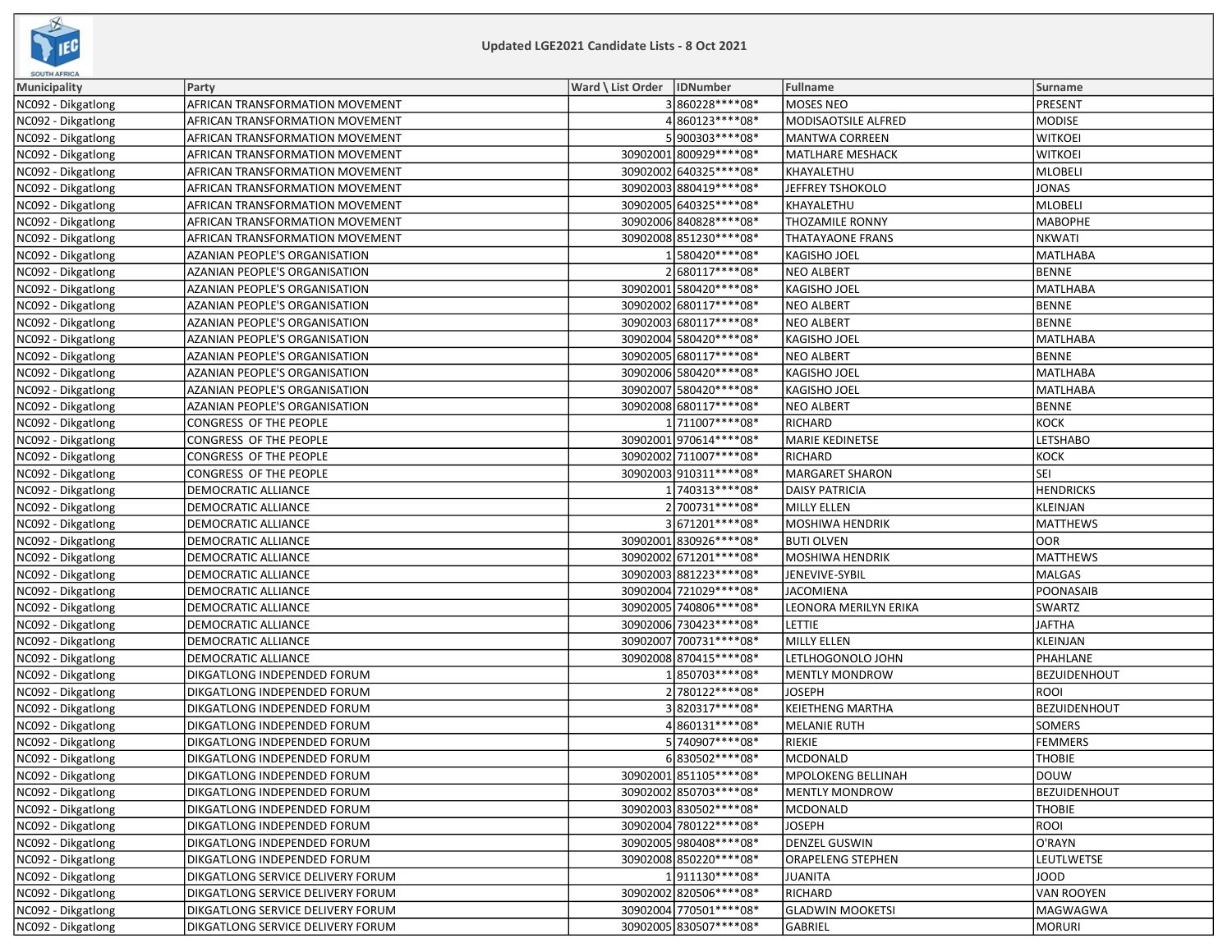Updated LGE2021 Candidate Lists - 8 Oct 2021

| Municipality | Party | Ward \ List Order | IDNumber | Fullname | Surname |
|---|---|---|---|---|---|
| NC092 - Dikgatlong | AFRICAN TRANSFORMATION MOVEMENT | 3 | 860228****08* | MOSES NEO | PRESENT |
| NC092 - Dikgatlong | AFRICAN TRANSFORMATION MOVEMENT | 4 | 860123****08* | MODISAOTSILE ALFRED | MODISE |
| NC092 - Dikgatlong | AFRICAN TRANSFORMATION MOVEMENT | 5 | 900303****08* | MANTWA CORREEN | WITKOEI |
| NC092 - Dikgatlong | AFRICAN TRANSFORMATION MOVEMENT | 30902001 | 800929****08* | MATLHARE MESHACK | WITKOEI |
| NC092 - Dikgatlong | AFRICAN TRANSFORMATION MOVEMENT | 30902002 | 640325****08* | KHAYALETHU | MLOBELI |
| NC092 - Dikgatlong | AFRICAN TRANSFORMATION MOVEMENT | 30902003 | 880419****08* | JEFFREY TSHOKOLO | JONAS |
| NC092 - Dikgatlong | AFRICAN TRANSFORMATION MOVEMENT | 30902005 | 640325****08* | KHAYALETHU | MLOBELI |
| NC092 - Dikgatlong | AFRICAN TRANSFORMATION MOVEMENT | 30902006 | 840828****08* | THOZAMILE RONNY | MABOPHE |
| NC092 - Dikgatlong | AFRICAN TRANSFORMATION MOVEMENT | 30902008 | 851230****08* | THATAYAONE FRANS | NKWATI |
| NC092 - Dikgatlong | AZANIAN PEOPLE'S ORGANISATION | 1 | 580420****08* | KAGISHO JOEL | MATLHABA |
| NC092 - Dikgatlong | AZANIAN PEOPLE'S ORGANISATION | 2 | 680117****08* | NEO ALBERT | BENNE |
| NC092 - Dikgatlong | AZANIAN PEOPLE'S ORGANISATION | 30902001 | 580420****08* | KAGISHO JOEL | MATLHABA |
| NC092 - Dikgatlong | AZANIAN PEOPLE'S ORGANISATION | 30902002 | 680117****08* | NEO ALBERT | BENNE |
| NC092 - Dikgatlong | AZANIAN PEOPLE'S ORGANISATION | 30902003 | 680117****08* | NEO ALBERT | BENNE |
| NC092 - Dikgatlong | AZANIAN PEOPLE'S ORGANISATION | 30902004 | 580420****08* | KAGISHO JOEL | MATLHABA |
| NC092 - Dikgatlong | AZANIAN PEOPLE'S ORGANISATION | 30902005 | 680117****08* | NEO ALBERT | BENNE |
| NC092 - Dikgatlong | AZANIAN PEOPLE'S ORGANISATION | 30902006 | 580420****08* | KAGISHO JOEL | MATLHABA |
| NC092 - Dikgatlong | AZANIAN PEOPLE'S ORGANISATION | 30902007 | 580420****08* | KAGISHO JOEL | MATLHABA |
| NC092 - Dikgatlong | AZANIAN PEOPLE'S ORGANISATION | 30902008 | 680117****08* | NEO ALBERT | BENNE |
| NC092 - Dikgatlong | CONGRESS  OF THE PEOPLE | 1 | 711007****08* | RICHARD | KOCK |
| NC092 - Dikgatlong | CONGRESS  OF THE PEOPLE | 30902001 | 970614****08* | MARIE KEDINETSE | LETSHABO |
| NC092 - Dikgatlong | CONGRESS  OF THE PEOPLE | 30902002 | 711007****08* | RICHARD | KOCK |
| NC092 - Dikgatlong | CONGRESS  OF THE PEOPLE | 30902003 | 910311****08* | MARGARET SHARON | SEI |
| NC092 - Dikgatlong | DEMOCRATIC ALLIANCE | 1 | 740313****08* | DAISY PATRICIA | HENDRICKS |
| NC092 - Dikgatlong | DEMOCRATIC ALLIANCE | 2 | 700731****08* | MILLY ELLEN | KLEINJAN |
| NC092 - Dikgatlong | DEMOCRATIC ALLIANCE | 3 | 671201****08* | MOSHIWA HENDRIK | MATTHEWS |
| NC092 - Dikgatlong | DEMOCRATIC ALLIANCE | 30902001 | 830926****08* | BUTI OLVEN | OOR |
| NC092 - Dikgatlong | DEMOCRATIC ALLIANCE | 30902002 | 671201****08* | MOSHIWA HENDRIK | MATTHEWS |
| NC092 - Dikgatlong | DEMOCRATIC ALLIANCE | 30902003 | 881223****08* | JENEVIVE-SYBIL | MALGAS |
| NC092 - Dikgatlong | DEMOCRATIC ALLIANCE | 30902004 | 721029****08* | JACOMIENA | POONASAIB |
| NC092 - Dikgatlong | DEMOCRATIC ALLIANCE | 30902005 | 740806****08* | LEONORA MERILYN ERIKA | SWARTZ |
| NC092 - Dikgatlong | DEMOCRATIC ALLIANCE | 30902006 | 730423****08* | LETTIE | JAFTHA |
| NC092 - Dikgatlong | DEMOCRATIC ALLIANCE | 30902007 | 700731****08* | MILLY ELLEN | KLEINJAN |
| NC092 - Dikgatlong | DEMOCRATIC ALLIANCE | 30902008 | 870415****08* | LETLHOGONOLO JOHN | PHAHLANE |
| NC092 - Dikgatlong | DIKGATLONG INDEPENDED FORUM | 1 | 850703****08* | MENTLY MONDROW | BEZUIDENHOUT |
| NC092 - Dikgatlong | DIKGATLONG INDEPENDED FORUM | 2 | 780122****08* | JOSEPH | ROOI |
| NC092 - Dikgatlong | DIKGATLONG INDEPENDED FORUM | 3 | 820317****08* | KEIETHENG MARTHA | BEZUIDENHOUT |
| NC092 - Dikgatlong | DIKGATLONG INDEPENDED FORUM | 4 | 860131****08* | MELANIE RUTH | SOMERS |
| NC092 - Dikgatlong | DIKGATLONG INDEPENDED FORUM | 5 | 740907****08* | RIEKIE | FEMMERS |
| NC092 - Dikgatlong | DIKGATLONG INDEPENDED FORUM | 6 | 830502****08* | MCDONALD | THOBIE |
| NC092 - Dikgatlong | DIKGATLONG INDEPENDED FORUM | 30902001 | 851105****08* | MPOLOKENG BELLINAH | DOUW |
| NC092 - Dikgatlong | DIKGATLONG INDEPENDED FORUM | 30902002 | 850703****08* | MENTLY MONDROW | BEZUIDENHOUT |
| NC092 - Dikgatlong | DIKGATLONG INDEPENDED FORUM | 30902003 | 830502****08* | MCDONALD | THOBIE |
| NC092 - Dikgatlong | DIKGATLONG INDEPENDED FORUM | 30902004 | 780122****08* | JOSEPH | ROOI |
| NC092 - Dikgatlong | DIKGATLONG INDEPENDED FORUM | 30902005 | 980408****08* | DENZEL GUSWIN | O'RAYN |
| NC092 - Dikgatlong | DIKGATLONG INDEPENDED FORUM | 30902008 | 850220****08* | ORAPELENG STEPHEN | LEUTLWETSE |
| NC092 - Dikgatlong | DIKGATLONG SERVICE DELIVERY FORUM | 1 | 911130****08* | JUANITA | JOOD |
| NC092 - Dikgatlong | DIKGATLONG SERVICE DELIVERY FORUM | 30902002 | 820506****08* | RICHARD | VAN ROOYEN |
| NC092 - Dikgatlong | DIKGATLONG SERVICE DELIVERY FORUM | 30902004 | 770501****08* | GLADWIN MOOKETSI | MAGWAGWA |
| NC092 - Dikgatlong | DIKGATLONG SERVICE DELIVERY FORUM | 30902005 | 830507****08* | GABRIEL | MORURI |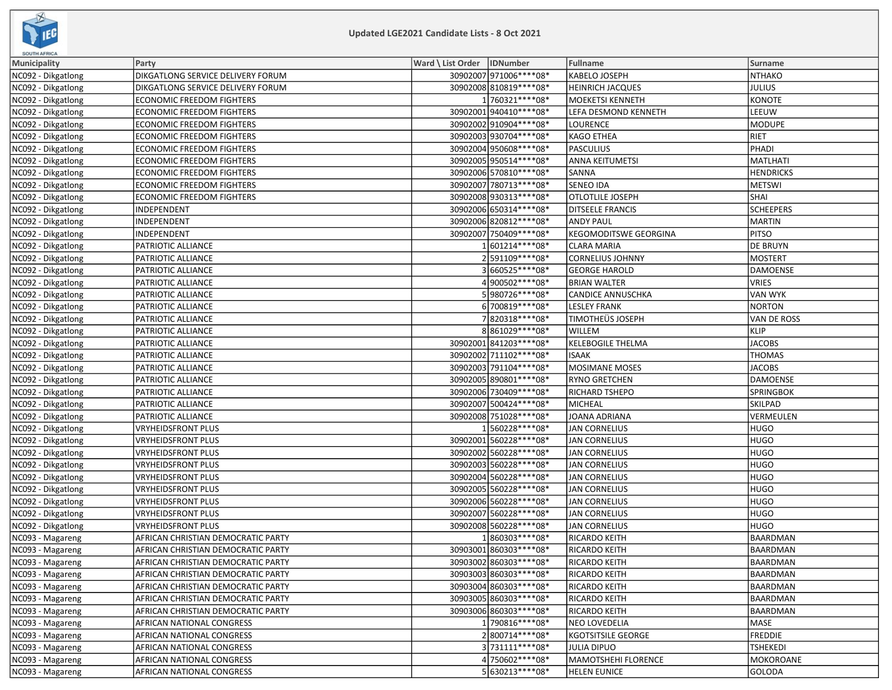## Updated LGE2021 Candidate Lists - 8 Oct 2021

| Municipality | Party | Ward \ List Order | IDNumber | Fullname | Surname |
|---|---|---|---|---|---|
| NC092 - Dikgatlong | DIKGATLONG SERVICE DELIVERY FORUM | 30902007 | 971006****08* | KABELO JOSEPH | NTHAKO |
| NC092 - Dikgatlong | DIKGATLONG SERVICE DELIVERY FORUM | 30902008 | 810819****08* | HEINRICH JACQUES | JULIUS |
| NC092 - Dikgatlong | ECONOMIC FREEDOM FIGHTERS | 1 | 760321****08* | MOEKETSI KENNETH | KONOTE |
| NC092 - Dikgatlong | ECONOMIC FREEDOM FIGHTERS | 30902001 | 940410****08* | LEFA DESMOND KENNETH | LEEUW |
| NC092 - Dikgatlong | ECONOMIC FREEDOM FIGHTERS | 30902002 | 910904****08* | LOURENCE | MODUPE |
| NC092 - Dikgatlong | ECONOMIC FREEDOM FIGHTERS | 30902003 | 930704****08* | KAGO ETHEA | RIET |
| NC092 - Dikgatlong | ECONOMIC FREEDOM FIGHTERS | 30902004 | 950608****08* | PASCULIUS | PHADI |
| NC092 - Dikgatlong | ECONOMIC FREEDOM FIGHTERS | 30902005 | 950514****08* | ANNA KEITUMETSI | MATLHATI |
| NC092 - Dikgatlong | ECONOMIC FREEDOM FIGHTERS | 30902006 | 570810****08* | SANNA | HENDRICKS |
| NC092 - Dikgatlong | ECONOMIC FREEDOM FIGHTERS | 30902007 | 780713****08* | SENEO IDA | METSWI |
| NC092 - Dikgatlong | ECONOMIC FREEDOM FIGHTERS | 30902008 | 930313****08* | OTLOTLILE JOSEPH | SHAI |
| NC092 - Dikgatlong | INDEPENDENT | 30902006 | 650314****08* | DITSEELE FRANCIS | SCHEEPERS |
| NC092 - Dikgatlong | INDEPENDENT | 30902006 | 820812****08* | ANDY PAUL | MARTIN |
| NC092 - Dikgatlong | INDEPENDENT | 30902007 | 750409****08* | KEGOMODITSWE GEORGINA | PITSO |
| NC092 - Dikgatlong | PATRIOTIC ALLIANCE | 1 | 601214****08* | CLARA MARIA | DE BRUYN |
| NC092 - Dikgatlong | PATRIOTIC ALLIANCE | 2 | 591109****08* | CORNELIUS JOHNNY | MOSTERT |
| NC092 - Dikgatlong | PATRIOTIC ALLIANCE | 3 | 660525****08* | GEORGE HAROLD | DAMOENSE |
| NC092 - Dikgatlong | PATRIOTIC ALLIANCE | 4 | 900502****08* | BRIAN WALTER | VRIES |
| NC092 - Dikgatlong | PATRIOTIC ALLIANCE | 5 | 980726****08* | CANDICE ANNUSCHKA | VAN WYK |
| NC092 - Dikgatlong | PATRIOTIC ALLIANCE | 6 | 700819****08* | LESLEY FRANK | NORTON |
| NC092 - Dikgatlong | PATRIOTIC ALLIANCE | 7 | 820318****08* | TIMOTHEÜS JOSEPH | VAN DE ROSS |
| NC092 - Dikgatlong | PATRIOTIC ALLIANCE | 8 | 861029****08* | WILLEM | KLIP |
| NC092 - Dikgatlong | PATRIOTIC ALLIANCE | 30902001 | 841203****08* | KELEBOGILE THELMA | JACOBS |
| NC092 - Dikgatlong | PATRIOTIC ALLIANCE | 30902002 | 711102****08* | ISAAK | THOMAS |
| NC092 - Dikgatlong | PATRIOTIC ALLIANCE | 30902003 | 791104****08* | MOSIMANE MOSES | JACOBS |
| NC092 - Dikgatlong | PATRIOTIC ALLIANCE | 30902005 | 890801****08* | RYNO GRETCHEN | DAMOENSE |
| NC092 - Dikgatlong | PATRIOTIC ALLIANCE | 30902006 | 730409****08* | RICHARD TSHEPO | SPRINGBOK |
| NC092 - Dikgatlong | PATRIOTIC ALLIANCE | 30902007 | 500424****08* | MICHEAL | SKILPAD |
| NC092 - Dikgatlong | PATRIOTIC ALLIANCE | 30902008 | 751028****08* | JOANA ADRIANA | VERMEULEN |
| NC092 - Dikgatlong | VRYHEIDSFRONT PLUS | 1 | 560228****08* | JAN CORNELIUS | HUGO |
| NC092 - Dikgatlong | VRYHEIDSFRONT PLUS | 30902001 | 560228****08* | JAN CORNELIUS | HUGO |
| NC092 - Dikgatlong | VRYHEIDSFRONT PLUS | 30902002 | 560228****08* | JAN CORNELIUS | HUGO |
| NC092 - Dikgatlong | VRYHEIDSFRONT PLUS | 30902003 | 560228****08* | JAN CORNELIUS | HUGO |
| NC092 - Dikgatlong | VRYHEIDSFRONT PLUS | 30902004 | 560228****08* | JAN CORNELIUS | HUGO |
| NC092 - Dikgatlong | VRYHEIDSFRONT PLUS | 30902005 | 560228****08* | JAN CORNELIUS | HUGO |
| NC092 - Dikgatlong | VRYHEIDSFRONT PLUS | 30902006 | 560228****08* | JAN CORNELIUS | HUGO |
| NC092 - Dikgatlong | VRYHEIDSFRONT PLUS | 30902007 | 560228****08* | JAN CORNELIUS | HUGO |
| NC092 - Dikgatlong | VRYHEIDSFRONT PLUS | 30902008 | 560228****08* | JAN CORNELIUS | HUGO |
| NC093 - Magareng | AFRICAN CHRISTIAN DEMOCRATIC PARTY | 1 | 860303****08* | RICARDO KEITH | BAARDMAN |
| NC093 - Magareng | AFRICAN CHRISTIAN DEMOCRATIC PARTY | 30903001 | 860303****08* | RICARDO KEITH | BAARDMAN |
| NC093 - Magareng | AFRICAN CHRISTIAN DEMOCRATIC PARTY | 30903002 | 860303****08* | RICARDO KEITH | BAARDMAN |
| NC093 - Magareng | AFRICAN CHRISTIAN DEMOCRATIC PARTY | 30903003 | 860303****08* | RICARDO KEITH | BAARDMAN |
| NC093 - Magareng | AFRICAN CHRISTIAN DEMOCRATIC PARTY | 30903004 | 860303****08* | RICARDO KEITH | BAARDMAN |
| NC093 - Magareng | AFRICAN CHRISTIAN DEMOCRATIC PARTY | 30903005 | 860303****08* | RICARDO KEITH | BAARDMAN |
| NC093 - Magareng | AFRICAN CHRISTIAN DEMOCRATIC PARTY | 30903006 | 860303****08* | RICARDO KEITH | BAARDMAN |
| NC093 - Magareng | AFRICAN NATIONAL CONGRESS | 1 | 790816****08* | NEO LOVEDELIA | MASE |
| NC093 - Magareng | AFRICAN NATIONAL CONGRESS | 2 | 800714****08* | KGOTSITSILE GEORGE | FREDDIE |
| NC093 - Magareng | AFRICAN NATIONAL CONGRESS | 3 | 731111****08* | JULIA DIPUO | TSHEKEDI |
| NC093 - Magareng | AFRICAN NATIONAL CONGRESS | 4 | 750602****08* | MAMOTSHEHI FLORENCE | MOKOROANE |
| NC093 - Magareng | AFRICAN NATIONAL CONGRESS | 5 | 630213****08* | HELEN EUNICE | GOLODA |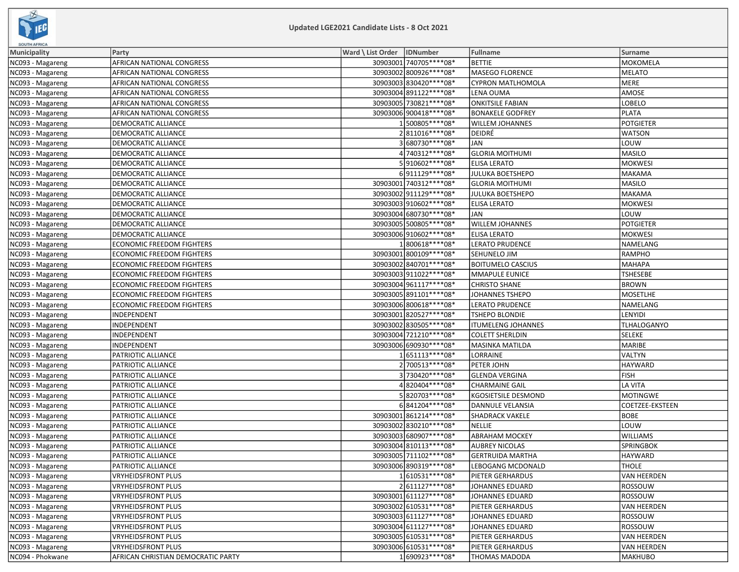Updated LGE2021 Candidate Lists - 8 Oct 2021

| Municipality | Party | Ward \ List Order | IDNumber | Fullname | Surname |
|---|---|---|---|---|---|
| NC093 - Magareng | AFRICAN NATIONAL CONGRESS | 30903001 | 740705****08* | BETTIE | MOKOMELA |
| NC093 - Magareng | AFRICAN NATIONAL CONGRESS | 30903002 | 800926****08* | MASEGO FLORENCE | MELATO |
| NC093 - Magareng | AFRICAN NATIONAL CONGRESS | 30903003 | 830420****08* | CYPRON MATLHOMOLA | MERE |
| NC093 - Magareng | AFRICAN NATIONAL CONGRESS | 30903004 | 891122****08* | LENA OUMA | AMOSE |
| NC093 - Magareng | AFRICAN NATIONAL CONGRESS | 30903005 | 730821****08* | ONKITSILE FABIAN | LOBELO |
| NC093 - Magareng | AFRICAN NATIONAL CONGRESS | 30903006 | 900418****08* | BONAKELE GODFREY | PLATA |
| NC093 - Magareng | DEMOCRATIC ALLIANCE | 1 | 500805****08* | WILLEM JOHANNES | POTGIETER |
| NC093 - Magareng | DEMOCRATIC ALLIANCE | 2 | 811016****08* | DEIDRÉ | WATSON |
| NC093 - Magareng | DEMOCRATIC ALLIANCE | 3 | 680730****08* | JAN | LOUW |
| NC093 - Magareng | DEMOCRATIC ALLIANCE | 4 | 740312****08* | GLORIA MOITHUMI | MASILO |
| NC093 - Magareng | DEMOCRATIC ALLIANCE | 5 | 910602****08* | ELISA LERATO | MOKWESI |
| NC093 - Magareng | DEMOCRATIC ALLIANCE | 6 | 911129****08* | JULUKA BOETSHEPO | MAKAMA |
| NC093 - Magareng | DEMOCRATIC ALLIANCE | 30903001 | 740312****08* | GLORIA MOITHUMI | MASILO |
| NC093 - Magareng | DEMOCRATIC ALLIANCE | 30903002 | 911129****08* | JULUKA BOETSHEPO | MAKAMA |
| NC093 - Magareng | DEMOCRATIC ALLIANCE | 30903003 | 910602****08* | ELISA LERATO | MOKWESI |
| NC093 - Magareng | DEMOCRATIC ALLIANCE | 30903004 | 680730****08* | JAN | LOUW |
| NC093 - Magareng | DEMOCRATIC ALLIANCE | 30903005 | 500805****08* | WILLEM JOHANNES | POTGIETER |
| NC093 - Magareng | DEMOCRATIC ALLIANCE | 30903006 | 910602****08* | ELISA LERATO | MOKWESI |
| NC093 - Magareng | ECONOMIC FREEDOM FIGHTERS | 1 | 800618****08* | LERATO PRUDENCE | NAMELANG |
| NC093 - Magareng | ECONOMIC FREEDOM FIGHTERS | 30903001 | 800109****08* | SEHUNELO JIM | RAMPHO |
| NC093 - Magareng | ECONOMIC FREEDOM FIGHTERS | 30903002 | 840701****08* | BOITUMELO CASCIUS | MAHAPA |
| NC093 - Magareng | ECONOMIC FREEDOM FIGHTERS | 30903003 | 911022****08* | MMAPULE EUNICE | TSHESEBE |
| NC093 - Magareng | ECONOMIC FREEDOM FIGHTERS | 30903004 | 961117****08* | CHRISTO SHANE | BROWN |
| NC093 - Magareng | ECONOMIC FREEDOM FIGHTERS | 30903005 | 891101****08* | JOHANNES TSHEPO | MOSETLHE |
| NC093 - Magareng | ECONOMIC FREEDOM FIGHTERS | 30903006 | 800618****08* | LERATO PRUDENCE | NAMELANG |
| NC093 - Magareng | INDEPENDENT | 30903001 | 820527****08* | TSHEPO BLONDIE | LENYIDI |
| NC093 - Magareng | INDEPENDENT | 30903002 | 830505****08* | ITUMELENG JOHANNES | TLHALOGANYO |
| NC093 - Magareng | INDEPENDENT | 30903004 | 721210****08* | COLETT SHERLDIN | SELEKE |
| NC093 - Magareng | INDEPENDENT | 30903006 | 690930****08* | MASINKA MATILDA | MARIBE |
| NC093 - Magareng | PATRIOTIC ALLIANCE | 1 | 651113****08* | LORRAINE | VALTYN |
| NC093 - Magareng | PATRIOTIC ALLIANCE | 2 | 700513****08* | PETER JOHN | HAYWARD |
| NC093 - Magareng | PATRIOTIC ALLIANCE | 3 | 730420****08* | GLENDA VERGINA | FISH |
| NC093 - Magareng | PATRIOTIC ALLIANCE | 4 | 820404****08* | CHARMAINE GAIL | LA VITA |
| NC093 - Magareng | PATRIOTIC ALLIANCE | 5 | 820703****08* | KGOSIETSILE DESMOND | MOTINGWE |
| NC093 - Magareng | PATRIOTIC ALLIANCE | 6 | 841204****08* | DANNULE VELANSIA | COETZEE-EKSTEEN |
| NC093 - Magareng | PATRIOTIC ALLIANCE | 30903001 | 861214****08* | SHADRACK VAKELE | BOBE |
| NC093 - Magareng | PATRIOTIC ALLIANCE | 30903002 | 830210****08* | NELLIE | LOUW |
| NC093 - Magareng | PATRIOTIC ALLIANCE | 30903003 | 680907****08* | ABRAHAM MOCKEY | WILLIAMS |
| NC093 - Magareng | PATRIOTIC ALLIANCE | 30903004 | 810113****08* | AUBREY NICOLAS | SPRINGBOK |
| NC093 - Magareng | PATRIOTIC ALLIANCE | 30903005 | 711102****08* | GERTRUIDA MARTHA | HAYWARD |
| NC093 - Magareng | PATRIOTIC ALLIANCE | 30903006 | 890319****08* | LEBOGANG MCDONALD | THOLE |
| NC093 - Magareng | VRYHEIDSFRONT PLUS | 1 | 610531****08* | PIETER GERHARDUS | VAN HEERDEN |
| NC093 - Magareng | VRYHEIDSFRONT PLUS | 2 | 611127****08* | JOHANNES EDUARD | ROSSOUW |
| NC093 - Magareng | VRYHEIDSFRONT PLUS | 30903001 | 611127****08* | JOHANNES EDUARD | ROSSOUW |
| NC093 - Magareng | VRYHEIDSFRONT PLUS | 30903002 | 610531****08* | PIETER GERHARDUS | VAN HEERDEN |
| NC093 - Magareng | VRYHEIDSFRONT PLUS | 30903003 | 611127****08* | JOHANNES EDUARD | ROSSOUW |
| NC093 - Magareng | VRYHEIDSFRONT PLUS | 30903004 | 611127****08* | JOHANNES EDUARD | ROSSOUW |
| NC093 - Magareng | VRYHEIDSFRONT PLUS | 30903005 | 610531****08* | PIETER GERHARDUS | VAN HEERDEN |
| NC093 - Magareng | VRYHEIDSFRONT PLUS | 30903006 | 610531****08* | PIETER GERHARDUS | VAN HEERDEN |
| NC094 - Phokwane | AFRICAN CHRISTIAN DEMOCRATIC PARTY | 1 | 690923****08* | THOMAS MADODA | MAKHUBO |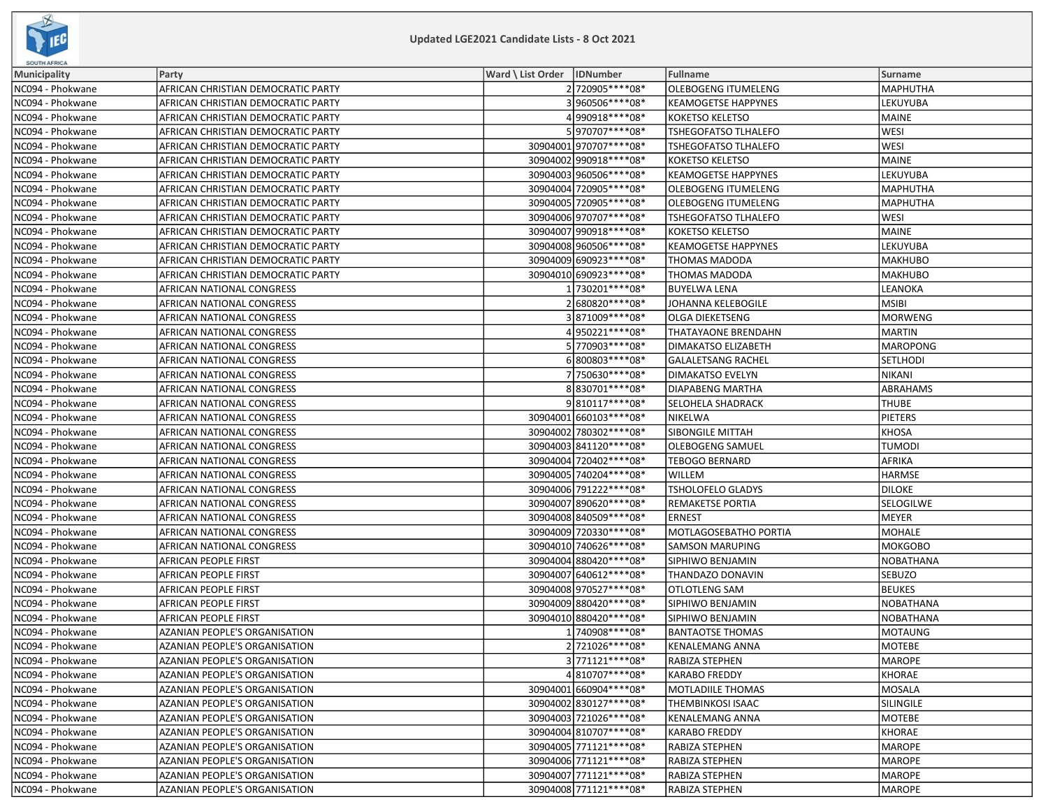# Updated LGE2021 Candidate Lists - 8 Oct 2021

| Municipality | Party | Ward \ List Order | IDNumber | Fullname | Surname |
|---|---|---|---|---|---|
| NC094 - Phokwane | AFRICAN CHRISTIAN DEMOCRATIC PARTY | 2 | 720905****08* | OLEBOGENG ITUMELENG | MAPHUTHA |
| NC094 - Phokwane | AFRICAN CHRISTIAN DEMOCRATIC PARTY | 3 | 960506****08* | KEAMOGETSE HAPPYNES | LEKUYUBA |
| NC094 - Phokwane | AFRICAN CHRISTIAN DEMOCRATIC PARTY | 4 | 990918****08* | KOKETSO KELETSO | MAINE |
| NC094 - Phokwane | AFRICAN CHRISTIAN DEMOCRATIC PARTY | 5 | 970707****08* | TSHEGOFATSO TLHALEFO | WESI |
| NC094 - Phokwane | AFRICAN CHRISTIAN DEMOCRATIC PARTY | 30904001 | 970707****08* | TSHEGOFATSO TLHALEFO | WESI |
| NC094 - Phokwane | AFRICAN CHRISTIAN DEMOCRATIC PARTY | 30904002 | 990918****08* | KOKETSO KELETSO | MAINE |
| NC094 - Phokwane | AFRICAN CHRISTIAN DEMOCRATIC PARTY | 30904003 | 960506****08* | KEAMOGETSE HAPPYNES | LEKUYUBA |
| NC094 - Phokwane | AFRICAN CHRISTIAN DEMOCRATIC PARTY | 30904004 | 720905****08* | OLEBOGENG ITUMELENG | MAPHUTHA |
| NC094 - Phokwane | AFRICAN CHRISTIAN DEMOCRATIC PARTY | 30904005 | 720905****08* | OLEBOGENG ITUMELENG | MAPHUTHA |
| NC094 - Phokwane | AFRICAN CHRISTIAN DEMOCRATIC PARTY | 30904006 | 970707****08* | TSHEGOFATSO TLHALEFO | WESI |
| NC094 - Phokwane | AFRICAN CHRISTIAN DEMOCRATIC PARTY | 30904007 | 990918****08* | KOKETSO KELETSO | MAINE |
| NC094 - Phokwane | AFRICAN CHRISTIAN DEMOCRATIC PARTY | 30904008 | 960506****08* | KEAMOGETSE HAPPYNES | LEKUYUBA |
| NC094 - Phokwane | AFRICAN CHRISTIAN DEMOCRATIC PARTY | 30904009 | 690923****08* | THOMAS MADODA | MAKHUBO |
| NC094 - Phokwane | AFRICAN CHRISTIAN DEMOCRATIC PARTY | 30904010 | 690923****08* | THOMAS MADODA | MAKHUBO |
| NC094 - Phokwane | AFRICAN NATIONAL CONGRESS | 1 | 730201****08* | BUYELWA LENA | LEANOKA |
| NC094 - Phokwane | AFRICAN NATIONAL CONGRESS | 2 | 680820****08* | JOHANNA KELEBOGILE | MSIBI |
| NC094 - Phokwane | AFRICAN NATIONAL CONGRESS | 3 | 871009****08* | OLGA DIEKETSENG | MORWENG |
| NC094 - Phokwane | AFRICAN NATIONAL CONGRESS | 4 | 950221****08* | THATAYAONE BRENDAHN | MARTIN |
| NC094 - Phokwane | AFRICAN NATIONAL CONGRESS | 5 | 770903****08* | DIMAKATSO ELIZABETH | MAROPONG |
| NC094 - Phokwane | AFRICAN NATIONAL CONGRESS | 6 | 800803****08* | GALALETSANG RACHEL | SETLHODI |
| NC094 - Phokwane | AFRICAN NATIONAL CONGRESS | 7 | 750630****08* | DIMAKATSO EVELYN | NIKANI |
| NC094 - Phokwane | AFRICAN NATIONAL CONGRESS | 8 | 830701****08* | DIAPABENG MARTHA | ABRAHAMS |
| NC094 - Phokwane | AFRICAN NATIONAL CONGRESS | 9 | 810117****08* | SELOHELA SHADRACK | THUBE |
| NC094 - Phokwane | AFRICAN NATIONAL CONGRESS | 30904001 | 660103****08* | NIKELWA | PIETERS |
| NC094 - Phokwane | AFRICAN NATIONAL CONGRESS | 30904002 | 780302****08* | SIBONGILE MITTAH | KHOSA |
| NC094 - Phokwane | AFRICAN NATIONAL CONGRESS | 30904003 | 841120****08* | OLEBOGENG SAMUEL | TUMODI |
| NC094 - Phokwane | AFRICAN NATIONAL CONGRESS | 30904004 | 720402****08* | TEBOGO BERNARD | AFRIKA |
| NC094 - Phokwane | AFRICAN NATIONAL CONGRESS | 30904005 | 740204****08* | WILLEM | HARMSE |
| NC094 - Phokwane | AFRICAN NATIONAL CONGRESS | 30904006 | 791222****08* | TSHOLOFELO GLADYS | DILOKE |
| NC094 - Phokwane | AFRICAN NATIONAL CONGRESS | 30904007 | 890620****08* | REMAKETSE PORTIA | SELOGILWE |
| NC094 - Phokwane | AFRICAN NATIONAL CONGRESS | 30904008 | 840509****08* | ERNEST | MEYER |
| NC094 - Phokwane | AFRICAN NATIONAL CONGRESS | 30904009 | 720330****08* | MOTLAGOSEBATHO PORTIA | MOHALE |
| NC094 - Phokwane | AFRICAN NATIONAL CONGRESS | 30904010 | 740626****08* | SAMSON MARUPING | MOKGOBO |
| NC094 - Phokwane | AFRICAN PEOPLE FIRST | 30904004 | 880420****08* | SIPHIWO BENJAMIN | NOBATHANA |
| NC094 - Phokwane | AFRICAN PEOPLE FIRST | 30904007 | 640612****08* | THANDAZO DONAVIN | SEBUZO |
| NC094 - Phokwane | AFRICAN PEOPLE FIRST | 30904008 | 970527****08* | OTLOTLENG SAM | BEUKES |
| NC094 - Phokwane | AFRICAN PEOPLE FIRST | 30904009 | 880420****08* | SIPHIWO BENJAMIN | NOBATHANA |
| NC094 - Phokwane | AFRICAN PEOPLE FIRST | 30904010 | 880420****08* | SIPHIWO BENJAMIN | NOBATHANA |
| NC094 - Phokwane | AZANIAN PEOPLE'S ORGANISATION | 1 | 740908****08* | BANTAOTSE THOMAS | MOTAUNG |
| NC094 - Phokwane | AZANIAN PEOPLE'S ORGANISATION | 2 | 721026****08* | KENALEMANG ANNA | MOTEBE |
| NC094 - Phokwane | AZANIAN PEOPLE'S ORGANISATION | 3 | 771121****08* | RABIZA STEPHEN | MAROPE |
| NC094 - Phokwane | AZANIAN PEOPLE'S ORGANISATION | 4 | 810707****08* | KARABO FREDDY | KHORAE |
| NC094 - Phokwane | AZANIAN PEOPLE'S ORGANISATION | 30904001 | 660904****08* | MOTLADIILE THOMAS | MOSALA |
| NC094 - Phokwane | AZANIAN PEOPLE'S ORGANISATION | 30904002 | 830127****08* | THEMBINKOSI ISAAC | SILINGILE |
| NC094 - Phokwane | AZANIAN PEOPLE'S ORGANISATION | 30904003 | 721026****08* | KENALEMANG ANNA | MOTEBE |
| NC094 - Phokwane | AZANIAN PEOPLE'S ORGANISATION | 30904004 | 810707****08* | KARABO FREDDY | KHORAE |
| NC094 - Phokwane | AZANIAN PEOPLE'S ORGANISATION | 30904005 | 771121****08* | RABIZA STEPHEN | MAROPE |
| NC094 - Phokwane | AZANIAN PEOPLE'S ORGANISATION | 30904006 | 771121****08* | RABIZA STEPHEN | MAROPE |
| NC094 - Phokwane | AZANIAN PEOPLE'S ORGANISATION | 30904007 | 771121****08* | RABIZA STEPHEN | MAROPE |
| NC094 - Phokwane | AZANIAN PEOPLE'S ORGANISATION | 30904008 | 771121****08* | RABIZA STEPHEN | MAROPE |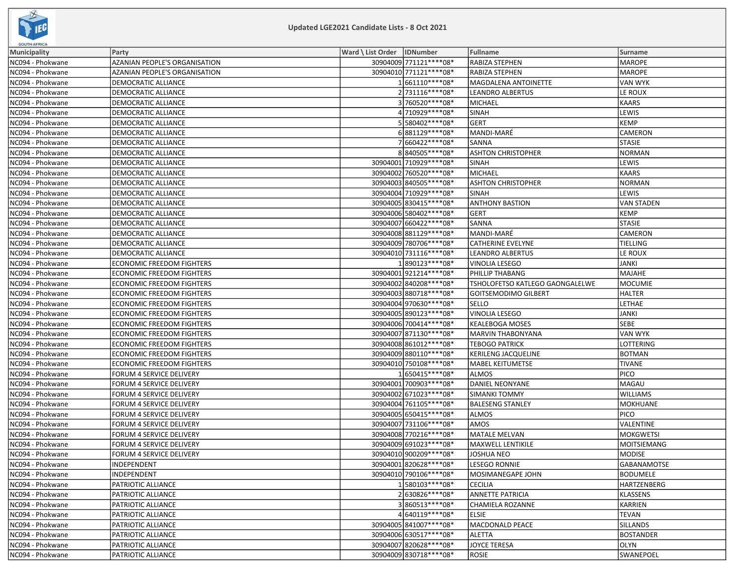## Updated LGE2021 Candidate Lists - 8 Oct 2021

| Municipality | Party | Ward \ List Order | IDNumber | Fullname | Surname |
|---|---|---|---|---|---|
| NC094 - Phokwane | AZANIAN PEOPLE'S ORGANISATION | 30904009 | 771121****08* | RABIZA STEPHEN | MAROPE |
| NC094 - Phokwane | AZANIAN PEOPLE'S ORGANISATION | 30904010 | 771121****08* | RABIZA STEPHEN | MAROPE |
| NC094 - Phokwane | DEMOCRATIC ALLIANCE | 1 | 661110****08* | MAGDALENA ANTOINETTE | VAN WYK |
| NC094 - Phokwane | DEMOCRATIC ALLIANCE | 2 | 731116****08* | LEANDRO ALBERTUS | LE ROUX |
| NC094 - Phokwane | DEMOCRATIC ALLIANCE | 3 | 760520****08* | MICHAEL | KAARS |
| NC094 - Phokwane | DEMOCRATIC ALLIANCE | 4 | 710929****08* | SINAH | LEWIS |
| NC094 - Phokwane | DEMOCRATIC ALLIANCE | 5 | 580402****08* | GERT | KEMP |
| NC094 - Phokwane | DEMOCRATIC ALLIANCE | 6 | 881129****08* | MANDI-MARÉ | CAMERON |
| NC094 - Phokwane | DEMOCRATIC ALLIANCE | 7 | 660422****08* | SANNA | STASIE |
| NC094 - Phokwane | DEMOCRATIC ALLIANCE | 8 | 840505****08* | ASHTON CHRISTOPHER | NORMAN |
| NC094 - Phokwane | DEMOCRATIC ALLIANCE | 30904001 | 710929****08* | SINAH | LEWIS |
| NC094 - Phokwane | DEMOCRATIC ALLIANCE | 30904002 | 760520****08* | MICHAEL | KAARS |
| NC094 - Phokwane | DEMOCRATIC ALLIANCE | 30904003 | 840505****08* | ASHTON CHRISTOPHER | NORMAN |
| NC094 - Phokwane | DEMOCRATIC ALLIANCE | 30904004 | 710929****08* | SINAH | LEWIS |
| NC094 - Phokwane | DEMOCRATIC ALLIANCE | 30904005 | 830415****08* | ANTHONY BASTION | VAN STADEN |
| NC094 - Phokwane | DEMOCRATIC ALLIANCE | 30904006 | 580402****08* | GERT | KEMP |
| NC094 - Phokwane | DEMOCRATIC ALLIANCE | 30904007 | 660422****08* | SANNA | STASIE |
| NC094 - Phokwane | DEMOCRATIC ALLIANCE | 30904008 | 881129****08* | MANDI-MARÉ | CAMERON |
| NC094 - Phokwane | DEMOCRATIC ALLIANCE | 30904009 | 780706****08* | CATHERINE EVELYNE | TIELLING |
| NC094 - Phokwane | DEMOCRATIC ALLIANCE | 30904010 | 731116****08* | LEANDRO ALBERTUS | LE ROUX |
| NC094 - Phokwane | ECONOMIC FREEDOM FIGHTERS | 1 | 890123****08* | VINOLIA LESEGO | JANKI |
| NC094 - Phokwane | ECONOMIC FREEDOM FIGHTERS | 30904001 | 921214****08* | PHILLIP THABANG | MAJAHE |
| NC094 - Phokwane | ECONOMIC FREEDOM FIGHTERS | 30904002 | 840208****08* | TSHOLOFETSO KATLEGO GAONGALELWE | MOCUMIE |
| NC094 - Phokwane | ECONOMIC FREEDOM FIGHTERS | 30904003 | 880718****08* | GOITSEMODIMO GILBERT | HALTER |
| NC094 - Phokwane | ECONOMIC FREEDOM FIGHTERS | 30904004 | 970630****08* | SELLO | LETHAE |
| NC094 - Phokwane | ECONOMIC FREEDOM FIGHTERS | 30904005 | 890123****08* | VINOLIA LESEGO | JANKI |
| NC094 - Phokwane | ECONOMIC FREEDOM FIGHTERS | 30904006 | 700414****08* | KEALEBOGA MOSES | SEBE |
| NC094 - Phokwane | ECONOMIC FREEDOM FIGHTERS | 30904007 | 871130****08* | MARVIN THABONYANA | VAN WYK |
| NC094 - Phokwane | ECONOMIC FREEDOM FIGHTERS | 30904008 | 861012****08* | TEBOGO PATRICK | LOTTERING |
| NC094 - Phokwane | ECONOMIC FREEDOM FIGHTERS | 30904009 | 880110****08* | KERILENG JACQUELINE | BOTMAN |
| NC094 - Phokwane | ECONOMIC FREEDOM FIGHTERS | 30904010 | 750108****08* | MABEL KEITUMETSE | TIVANE |
| NC094 - Phokwane | FORUM 4 SERVICE DELIVERY | 1 | 650415****08* | ALMOS | PICO |
| NC094 - Phokwane | FORUM 4 SERVICE DELIVERY | 30904001 | 700903****08* | DANIEL NEONYANE | MAGAU |
| NC094 - Phokwane | FORUM 4 SERVICE DELIVERY | 30904002 | 671023****08* | SIMANKI TOMMY | WILLIAMS |
| NC094 - Phokwane | FORUM 4 SERVICE DELIVERY | 30904004 | 761105****08* | BALESENG STANLEY | MOKHUANE |
| NC094 - Phokwane | FORUM 4 SERVICE DELIVERY | 30904005 | 650415****08* | ALMOS | PICO |
| NC094 - Phokwane | FORUM 4 SERVICE DELIVERY | 30904007 | 731106****08* | AMOS | VALENTINE |
| NC094 - Phokwane | FORUM 4 SERVICE DELIVERY | 30904008 | 770216****08* | MATALE MELVAN | MOKGWETSI |
| NC094 - Phokwane | FORUM 4 SERVICE DELIVERY | 30904009 | 691023****08* | MAXWELL LENTIKILE | MOITSIEMANG |
| NC094 - Phokwane | FORUM 4 SERVICE DELIVERY | 30904010 | 900209****08* | JOSHUA NEO | MODISE |
| NC094 - Phokwane | INDEPENDENT | 30904001 | 820628****08* | LESEGO RONNIE | GABANAMOTSE |
| NC094 - Phokwane | INDEPENDENT | 30904010 | 790106****08* | MOSIMANEGAPE JOHN | BODUMELE |
| NC094 - Phokwane | PATRIOTIC ALLIANCE | 1 | 580103****08* | CECILIA | HARTZENBERG |
| NC094 - Phokwane | PATRIOTIC ALLIANCE | 2 | 630826****08* | ANNETTE PATRICIA | KLASSENS |
| NC094 - Phokwane | PATRIOTIC ALLIANCE | 3 | 860513****08* | CHAMIELA ROZANNE | KARRIEN |
| NC094 - Phokwane | PATRIOTIC ALLIANCE | 4 | 640119****08* | ELSIE | TEVAN |
| NC094 - Phokwane | PATRIOTIC ALLIANCE | 30904005 | 841007****08* | MACDONALD PEACE | SILLANDS |
| NC094 - Phokwane | PATRIOTIC ALLIANCE | 30904006 | 630517****08* | ALETTA | BOSTANDER |
| NC094 - Phokwane | PATRIOTIC ALLIANCE | 30904007 | 820628****08* | JOYCE TERESA | OLYN |
| NC094 - Phokwane | PATRIOTIC ALLIANCE | 30904009 | 830718****08* | ROSIE | SWANEPOEL |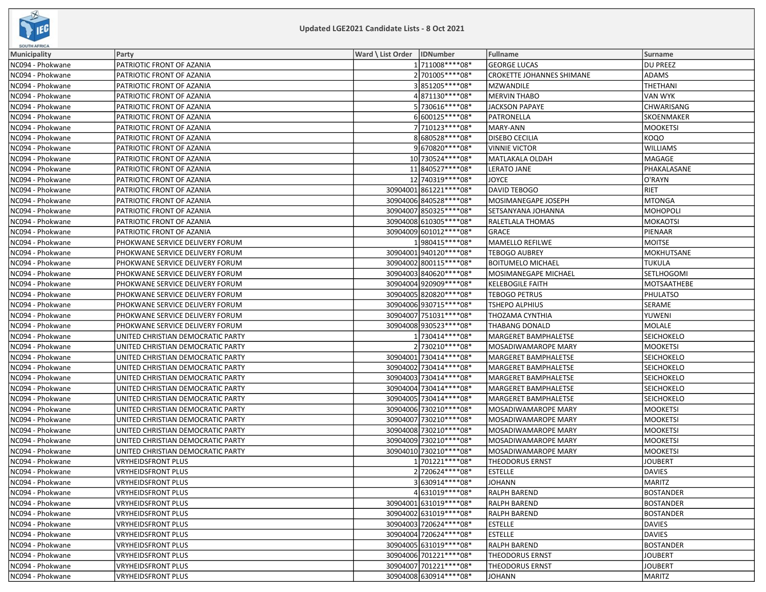## Updated LGE2021 Candidate Lists - 8 Oct 2021

| Municipality | Party | Ward \ List Order | IDNumber | Fullname | Surname |
|---|---|---|---|---|---|
| NC094 - Phokwane | PATRIOTIC FRONT OF AZANIA | 1 | 711008****08* | GEORGE LUCAS | DU PREEZ |
| NC094 - Phokwane | PATRIOTIC FRONT OF AZANIA | 2 | 701005****08* | CROKETTE JOHANNES SHIMANE | ADAMS |
| NC094 - Phokwane | PATRIOTIC FRONT OF AZANIA | 3 | 851205****08* | MZWANDILE | THETHANI |
| NC094 - Phokwane | PATRIOTIC FRONT OF AZANIA | 4 | 871130****08* | MERVIN THABO | VAN WYK |
| NC094 - Phokwane | PATRIOTIC FRONT OF AZANIA | 5 | 730616****08* | JACKSON PAPAYE | CHWARISANG |
| NC094 - Phokwane | PATRIOTIC FRONT OF AZANIA | 6 | 600125****08* | PATRONELLA | SKOENMAKER |
| NC094 - Phokwane | PATRIOTIC FRONT OF AZANIA | 7 | 710123****08* | MARY-ANN | MOOKETSI |
| NC094 - Phokwane | PATRIOTIC FRONT OF AZANIA | 8 | 680528****08* | DISEBO CECILIA | KOQO |
| NC094 - Phokwane | PATRIOTIC FRONT OF AZANIA | 9 | 670820****08* | VINNIE VICTOR | WILLIAMS |
| NC094 - Phokwane | PATRIOTIC FRONT OF AZANIA | 10 | 730524****08* | MATLAKALA OLDAH | MAGAGE |
| NC094 - Phokwane | PATRIOTIC FRONT OF AZANIA | 11 | 840527****08* | LERATO JANE | PHAKALASANE |
| NC094 - Phokwane | PATRIOTIC FRONT OF AZANIA | 12 | 740319****08* | JOYCE | O'RAYN |
| NC094 - Phokwane | PATRIOTIC FRONT OF AZANIA | 30904001 | 861221****08* | DAVID TEBOGO | RIET |
| NC094 - Phokwane | PATRIOTIC FRONT OF AZANIA | 30904006 | 840528****08* | MOSIMANEGAPE JOSEPH | MTONGA |
| NC094 - Phokwane | PATRIOTIC FRONT OF AZANIA | 30904007 | 850325****08* | SETSANYANA JOHANNA | MOHOPOLI |
| NC094 - Phokwane | PATRIOTIC FRONT OF AZANIA | 30904008 | 610305****08* | RALETLALA THOMAS | MOKAOTSI |
| NC094 - Phokwane | PATRIOTIC FRONT OF AZANIA | 30904009 | 601012****08* | GRACE | PIENAAR |
| NC094 - Phokwane | PHOKWANE SERVICE DELIVERY FORUM | 1 | 980415****08* | MAMELLO REFILWE | MOITSE |
| NC094 - Phokwane | PHOKWANE SERVICE DELIVERY FORUM | 30904001 | 940120****08* | TEBOGO AUBREY | MOKHUTSANE |
| NC094 - Phokwane | PHOKWANE SERVICE DELIVERY FORUM | 30904002 | 800115****08* | BOITUMELO MICHAEL | TUKULA |
| NC094 - Phokwane | PHOKWANE SERVICE DELIVERY FORUM | 30904003 | 840620****08* | MOSIMANEGAPE MICHAEL | SETLHOGOMI |
| NC094 - Phokwane | PHOKWANE SERVICE DELIVERY FORUM | 30904004 | 920909****08* | KELEBOGILE FAITH | MOTSAATHEBE |
| NC094 - Phokwane | PHOKWANE SERVICE DELIVERY FORUM | 30904005 | 820820****08* | TEBOGO PETRUS | PHULATSO |
| NC094 - Phokwane | PHOKWANE SERVICE DELIVERY FORUM | 30904006 | 930715****08* | TSHEPO ALPHIUS | SERAME |
| NC094 - Phokwane | PHOKWANE SERVICE DELIVERY FORUM | 30904007 | 751031****08* | THOZAMA CYNTHIA | YUWENI |
| NC094 - Phokwane | PHOKWANE SERVICE DELIVERY FORUM | 30904008 | 930523****08* | THABANG DONALD | MOLALE |
| NC094 - Phokwane | UNITED CHRISTIAN DEMOCRATIC PARTY | 1 | 730414****08* | MARGERET BAMPHALETSE | SEICHOKELO |
| NC094 - Phokwane | UNITED CHRISTIAN DEMOCRATIC PARTY | 2 | 730210****08* | MOSADIWAMAROPE MARY | MOOKETSI |
| NC094 - Phokwane | UNITED CHRISTIAN DEMOCRATIC PARTY | 30904001 | 730414****08* | MARGERET BAMPHALETSE | SEICHOKELO |
| NC094 - Phokwane | UNITED CHRISTIAN DEMOCRATIC PARTY | 30904002 | 730414****08* | MARGERET BAMPHALETSE | SEICHOKELO |
| NC094 - Phokwane | UNITED CHRISTIAN DEMOCRATIC PARTY | 30904003 | 730414****08* | MARGERET BAMPHALETSE | SEICHOKELO |
| NC094 - Phokwane | UNITED CHRISTIAN DEMOCRATIC PARTY | 30904004 | 730414****08* | MARGERET BAMPHALETSE | SEICHOKELO |
| NC094 - Phokwane | UNITED CHRISTIAN DEMOCRATIC PARTY | 30904005 | 730414****08* | MARGERET BAMPHALETSE | SEICHOKELO |
| NC094 - Phokwane | UNITED CHRISTIAN DEMOCRATIC PARTY | 30904006 | 730210****08* | MOSADIWAMAROPE MARY | MOOKETSI |
| NC094 - Phokwane | UNITED CHRISTIAN DEMOCRATIC PARTY | 30904007 | 730210****08* | MOSADIWAMAROPE MARY | MOOKETSI |
| NC094 - Phokwane | UNITED CHRISTIAN DEMOCRATIC PARTY | 30904008 | 730210****08* | MOSADIWAMAROPE MARY | MOOKETSI |
| NC094 - Phokwane | UNITED CHRISTIAN DEMOCRATIC PARTY | 30904009 | 730210****08* | MOSADIWAMAROPE MARY | MOOKETSI |
| NC094 - Phokwane | UNITED CHRISTIAN DEMOCRATIC PARTY | 30904010 | 730210****08* | MOSADIWAMAROPE MARY | MOOKETSI |
| NC094 - Phokwane | VRYHEIDSFRONT PLUS | 1 | 701221****08* | THEODORUS ERNST | JOUBERT |
| NC094 - Phokwane | VRYHEIDSFRONT PLUS | 2 | 720624****08* | ESTELLE | DAVIES |
| NC094 - Phokwane | VRYHEIDSFRONT PLUS | 3 | 630914****08* | JOHANN | MARITZ |
| NC094 - Phokwane | VRYHEIDSFRONT PLUS | 4 | 631019****08* | RALPH BAREND | BOSTANDER |
| NC094 - Phokwane | VRYHEIDSFRONT PLUS | 30904001 | 631019****08* | RALPH BAREND | BOSTANDER |
| NC094 - Phokwane | VRYHEIDSFRONT PLUS | 30904002 | 631019****08* | RALPH BAREND | BOSTANDER |
| NC094 - Phokwane | VRYHEIDSFRONT PLUS | 30904003 | 720624****08* | ESTELLE | DAVIES |
| NC094 - Phokwane | VRYHEIDSFRONT PLUS | 30904004 | 720624****08* | ESTELLE | DAVIES |
| NC094 - Phokwane | VRYHEIDSFRONT PLUS | 30904005 | 631019****08* | RALPH BAREND | BOSTANDER |
| NC094 - Phokwane | VRYHEIDSFRONT PLUS | 30904006 | 701221****08* | THEODORUS ERNST | JOUBERT |
| NC094 - Phokwane | VRYHEIDSFRONT PLUS | 30904007 | 701221****08* | THEODORUS ERNST | JOUBERT |
| NC094 - Phokwane | VRYHEIDSFRONT PLUS | 30904008 | 630914****08* | JOHANN | MARITZ |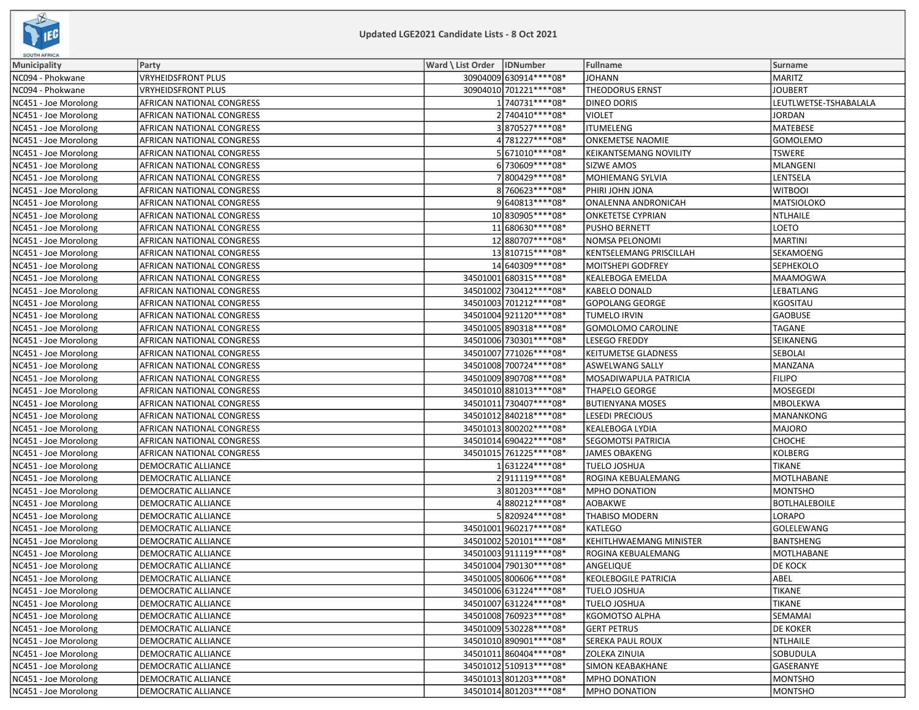**Updated LGE2021 Candidate Lists - 8 Oct 2021**

| Municipality | Party | Ward \ List Order | IDNumber | Fullname | Surname |
|---|---|---|---|---|---|
| NC094 - Phokwane | VRYHEIDSFRONT PLUS | 30904009 | 630914****08* | JOHANN | MARITZ |
| NC094 - Phokwane | VRYHEIDSFRONT PLUS | 30904010 | 701221****08* | THEODORUS ERNST | JOUBERT |
| NC451 - Joe Morolong | AFRICAN NATIONAL CONGRESS | 1 | 740731****08* | DINEO DORIS | LEUTLWETSE-TSHABALALA |
| NC451 - Joe Morolong | AFRICAN NATIONAL CONGRESS | 2 | 740410****08* | VIOLET | JORDAN |
| NC451 - Joe Morolong | AFRICAN NATIONAL CONGRESS | 3 | 870527****08* | ITUMELENG | MATEBESE |
| NC451 - Joe Morolong | AFRICAN NATIONAL CONGRESS | 4 | 781227****08* | ONKEMETSE NAOMIE | GOMOLEMO |
| NC451 - Joe Morolong | AFRICAN NATIONAL CONGRESS | 5 | 671010****08* | KEIKANTSEMANG NOVILITY | TSWERE |
| NC451 - Joe Morolong | AFRICAN NATIONAL CONGRESS | 6 | 730609****08* | SIZWE AMOS | MLANGENI |
| NC451 - Joe Morolong | AFRICAN NATIONAL CONGRESS | 7 | 800429****08* | MOHIEMANG SYLVIA | LENTSELA |
| NC451 - Joe Morolong | AFRICAN NATIONAL CONGRESS | 8 | 760623****08* | PHIRI JOHN JONA | WITBOOI |
| NC451 - Joe Morolong | AFRICAN NATIONAL CONGRESS | 9 | 640813****08* | ONALENNA ANDRONICAH | MATSIOLOKO |
| NC451 - Joe Morolong | AFRICAN NATIONAL CONGRESS | 10 | 830905****08* | ONKETETSE CYPRIAN | NTLHAILE |
| NC451 - Joe Morolong | AFRICAN NATIONAL CONGRESS | 11 | 680630****08* | PUSHO BERNETT | LOETO |
| NC451 - Joe Morolong | AFRICAN NATIONAL CONGRESS | 12 | 880707****08* | NOMSA PELONOMI | MARTINI |
| NC451 - Joe Morolong | AFRICAN NATIONAL CONGRESS | 13 | 810715****08* | KENTSELEMANG PRISCILLAH | SEKAMOENG |
| NC451 - Joe Morolong | AFRICAN NATIONAL CONGRESS | 14 | 640309****08* | MOITSHEPI GODFREY | SEPHEKOLO |
| NC451 - Joe Morolong | AFRICAN NATIONAL CONGRESS | 34501001 | 680315****08* | KEALEBOGA EMELDA | MAAMOGWA |
| NC451 - Joe Morolong | AFRICAN NATIONAL CONGRESS | 34501002 | 730412****08* | KABELO DONALD | LEBATLANG |
| NC451 - Joe Morolong | AFRICAN NATIONAL CONGRESS | 34501003 | 701212****08* | GOPOLANG GEORGE | KGOSITAU |
| NC451 - Joe Morolong | AFRICAN NATIONAL CONGRESS | 34501004 | 921120****08* | TUMELO IRVIN | GAOBUSE |
| NC451 - Joe Morolong | AFRICAN NATIONAL CONGRESS | 34501005 | 890318****08* | GOMOLOMO CAROLINE | TAGANE |
| NC451 - Joe Morolong | AFRICAN NATIONAL CONGRESS | 34501006 | 730301****08* | LESEGO FREDDY | SEIKANENG |
| NC451 - Joe Morolong | AFRICAN NATIONAL CONGRESS | 34501007 | 771026****08* | KEITUMETSE GLADNESS | SEBOLAI |
| NC451 - Joe Morolong | AFRICAN NATIONAL CONGRESS | 34501008 | 700724****08* | ASWELWANG SALLY | MANZANA |
| NC451 - Joe Morolong | AFRICAN NATIONAL CONGRESS | 34501009 | 890708****08* | MOSADIWAPULA PATRICIA | FILIPO |
| NC451 - Joe Morolong | AFRICAN NATIONAL CONGRESS | 34501010 | 881013****08* | THAPELO GEORGE | MOSEGEDI |
| NC451 - Joe Morolong | AFRICAN NATIONAL CONGRESS | 34501011 | 730407****08* | BUTIENYANA MOSES | MBOLEKWA |
| NC451 - Joe Morolong | AFRICAN NATIONAL CONGRESS | 34501012 | 840218****08* | LESEDI PRECIOUS | MANANKONG |
| NC451 - Joe Morolong | AFRICAN NATIONAL CONGRESS | 34501013 | 800202****08* | KEALEBOGA LYDIA | MAJORO |
| NC451 - Joe Morolong | AFRICAN NATIONAL CONGRESS | 34501014 | 690422****08* | SEGOMOTSI PATRICIA | CHOCHE |
| NC451 - Joe Morolong | AFRICAN NATIONAL CONGRESS | 34501015 | 761225****08* | JAMES OBAKENG | KOLBERG |
| NC451 - Joe Morolong | DEMOCRATIC ALLIANCE | 1 | 631224****08* | TUELO JOSHUA | TIKANE |
| NC451 - Joe Morolong | DEMOCRATIC ALLIANCE | 2 | 911119****08* | ROGINA KEBUALEMANG | MOTLHABANE |
| NC451 - Joe Morolong | DEMOCRATIC ALLIANCE | 3 | 801203****08* | MPHO DONATION | MONTSHO |
| NC451 - Joe Morolong | DEMOCRATIC ALLIANCE | 4 | 880212****08* | AOBAKWE | BOTLHALEBOILE |
| NC451 - Joe Morolong | DEMOCRATIC ALLIANCE | 5 | 820924****08* | THABISO MODERN | LORAPO |
| NC451 - Joe Morolong | DEMOCRATIC ALLIANCE | 34501001 | 960217****08* | KATLEGO | GOLELEWANG |
| NC451 - Joe Morolong | DEMOCRATIC ALLIANCE | 34501002 | 520101****08* | KEHITLHWAEMANG MINISTER | BANTSHENG |
| NC451 - Joe Morolong | DEMOCRATIC ALLIANCE | 34501003 | 911119****08* | ROGINA KEBUALEMANG | MOTLHABANE |
| NC451 - Joe Morolong | DEMOCRATIC ALLIANCE | 34501004 | 790130****08* | ANGELIQUE | DE KOCK |
| NC451 - Joe Morolong | DEMOCRATIC ALLIANCE | 34501005 | 800606****08* | KEOLEBOGILE PATRICIA | ABEL |
| NC451 - Joe Morolong | DEMOCRATIC ALLIANCE | 34501006 | 631224****08* | TUELO JOSHUA | TIKANE |
| NC451 - Joe Morolong | DEMOCRATIC ALLIANCE | 34501007 | 631224****08* | TUELO JOSHUA | TIKANE |
| NC451 - Joe Morolong | DEMOCRATIC ALLIANCE | 34501008 | 760923****08* | KGOMOTSO ALPHA | SEMAMAI |
| NC451 - Joe Morolong | DEMOCRATIC ALLIANCE | 34501009 | 530228****08* | GERT PETRUS | DE KOKER |
| NC451 - Joe Morolong | DEMOCRATIC ALLIANCE | 34501010 | 890901****08* | SEREKA PAUL ROUX | NTLHAILE |
| NC451 - Joe Morolong | DEMOCRATIC ALLIANCE | 34501011 | 860404****08* | ZOLEKA ZINUIA | SOBUDULA |
| NC451 - Joe Morolong | DEMOCRATIC ALLIANCE | 34501012 | 510913****08* | SIMON KEABAKHANE | GASERANYE |
| NC451 - Joe Morolong | DEMOCRATIC ALLIANCE | 34501013 | 801203****08* | MPHO DONATION | MONTSHO |
| NC451 - Joe Morolong | DEMOCRATIC ALLIANCE | 34501014 | 801203****08* | MPHO DONATION | MONTSHO |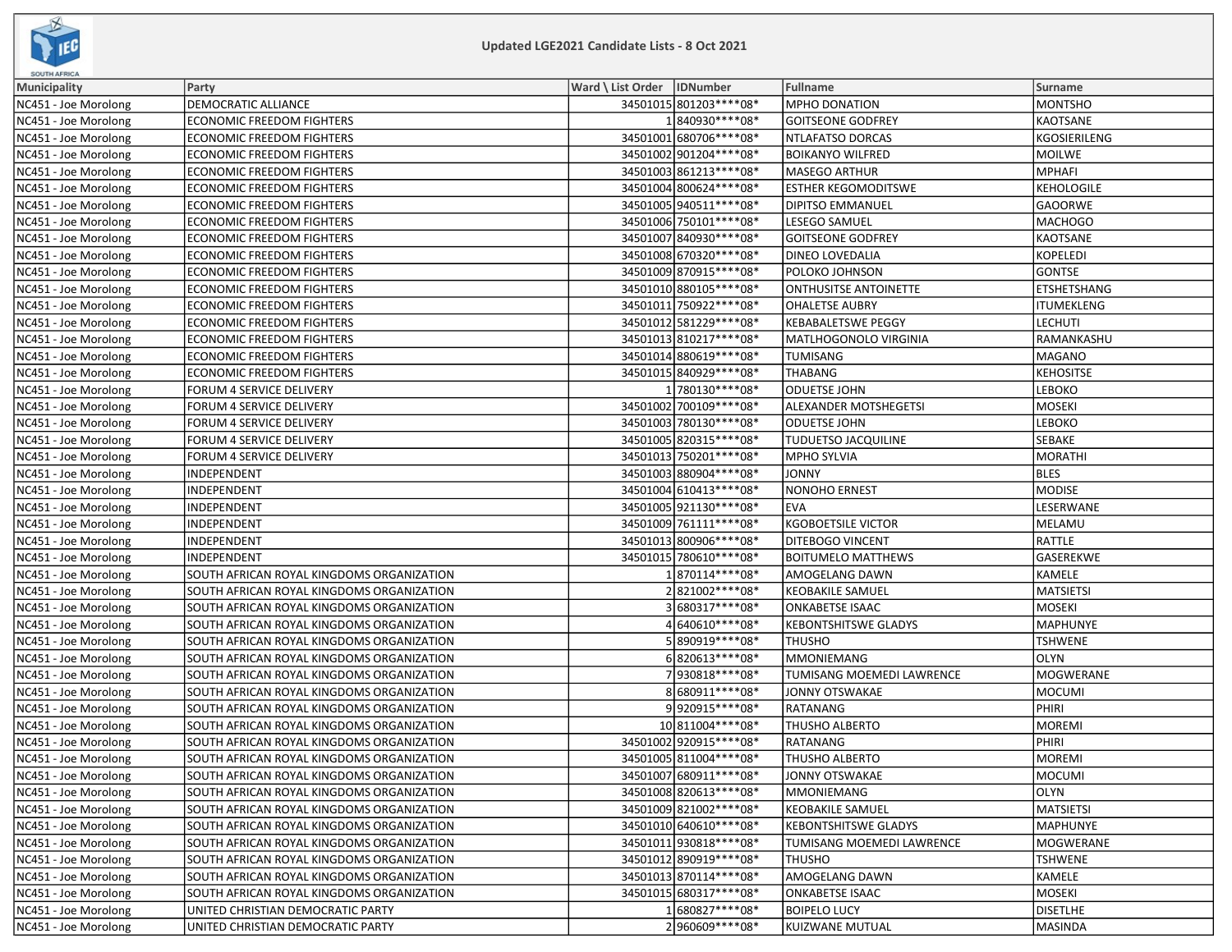# Updated LGE2021 Candidate Lists - 8 Oct 2021

| Municipality | Party | Ward \ List Order | IDNumber | Fullname | Surname |
|---|---|---|---|---|---|
| NC451 - Joe Morolong | DEMOCRATIC ALLIANCE | 34501015 | 801203****08* | MPHO DONATION | MONTSHO |
| NC451 - Joe Morolong | ECONOMIC FREEDOM FIGHTERS | 1 | 840930****08* | GOITSEONE GODFREY | KAOTSANE |
| NC451 - Joe Morolong | ECONOMIC FREEDOM FIGHTERS | 34501001 | 680706****08* | NTLAFATSO DORCAS | KGOSIERILENG |
| NC451 - Joe Morolong | ECONOMIC FREEDOM FIGHTERS | 34501002 | 901204****08* | BOIKANYO WILFRED | MOILWE |
| NC451 - Joe Morolong | ECONOMIC FREEDOM FIGHTERS | 34501003 | 861213****08* | MASEGO ARTHUR | MPHAFI |
| NC451 - Joe Morolong | ECONOMIC FREEDOM FIGHTERS | 34501004 | 800624****08* | ESTHER KEGOMODITSWE | KEHOLOGILE |
| NC451 - Joe Morolong | ECONOMIC FREEDOM FIGHTERS | 34501005 | 940511****08* | DIPITSO EMMANUEL | GAOORWE |
| NC451 - Joe Morolong | ECONOMIC FREEDOM FIGHTERS | 34501006 | 750101****08* | LESEGO SAMUEL | MACHOGO |
| NC451 - Joe Morolong | ECONOMIC FREEDOM FIGHTERS | 34501007 | 840930****08* | GOITSEONE GODFREY | KAOTSANE |
| NC451 - Joe Morolong | ECONOMIC FREEDOM FIGHTERS | 34501008 | 670320****08* | DINEO LOVEDALIA | KOPELEDI |
| NC451 - Joe Morolong | ECONOMIC FREEDOM FIGHTERS | 34501009 | 870915****08* | POLOKO JOHNSON | GONTSE |
| NC451 - Joe Morolong | ECONOMIC FREEDOM FIGHTERS | 34501010 | 880105****08* | ONTHUSITSE ANTOINETTE | ETSHETSHANG |
| NC451 - Joe Morolong | ECONOMIC FREEDOM FIGHTERS | 34501011 | 750922****08* | OHALETSE AUBRY | ITUMEKLENG |
| NC451 - Joe Morolong | ECONOMIC FREEDOM FIGHTERS | 34501012 | 581229****08* | KEBABALETSWE PEGGY | LECHUTI |
| NC451 - Joe Morolong | ECONOMIC FREEDOM FIGHTERS | 34501013 | 810217****08* | MATLHOGONOLO VIRGINIA | RAMANKASHU |
| NC451 - Joe Morolong | ECONOMIC FREEDOM FIGHTERS | 34501014 | 880619****08* | TUMISANG | MAGANO |
| NC451 - Joe Morolong | ECONOMIC FREEDOM FIGHTERS | 34501015 | 840929****08* | THABANG | KEHOSITSE |
| NC451 - Joe Morolong | FORUM 4 SERVICE DELIVERY | 1 | 780130****08* | ODUETSE JOHN | LEBOKO |
| NC451 - Joe Morolong | FORUM 4 SERVICE DELIVERY | 34501002 | 700109****08* | ALEXANDER MOTSHEGETSI | MOSEKI |
| NC451 - Joe Morolong | FORUM 4 SERVICE DELIVERY | 34501003 | 780130****08* | ODUETSE JOHN | LEBOKO |
| NC451 - Joe Morolong | FORUM 4 SERVICE DELIVERY | 34501005 | 820315****08* | TUDUETSO JACQUILINE | SEBAKE |
| NC451 - Joe Morolong | FORUM 4 SERVICE DELIVERY | 34501013 | 750201****08* | MPHO SYLVIA | MORATHI |
| NC451 - Joe Morolong | INDEPENDENT | 34501003 | 880904****08* | JONNY | BLES |
| NC451 - Joe Morolong | INDEPENDENT | 34501004 | 610413****08* | NONOHO ERNEST | MODISE |
| NC451 - Joe Morolong | INDEPENDENT | 34501005 | 921130****08* | EVA | LESERWANE |
| NC451 - Joe Morolong | INDEPENDENT | 34501009 | 761111****08* | KGOBOETSILE VICTOR | MELAMU |
| NC451 - Joe Morolong | INDEPENDENT | 34501013 | 800906****08* | DITEBOGO VINCENT | RATTLE |
| NC451 - Joe Morolong | INDEPENDENT | 34501015 | 780610****08* | BOITUMELO MATTHEWS | GASEREKWE |
| NC451 - Joe Morolong | SOUTH AFRICAN ROYAL KINGDOMS ORGANIZATION | 1 | 870114****08* | AMOGELANG DAWN | KAMELE |
| NC451 - Joe Morolong | SOUTH AFRICAN ROYAL KINGDOMS ORGANIZATION | 2 | 821002****08* | KEOBAKILE SAMUEL | MATSIETSI |
| NC451 - Joe Morolong | SOUTH AFRICAN ROYAL KINGDOMS ORGANIZATION | 3 | 680317****08* | ONKABETSE ISAAC | MOSEKI |
| NC451 - Joe Morolong | SOUTH AFRICAN ROYAL KINGDOMS ORGANIZATION | 4 | 640610****08* | KEBONTSHITSWE GLADYS | MAPHUNYE |
| NC451 - Joe Morolong | SOUTH AFRICAN ROYAL KINGDOMS ORGANIZATION | 5 | 890919****08* | THUSHO | TSHWENE |
| NC451 - Joe Morolong | SOUTH AFRICAN ROYAL KINGDOMS ORGANIZATION | 6 | 820613****08* | MMONIEMANG | OLYN |
| NC451 - Joe Morolong | SOUTH AFRICAN ROYAL KINGDOMS ORGANIZATION | 7 | 930818****08* | TUMISANG MOEMEDI LAWRENCE | MOGWERANE |
| NC451 - Joe Morolong | SOUTH AFRICAN ROYAL KINGDOMS ORGANIZATION | 8 | 680911****08* | JONNY OTSWAKAE | MOCUMI |
| NC451 - Joe Morolong | SOUTH AFRICAN ROYAL KINGDOMS ORGANIZATION | 9 | 920915****08* | RATANANG | PHIRI |
| NC451 - Joe Morolong | SOUTH AFRICAN ROYAL KINGDOMS ORGANIZATION | 10 | 811004****08* | THUSHO ALBERTO | MOREMI |
| NC451 - Joe Morolong | SOUTH AFRICAN ROYAL KINGDOMS ORGANIZATION | 34501002 | 920915****08* | RATANANG | PHIRI |
| NC451 - Joe Morolong | SOUTH AFRICAN ROYAL KINGDOMS ORGANIZATION | 34501005 | 811004****08* | THUSHO ALBERTO | MOREMI |
| NC451 - Joe Morolong | SOUTH AFRICAN ROYAL KINGDOMS ORGANIZATION | 34501007 | 680911****08* | JONNY OTSWAKAE | MOCUMI |
| NC451 - Joe Morolong | SOUTH AFRICAN ROYAL KINGDOMS ORGANIZATION | 34501008 | 820613****08* | MMONIEMANG | OLYN |
| NC451 - Joe Morolong | SOUTH AFRICAN ROYAL KINGDOMS ORGANIZATION | 34501009 | 821002****08* | KEOBAKILE SAMUEL | MATSIETSI |
| NC451 - Joe Morolong | SOUTH AFRICAN ROYAL KINGDOMS ORGANIZATION | 34501010 | 640610****08* | KEBONTSHITSWE GLADYS | MAPHUNYE |
| NC451 - Joe Morolong | SOUTH AFRICAN ROYAL KINGDOMS ORGANIZATION | 34501011 | 930818****08* | TUMISANG MOEMEDI LAWRENCE | MOGWERANE |
| NC451 - Joe Morolong | SOUTH AFRICAN ROYAL KINGDOMS ORGANIZATION | 34501012 | 890919****08* | THUSHO | TSHWENE |
| NC451 - Joe Morolong | SOUTH AFRICAN ROYAL KINGDOMS ORGANIZATION | 34501013 | 870114****08* | AMOGELANG DAWN | KAMELE |
| NC451 - Joe Morolong | SOUTH AFRICAN ROYAL KINGDOMS ORGANIZATION | 34501015 | 680317****08* | ONKABETSE ISAAC | MOSEKI |
| NC451 - Joe Morolong | UNITED CHRISTIAN DEMOCRATIC PARTY | 1 | 680827****08* | BOIPELO LUCY | DISETLHE |
| NC451 - Joe Morolong | UNITED CHRISTIAN DEMOCRATIC PARTY | 2 | 960609****08* | KUIZWANE MUTUAL | MASINDA |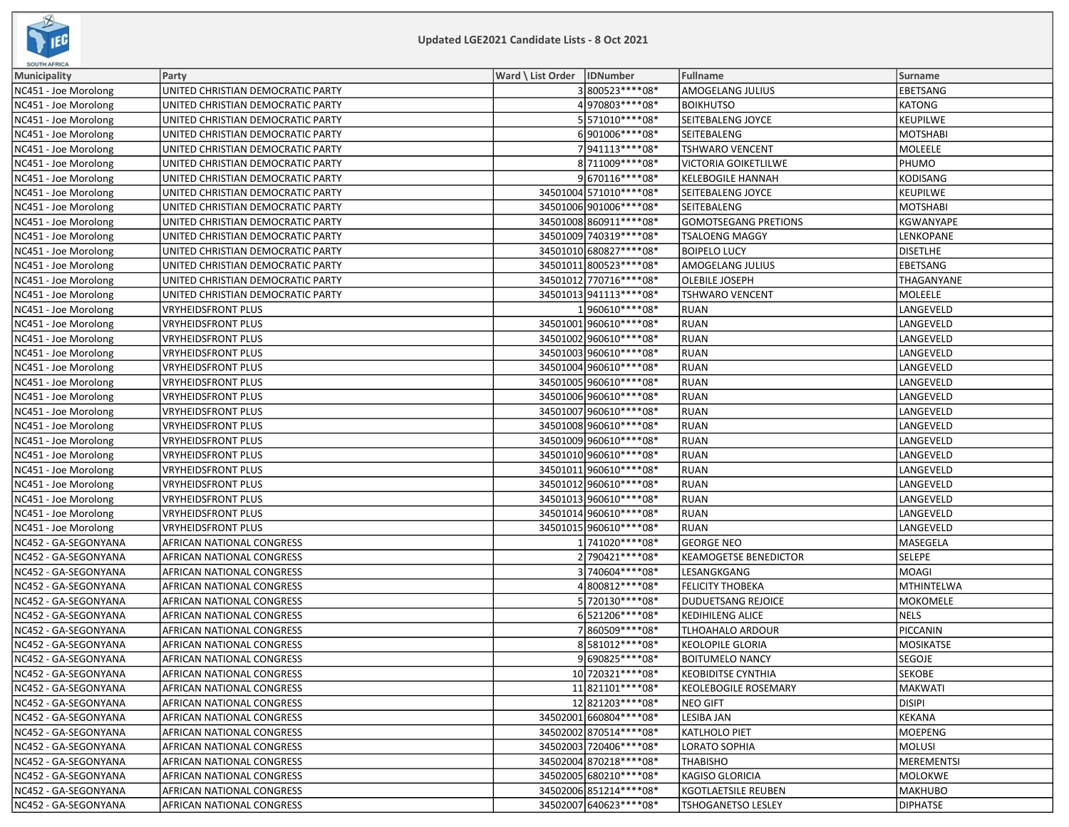Updated LGE2021 Candidate Lists - 8 Oct 2021

| Municipality | Party | Ward \ List Order | IDNumber | Fullname | Surname |
|---|---|---|---|---|---|
| NC451 - Joe Morolong | UNITED CHRISTIAN DEMOCRATIC PARTY | 3 | 800523****08* | AMOGELANG JULIUS | EBETSANG |
| NC451 - Joe Morolong | UNITED CHRISTIAN DEMOCRATIC PARTY | 4 | 970803****08* | BOIKHUTSO | KATONG |
| NC451 - Joe Morolong | UNITED CHRISTIAN DEMOCRATIC PARTY | 5 | 571010****08* | SEITEBALENG JOYCE | KEUPILWE |
| NC451 - Joe Morolong | UNITED CHRISTIAN DEMOCRATIC PARTY | 6 | 901006****08* | SEITEBALENG | MOTSHABI |
| NC451 - Joe Morolong | UNITED CHRISTIAN DEMOCRATIC PARTY | 7 | 941113****08* | TSHWARO VENCENT | MOLEELE |
| NC451 - Joe Morolong | UNITED CHRISTIAN DEMOCRATIC PARTY | 8 | 711009****08* | VICTORIA GOIKETLILWE | PHUMO |
| NC451 - Joe Morolong | UNITED CHRISTIAN DEMOCRATIC PARTY | 9 | 670116****08* | KELEBOGILE HANNAH | KODISANG |
| NC451 - Joe Morolong | UNITED CHRISTIAN DEMOCRATIC PARTY | 34501004 | 571010****08* | SEITEBALENG JOYCE | KEUPILWE |
| NC451 - Joe Morolong | UNITED CHRISTIAN DEMOCRATIC PARTY | 34501006 | 901006****08* | SEITEBALENG | MOTSHABI |
| NC451 - Joe Morolong | UNITED CHRISTIAN DEMOCRATIC PARTY | 34501008 | 860911****08* | GOMOTSEGANG PRETIONS | KGWANYAPE |
| NC451 - Joe Morolong | UNITED CHRISTIAN DEMOCRATIC PARTY | 34501009 | 740319****08* | TSALOENG MAGGY | LENKOPANE |
| NC451 - Joe Morolong | UNITED CHRISTIAN DEMOCRATIC PARTY | 34501010 | 680827****08* | BOIPELO LUCY | DISETLHE |
| NC451 - Joe Morolong | UNITED CHRISTIAN DEMOCRATIC PARTY | 34501011 | 800523****08* | AMOGELANG JULIUS | EBETSANG |
| NC451 - Joe Morolong | UNITED CHRISTIAN DEMOCRATIC PARTY | 34501012 | 770716****08* | OLEBILE JOSEPH | THAGANYANE |
| NC451 - Joe Morolong | UNITED CHRISTIAN DEMOCRATIC PARTY | 34501013 | 941113****08* | TSHWARO VENCENT | MOLEELE |
| NC451 - Joe Morolong | VRYHEIDSFRONT PLUS | 1 | 960610****08* | RUAN | LANGEVELD |
| NC451 - Joe Morolong | VRYHEIDSFRONT PLUS | 34501001 | 960610****08* | RUAN | LANGEVELD |
| NC451 - Joe Morolong | VRYHEIDSFRONT PLUS | 34501002 | 960610****08* | RUAN | LANGEVELD |
| NC451 - Joe Morolong | VRYHEIDSFRONT PLUS | 34501003 | 960610****08* | RUAN | LANGEVELD |
| NC451 - Joe Morolong | VRYHEIDSFRONT PLUS | 34501004 | 960610****08* | RUAN | LANGEVELD |
| NC451 - Joe Morolong | VRYHEIDSFRONT PLUS | 34501005 | 960610****08* | RUAN | LANGEVELD |
| NC451 - Joe Morolong | VRYHEIDSFRONT PLUS | 34501006 | 960610****08* | RUAN | LANGEVELD |
| NC451 - Joe Morolong | VRYHEIDSFRONT PLUS | 34501007 | 960610****08* | RUAN | LANGEVELD |
| NC451 - Joe Morolong | VRYHEIDSFRONT PLUS | 34501008 | 960610****08* | RUAN | LANGEVELD |
| NC451 - Joe Morolong | VRYHEIDSFRONT PLUS | 34501009 | 960610****08* | RUAN | LANGEVELD |
| NC451 - Joe Morolong | VRYHEIDSFRONT PLUS | 34501010 | 960610****08* | RUAN | LANGEVELD |
| NC451 - Joe Morolong | VRYHEIDSFRONT PLUS | 34501011 | 960610****08* | RUAN | LANGEVELD |
| NC451 - Joe Morolong | VRYHEIDSFRONT PLUS | 34501012 | 960610****08* | RUAN | LANGEVELD |
| NC451 - Joe Morolong | VRYHEIDSFRONT PLUS | 34501013 | 960610****08* | RUAN | LANGEVELD |
| NC451 - Joe Morolong | VRYHEIDSFRONT PLUS | 34501014 | 960610****08* | RUAN | LANGEVELD |
| NC451 - Joe Morolong | VRYHEIDSFRONT PLUS | 34501015 | 960610****08* | RUAN | LANGEVELD |
| NC452 - GA-SEGONYANA | AFRICAN NATIONAL CONGRESS | 1 | 741020****08* | GEORGE NEO | MASEGELA |
| NC452 - GA-SEGONYANA | AFRICAN NATIONAL CONGRESS | 2 | 790421****08* | KEAMOGETSE BENEDICTOR | SELEPE |
| NC452 - GA-SEGONYANA | AFRICAN NATIONAL CONGRESS | 3 | 740604****08* | LESANGKGANG | MOAGI |
| NC452 - GA-SEGONYANA | AFRICAN NATIONAL CONGRESS | 4 | 800812****08* | FELICITY THOBEKA | MTHINTELWA |
| NC452 - GA-SEGONYANA | AFRICAN NATIONAL CONGRESS | 5 | 720130****08* | DUDUETSANG REJOICE | MOKOMELE |
| NC452 - GA-SEGONYANA | AFRICAN NATIONAL CONGRESS | 6 | 521206****08* | KEDIHILENG ALICE | NELS |
| NC452 - GA-SEGONYANA | AFRICAN NATIONAL CONGRESS | 7 | 860509****08* | TLHOAHALO ARDOUR | PICCANIN |
| NC452 - GA-SEGONYANA | AFRICAN NATIONAL CONGRESS | 8 | 581012****08* | KEOLOPILE GLORIA | MOSIKATSE |
| NC452 - GA-SEGONYANA | AFRICAN NATIONAL CONGRESS | 9 | 690825****08* | BOITUMELO NANCY | SEGOJE |
| NC452 - GA-SEGONYANA | AFRICAN NATIONAL CONGRESS | 10 | 720321****08* | KEOBIDITSE CYNTHIA | SEKOBE |
| NC452 - GA-SEGONYANA | AFRICAN NATIONAL CONGRESS | 11 | 821101****08* | KEOLEBOGILE ROSEMARY | MAKWATI |
| NC452 - GA-SEGONYANA | AFRICAN NATIONAL CONGRESS | 12 | 821203****08* | NEO GIFT | DISIPI |
| NC452 - GA-SEGONYANA | AFRICAN NATIONAL CONGRESS | 34502001 | 660804****08* | LESIBA JAN | KEKANA |
| NC452 - GA-SEGONYANA | AFRICAN NATIONAL CONGRESS | 34502002 | 870514****08* | KATLHOLO PIET | MOEPENG |
| NC452 - GA-SEGONYANA | AFRICAN NATIONAL CONGRESS | 34502003 | 720406****08* | LORATO SOPHIA | MOLUSI |
| NC452 - GA-SEGONYANA | AFRICAN NATIONAL CONGRESS | 34502004 | 870218****08* | THABISHO | MEREMENTSI |
| NC452 - GA-SEGONYANA | AFRICAN NATIONAL CONGRESS | 34502005 | 680210****08* | KAGISO GLORICIA | MOLOKWE |
| NC452 - GA-SEGONYANA | AFRICAN NATIONAL CONGRESS | 34502006 | 851214****08* | KGOTLAETSILE REUBEN | MAKHUBO |
| NC452 - GA-SEGONYANA | AFRICAN NATIONAL CONGRESS | 34502007 | 640623****08* | TSHOGANETSO LESLEY | DIPHATSE |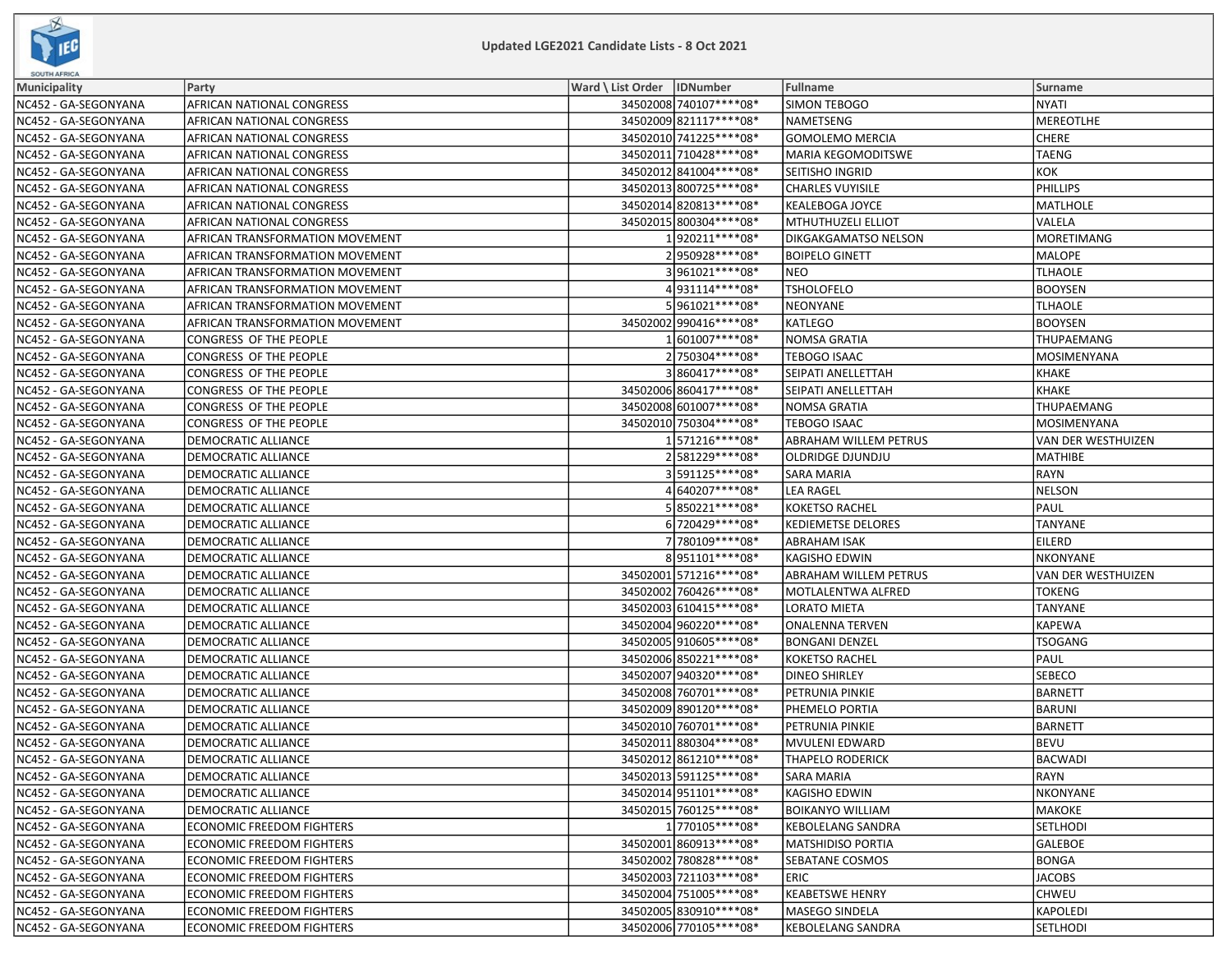# Updated LGE2021 Candidate Lists - 8 Oct 2021

| Municipality | Party | Ward \ List Order | IDNumber | Fullname | Surname |
|---|---|---|---|---|---|
| NC452 - GA-SEGONYANA | AFRICAN NATIONAL CONGRESS | 34502008 | 740107****08* | SIMON TEBOGO | NYATI |
| NC452 - GA-SEGONYANA | AFRICAN NATIONAL CONGRESS | 34502009 | 821117****08* | NAMETSENG | MEREOTLHE |
| NC452 - GA-SEGONYANA | AFRICAN NATIONAL CONGRESS | 34502010 | 741225****08* | GOMOLEMO MERCIA | CHERE |
| NC452 - GA-SEGONYANA | AFRICAN NATIONAL CONGRESS | 34502011 | 710428****08* | MARIA KEGOMODITSWE | TAENG |
| NC452 - GA-SEGONYANA | AFRICAN NATIONAL CONGRESS | 34502012 | 841004****08* | SEITISHO INGRID | KOK |
| NC452 - GA-SEGONYANA | AFRICAN NATIONAL CONGRESS | 34502013 | 800725****08* | CHARLES VUYISILE | PHILLIPS |
| NC452 - GA-SEGONYANA | AFRICAN NATIONAL CONGRESS | 34502014 | 820813****08* | KEALEBOGA JOYCE | MATLHOLE |
| NC452 - GA-SEGONYANA | AFRICAN NATIONAL CONGRESS | 34502015 | 800304****08* | MTHUTHUZELI ELLIOT | VALELA |
| NC452 - GA-SEGONYANA | AFRICAN TRANSFORMATION MOVEMENT | 1 | 920211****08* | DIKGAKGAMATSO NELSON | MORETIMANG |
| NC452 - GA-SEGONYANA | AFRICAN TRANSFORMATION MOVEMENT | 2 | 950928****08* | BOIPELO GINETT | MALOPE |
| NC452 - GA-SEGONYANA | AFRICAN TRANSFORMATION MOVEMENT | 3 | 961021****08* | NEO | TLHAOLE |
| NC452 - GA-SEGONYANA | AFRICAN TRANSFORMATION MOVEMENT | 4 | 931114****08* | TSHOLOFELO | BOOYSEN |
| NC452 - GA-SEGONYANA | AFRICAN TRANSFORMATION MOVEMENT | 5 | 961021****08* | NEONYANE | TLHAOLE |
| NC452 - GA-SEGONYANA | AFRICAN TRANSFORMATION MOVEMENT | 34502002 | 990416****08* | KATLEGO | BOOYSEN |
| NC452 - GA-SEGONYANA | CONGRESS  OF THE PEOPLE | 1 | 601007****08* | NOMSA GRATIA | THUPAEMANG |
| NC452 - GA-SEGONYANA | CONGRESS  OF THE PEOPLE | 2 | 750304****08* | TEBOGO ISAAC | MOSIMENYANA |
| NC452 - GA-SEGONYANA | CONGRESS  OF THE PEOPLE | 3 | 860417****08* | SEIPATI ANELLETTAH | KHAKE |
| NC452 - GA-SEGONYANA | CONGRESS  OF THE PEOPLE | 34502006 | 860417****08* | SEIPATI ANELLETTAH | KHAKE |
| NC452 - GA-SEGONYANA | CONGRESS  OF THE PEOPLE | 34502008 | 601007****08* | NOMSA GRATIA | THUPAEMANG |
| NC452 - GA-SEGONYANA | CONGRESS  OF THE PEOPLE | 34502010 | 750304****08* | TEBOGO ISAAC | MOSIMENYANA |
| NC452 - GA-SEGONYANA | DEMOCRATIC ALLIANCE | 1 | 571216****08* | ABRAHAM WILLEM PETRUS | VAN DER WESTHUIZEN |
| NC452 - GA-SEGONYANA | DEMOCRATIC ALLIANCE | 2 | 581229****08* | OLDRIDGE DJUNDJU | MATHIBE |
| NC452 - GA-SEGONYANA | DEMOCRATIC ALLIANCE | 3 | 591125****08* | SARA MARIA | RAYN |
| NC452 - GA-SEGONYANA | DEMOCRATIC ALLIANCE | 4 | 640207****08* | LEA RAGEL | NELSON |
| NC452 - GA-SEGONYANA | DEMOCRATIC ALLIANCE | 5 | 850221****08* | KOKETSO RACHEL | PAUL |
| NC452 - GA-SEGONYANA | DEMOCRATIC ALLIANCE | 6 | 720429****08* | KEDIEMETSE DELORES | TANYANE |
| NC452 - GA-SEGONYANA | DEMOCRATIC ALLIANCE | 7 | 780109****08* | ABRAHAM ISAK | EILERD |
| NC452 - GA-SEGONYANA | DEMOCRATIC ALLIANCE | 8 | 951101****08* | KAGISHO EDWIN | NKONYANE |
| NC452 - GA-SEGONYANA | DEMOCRATIC ALLIANCE | 34502001 | 571216****08* | ABRAHAM WILLEM PETRUS | VAN DER WESTHUIZEN |
| NC452 - GA-SEGONYANA | DEMOCRATIC ALLIANCE | 34502002 | 760426****08* | MOTLALENTWA ALFRED | TOKENG |
| NC452 - GA-SEGONYANA | DEMOCRATIC ALLIANCE | 34502003 | 610415****08* | LORATO MIETA | TANYANE |
| NC452 - GA-SEGONYANA | DEMOCRATIC ALLIANCE | 34502004 | 960220****08* | ONALENNA TERVEN | KAPEWA |
| NC452 - GA-SEGONYANA | DEMOCRATIC ALLIANCE | 34502005 | 910605****08* | BONGANI DENZEL | TSOGANG |
| NC452 - GA-SEGONYANA | DEMOCRATIC ALLIANCE | 34502006 | 850221****08* | KOKETSO RACHEL | PAUL |
| NC452 - GA-SEGONYANA | DEMOCRATIC ALLIANCE | 34502007 | 940320****08* | DINEO SHIRLEY | SEBECO |
| NC452 - GA-SEGONYANA | DEMOCRATIC ALLIANCE | 34502008 | 760701****08* | PETRUNIA PINKIE | BARNETT |
| NC452 - GA-SEGONYANA | DEMOCRATIC ALLIANCE | 34502009 | 890120****08* | PHEMELO PORTIA | BARUNI |
| NC452 - GA-SEGONYANA | DEMOCRATIC ALLIANCE | 34502010 | 760701****08* | PETRUNIA PINKIE | BARNETT |
| NC452 - GA-SEGONYANA | DEMOCRATIC ALLIANCE | 34502011 | 880304****08* | MVULENI EDWARD | BEVU |
| NC452 - GA-SEGONYANA | DEMOCRATIC ALLIANCE | 34502012 | 861210****08* | THAPELO RODERICK | BACWADI |
| NC452 - GA-SEGONYANA | DEMOCRATIC ALLIANCE | 34502013 | 591125****08* | SARA MARIA | RAYN |
| NC452 - GA-SEGONYANA | DEMOCRATIC ALLIANCE | 34502014 | 951101****08* | KAGISHO EDWIN | NKONYANE |
| NC452 - GA-SEGONYANA | DEMOCRATIC ALLIANCE | 34502015 | 760125****08* | BOIKANYO WILLIAM | MAKOKE |
| NC452 - GA-SEGONYANA | ECONOMIC FREEDOM FIGHTERS | 1 | 770105****08* | KEBOLELANG SANDRA | SETLHODI |
| NC452 - GA-SEGONYANA | ECONOMIC FREEDOM FIGHTERS | 34502001 | 860913****08* | MATSHIDISO PORTIA | GALEBOE |
| NC452 - GA-SEGONYANA | ECONOMIC FREEDOM FIGHTERS | 34502002 | 780828****08* | SEBATANE COSMOS | BONGA |
| NC452 - GA-SEGONYANA | ECONOMIC FREEDOM FIGHTERS | 34502003 | 721103****08* | ERIC | JACOBS |
| NC452 - GA-SEGONYANA | ECONOMIC FREEDOM FIGHTERS | 34502004 | 751005****08* | KEABETSWE HENRY | CHWEU |
| NC452 - GA-SEGONYANA | ECONOMIC FREEDOM FIGHTERS | 34502005 | 830910****08* | MASEGO SINDELA | KAPOLEDI |
| NC452 - GA-SEGONYANA | ECONOMIC FREEDOM FIGHTERS | 34502006 | 770105****08* | KEBOLELANG SANDRA | SETLHODI |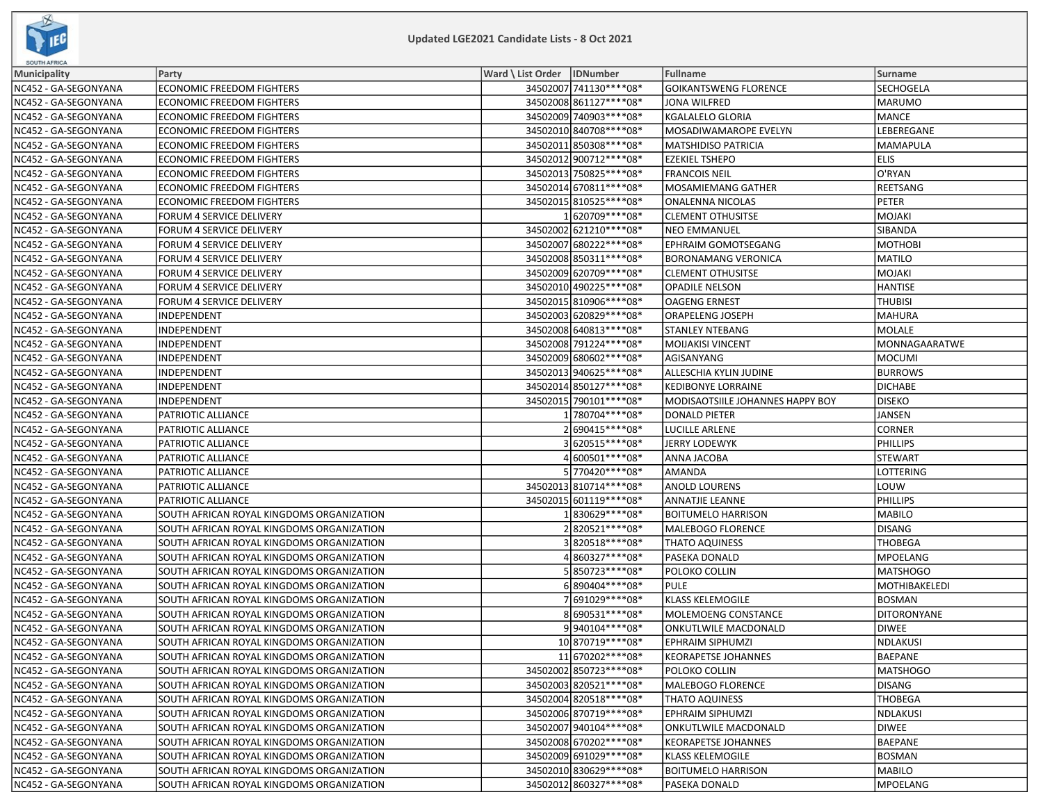Updated LGE2021 Candidate Lists - 8 Oct 2021

| Municipality | Party | Ward \ List Order | IDNumber | Fullname | Surname |
|---|---|---|---|---|---|
| NC452 - GA-SEGONYANA | ECONOMIC FREEDOM FIGHTERS | 34502007 | 741130****08* | GOIKANTSWENG FLORENCE | SECHOGELA |
| NC452 - GA-SEGONYANA | ECONOMIC FREEDOM FIGHTERS | 34502008 | 861127****08* | JONA WILFRED | MARUMO |
| NC452 - GA-SEGONYANA | ECONOMIC FREEDOM FIGHTERS | 34502009 | 740903****08* | KGALALELO GLORIA | MANCE |
| NC452 - GA-SEGONYANA | ECONOMIC FREEDOM FIGHTERS | 34502010 | 840708****08* | MOSADIWAMAROPE EVELYN | LEBEREGANE |
| NC452 - GA-SEGONYANA | ECONOMIC FREEDOM FIGHTERS | 34502011 | 850308****08* | MATSHIDISO PATRICIA | MAMAPULA |
| NC452 - GA-SEGONYANA | ECONOMIC FREEDOM FIGHTERS | 34502012 | 900712****08* | EZEKIEL TSHEPO | ELIS |
| NC452 - GA-SEGONYANA | ECONOMIC FREEDOM FIGHTERS | 34502013 | 750825****08* | FRANCOIS NEIL | O'RYAN |
| NC452 - GA-SEGONYANA | ECONOMIC FREEDOM FIGHTERS | 34502014 | 670811****08* | MOSAMIEMANG GATHER | REETSANG |
| NC452 - GA-SEGONYANA | ECONOMIC FREEDOM FIGHTERS | 34502015 | 810525****08* | ONALENNA NICOLAS | PETER |
| NC452 - GA-SEGONYANA | FORUM 4 SERVICE DELIVERY | 1 | 620709****08* | CLEMENT OTHUSITSE | MOJAKI |
| NC452 - GA-SEGONYANA | FORUM 4 SERVICE DELIVERY | 34502002 | 621210****08* | NEO EMMANUEL | SIBANDA |
| NC452 - GA-SEGONYANA | FORUM 4 SERVICE DELIVERY | 34502007 | 680222****08* | EPHRAIM GOMOTSEGANG | MOTHOBI |
| NC452 - GA-SEGONYANA | FORUM 4 SERVICE DELIVERY | 34502008 | 850311****08* | BORONAMANG VERONICA | MATILO |
| NC452 - GA-SEGONYANA | FORUM 4 SERVICE DELIVERY | 34502009 | 620709****08* | CLEMENT OTHUSITSE | MOJAKI |
| NC452 - GA-SEGONYANA | FORUM 4 SERVICE DELIVERY | 34502010 | 490225****08* | OPADILE NELSON | HANTISE |
| NC452 - GA-SEGONYANA | FORUM 4 SERVICE DELIVERY | 34502015 | 810906****08* | OAGENG ERNEST | THUBISI |
| NC452 - GA-SEGONYANA | INDEPENDENT | 34502003 | 620829****08* | ORAPELENG JOSEPH | MAHURA |
| NC452 - GA-SEGONYANA | INDEPENDENT | 34502008 | 640813****08* | STANLEY NTEBANG | MOLALE |
| NC452 - GA-SEGONYANA | INDEPENDENT | 34502008 | 791224****08* | MOIJAKISI VINCENT | MONNAGAARATWE |
| NC452 - GA-SEGONYANA | INDEPENDENT | 34502009 | 680602****08* | AGISANYANG | MOCUMI |
| NC452 - GA-SEGONYANA | INDEPENDENT | 34502013 | 940625****08* | ALLESCHIA KYLIN JUDINE | BURROWS |
| NC452 - GA-SEGONYANA | INDEPENDENT | 34502014 | 850127****08* | KEDIBONYE LORRAINE | DICHABE |
| NC452 - GA-SEGONYANA | INDEPENDENT | 34502015 | 790101****08* | MODISAOTSIILE JOHANNES HAPPY BOY | DISEKO |
| NC452 - GA-SEGONYANA | PATRIOTIC ALLIANCE | 1 | 780704****08* | DONALD PIETER | JANSEN |
| NC452 - GA-SEGONYANA | PATRIOTIC ALLIANCE | 2 | 690415****08* | LUCILLE ARLENE | CORNER |
| NC452 - GA-SEGONYANA | PATRIOTIC ALLIANCE | 3 | 620515****08* | JERRY LODEWYK | PHILLIPS |
| NC452 - GA-SEGONYANA | PATRIOTIC ALLIANCE | 4 | 600501****08* | ANNA JACOBA | STEWART |
| NC452 - GA-SEGONYANA | PATRIOTIC ALLIANCE | 5 | 770420****08* | AMANDA | LOTTERING |
| NC452 - GA-SEGONYANA | PATRIOTIC ALLIANCE | 34502013 | 810714****08* | ANOLD LOURENS | LOUW |
| NC452 - GA-SEGONYANA | PATRIOTIC ALLIANCE | 34502015 | 601119****08* | ANNATJIE LEANNE | PHILLIPS |
| NC452 - GA-SEGONYANA | SOUTH AFRICAN ROYAL KINGDOMS ORGANIZATION | 1 | 830629****08* | BOITUMELO HARRISON | MABILO |
| NC452 - GA-SEGONYANA | SOUTH AFRICAN ROYAL KINGDOMS ORGANIZATION | 2 | 820521****08* | MALEBOGO FLORENCE | DISANG |
| NC452 - GA-SEGONYANA | SOUTH AFRICAN ROYAL KINGDOMS ORGANIZATION | 3 | 820518****08* | THATO AQUINESS | THOBEGA |
| NC452 - GA-SEGONYANA | SOUTH AFRICAN ROYAL KINGDOMS ORGANIZATION | 4 | 860327****08* | PASEKA DONALD | MPOELANG |
| NC452 - GA-SEGONYANA | SOUTH AFRICAN ROYAL KINGDOMS ORGANIZATION | 5 | 850723****08* | POLOKO COLLIN | MATSHOGO |
| NC452 - GA-SEGONYANA | SOUTH AFRICAN ROYAL KINGDOMS ORGANIZATION | 6 | 890404****08* | PULE | MOTHIBAKELEDI |
| NC452 - GA-SEGONYANA | SOUTH AFRICAN ROYAL KINGDOMS ORGANIZATION | 7 | 691029****08* | KLASS KELEMOGILE | BOSMAN |
| NC452 - GA-SEGONYANA | SOUTH AFRICAN ROYAL KINGDOMS ORGANIZATION | 8 | 690531****08* | MOLEMOENG CONSTANCE | DITORONYANE |
| NC452 - GA-SEGONYANA | SOUTH AFRICAN ROYAL KINGDOMS ORGANIZATION | 9 | 940104****08* | ONKUTLWILE MACDONALD | DIWEE |
| NC452 - GA-SEGONYANA | SOUTH AFRICAN ROYAL KINGDOMS ORGANIZATION | 10 | 870719****08* | EPHRAIM SIPHUMZI | NDLAKUSI |
| NC452 - GA-SEGONYANA | SOUTH AFRICAN ROYAL KINGDOMS ORGANIZATION | 11 | 670202****08* | KEORAPETSE JOHANNES | BAEPANE |
| NC452 - GA-SEGONYANA | SOUTH AFRICAN ROYAL KINGDOMS ORGANIZATION | 34502002 | 850723****08* | POLOKO COLLIN | MATSHOGO |
| NC452 - GA-SEGONYANA | SOUTH AFRICAN ROYAL KINGDOMS ORGANIZATION | 34502003 | 820521****08* | MALEBOGO FLORENCE | DISANG |
| NC452 - GA-SEGONYANA | SOUTH AFRICAN ROYAL KINGDOMS ORGANIZATION | 34502004 | 820518****08* | THATO AQUINESS | THOBEGA |
| NC452 - GA-SEGONYANA | SOUTH AFRICAN ROYAL KINGDOMS ORGANIZATION | 34502006 | 870719****08* | EPHRAIM SIPHUMZI | NDLAKUSI |
| NC452 - GA-SEGONYANA | SOUTH AFRICAN ROYAL KINGDOMS ORGANIZATION | 34502007 | 940104****08* | ONKUTLWILE MACDONALD | DIWEE |
| NC452 - GA-SEGONYANA | SOUTH AFRICAN ROYAL KINGDOMS ORGANIZATION | 34502008 | 670202****08* | KEORAPETSE JOHANNES | BAEPANE |
| NC452 - GA-SEGONYANA | SOUTH AFRICAN ROYAL KINGDOMS ORGANIZATION | 34502009 | 691029****08* | KLASS KELEMOGILE | BOSMAN |
| NC452 - GA-SEGONYANA | SOUTH AFRICAN ROYAL KINGDOMS ORGANIZATION | 34502010 | 830629****08* | BOITUMELO HARRISON | MABILO |
| NC452 - GA-SEGONYANA | SOUTH AFRICAN ROYAL KINGDOMS ORGANIZATION | 34502012 | 860327****08* | PASEKA DONALD | MPOELANG |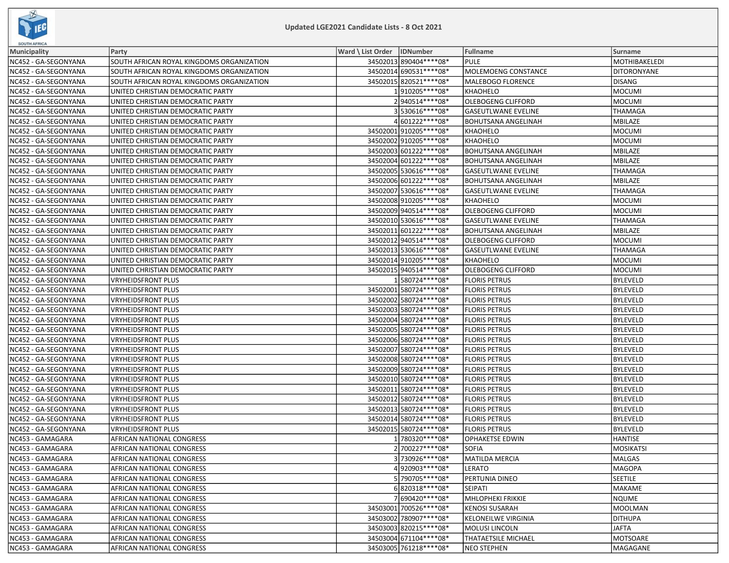# Updated LGE2021 Candidate Lists - 8 Oct 2021

| Municipality | Party | Ward \ List Order | IDNumber | Fullname | Surname |
|---|---|---|---|---|---|
| NC452 - GA-SEGONYANA | SOUTH AFRICAN ROYAL KINGDOMS ORGANIZATION | 34502013 | 890404****08* | PULE | MOTHIBAKELEDI |
| NC452 - GA-SEGONYANA | SOUTH AFRICAN ROYAL KINGDOMS ORGANIZATION | 34502014 | 690531****08* | MOLEMOENG CONSTANCE | DITORONYANE |
| NC452 - GA-SEGONYANA | SOUTH AFRICAN ROYAL KINGDOMS ORGANIZATION | 34502015 | 820521****08* | MALEBOGO FLORENCE | DISANG |
| NC452 - GA-SEGONYANA | UNITED CHRISTIAN DEMOCRATIC PARTY | 1 | 910205****08* | KHAOHELO | MOCUMI |
| NC452 - GA-SEGONYANA | UNITED CHRISTIAN DEMOCRATIC PARTY | 2 | 940514****08* | OLEBOGENG CLIFFORD | MOCUMI |
| NC452 - GA-SEGONYANA | UNITED CHRISTIAN DEMOCRATIC PARTY | 3 | 530616****08* | GASEUTLWANE EVELINE | THAMAGA |
| NC452 - GA-SEGONYANA | UNITED CHRISTIAN DEMOCRATIC PARTY | 4 | 601222****08* | BOHUTSANA ANGELINAH | MBILAZE |
| NC452 - GA-SEGONYANA | UNITED CHRISTIAN DEMOCRATIC PARTY | 34502001 | 910205****08* | KHAOHELO | MOCUMI |
| NC452 - GA-SEGONYANA | UNITED CHRISTIAN DEMOCRATIC PARTY | 34502002 | 910205****08* | KHAOHELO | MOCUMI |
| NC452 - GA-SEGONYANA | UNITED CHRISTIAN DEMOCRATIC PARTY | 34502003 | 601222****08* | BOHUTSANA ANGELINAH | MBILAZE |
| NC452 - GA-SEGONYANA | UNITED CHRISTIAN DEMOCRATIC PARTY | 34502004 | 601222****08* | BOHUTSANA ANGELINAH | MBILAZE |
| NC452 - GA-SEGONYANA | UNITED CHRISTIAN DEMOCRATIC PARTY | 34502005 | 530616****08* | GASEUTLWANE EVELINE | THAMAGA |
| NC452 - GA-SEGONYANA | UNITED CHRISTIAN DEMOCRATIC PARTY | 34502006 | 601222****08* | BOHUTSANA ANGELINAH | MBILAZE |
| NC452 - GA-SEGONYANA | UNITED CHRISTIAN DEMOCRATIC PARTY | 34502007 | 530616****08* | GASEUTLWANE EVELINE | THAMAGA |
| NC452 - GA-SEGONYANA | UNITED CHRISTIAN DEMOCRATIC PARTY | 34502008 | 910205****08* | KHAOHELO | MOCUMI |
| NC452 - GA-SEGONYANA | UNITED CHRISTIAN DEMOCRATIC PARTY | 34502009 | 940514****08* | OLEBOGENG CLIFFORD | MOCUMI |
| NC452 - GA-SEGONYANA | UNITED CHRISTIAN DEMOCRATIC PARTY | 34502010 | 530616****08* | GASEUTLWANE EVELINE | THAMAGA |
| NC452 - GA-SEGONYANA | UNITED CHRISTIAN DEMOCRATIC PARTY | 34502011 | 601222****08* | BOHUTSANA ANGELINAH | MBILAZE |
| NC452 - GA-SEGONYANA | UNITED CHRISTIAN DEMOCRATIC PARTY | 34502012 | 940514****08* | OLEBOGENG CLIFFORD | MOCUMI |
| NC452 - GA-SEGONYANA | UNITED CHRISTIAN DEMOCRATIC PARTY | 34502013 | 530616****08* | GASEUTLWANE EVELINE | THAMAGA |
| NC452 - GA-SEGONYANA | UNITED CHRISTIAN DEMOCRATIC PARTY | 34502014 | 910205****08* | KHAOHELO | MOCUMI |
| NC452 - GA-SEGONYANA | UNITED CHRISTIAN DEMOCRATIC PARTY | 34502015 | 940514****08* | OLEBOGENG CLIFFORD | MOCUMI |
| NC452 - GA-SEGONYANA | VRYHEIDSFRONT PLUS | 1 | 580724****08* | FLORIS PETRUS | BYLEVELD |
| NC452 - GA-SEGONYANA | VRYHEIDSFRONT PLUS | 34502001 | 580724****08* | FLORIS PETRUS | BYLEVELD |
| NC452 - GA-SEGONYANA | VRYHEIDSFRONT PLUS | 34502002 | 580724****08* | FLORIS PETRUS | BYLEVELD |
| NC452 - GA-SEGONYANA | VRYHEIDSFRONT PLUS | 34502003 | 580724****08* | FLORIS PETRUS | BYLEVELD |
| NC452 - GA-SEGONYANA | VRYHEIDSFRONT PLUS | 34502004 | 580724****08* | FLORIS PETRUS | BYLEVELD |
| NC452 - GA-SEGONYANA | VRYHEIDSFRONT PLUS | 34502005 | 580724****08* | FLORIS PETRUS | BYLEVELD |
| NC452 - GA-SEGONYANA | VRYHEIDSFRONT PLUS | 34502006 | 580724****08* | FLORIS PETRUS | BYLEVELD |
| NC452 - GA-SEGONYANA | VRYHEIDSFRONT PLUS | 34502007 | 580724****08* | FLORIS PETRUS | BYLEVELD |
| NC452 - GA-SEGONYANA | VRYHEIDSFRONT PLUS | 34502008 | 580724****08* | FLORIS PETRUS | BYLEVELD |
| NC452 - GA-SEGONYANA | VRYHEIDSFRONT PLUS | 34502009 | 580724****08* | FLORIS PETRUS | BYLEVELD |
| NC452 - GA-SEGONYANA | VRYHEIDSFRONT PLUS | 34502010 | 580724****08* | FLORIS PETRUS | BYLEVELD |
| NC452 - GA-SEGONYANA | VRYHEIDSFRONT PLUS | 34502011 | 580724****08* | FLORIS PETRUS | BYLEVELD |
| NC452 - GA-SEGONYANA | VRYHEIDSFRONT PLUS | 34502012 | 580724****08* | FLORIS PETRUS | BYLEVELD |
| NC452 - GA-SEGONYANA | VRYHEIDSFRONT PLUS | 34502013 | 580724****08* | FLORIS PETRUS | BYLEVELD |
| NC452 - GA-SEGONYANA | VRYHEIDSFRONT PLUS | 34502014 | 580724****08* | FLORIS PETRUS | BYLEVELD |
| NC452 - GA-SEGONYANA | VRYHEIDSFRONT PLUS | 34502015 | 580724****08* | FLORIS PETRUS | BYLEVELD |
| NC453 - GAMAGARA | AFRICAN NATIONAL CONGRESS | 1 | 780320****08* | OPHAKETSE EDWIN | HANTISE |
| NC453 - GAMAGARA | AFRICAN NATIONAL CONGRESS | 2 | 700227****08* | SOFIA | MOSIKATSI |
| NC453 - GAMAGARA | AFRICAN NATIONAL CONGRESS | 3 | 730926****08* | MATILDA MERCIA | MALGAS |
| NC453 - GAMAGARA | AFRICAN NATIONAL CONGRESS | 4 | 920903****08* | LERATO | MAGOPA |
| NC453 - GAMAGARA | AFRICAN NATIONAL CONGRESS | 5 | 790705****08* | PERTUNIA DINEO | SEETILE |
| NC453 - GAMAGARA | AFRICAN NATIONAL CONGRESS | 6 | 820318****08* | SEIPATI | MAKAME |
| NC453 - GAMAGARA | AFRICAN NATIONAL CONGRESS | 7 | 690420****08* | MHLOPHEKI FRIKKIE | NQUME |
| NC453 - GAMAGARA | AFRICAN NATIONAL CONGRESS | 34503001 | 700526****08* | KENOSI SUSARAH | MOOLMAN |
| NC453 - GAMAGARA | AFRICAN NATIONAL CONGRESS | 34503002 | 780907****08* | KELONEILWE VIRGINIA | DITHUPA |
| NC453 - GAMAGARA | AFRICAN NATIONAL CONGRESS | 34503003 | 820215****08* | MOLUSI LINCOLN | JAFTA |
| NC453 - GAMAGARA | AFRICAN NATIONAL CONGRESS | 34503004 | 671104****08* | THATAETSILE MICHAEL | MOTSOARE |
| NC453 - GAMAGARA | AFRICAN NATIONAL CONGRESS | 34503005 | 761218****08* | NEO STEPHEN | MAGAGANE |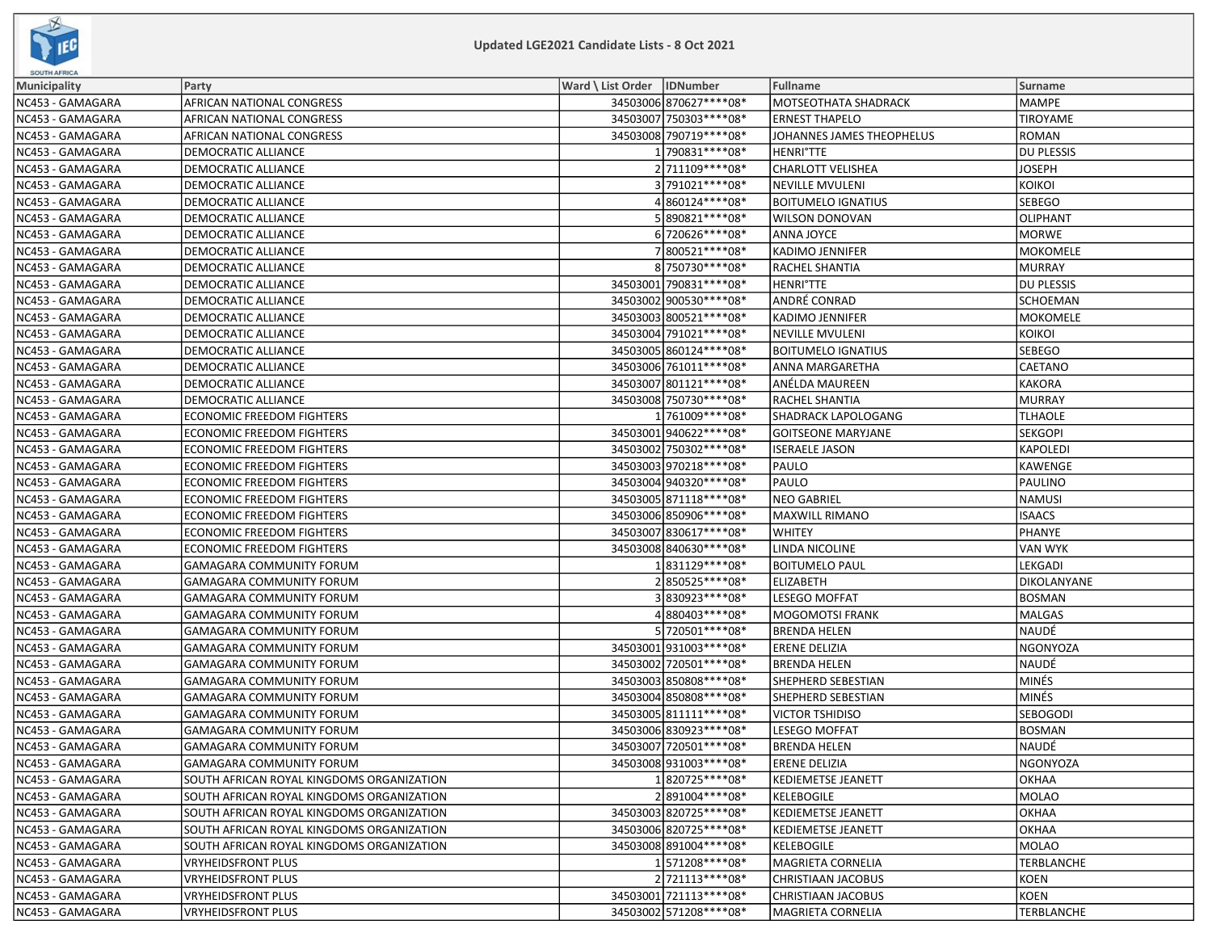**Updated LGE2021 Candidate Lists - 8 Oct 2021**

| Municipality | Party | Ward \ List Order | IDNumber | Fullname | Surname |
|---|---|---|---|---|---|
| NC453 - GAMAGARA | AFRICAN NATIONAL CONGRESS | 34503006 | 870627****08* | MOTSEOTHATA SHADRACK | MAMPE |
| NC453 - GAMAGARA | AFRICAN NATIONAL CONGRESS | 34503007 | 750303****08* | ERNEST THAPELO | TIROYAME |
| NC453 - GAMAGARA | AFRICAN NATIONAL CONGRESS | 34503008 | 790719****08* | JOHANNES JAMES THEOPHELUS | ROMAN |
| NC453 - GAMAGARA | DEMOCRATIC ALLIANCE | 1 | 790831****08* | HENRI°TTE | DU PLESSIS |
| NC453 - GAMAGARA | DEMOCRATIC ALLIANCE | 2 | 711109****08* | CHARLOTT VELISHEA | JOSEPH |
| NC453 - GAMAGARA | DEMOCRATIC ALLIANCE | 3 | 791021****08* | NEVILLE MVULENI | KOIKOI |
| NC453 - GAMAGARA | DEMOCRATIC ALLIANCE | 4 | 860124****08* | BOITUMELO IGNATIUS | SEBEGO |
| NC453 - GAMAGARA | DEMOCRATIC ALLIANCE | 5 | 890821****08* | WILSON DONOVAN | OLIPHANT |
| NC453 - GAMAGARA | DEMOCRATIC ALLIANCE | 6 | 720626****08* | ANNA JOYCE | MORWE |
| NC453 - GAMAGARA | DEMOCRATIC ALLIANCE | 7 | 800521****08* | KADIMO JENNIFER | MOKOMELE |
| NC453 - GAMAGARA | DEMOCRATIC ALLIANCE | 8 | 750730****08* | RACHEL SHANTIA | MURRAY |
| NC453 - GAMAGARA | DEMOCRATIC ALLIANCE | 34503001 | 790831****08* | HENRI°TTE | DU PLESSIS |
| NC453 - GAMAGARA | DEMOCRATIC ALLIANCE | 34503002 | 900530****08* | ANDRÉ CONRAD | SCHOEMAN |
| NC453 - GAMAGARA | DEMOCRATIC ALLIANCE | 34503003 | 800521****08* | KADIMO JENNIFER | MOKOMELE |
| NC453 - GAMAGARA | DEMOCRATIC ALLIANCE | 34503004 | 791021****08* | NEVILLE MVULENI | KOIKOI |
| NC453 - GAMAGARA | DEMOCRATIC ALLIANCE | 34503005 | 860124****08* | BOITUMELO IGNATIUS | SEBEGO |
| NC453 - GAMAGARA | DEMOCRATIC ALLIANCE | 34503006 | 761011****08* | ANNA MARGARETHA | CAETANO |
| NC453 - GAMAGARA | DEMOCRATIC ALLIANCE | 34503007 | 801121****08* | ANÉLDA MAUREEN | KAKORA |
| NC453 - GAMAGARA | DEMOCRATIC ALLIANCE | 34503008 | 750730****08* | RACHEL SHANTIA | MURRAY |
| NC453 - GAMAGARA | ECONOMIC FREEDOM FIGHTERS | 1 | 761009****08* | SHADRACK LAPOLOGANG | TLHAOLE |
| NC453 - GAMAGARA | ECONOMIC FREEDOM FIGHTERS | 34503001 | 940622****08* | GOITSEONE MARYJANE | SEKGOPI |
| NC453 - GAMAGARA | ECONOMIC FREEDOM FIGHTERS | 34503002 | 750302****08* | ISERAELE JASON | KAPOLEDI |
| NC453 - GAMAGARA | ECONOMIC FREEDOM FIGHTERS | 34503003 | 970218****08* | PAULO | KAWENGE |
| NC453 - GAMAGARA | ECONOMIC FREEDOM FIGHTERS | 34503004 | 940320****08* | PAULO | PAULINO |
| NC453 - GAMAGARA | ECONOMIC FREEDOM FIGHTERS | 34503005 | 871118****08* | NEO GABRIEL | NAMUSI |
| NC453 - GAMAGARA | ECONOMIC FREEDOM FIGHTERS | 34503006 | 850906****08* | MAXWILL RIMANO | ISAACS |
| NC453 - GAMAGARA | ECONOMIC FREEDOM FIGHTERS | 34503007 | 830617****08* | WHITEY | PHANYE |
| NC453 - GAMAGARA | ECONOMIC FREEDOM FIGHTERS | 34503008 | 840630****08* | LINDA NICOLINE | VAN WYK |
| NC453 - GAMAGARA | GAMAGARA COMMUNITY FORUM | 1 | 831129****08* | BOITUMELO PAUL | LEKGADI |
| NC453 - GAMAGARA | GAMAGARA COMMUNITY FORUM | 2 | 850525****08* | ELIZABETH | DIKOLANYANE |
| NC453 - GAMAGARA | GAMAGARA COMMUNITY FORUM | 3 | 830923****08* | LESEGO MOFFAT | BOSMAN |
| NC453 - GAMAGARA | GAMAGARA COMMUNITY FORUM | 4 | 880403****08* | MOGOMOTSI FRANK | MALGAS |
| NC453 - GAMAGARA | GAMAGARA COMMUNITY FORUM | 5 | 720501****08* | BRENDA HELEN | NAUDÉ |
| NC453 - GAMAGARA | GAMAGARA COMMUNITY FORUM | 34503001 | 931003****08* | ERENE DELIZIA | NGONYOZA |
| NC453 - GAMAGARA | GAMAGARA COMMUNITY FORUM | 34503002 | 720501****08* | BRENDA HELEN | NAUDÉ |
| NC453 - GAMAGARA | GAMAGARA COMMUNITY FORUM | 34503003 | 850808****08* | SHEPHERD SEBESTIAN | MINÉS |
| NC453 - GAMAGARA | GAMAGARA COMMUNITY FORUM | 34503004 | 850808****08* | SHEPHERD SEBESTIAN | MINÉS |
| NC453 - GAMAGARA | GAMAGARA COMMUNITY FORUM | 34503005 | 811111****08* | VICTOR TSHIDISO | SEBOGODI |
| NC453 - GAMAGARA | GAMAGARA COMMUNITY FORUM | 34503006 | 830923****08* | LESEGO MOFFAT | BOSMAN |
| NC453 - GAMAGARA | GAMAGARA COMMUNITY FORUM | 34503007 | 720501****08* | BRENDA HELEN | NAUDÉ |
| NC453 - GAMAGARA | GAMAGARA COMMUNITY FORUM | 34503008 | 931003****08* | ERENE DELIZIA | NGONYOZA |
| NC453 - GAMAGARA | SOUTH AFRICAN ROYAL KINGDOMS ORGANIZATION | 1 | 820725****08* | KEDIEMETSE JEANETT | OKHAA |
| NC453 - GAMAGARA | SOUTH AFRICAN ROYAL KINGDOMS ORGANIZATION | 2 | 891004****08* | KELEBOGILE | MOLAO |
| NC453 - GAMAGARA | SOUTH AFRICAN ROYAL KINGDOMS ORGANIZATION | 34503003 | 820725****08* | KEDIEMETSE JEANETT | OKHAA |
| NC453 - GAMAGARA | SOUTH AFRICAN ROYAL KINGDOMS ORGANIZATION | 34503006 | 820725****08* | KEDIEMETSE JEANETT | OKHAA |
| NC453 - GAMAGARA | SOUTH AFRICAN ROYAL KINGDOMS ORGANIZATION | 34503008 | 891004****08* | KELEBOGILE | MOLAO |
| NC453 - GAMAGARA | VRYHEIDSFRONT PLUS | 1 | 571208****08* | MAGRIETA CORNELIA | TERBLANCHE |
| NC453 - GAMAGARA | VRYHEIDSFRONT PLUS | 2 | 721113****08* | CHRISTIAAN JACOBUS | KOEN |
| NC453 - GAMAGARA | VRYHEIDSFRONT PLUS | 34503001 | 721113****08* | CHRISTIAAN JACOBUS | KOEN |
| NC453 - GAMAGARA | VRYHEIDSFRONT PLUS | 34503002 | 571208****08* | MAGRIETA CORNELIA | TERBLANCHE |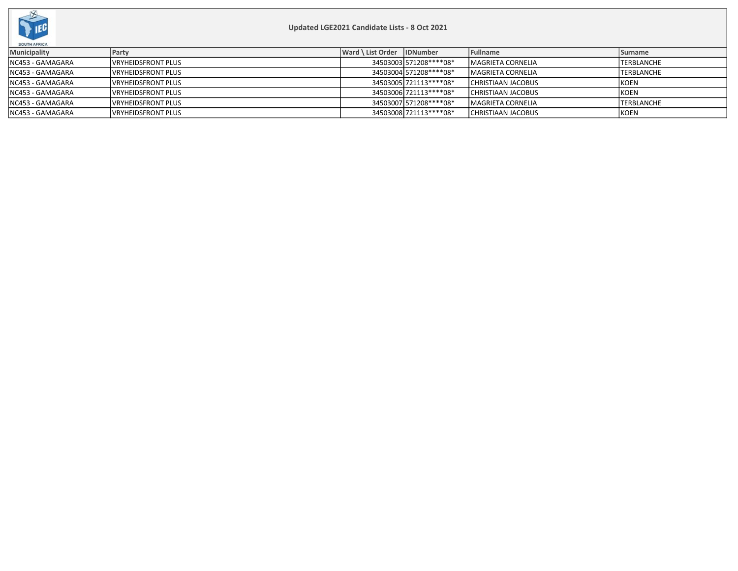## Updated LGE2021 Candidate Lists - 8 Oct 2021

| Municipality | Party | Ward \ List Order | IDNumber | Fullname | Surname |
|---|---|---|---|---|---|
| NC453 - GAMAGARA | VRYHEIDSFRONT PLUS | 34503003 | 571208****08* | MAGRIETA CORNELIA | TERBLANCHE |
| NC453 - GAMAGARA | VRYHEIDSFRONT PLUS | 34503004 | 571208****08* | MAGRIETA CORNELIA | TERBLANCHE |
| NC453 - GAMAGARA | VRYHEIDSFRONT PLUS | 34503005 | 721113****08* | CHRISTIAAN JACOBUS | KOEN |
| NC453 - GAMAGARA | VRYHEIDSFRONT PLUS | 34503006 | 721113****08* | CHRISTIAAN JACOBUS | KOEN |
| NC453 - GAMAGARA | VRYHEIDSFRONT PLUS | 34503007 | 571208****08* | MAGRIETA CORNELIA | TERBLANCHE |
| NC453 - GAMAGARA | VRYHEIDSFRONT PLUS | 34503008 | 721113****08* | CHRISTIAAN JACOBUS | KOEN |